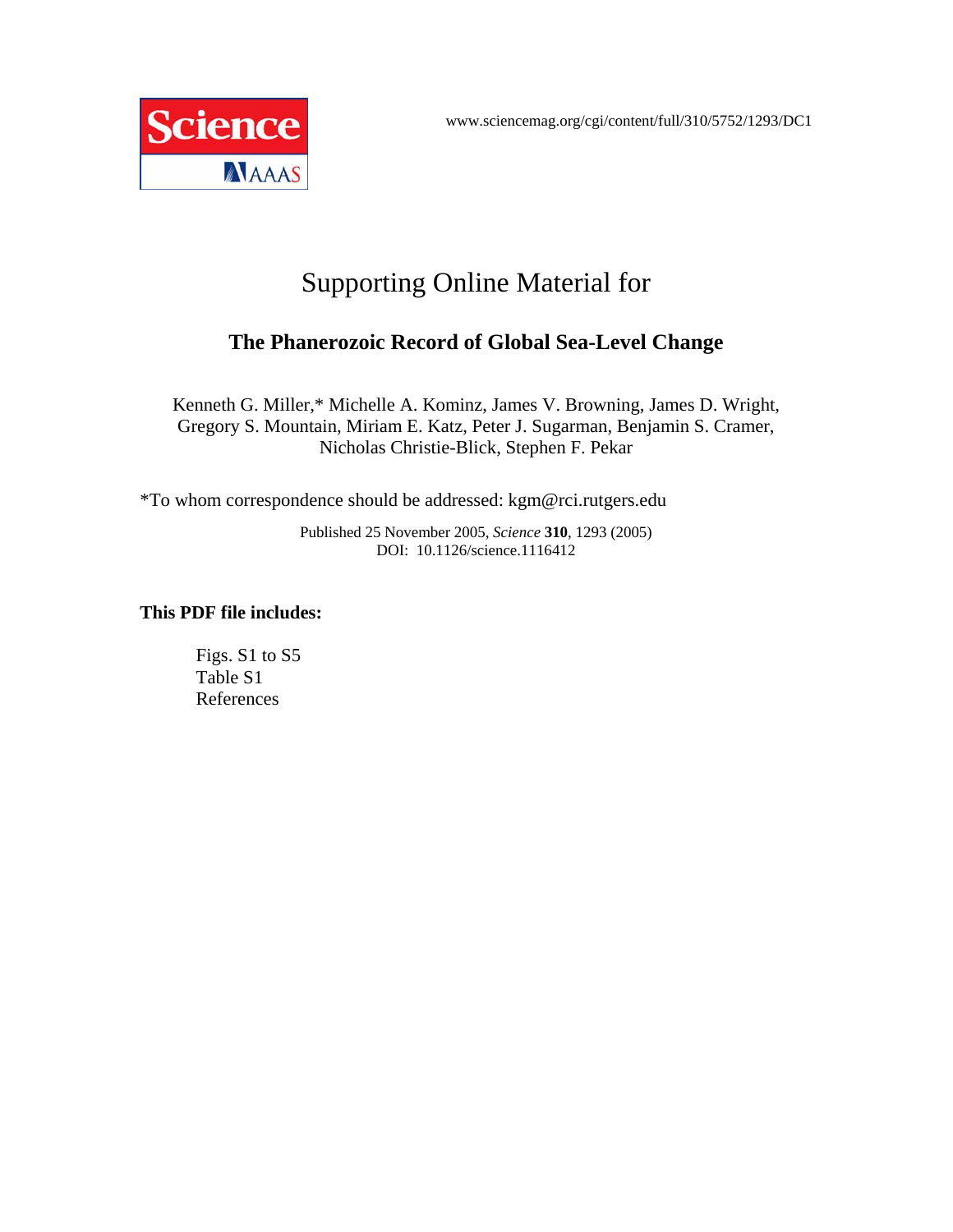Science AAAS

www.sciencemag.org/cgi/content/full/310/5752/1293/DC1

# Supporting Online Material for

## The Phanerozoic Record of Global Sea-Level Change

Kenneth G. Miller,* Michelle A. Kominz, James V. Browning, James D. Wright, Gregory S. Mountain, Miriam E. Katz, Peter J. Sugarman, Benjamin S. Cramer, Nicholas Christie-Blick, Stephen F. Pekar

*To whom correspondence should be addressed: kgm@rci.rutgers.edu

Published 25 November 2005, *Science* **310**, 1293 (2005)
DOI: 10.1126/science.1116412

**This PDF file includes:**

Figs. S1 to S5
Table S1
References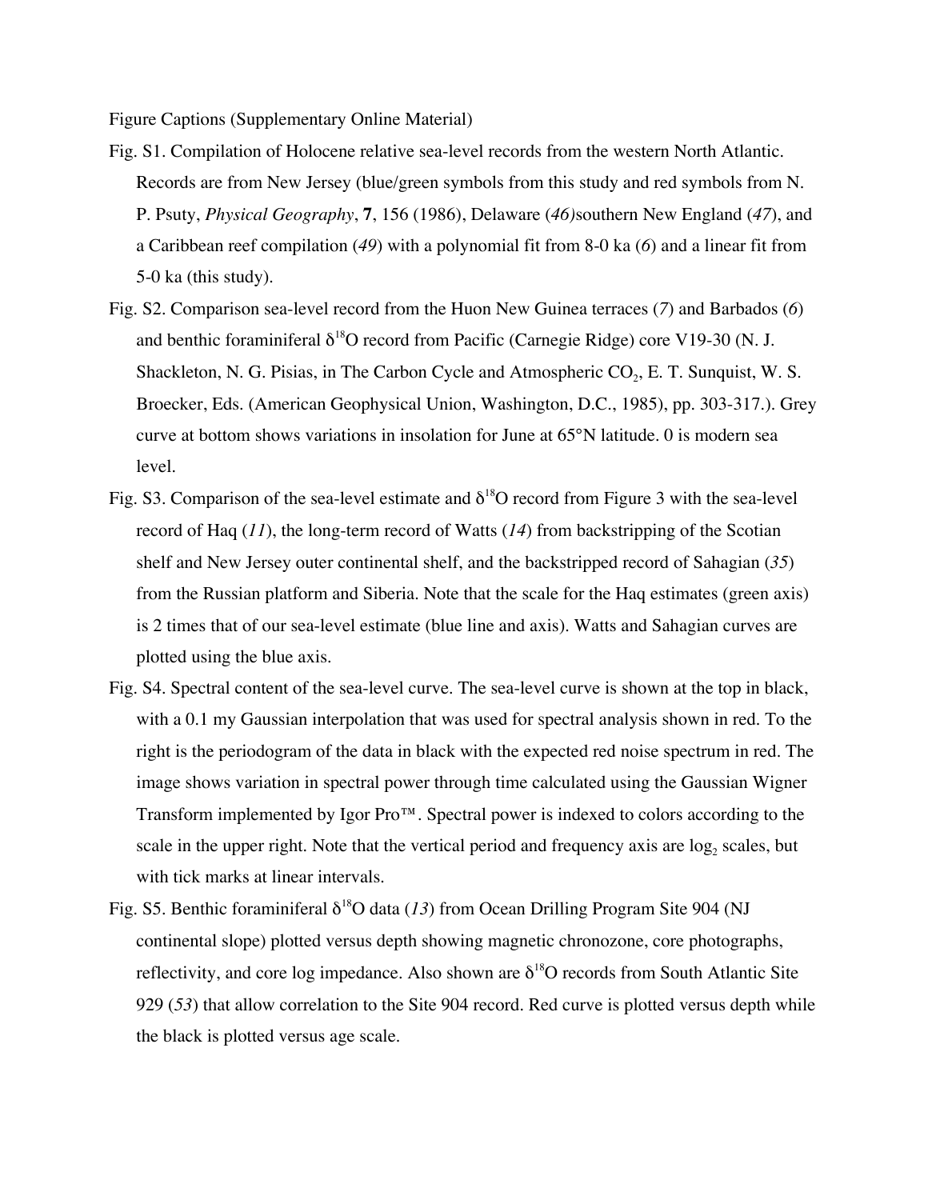Figure Captions (Supplementary Online Material)

Fig. S1. Compilation of Holocene relative sea-level records from the western North Atlantic. Records are from New Jersey (blue/green symbols from this study and red symbols from N. P. Psuty, *Physical Geography*, **7**, 156 (1986), Delaware (*46)*southern New England (*47*), and a Caribbean reef compilation (*49*) with a polynomial fit from 8-0 ka (*6*) and a linear fit from 5-0 ka (this study).

Fig. S2. Comparison sea-level record from the Huon New Guinea terraces (*7*) and Barbados (*6*) and benthic foraminiferal $\delta^{18}O$ record from Pacific (Carnegie Ridge) core V19-30 (N. J. Shackleton, N. G. Pisias, in The Carbon Cycle and Atmospheric $CO_2$, E. T. Sunquist, W. S. Broecker, Eds. (American Geophysical Union, Washington, D.C., 1985), pp. 303-317.). Grey curve at bottom shows variations in insolation for June at 65°N latitude. 0 is modern sea level.

Fig. S3. Comparison of the sea-level estimate and $\delta^{18}O$ record from Figure 3 with the sea-level record of Haq (*11*), the long-term record of Watts (*14*) from backstripping of the Scotian shelf and New Jersey outer continental shelf, and the backstripped record of Sahagian (*35*) from the Russian platform and Siberia. Note that the scale for the Haq estimates (green axis) is 2 times that of our sea-level estimate (blue line and axis). Watts and Sahagian curves are plotted using the blue axis.

Fig. S4. Spectral content of the sea-level curve. The sea-level curve is shown at the top in black, with a 0.1 my Gaussian interpolation that was used for spectral analysis shown in red. To the right is the periodogram of the data in black with the expected red noise spectrum in red. The image shows variation in spectral power through time calculated using the Gaussian Wigner Transform implemented by Igor Pro™. Spectral power is indexed to colors according to the scale in the upper right. Note that the vertical period and frequency axis are $\log_2$ scales, but with tick marks at linear intervals.

Fig. S5. Benthic foraminiferal $\delta^{18}O$ data (*13*) from Ocean Drilling Program Site 904 (NJ continental slope) plotted versus depth showing magnetic chronozone, core photographs, reflectivity, and core log impedance. Also shown are $\delta^{18}O$ records from South Atlantic Site 929 (*53*) that allow correlation to the Site 904 record. Red curve is plotted versus depth while the black is plotted versus age scale.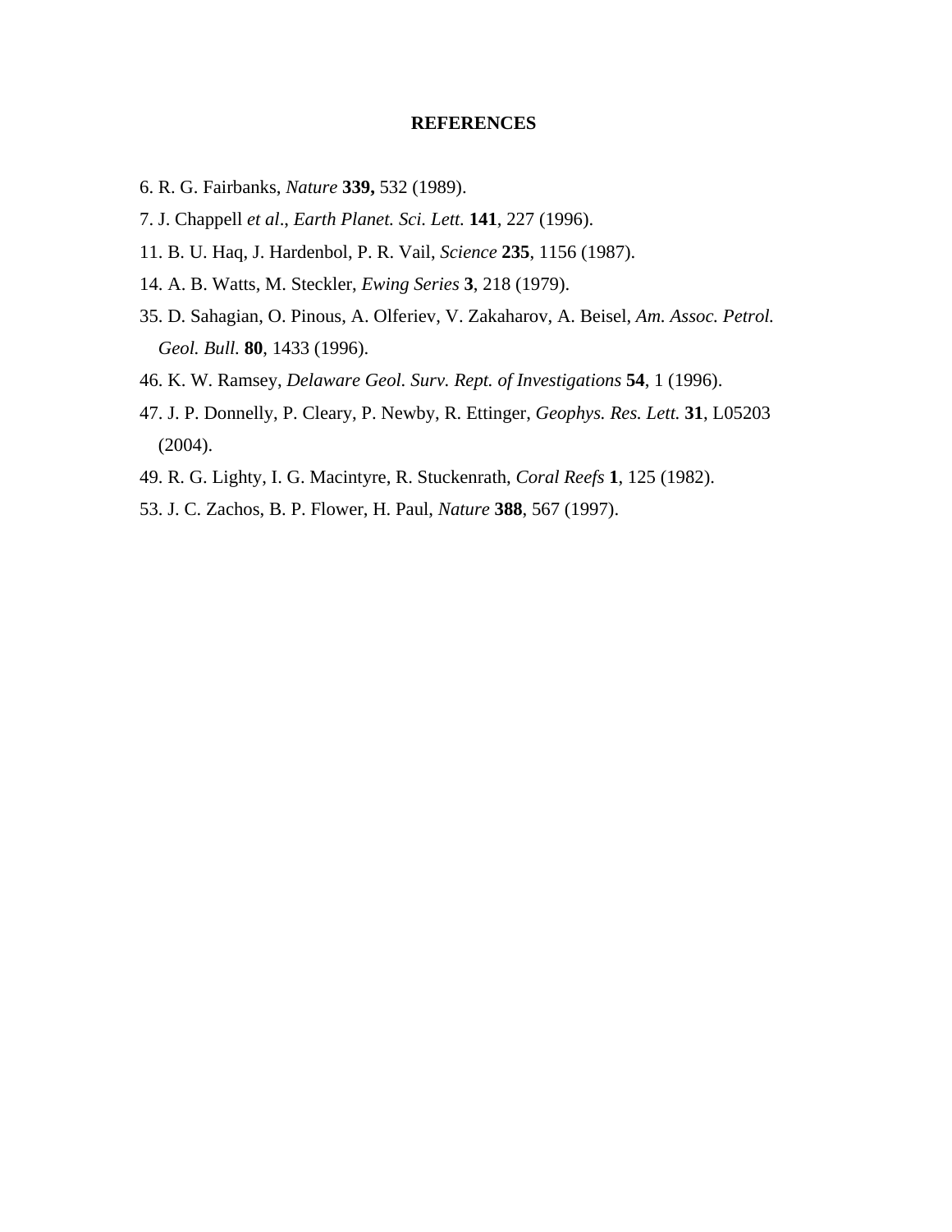## REFERENCES

6. R. G. Fairbanks, *Nature* **339,** 532 (1989).
7. J. Chappell *et al*., *Earth Planet. Sci. Lett.* **141**, 227 (1996).
11. B. U. Haq, J. Hardenbol, P. R. Vail, *Science* **235**, 1156 (1987).
14. A. B. Watts, M. Steckler, *Ewing Series* **3**, 218 (1979).
35. D. Sahagian, O. Pinous, A. Olferiev, V. Zakaharov, A. Beisel, *Am. Assoc. Petrol. Geol. Bull.* **80**, 1433 (1996).
46. K. W. Ramsey, *Delaware Geol. Surv. Rept. of Investigations* **54**, 1 (1996).
47. J. P. Donnelly, P. Cleary, P. Newby, R. Ettinger, *Geophys. Res. Lett.* **31**, L05203 (2004).
49. R. G. Lighty, I. G. Macintyre, R. Stuckenrath, *Coral Reefs* **1**, 125 (1982).
53. J. C. Zachos, B. P. Flower, H. Paul, *Nature* **388**, 567 (1997).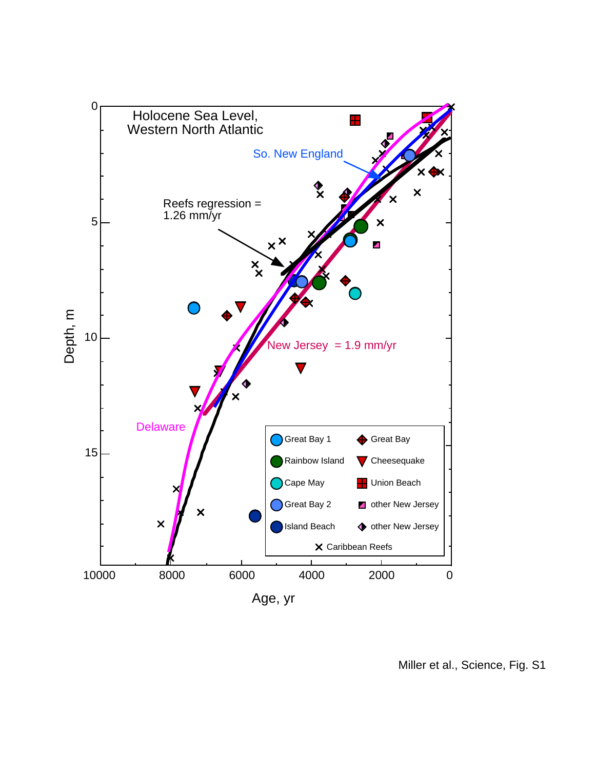Holocene Sea Level, Western North Atlantic

So. New England

Reefs regression = 1.26 mm/yr

New Jersey = 1.9 mm/yr

Delaware

| | |
|---|---|
| Great Bay 1 | Great Bay |
| Rainbow Island | Cheesequake |
| Cape May | Union Beach |
| Great Bay 2 | other New Jersey |
| Island Beach | other New Jersey |
| Caribbean Reefs | |

Depth, m

Age, yr

Miller et al., Science, Fig. S1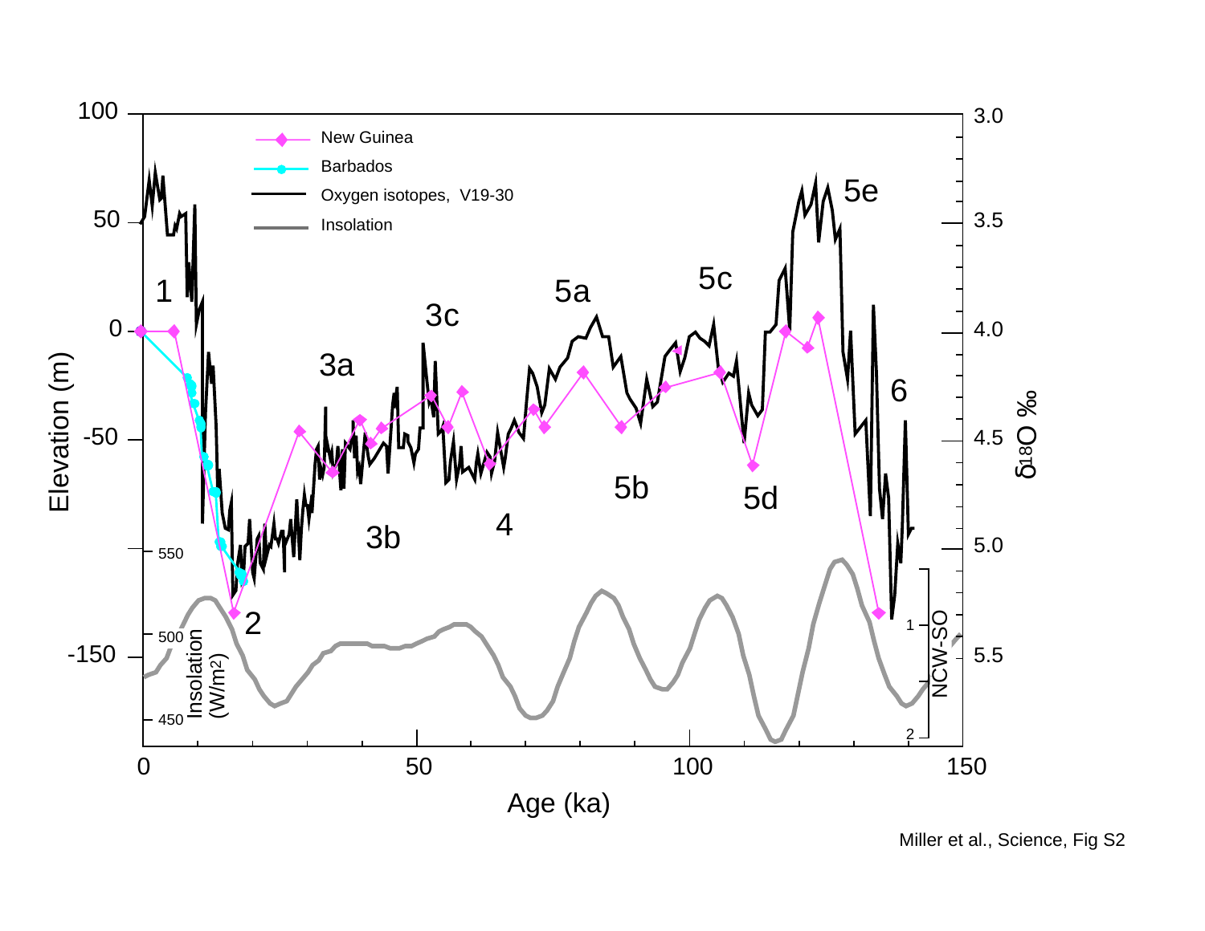Miller et al., Science, Fig S2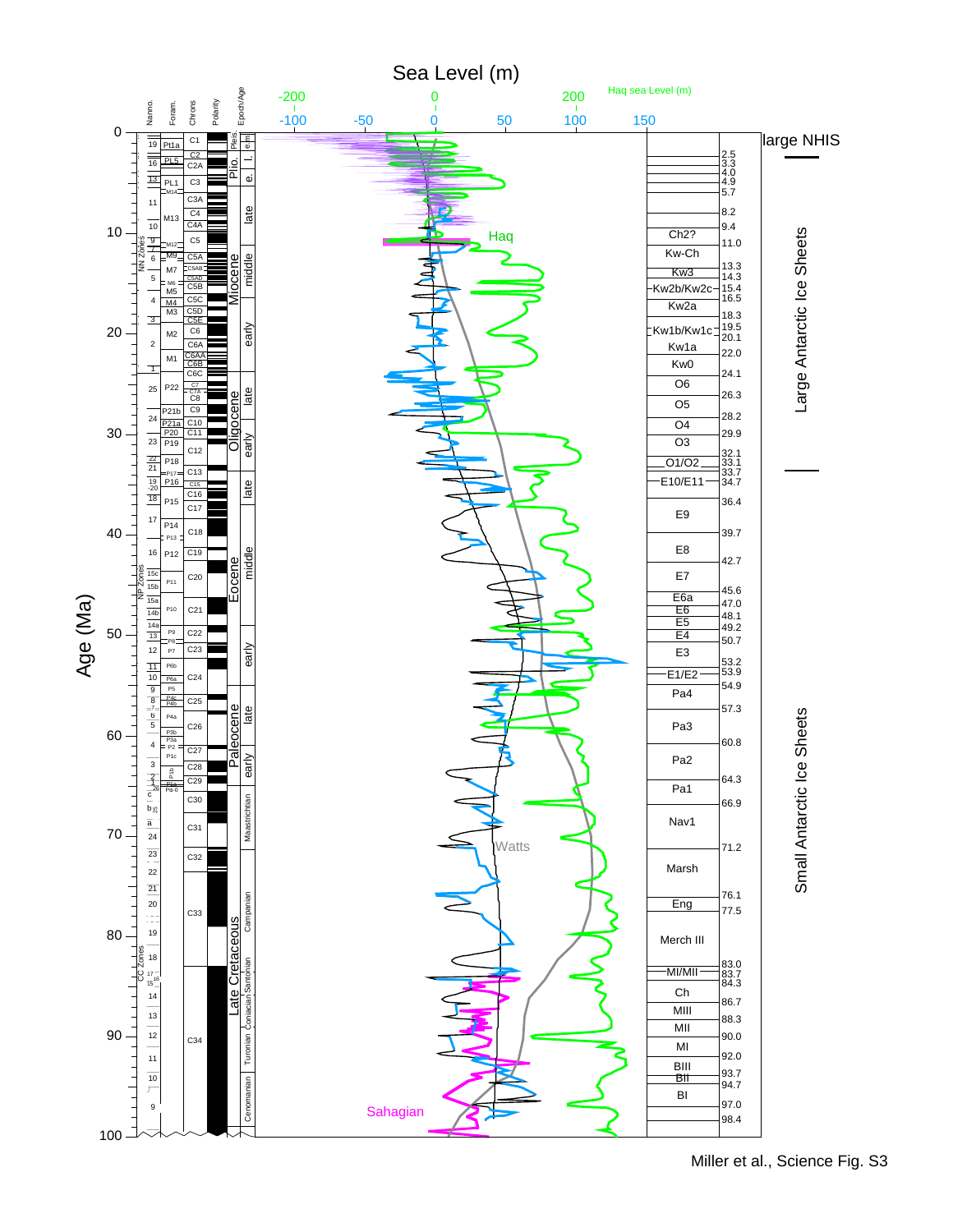Miller et al., Science Fig. S3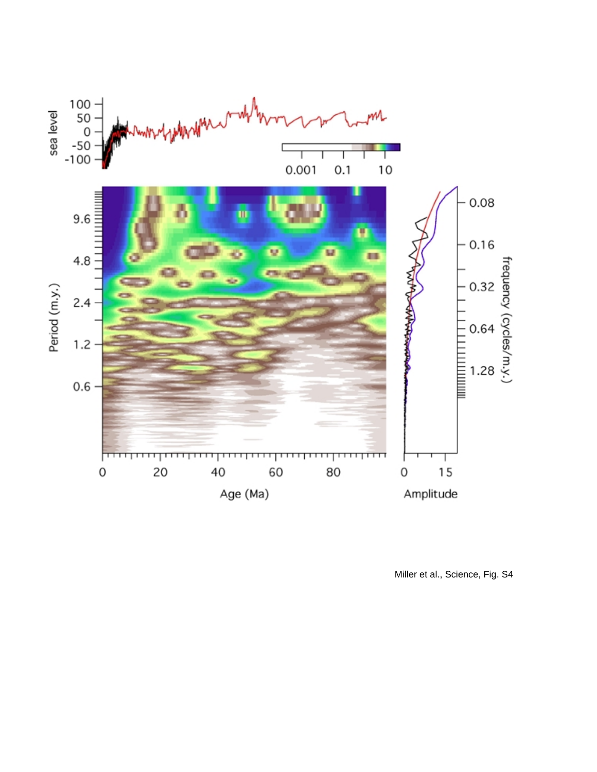Miller et al., Science, Fig. S4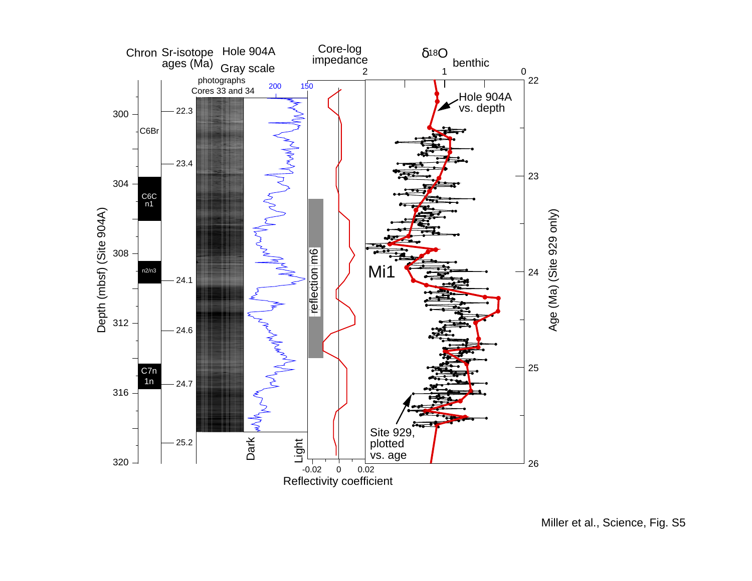Miller et al., Science, Fig. S5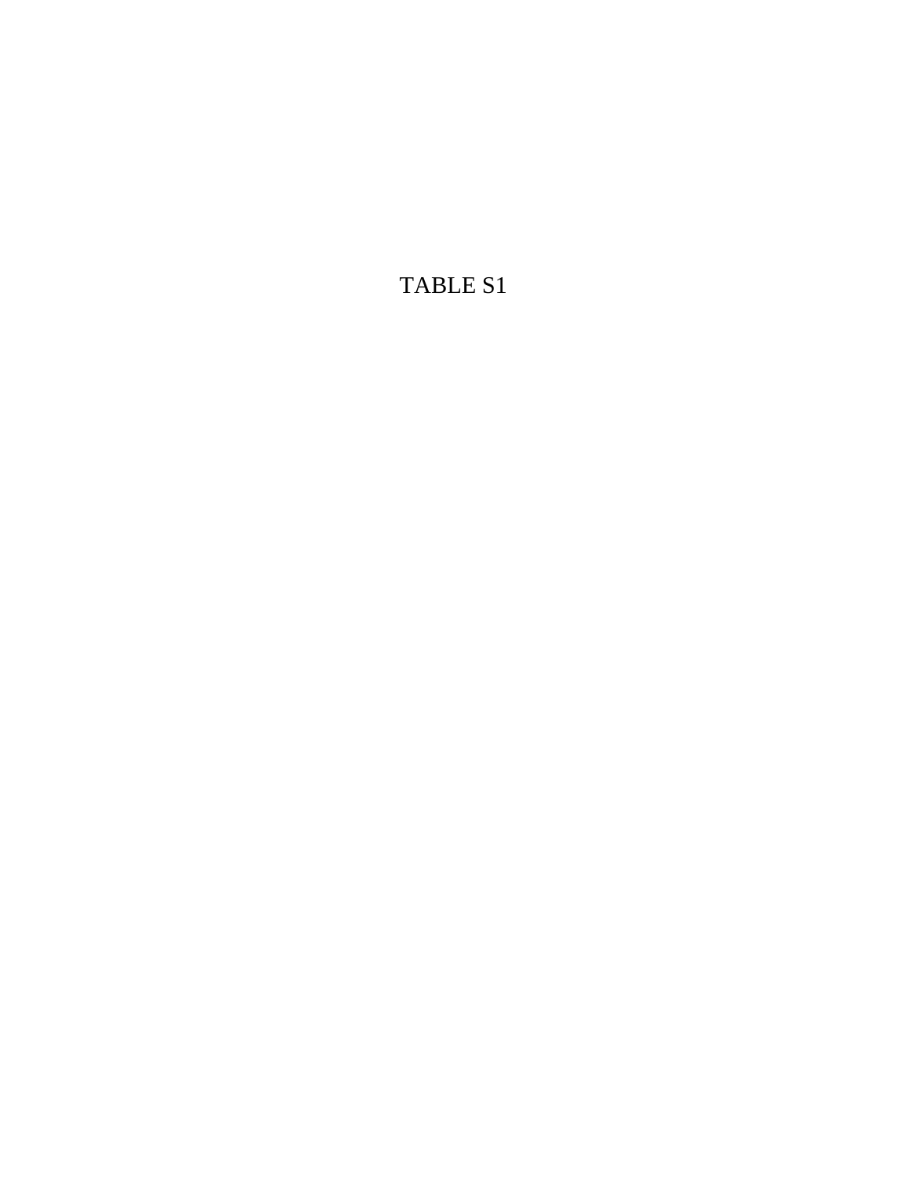TABLE S1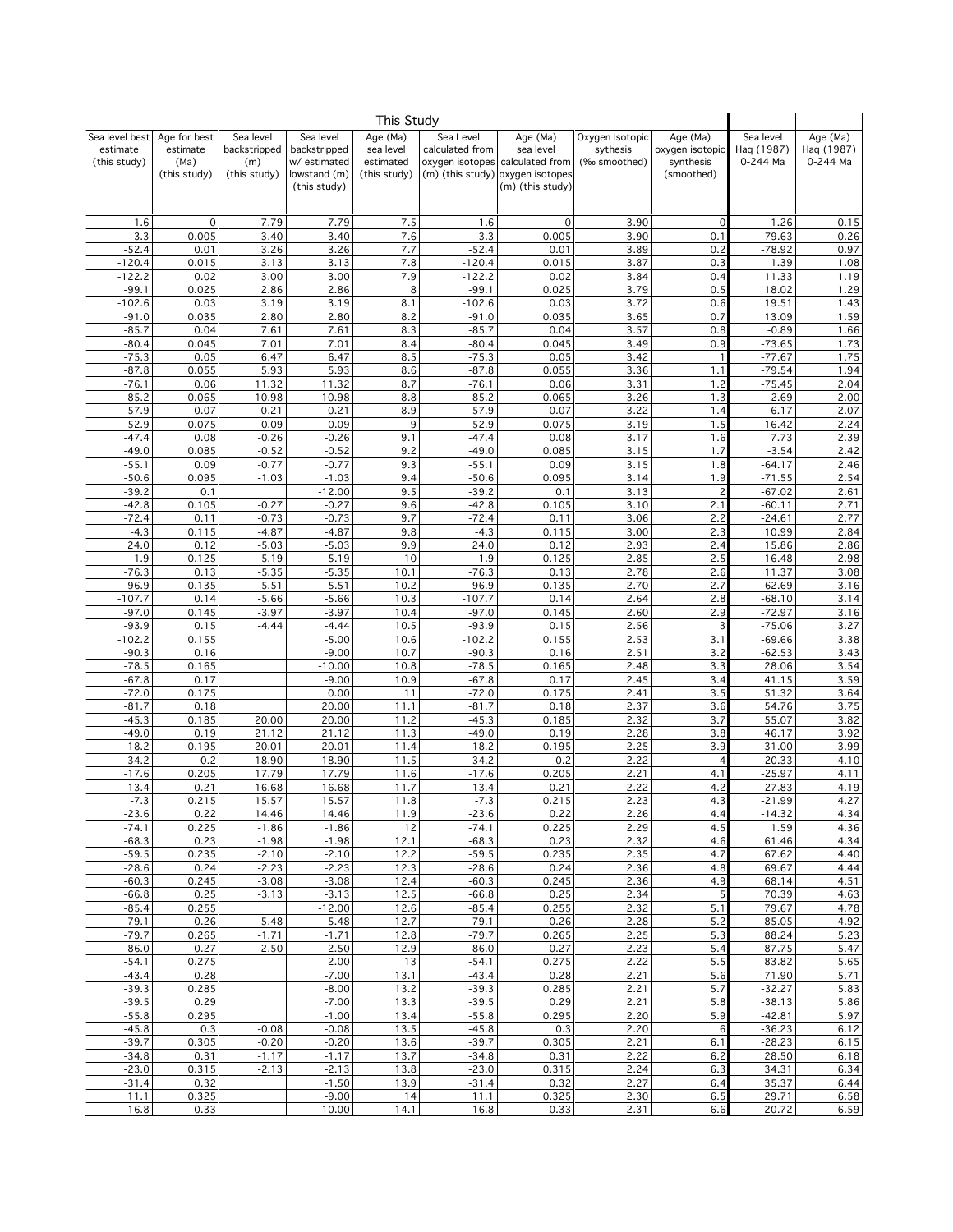| This Study | | | | | | | | | | |
|---|---|---|---|---|---|---|---|---|---|---|
| Sea level best estimate (this study) | Age for best estimate (Ma) (this study) | Sea level backstripped (m) (this study) | Sea level backstripped w/ estimated lowstand (m) (this study) | Age (Ma) sea level estimated (this study) | Sea Level calculated from oxygen isotopes (m) (this study) | Age (Ma) sea level calculated from oxygen isotopes (m) (this study) | Oxygen Isotopic sythesis (‰ smoothed) | Age (Ma) oxygen isotopic synthesis (smoothed) | Sea level Haq (1987) 0-244 Ma | Age (Ma) Haq (1987) 0-244 Ma |
| -1.6 | 0 | 7.79 | 7.79 | 7.5 | -1.6 | 0 | 3.90 | 0 | 1.26 | 0.15 |
| -3.3 | 0.005 | 3.40 | 3.40 | 7.6 | -3.3 | 0.005 | 3.90 | 0.1 | -79.63 | 0.26 |
| -52.4 | 0.01 | 3.26 | 3.26 | 7.7 | -52.4 | 0.01 | 3.89 | 0.2 | -78.92 | 0.97 |
| -120.4 | 0.015 | 3.13 | 3.13 | 7.8 | -120.4 | 0.015 | 3.87 | 0.3 | 1.39 | 1.08 |
| -122.2 | 0.02 | 3.00 | 3.00 | 7.9 | -122.2 | 0.02 | 3.84 | 0.4 | 11.33 | 1.19 |
| -99.1 | 0.025 | 2.86 | 2.86 | 8 | -99.1 | 0.025 | 3.79 | 0.5 | 18.02 | 1.29 |
| -102.6 | 0.03 | 3.19 | 3.19 | 8.1 | -102.6 | 0.03 | 3.72 | 0.6 | 19.51 | 1.43 |
| -91.0 | 0.035 | 2.80 | 2.80 | 8.2 | -91.0 | 0.035 | 3.65 | 0.7 | 13.09 | 1.59 |
| -85.7 | 0.04 | 7.61 | 7.61 | 8.3 | -85.7 | 0.04 | 3.57 | 0.8 | -0.89 | 1.66 |
| -80.4 | 0.045 | 7.01 | 7.01 | 8.4 | -80.4 | 0.045 | 3.49 | 0.9 | -73.65 | 1.73 |
| -75.3 | 0.05 | 6.47 | 6.47 | 8.5 | -75.3 | 0.05 | 3.42 | 1 | -77.67 | 1.75 |
| -87.8 | 0.055 | 5.93 | 5.93 | 8.6 | -87.8 | 0.055 | 3.36 | 1.1 | -79.54 | 1.94 |
| -76.1 | 0.06 | 11.32 | 11.32 | 8.7 | -76.1 | 0.06 | 3.31 | 1.2 | -75.45 | 2.04 |
| -85.2 | 0.065 | 10.98 | 10.98 | 8.8 | -85.2 | 0.065 | 3.26 | 1.3 | -2.69 | 2.00 |
| -57.9 | 0.07 | 0.21 | 0.21 | 8.9 | -57.9 | 0.07 | 3.22 | 1.4 | 6.17 | 2.07 |
| -52.9 | 0.075 | -0.09 | -0.09 | 9 | -52.9 | 0.075 | 3.19 | 1.5 | 16.42 | 2.24 |
| -47.4 | 0.08 | -0.26 | -0.26 | 9.1 | -47.4 | 0.08 | 3.17 | 1.6 | 7.73 | 2.39 |
| -49.0 | 0.085 | -0.52 | -0.52 | 9.2 | -49.0 | 0.085 | 3.15 | 1.7 | -3.54 | 2.42 |
| -55.1 | 0.09 | -0.77 | -0.77 | 9.3 | -55.1 | 0.09 | 3.15 | 1.8 | -64.17 | 2.46 |
| -50.6 | 0.095 | -1.03 | -1.03 | 9.4 | -50.6 | 0.095 | 3.14 | 1.9 | -71.55 | 2.54 |
| -39.2 | 0.1 | | -12.00 | 9.5 | -39.2 | 0.1 | 3.13 | 2 | -67.02 | 2.61 |
| -42.8 | 0.105 | -0.27 | -0.27 | 9.6 | -42.8 | 0.105 | 3.10 | 2.1 | -60.11 | 2.71 |
| -72.4 | 0.11 | -0.73 | -0.73 | 9.7 | -72.4 | 0.11 | 3.06 | 2.2 | -24.61 | 2.77 |
| -4.3 | 0.115 | -4.87 | -4.87 | 9.8 | -4.3 | 0.115 | 3.00 | 2.3 | 10.99 | 2.84 |
| 24.0 | 0.12 | -5.03 | -5.03 | 9.9 | 24.0 | 0.12 | 2.93 | 2.4 | 15.86 | 2.86 |
| -1.9 | 0.125 | -5.19 | -5.19 | 10 | -1.9 | 0.125 | 2.85 | 2.5 | 16.48 | 2.98 |
| -76.3 | 0.13 | -5.35 | -5.35 | 10.1 | -76.3 | 0.13 | 2.78 | 2.6 | 11.37 | 3.08 |
| -96.9 | 0.135 | -5.51 | -5.51 | 10.2 | -96.9 | 0.135 | 2.70 | 2.7 | -62.69 | 3.16 |
| -107.7 | 0.14 | -5.66 | -5.66 | 10.3 | -107.7 | 0.14 | 2.64 | 2.8 | -68.10 | 3.14 |
| -97.0 | 0.145 | -3.97 | -3.97 | 10.4 | -97.0 | 0.145 | 2.60 | 2.9 | -72.97 | 3.16 |
| -93.9 | 0.15 | -4.44 | -4.44 | 10.5 | -93.9 | 0.15 | 2.56 | 3 | -75.06 | 3.27 |
| -102.2 | 0.155 | | -5.00 | 10.6 | -102.2 | 0.155 | 2.53 | 3.1 | -69.66 | 3.38 |
| -90.3 | 0.16 | | -9.00 | 10.7 | -90.3 | 0.16 | 2.51 | 3.2 | -62.53 | 3.43 |
| -78.5 | 0.165 | | -10.00 | 10.8 | -78.5 | 0.165 | 2.48 | 3.3 | 28.06 | 3.54 |
| -67.8 | 0.17 | | -9.00 | 10.9 | -67.8 | 0.17 | 2.45 | 3.4 | 41.15 | 3.59 |
| -72.0 | 0.175 | | 0.00 | 11 | -72.0 | 0.175 | 2.41 | 3.5 | 51.32 | 3.64 |
| -81.7 | 0.18 | | 20.00 | 11.1 | -81.7 | 0.18 | 2.37 | 3.6 | 54.76 | 3.75 |
| -45.3 | 0.185 | 20.00 | 20.00 | 11.2 | -45.3 | 0.185 | 2.32 | 3.7 | 55.07 | 3.82 |
| -49.0 | 0.19 | 21.12 | 21.12 | 11.3 | -49.0 | 0.19 | 2.28 | 3.8 | 46.17 | 3.92 |
| -18.2 | 0.195 | 20.01 | 20.01 | 11.4 | -18.2 | 0.195 | 2.25 | 3.9 | 31.00 | 3.99 |
| -34.2 | 0.2 | 18.90 | 18.90 | 11.5 | -34.2 | 0.2 | 2.22 | 4 | -20.33 | 4.10 |
| -17.6 | 0.205 | 17.79 | 17.79 | 11.6 | -17.6 | 0.205 | 2.21 | 4.1 | -25.97 | 4.11 |
| -13.4 | 0.21 | 16.68 | 16.68 | 11.7 | -13.4 | 0.21 | 2.22 | 4.2 | -27.83 | 4.19 |
| -7.3 | 0.215 | 15.57 | 15.57 | 11.8 | -7.3 | 0.215 | 2.23 | 4.3 | -21.99 | 4.27 |
| -23.6 | 0.22 | 14.46 | 14.46 | 11.9 | -23.6 | 0.22 | 2.26 | 4.4 | -14.32 | 4.34 |
| -74.1 | 0.225 | -1.86 | -1.86 | 12 | -74.1 | 0.225 | 2.29 | 4.5 | 1.59 | 4.36 |
| -68.3 | 0.23 | -1.98 | -1.98 | 12.1 | -68.3 | 0.23 | 2.32 | 4.6 | 61.46 | 4.34 |
| -59.5 | 0.235 | -2.10 | -2.10 | 12.2 | -59.5 | 0.235 | 2.35 | 4.7 | 67.62 | 4.40 |
| -28.6 | 0.24 | -2.23 | -2.23 | 12.3 | -28.6 | 0.24 | 2.36 | 4.8 | 69.67 | 4.44 |
| -60.3 | 0.245 | -3.08 | -3.08 | 12.4 | -60.3 | 0.245 | 2.36 | 4.9 | 68.14 | 4.51 |
| -66.8 | 0.25 | -3.13 | -3.13 | 12.5 | -66.8 | 0.25 | 2.34 | 5 | 70.39 | 4.63 |
| -85.4 | 0.255 | | -12.00 | 12.6 | -85.4 | 0.255 | 2.32 | 5.1 | 79.67 | 4.78 |
| -79.1 | 0.26 | 5.48 | 5.48 | 12.7 | -79.1 | 0.26 | 2.28 | 5.2 | 85.05 | 4.92 |
| -79.7 | 0.265 | -1.71 | -1.71 | 12.8 | -79.7 | 0.265 | 2.25 | 5.3 | 88.24 | 5.23 |
| -86.0 | 0.27 | 2.50 | 2.50 | 12.9 | -86.0 | 0.27 | 2.23 | 5.4 | 87.75 | 5.47 |
| -54.1 | 0.275 | | 2.00 | 13 | -54.1 | 0.275 | 2.22 | 5.5 | 83.82 | 5.65 |
| -43.4 | 0.28 | | -7.00 | 13.1 | -43.4 | 0.28 | 2.21 | 5.6 | 71.90 | 5.71 |
| -39.3 | 0.285 | | -8.00 | 13.2 | -39.3 | 0.285 | 2.21 | 5.7 | -32.27 | 5.83 |
| -39.5 | 0.29 | | -7.00 | 13.3 | -39.5 | 0.29 | 2.21 | 5.8 | -38.13 | 5.86 |
| -55.8 | 0.295 | | -1.00 | 13.4 | -55.8 | 0.295 | 2.20 | 5.9 | -42.81 | 5.97 |
| -45.8 | 0.3 | -0.08 | -0.08 | 13.5 | -45.8 | 0.3 | 2.20 | 6 | -36.23 | 6.12 |
| -39.7 | 0.305 | -0.20 | -0.20 | 13.6 | -39.7 | 0.305 | 2.21 | 6.1 | -28.23 | 6.15 |
| -34.8 | 0.31 | -1.17 | -1.17 | 13.7 | -34.8 | 0.31 | 2.22 | 6.2 | 28.50 | 6.18 |
| -23.0 | 0.315 | -2.13 | -2.13 | 13.8 | -23.0 | 0.315 | 2.24 | 6.3 | 34.31 | 6.34 |
| -31.4 | 0.32 | | -1.50 | 13.9 | -31.4 | 0.32 | 2.27 | 6.4 | 35.37 | 6.44 |
| 11.1 | 0.325 | | -9.00 | 14 | 11.1 | 0.325 | 2.30 | 6.5 | 29.71 | 6.58 |
| -16.8 | 0.33 | | -10.00 | 14.1 | -16.8 | 0.33 | 2.31 | 6.6 | 20.72 | 6.59 |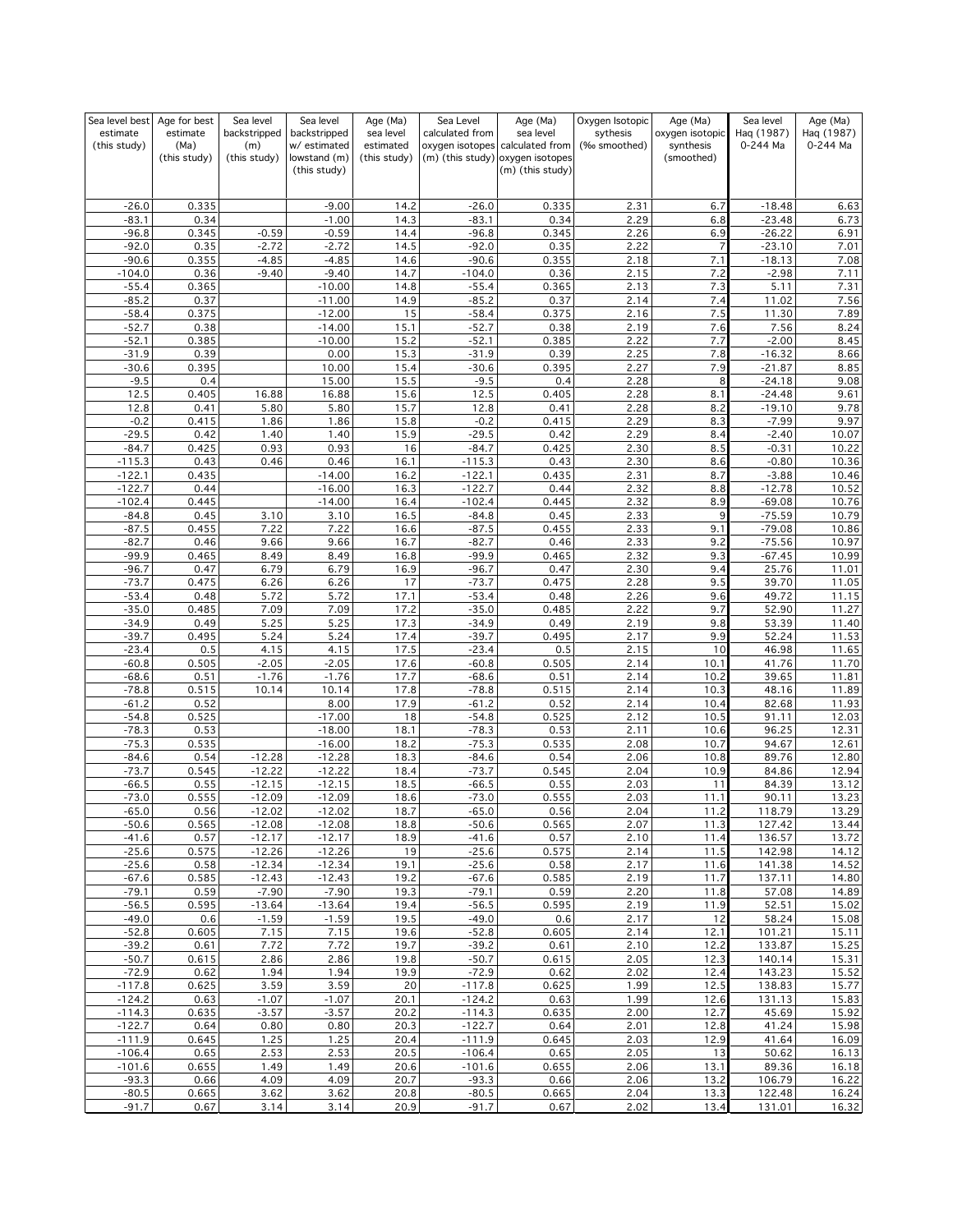| Sea level best estimate (this study) | Age for best estimate (Ma) (this study) | Sea level backstripped (m) (this study) | Sea level backstripped w/ estimated lowstand (m) (this study) | Age (Ma) sea level estimated (this study) | Sea Level calculated from oxygen isotopes (m) (this study) | Age (Ma) sea level calculated from oxygen isotopes (m) (this study) | Oxygen Isotopic sythesis (‰ smoothed) | Age (Ma) oxygen isotopic synthesis (smoothed) | Sea level Haq (1987) 0-244 Ma | Age (Ma) Haq (1987) 0-244 Ma |
|---|---|---|---|---|---|---|---|---|---|---|
| -26.0 | 0.335 | | -9.00 | 14.2 | -26.0 | 0.335 | 2.31 | 6.7 | -18.48 | 6.63 |
| -83.1 | 0.34 | | -1.00 | 14.3 | -83.1 | 0.34 | 2.29 | 6.8 | -23.48 | 6.73 |
| -96.8 | 0.345 | -0.59 | -0.59 | 14.4 | -96.8 | 0.345 | 2.26 | 6.9 | -26.22 | 6.91 |
| -92.0 | 0.35 | -2.72 | -2.72 | 14.5 | -92.0 | 0.35 | 2.22 | 7 | -23.10 | 7.01 |
| -90.6 | 0.355 | -4.85 | -4.85 | 14.6 | -90.6 | 0.355 | 2.18 | 7.1 | -18.13 | 7.08 |
| -104.0 | 0.36 | -9.40 | -9.40 | 14.7 | -104.0 | 0.36 | 2.15 | 7.2 | -2.98 | 7.11 |
| -55.4 | 0.365 | | -10.00 | 14.8 | -55.4 | 0.365 | 2.13 | 7.3 | 5.11 | 7.31 |
| -85.2 | 0.37 | | -11.00 | 14.9 | -85.2 | 0.37 | 2.14 | 7.4 | 11.02 | 7.56 |
| -58.4 | 0.375 | | -12.00 | 15 | -58.4 | 0.375 | 2.16 | 7.5 | 11.30 | 7.89 |
| -52.7 | 0.38 | | -14.00 | 15.1 | -52.7 | 0.38 | 2.19 | 7.6 | 7.56 | 8.24 |
| -52.1 | 0.385 | | -10.00 | 15.2 | -52.1 | 0.385 | 2.22 | 7.7 | -2.00 | 8.45 |
| -31.9 | 0.39 | | 0.00 | 15.3 | -31.9 | 0.39 | 2.25 | 7.8 | -16.32 | 8.66 |
| -30.6 | 0.395 | | 10.00 | 15.4 | -30.6 | 0.395 | 2.27 | 7.9 | -21.87 | 8.85 |
| -9.5 | 0.4 | | 15.00 | 15.5 | -9.5 | 0.4 | 2.28 | 8 | -24.18 | 9.08 |
| 12.5 | 0.405 | 16.88 | 16.88 | 15.6 | 12.5 | 0.405 | 2.28 | 8.1 | -24.48 | 9.61 |
| 12.8 | 0.41 | 5.80 | 5.80 | 15.7 | 12.8 | 0.41 | 2.28 | 8.2 | -19.10 | 9.78 |
| -0.2 | 0.415 | 1.86 | 1.86 | 15.8 | -0.2 | 0.415 | 2.29 | 8.3 | -7.99 | 9.97 |
| -29.5 | 0.42 | 1.40 | 1.40 | 15.9 | -29.5 | 0.42 | 2.29 | 8.4 | -2.40 | 10.07 |
| -84.7 | 0.425 | 0.93 | 0.93 | 16 | -84.7 | 0.425 | 2.30 | 8.5 | -0.31 | 10.22 |
| -115.3 | 0.43 | 0.46 | 0.46 | 16.1 | -115.3 | 0.43 | 2.30 | 8.6 | -0.80 | 10.36 |
| -122.1 | 0.435 | | -14.00 | 16.2 | -122.1 | 0.435 | 2.31 | 8.7 | -3.88 | 10.46 |
| -122.7 | 0.44 | | -16.00 | 16.3 | -122.7 | 0.44 | 2.32 | 8.8 | -12.78 | 10.52 |
| -102.4 | 0.445 | | -14.00 | 16.4 | -102.4 | 0.445 | 2.32 | 8.9 | -69.08 | 10.76 |
| -84.8 | 0.45 | 3.10 | 3.10 | 16.5 | -84.8 | 0.45 | 2.33 | 9 | -75.59 | 10.79 |
| -87.5 | 0.455 | 7.22 | 7.22 | 16.6 | -87.5 | 0.455 | 2.33 | 9.1 | -79.08 | 10.86 |
| -82.7 | 0.46 | 9.66 | 9.66 | 16.7 | -82.7 | 0.46 | 2.33 | 9.2 | -75.56 | 10.97 |
| -99.9 | 0.465 | 8.49 | 8.49 | 16.8 | -99.9 | 0.465 | 2.32 | 9.3 | -67.45 | 10.99 |
| -96.7 | 0.47 | 6.79 | 6.79 | 16.9 | -96.7 | 0.47 | 2.30 | 9.4 | 25.76 | 11.01 |
| -73.7 | 0.475 | 6.26 | 6.26 | 17 | -73.7 | 0.475 | 2.28 | 9.5 | 39.70 | 11.05 |
| -53.4 | 0.48 | 5.72 | 5.72 | 17.1 | -53.4 | 0.48 | 2.26 | 9.6 | 49.72 | 11.15 |
| -35.0 | 0.485 | 7.09 | 7.09 | 17.2 | -35.0 | 0.485 | 2.22 | 9.7 | 52.90 | 11.27 |
| -34.9 | 0.49 | 5.25 | 5.25 | 17.3 | -34.9 | 0.49 | 2.19 | 9.8 | 53.39 | 11.40 |
| -39.7 | 0.495 | 5.24 | 5.24 | 17.4 | -39.7 | 0.495 | 2.17 | 9.9 | 52.24 | 11.53 |
| -23.4 | 0.5 | 4.15 | 4.15 | 17.5 | -23.4 | 0.5 | 2.15 | 10 | 46.98 | 11.65 |
| -60.8 | 0.505 | -2.05 | -2.05 | 17.6 | -60.8 | 0.505 | 2.14 | 10.1 | 41.76 | 11.70 |
| -68.6 | 0.51 | -1.76 | -1.76 | 17.7 | -68.6 | 0.51 | 2.14 | 10.2 | 39.65 | 11.81 |
| -78.8 | 0.515 | 10.14 | 10.14 | 17.8 | -78.8 | 0.515 | 2.14 | 10.3 | 48.16 | 11.89 |
| -61.2 | 0.52 | | 8.00 | 17.9 | -61.2 | 0.52 | 2.14 | 10.4 | 82.68 | 11.93 |
| -54.8 | 0.525 | | -17.00 | 18 | -54.8 | 0.525 | 2.12 | 10.5 | 91.11 | 12.03 |
| -78.3 | 0.53 | | -18.00 | 18.1 | -78.3 | 0.53 | 2.11 | 10.6 | 96.25 | 12.31 |
| -75.3 | 0.535 | | -16.00 | 18.2 | -75.3 | 0.535 | 2.08 | 10.7 | 94.67 | 12.61 |
| -84.6 | 0.54 | -12.28 | -12.28 | 18.3 | -84.6 | 0.54 | 2.06 | 10.8 | 89.76 | 12.80 |
| -73.7 | 0.545 | -12.22 | -12.22 | 18.4 | -73.7 | 0.545 | 2.04 | 10.9 | 84.86 | 12.94 |
| -66.5 | 0.55 | -12.15 | -12.15 | 18.5 | -66.5 | 0.55 | 2.03 | 11 | 84.39 | 13.12 |
| -73.0 | 0.555 | -12.09 | -12.09 | 18.6 | -73.0 | 0.555 | 2.03 | 11.1 | 90.11 | 13.23 |
| -65.0 | 0.56 | -12.02 | -12.02 | 18.7 | -65.0 | 0.56 | 2.04 | 11.2 | 118.79 | 13.29 |
| -50.6 | 0.565 | -12.08 | -12.08 | 18.8 | -50.6 | 0.565 | 2.07 | 11.3 | 127.42 | 13.44 |
| -41.6 | 0.57 | -12.17 | -12.17 | 18.9 | -41.6 | 0.57 | 2.10 | 11.4 | 136.57 | 13.72 |
| -25.6 | 0.575 | -12.26 | -12.26 | 19 | -25.6 | 0.575 | 2.14 | 11.5 | 142.98 | 14.12 |
| -25.6 | 0.58 | -12.34 | -12.34 | 19.1 | -25.6 | 0.58 | 2.17 | 11.6 | 141.38 | 14.52 |
| -67.6 | 0.585 | -12.43 | -12.43 | 19.2 | -67.6 | 0.585 | 2.19 | 11.7 | 137.11 | 14.80 |
| -79.1 | 0.59 | -7.90 | -7.90 | 19.3 | -79.1 | 0.59 | 2.20 | 11.8 | 57.08 | 14.89 |
| -56.5 | 0.595 | -13.64 | -13.64 | 19.4 | -56.5 | 0.595 | 2.19 | 11.9 | 52.51 | 15.02 |
| -49.0 | 0.6 | -1.59 | -1.59 | 19.5 | -49.0 | 0.6 | 2.17 | 12 | 58.24 | 15.08 |
| -52.8 | 0.605 | 7.15 | 7.15 | 19.6 | -52.8 | 0.605 | 2.14 | 12.1 | 101.21 | 15.11 |
| -39.2 | 0.61 | 7.72 | 7.72 | 19.7 | -39.2 | 0.61 | 2.10 | 12.2 | 133.87 | 15.25 |
| -50.7 | 0.615 | 2.86 | 2.86 | 19.8 | -50.7 | 0.615 | 2.05 | 12.3 | 140.14 | 15.31 |
| -72.9 | 0.62 | 1.94 | 1.94 | 19.9 | -72.9 | 0.62 | 2.02 | 12.4 | 143.23 | 15.52 |
| -117.8 | 0.625 | 3.59 | 3.59 | 20 | -117.8 | 0.625 | 1.99 | 12.5 | 138.83 | 15.77 |
| -124.2 | 0.63 | -1.07 | -1.07 | 20.1 | -124.2 | 0.63 | 1.99 | 12.6 | 131.13 | 15.83 |
| -114.3 | 0.635 | -3.57 | -3.57 | 20.2 | -114.3 | 0.635 | 2.00 | 12.7 | 45.69 | 15.92 |
| -122.7 | 0.64 | 0.80 | 0.80 | 20.3 | -122.7 | 0.64 | 2.01 | 12.8 | 41.24 | 15.98 |
| -111.9 | 0.645 | 1.25 | 1.25 | 20.4 | -111.9 | 0.645 | 2.03 | 12.9 | 41.64 | 16.09 |
| -106.4 | 0.65 | 2.53 | 2.53 | 20.5 | -106.4 | 0.65 | 2.05 | 13 | 50.62 | 16.13 |
| -101.6 | 0.655 | 1.49 | 1.49 | 20.6 | -101.6 | 0.655 | 2.06 | 13.1 | 89.36 | 16.18 |
| -93.3 | 0.66 | 4.09 | 4.09 | 20.7 | -93.3 | 0.66 | 2.06 | 13.2 | 106.79 | 16.22 |
| -80.5 | 0.665 | 3.62 | 3.62 | 20.8 | -80.5 | 0.665 | 2.04 | 13.3 | 122.48 | 16.24 |
| -91.7 | 0.67 | 3.14 | 3.14 | 20.9 | -91.7 | 0.67 | 2.02 | 13.4 | 131.01 | 16.32 |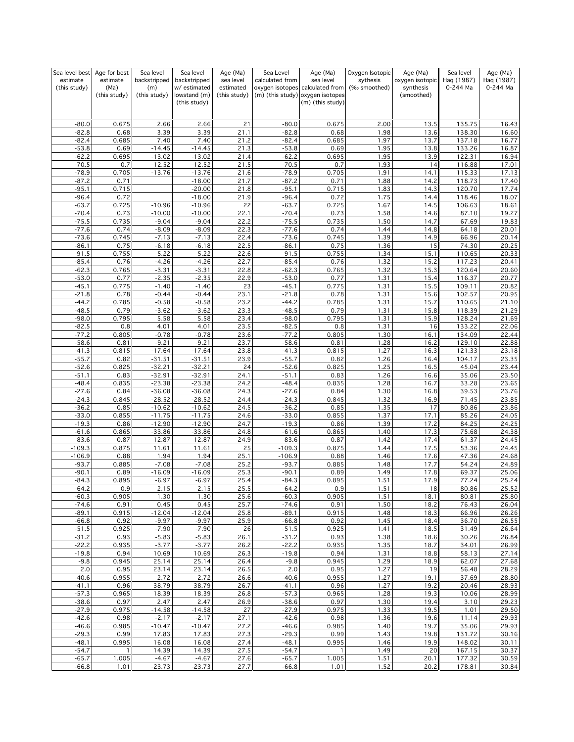| Sea level best estimate (this study) | Age for best estimate (Ma) (this study) | Sea level backstripped (m) (this study) | Sea level backstripped w/ estimated lowstand (m) (this study) | Age (Ma) sea level estimated (this study) | Sea Level calculated from oxygen isotopes (m) (this study) | Age (Ma) sea level calculated from oxygen isotopes (m) (this study) | Oxygen Isotopic sythesis (‰ smoothed) | Age (Ma) oxygen isotopic synthesis (smoothed) | Sea level Haq (1987) 0-244 Ma | Age (Ma) Haq (1987) 0-244 Ma |
|---|---|---|---|---|---|---|---|---|---|---|
| -80.0 | 0.675 | 2.66 | 2.66 | 21 | -80.0 | 0.675 | 2.00 | 13.5 | 135.75 | 16.43 |
| -82.8 | 0.68 | 3.39 | 3.39 | 21.1 | -82.8 | 0.68 | 1.98 | 13.6 | 138.30 | 16.60 |
| -82.4 | 0.685 | 7.40 | 7.40 | 21.2 | -82.4 | 0.685 | 1.97 | 13.7 | 137.18 | 16.77 |
| -53.8 | 0.69 | -14.45 | -14.45 | 21.3 | -53.8 | 0.69 | 1.95 | 13.8 | 133.26 | 16.87 |
| -62.2 | 0.695 | -13.02 | -13.02 | 21.4 | -62.2 | 0.695 | 1.95 | 13.9 | 122.31 | 16.94 |
| -70.5 | 0.7 | -12.52 | -12.52 | 21.5 | -70.5 | 0.7 | 1.93 | 14 | 116.88 | 17.01 |
| -78.9 | 0.705 | -13.76 | -13.76 | 21.6 | -78.9 | 0.705 | 1.91 | 14.1 | 115.33 | 17.13 |
| -87.2 | 0.71 | | -18.00 | 21.7 | -87.2 | 0.71 | 1.88 | 14.2 | 118.73 | 17.40 |
| -95.1 | 0.715 | | -20.00 | 21.8 | -95.1 | 0.715 | 1.83 | 14.3 | 120.70 | 17.74 |
| -96.4 | 0.72 | | -18.00 | 21.9 | -96.4 | 0.72 | 1.75 | 14.4 | 118.46 | 18.07 |
| -63.7 | 0.725 | -10.96 | -10.96 | 22 | -63.7 | 0.725 | 1.67 | 14.5 | 106.63 | 18.61 |
| -70.4 | 0.73 | -10.00 | -10.00 | 22.1 | -70.4 | 0.73 | 1.58 | 14.6 | 87.10 | 19.27 |
| -75.5 | 0.735 | -9.04 | -9.04 | 22.2 | -75.5 | 0.735 | 1.50 | 14.7 | 67.69 | 19.83 |
| -77.6 | 0.74 | -8.09 | -8.09 | 22.3 | -77.6 | 0.74 | 1.44 | 14.8 | 64.18 | 20.01 |
| -73.6 | 0.745 | -7.13 | -7.13 | 22.4 | -73.6 | 0.745 | 1.39 | 14.9 | 66.96 | 20.14 |
| -86.1 | 0.75 | -6.18 | -6.18 | 22.5 | -86.1 | 0.75 | 1.36 | 15 | 74.30 | 20.25 |
| -91.5 | 0.755 | -5.22 | -5.22 | 22.6 | -91.5 | 0.755 | 1.34 | 15.1 | 110.65 | 20.33 |
| -85.4 | 0.76 | -4.26 | -4.26 | 22.7 | -85.4 | 0.76 | 1.32 | 15.2 | 117.23 | 20.41 |
| -62.3 | 0.765 | -3.31 | -3.31 | 22.8 | -62.3 | 0.765 | 1.32 | 15.3 | 120.64 | 20.60 |
| -53.0 | 0.77 | -2.35 | -2.35 | 22.9 | -53.0 | 0.77 | 1.31 | 15.4 | 116.37 | 20.77 |
| -45.1 | 0.775 | -1.40 | -1.40 | 23 | -45.1 | 0.775 | 1.31 | 15.5 | 109.11 | 20.82 |
| -21.8 | 0.78 | -0.44 | -0.44 | 23.1 | -21.8 | 0.78 | 1.31 | 15.6 | 102.57 | 20.95 |
| -44.2 | 0.785 | -0.58 | -0.58 | 23.2 | -44.2 | 0.785 | 1.31 | 15.7 | 110.65 | 21.10 |
| -48.5 | 0.79 | -3.62 | -3.62 | 23.3 | -48.5 | 0.79 | 1.31 | 15.8 | 118.39 | 21.29 |
| -98.0 | 0.795 | 5.58 | 5.58 | 23.4 | -98.0 | 0.795 | 1.31 | 15.9 | 128.24 | 21.69 |
| -82.5 | 0.8 | 4.01 | 4.01 | 23.5 | -82.5 | 0.8 | 1.31 | 16 | 133.22 | 22.06 |
| -77.2 | 0.805 | -0.78 | -0.78 | 23.6 | -77.2 | 0.805 | 1.30 | 16.1 | 134.09 | 22.44 |
| -58.6 | 0.81 | -9.21 | -9.21 | 23.7 | -58.6 | 0.81 | 1.28 | 16.2 | 129.10 | 22.88 |
| -41.3 | 0.815 | -17.64 | -17.64 | 23.8 | -41.3 | 0.815 | 1.27 | 16.3 | 121.33 | 23.18 |
| -55.7 | 0.82 | -31.51 | -31.51 | 23.9 | -55.7 | 0.82 | 1.26 | 16.4 | 104.17 | 23.35 |
| -52.6 | 0.825 | -32.21 | -32.21 | 24 | -52.6 | 0.825 | 1.25 | 16.5 | 45.04 | 23.44 |
| -51.1 | 0.83 | -32.91 | -32.91 | 24.1 | -51.1 | 0.83 | 1.26 | 16.6 | 35.06 | 23.50 |
| -48.4 | 0.835 | -23.38 | -23.38 | 24.2 | -48.4 | 0.835 | 1.28 | 16.7 | 33.28 | 23.65 |
| -27.6 | 0.84 | -36.08 | -36.08 | 24.3 | -27.6 | 0.84 | 1.30 | 16.8 | 39.53 | 23.76 |
| -24.3 | 0.845 | -28.52 | -28.52 | 24.4 | -24.3 | 0.845 | 1.32 | 16.9 | 71.45 | 23.85 |
| -36.2 | 0.85 | -10.62 | -10.62 | 24.5 | -36.2 | 0.85 | 1.35 | 17 | 80.86 | 23.86 |
| -33.0 | 0.855 | -11.75 | -11.75 | 24.6 | -33.0 | 0.855 | 1.37 | 17.1 | 85.26 | 24.05 |
| -19.3 | 0.86 | -12.90 | -12.90 | 24.7 | -19.3 | 0.86 | 1.39 | 17.2 | 84.25 | 24.25 |
| -61.6 | 0.865 | -33.86 | -33.86 | 24.8 | -61.6 | 0.865 | 1.40 | 17.3 | 75.68 | 24.38 |
| -83.6 | 0.87 | 12.87 | 12.87 | 24.9 | -83.6 | 0.87 | 1.42 | 17.4 | 61.37 | 24.45 |
| -109.3 | 0.875 | 11.61 | 11.61 | 25 | -109.3 | 0.875 | 1.44 | 17.5 | 53.36 | 24.45 |
| -106.9 | 0.88 | 1.94 | 1.94 | 25.1 | -106.9 | 0.88 | 1.46 | 17.6 | 47.36 | 24.68 |
| -93.7 | 0.885 | -7.08 | -7.08 | 25.2 | -93.7 | 0.885 | 1.48 | 17.7 | 54.24 | 24.89 |
| -90.1 | 0.89 | -16.09 | -16.09 | 25.3 | -90.1 | 0.89 | 1.49 | 17.8 | 69.37 | 25.06 |
| -84.3 | 0.895 | -6.97 | -6.97 | 25.4 | -84.3 | 0.895 | 1.51 | 17.9 | 77.24 | 25.24 |
| -64.2 | 0.9 | 2.15 | 2.15 | 25.5 | -64.2 | 0.9 | 1.51 | 18 | 80.86 | 25.52 |
| -60.3 | 0.905 | 1.30 | 1.30 | 25.6 | -60.3 | 0.905 | 1.51 | 18.1 | 80.81 | 25.80 |
| -74.6 | 0.91 | 0.45 | 0.45 | 25.7 | -74.6 | 0.91 | 1.50 | 18.2 | 76.43 | 26.04 |
| -89.1 | 0.915 | -12.04 | -12.04 | 25.8 | -89.1 | 0.915 | 1.48 | 18.3 | 66.96 | 26.26 |
| -66.8 | 0.92 | -9.97 | -9.97 | 25.9 | -66.8 | 0.92 | 1.45 | 18.4 | 36.70 | 26.55 |
| -51.5 | 0.925 | -7.90 | -7.90 | 26 | -51.5 | 0.925 | 1.41 | 18.5 | 31.49 | 26.64 |
| -31.2 | 0.93 | -5.83 | -5.83 | 26.1 | -31.2 | 0.93 | 1.38 | 18.6 | 30.26 | 26.84 |
| -22.2 | 0.935 | -3.77 | -3.77 | 26.2 | -22.2 | 0.935 | 1.35 | 18.7 | 34.01 | 26.99 |
| -19.8 | 0.94 | 10.69 | 10.69 | 26.3 | -19.8 | 0.94 | 1.31 | 18.8 | 58.13 | 27.14 |
| -9.8 | 0.945 | 25.14 | 25.14 | 26.4 | -9.8 | 0.945 | 1.29 | 18.9 | 62.07 | 27.68 |
| 2.0 | 0.95 | 23.14 | 23.14 | 26.5 | 2.0 | 0.95 | 1.27 | 19 | 56.48 | 28.29 |
| -40.6 | 0.955 | 2.72 | 2.72 | 26.6 | -40.6 | 0.955 | 1.27 | 19.1 | 37.69 | 28.80 |
| -41.1 | 0.96 | 38.79 | 38.79 | 26.7 | -41.1 | 0.96 | 1.27 | 19.2 | 20.46 | 28.93 |
| -57.3 | 0.965 | 18.39 | 18.39 | 26.8 | -57.3 | 0.965 | 1.28 | 19.3 | 10.06 | 28.99 |
| -38.6 | 0.97 | 2.47 | 2.47 | 26.9 | -38.6 | 0.97 | 1.30 | 19.4 | 3.10 | 29.23 |
| -27.9 | 0.975 | -14.58 | -14.58 | 27 | -27.9 | 0.975 | 1.33 | 19.5 | 1.01 | 29.50 |
| -42.6 | 0.98 | -2.17 | -2.17 | 27.1 | -42.6 | 0.98 | 1.36 | 19.6 | 11.14 | 29.93 |
| -46.6 | 0.985 | -10.47 | -10.47 | 27.2 | -46.6 | 0.985 | 1.40 | 19.7 | 35.06 | 29.93 |
| -29.3 | 0.99 | 17.83 | 17.83 | 27.3 | -29.3 | 0.99 | 1.43 | 19.8 | 131.72 | 30.16 |
| -48.1 | 0.995 | 16.08 | 16.08 | 27.4 | -48.1 | 0.995 | 1.46 | 19.9 | 148.02 | 30.11 |
| -54.7 | 1 | 14.39 | 14.39 | 27.5 | -54.7 | 1 | 1.49 | 20 | 167.15 | 30.37 |
| -65.7 | 1.005 | -4.67 | -4.67 | 27.6 | -65.7 | 1.005 | 1.51 | 20.1 | 177.32 | 30.59 |
| -66.8 | 1.01 | -23.73 | -23.73 | 27.7 | -66.8 | 1.01 | 1.52 | 20.2 | 178.81 | 30.84 |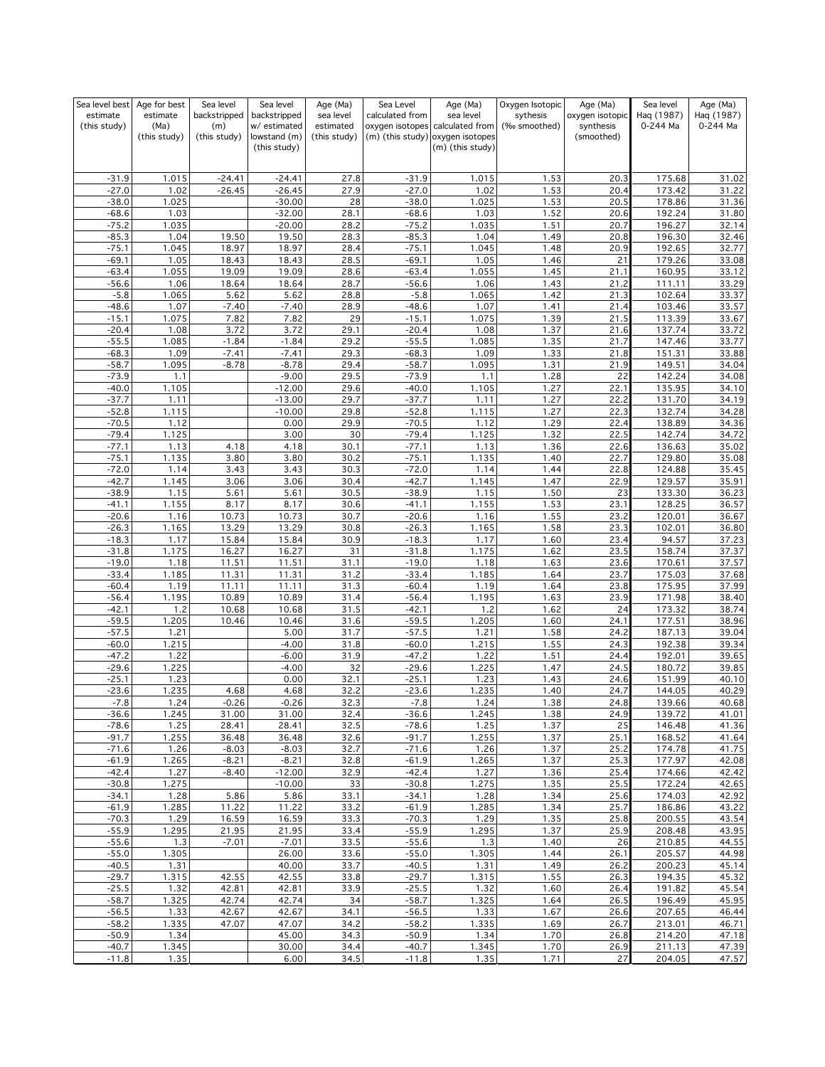| Sea level best estimate (this study) | Age for best estimate (Ma) (this study) | Sea level backstripped (m) (this study) | Sea level backstripped w/ estimated lowstand (m) (this study) | Age (Ma) sea level estimated (this study) | Sea Level calculated from oxygen isotopes (m) (this study) | Age (Ma) sea level calculated from oxygen isotopes (m) (this study) | Oxygen Isotopic sythesis (‰ smoothed) | Age (Ma) oxygen isotopic synthesis (smoothed) | Sea level Haq (1987) 0-244 Ma | Age (Ma) Haq (1987) 0-244 Ma |
|---|---|---|---|---|---|---|---|---|---|---|
| -31.9 | 1.015 | -24.41 | -24.41 | 27.8 | -31.9 | 1.015 | 1.53 | 20.3 | 175.68 | 31.02 |
| -27.0 | 1.02 | -26.45 | -26.45 | 27.9 | -27.0 | 1.02 | 1.53 | 20.4 | 173.42 | 31.22 |
| -38.0 | 1.025 | | -30.00 | 28 | -38.0 | 1.025 | 1.53 | 20.5 | 178.86 | 31.36 |
| -68.6 | 1.03 | | -32.00 | 28.1 | -68.6 | 1.03 | 1.52 | 20.6 | 192.24 | 31.80 |
| -75.2 | 1.035 | | -20.00 | 28.2 | -75.2 | 1.035 | 1.51 | 20.7 | 196.27 | 32.14 |
| -85.3 | 1.04 | 19.50 | 19.50 | 28.3 | -85.3 | 1.04 | 1.49 | 20.8 | 196.30 | 32.46 |
| -75.1 | 1.045 | 18.97 | 18.97 | 28.4 | -75.1 | 1.045 | 1.48 | 20.9 | 192.65 | 32.77 |
| -69.1 | 1.05 | 18.43 | 18.43 | 28.5 | -69.1 | 1.05 | 1.46 | 21 | 179.26 | 33.08 |
| -63.4 | 1.055 | 19.09 | 19.09 | 28.6 | -63.4 | 1.055 | 1.45 | 21.1 | 160.95 | 33.12 |
| -56.6 | 1.06 | 18.64 | 18.64 | 28.7 | -56.6 | 1.06 | 1.43 | 21.2 | 111.11 | 33.29 |
| -5.8 | 1.065 | 5.62 | 5.62 | 28.8 | -5.8 | 1.065 | 1.42 | 21.3 | 102.64 | 33.37 |
| -48.6 | 1.07 | -7.40 | -7.40 | 28.9 | -48.6 | 1.07 | 1.41 | 21.4 | 103.46 | 33.57 |
| -15.1 | 1.075 | 7.82 | 7.82 | 29 | -15.1 | 1.075 | 1.39 | 21.5 | 113.39 | 33.67 |
| -20.4 | 1.08 | 3.72 | 3.72 | 29.1 | -20.4 | 1.08 | 1.37 | 21.6 | 137.74 | 33.72 |
| -55.5 | 1.085 | -1.84 | -1.84 | 29.2 | -55.5 | 1.085 | 1.35 | 21.7 | 147.46 | 33.77 |
| -68.3 | 1.09 | -7.41 | -7.41 | 29.3 | -68.3 | 1.09 | 1.33 | 21.8 | 151.31 | 33.88 |
| -58.7 | 1.095 | -8.78 | -8.78 | 29.4 | -58.7 | 1.095 | 1.31 | 21.9 | 149.51 | 34.04 |
| -73.9 | 1.1 | | -9.00 | 29.5 | -73.9 | 1.1 | 1.28 | 22 | 142.24 | 34.08 |
| -40.0 | 1.105 | | -12.00 | 29.6 | -40.0 | 1.105 | 1.27 | 22.1 | 135.95 | 34.10 |
| -37.7 | 1.11 | | -13.00 | 29.7 | -37.7 | 1.11 | 1.27 | 22.2 | 131.70 | 34.19 |
| -52.8 | 1.115 | | -10.00 | 29.8 | -52.8 | 1.115 | 1.27 | 22.3 | 132.74 | 34.28 |
| -70.5 | 1.12 | | 0.00 | 29.9 | -70.5 | 1.12 | 1.29 | 22.4 | 138.89 | 34.36 |
| -79.4 | 1.125 | | 3.00 | 30 | -79.4 | 1.125 | 1.32 | 22.5 | 142.74 | 34.72 |
| -77.1 | 1.13 | 4.18 | 4.18 | 30.1 | -77.1 | 1.13 | 1.36 | 22.6 | 136.63 | 35.02 |
| -75.1 | 1.135 | 3.80 | 3.80 | 30.2 | -75.1 | 1.135 | 1.40 | 22.7 | 129.80 | 35.08 |
| -72.0 | 1.14 | 3.43 | 3.43 | 30.3 | -72.0 | 1.14 | 1.44 | 22.8 | 124.88 | 35.45 |
| -42.7 | 1.145 | 3.06 | 3.06 | 30.4 | -42.7 | 1.145 | 1.47 | 22.9 | 129.57 | 35.91 |
| -38.9 | 1.15 | 5.61 | 5.61 | 30.5 | -38.9 | 1.15 | 1.50 | 23 | 133.30 | 36.23 |
| -41.1 | 1.155 | 8.17 | 8.17 | 30.6 | -41.1 | 1.155 | 1.53 | 23.1 | 128.25 | 36.57 |
| -20.6 | 1.16 | 10.73 | 10.73 | 30.7 | -20.6 | 1.16 | 1.55 | 23.2 | 120.01 | 36.67 |
| -26.3 | 1.165 | 13.29 | 13.29 | 30.8 | -26.3 | 1.165 | 1.58 | 23.3 | 102.01 | 36.80 |
| -18.3 | 1.17 | 15.84 | 15.84 | 30.9 | -18.3 | 1.17 | 1.60 | 23.4 | 94.57 | 37.23 |
| -31.8 | 1.175 | 16.27 | 16.27 | 31 | -31.8 | 1.175 | 1.62 | 23.5 | 158.74 | 37.37 |
| -19.0 | 1.18 | 11.51 | 11.51 | 31.1 | -19.0 | 1.18 | 1.63 | 23.6 | 170.61 | 37.57 |
| -33.4 | 1.185 | 11.31 | 11.31 | 31.2 | -33.4 | 1.185 | 1.64 | 23.7 | 175.03 | 37.68 |
| -60.4 | 1.19 | 11.11 | 11.11 | 31.3 | -60.4 | 1.19 | 1.64 | 23.8 | 175.95 | 37.99 |
| -56.4 | 1.195 | 10.89 | 10.89 | 31.4 | -56.4 | 1.195 | 1.63 | 23.9 | 171.98 | 38.40 |
| -42.1 | 1.2 | 10.68 | 10.68 | 31.5 | -42.1 | 1.2 | 1.62 | 24 | 173.32 | 38.74 |
| -59.5 | 1.205 | 10.46 | 10.46 | 31.6 | -59.5 | 1.205 | 1.60 | 24.1 | 177.51 | 38.96 |
| -57.5 | 1.21 | | 5.00 | 31.7 | -57.5 | 1.21 | 1.58 | 24.2 | 187.13 | 39.04 |
| -60.0 | 1.215 | | -4.00 | 31.8 | -60.0 | 1.215 | 1.55 | 24.3 | 192.38 | 39.34 |
| -47.2 | 1.22 | | -6.00 | 31.9 | -47.2 | 1.22 | 1.51 | 24.4 | 192.01 | 39.65 |
| -29.6 | 1.225 | | -4.00 | 32 | -29.6 | 1.225 | 1.47 | 24.5 | 180.72 | 39.85 |
| -25.1 | 1.23 | | 0.00 | 32.1 | -25.1 | 1.23 | 1.43 | 24.6 | 151.99 | 40.10 |
| -23.6 | 1.235 | 4.68 | 4.68 | 32.2 | -23.6 | 1.235 | 1.40 | 24.7 | 144.05 | 40.29 |
| -7.8 | 1.24 | -0.26 | -0.26 | 32.3 | -7.8 | 1.24 | 1.38 | 24.8 | 139.66 | 40.68 |
| -36.6 | 1.245 | 31.00 | 31.00 | 32.4 | -36.6 | 1.245 | 1.38 | 24.9 | 139.72 | 41.01 |
| -78.6 | 1.25 | 28.41 | 28.41 | 32.5 | -78.6 | 1.25 | 1.37 | 25 | 146.48 | 41.36 |
| -91.7 | 1.255 | 36.48 | 36.48 | 32.6 | -91.7 | 1.255 | 1.37 | 25.1 | 168.52 | 41.64 |
| -71.6 | 1.26 | -8.03 | -8.03 | 32.7 | -71.6 | 1.26 | 1.37 | 25.2 | 174.78 | 41.75 |
| -61.9 | 1.265 | -8.21 | -8.21 | 32.8 | -61.9 | 1.265 | 1.37 | 25.3 | 177.97 | 42.08 |
| -42.4 | 1.27 | -8.40 | -12.00 | 32.9 | -42.4 | 1.27 | 1.36 | 25.4 | 174.66 | 42.42 |
| -30.8 | 1.275 | | -10.00 | 33 | -30.8 | 1.275 | 1.35 | 25.5 | 172.24 | 42.65 |
| -34.1 | 1.28 | 5.86 | 5.86 | 33.1 | -34.1 | 1.28 | 1.34 | 25.6 | 174.03 | 42.92 |
| -61.9 | 1.285 | 11.22 | 11.22 | 33.2 | -61.9 | 1.285 | 1.34 | 25.7 | 186.86 | 43.22 |
| -70.3 | 1.29 | 16.59 | 16.59 | 33.3 | -70.3 | 1.29 | 1.35 | 25.8 | 200.55 | 43.54 |
| -55.9 | 1.295 | 21.95 | 21.95 | 33.4 | -55.9 | 1.295 | 1.37 | 25.9 | 208.48 | 43.95 |
| -55.6 | 1.3 | -7.01 | -7.01 | 33.5 | -55.6 | 1.3 | 1.40 | 26 | 210.85 | 44.55 |
| -55.0 | 1.305 | | 26.00 | 33.6 | -55.0 | 1.305 | 1.44 | 26.1 | 205.57 | 44.98 |
| -40.5 | 1.31 | | 40.00 | 33.7 | -40.5 | 1.31 | 1.49 | 26.2 | 200.23 | 45.14 |
| -29.7 | 1.315 | 42.55 | 42.55 | 33.8 | -29.7 | 1.315 | 1.55 | 26.3 | 194.35 | 45.32 |
| -25.5 | 1.32 | 42.81 | 42.81 | 33.9 | -25.5 | 1.32 | 1.60 | 26.4 | 191.82 | 45.54 |
| -58.7 | 1.325 | 42.74 | 42.74 | 34 | -58.7 | 1.325 | 1.64 | 26.5 | 196.49 | 45.95 |
| -56.5 | 1.33 | 42.67 | 42.67 | 34.1 | -56.5 | 1.33 | 1.67 | 26.6 | 207.65 | 46.44 |
| -58.2 | 1.335 | 47.07 | 47.07 | 34.2 | -58.2 | 1.335 | 1.69 | 26.7 | 213.01 | 46.71 |
| -50.9 | 1.34 | | 45.00 | 34.3 | -50.9 | 1.34 | 1.70 | 26.8 | 214.20 | 47.18 |
| -40.7 | 1.345 | | 30.00 | 34.4 | -40.7 | 1.345 | 1.70 | 26.9 | 211.13 | 47.39 |
| -11.8 | 1.35 | | 6.00 | 34.5 | -11.8 | 1.35 | 1.71 | 27 | 204.05 | 47.57 |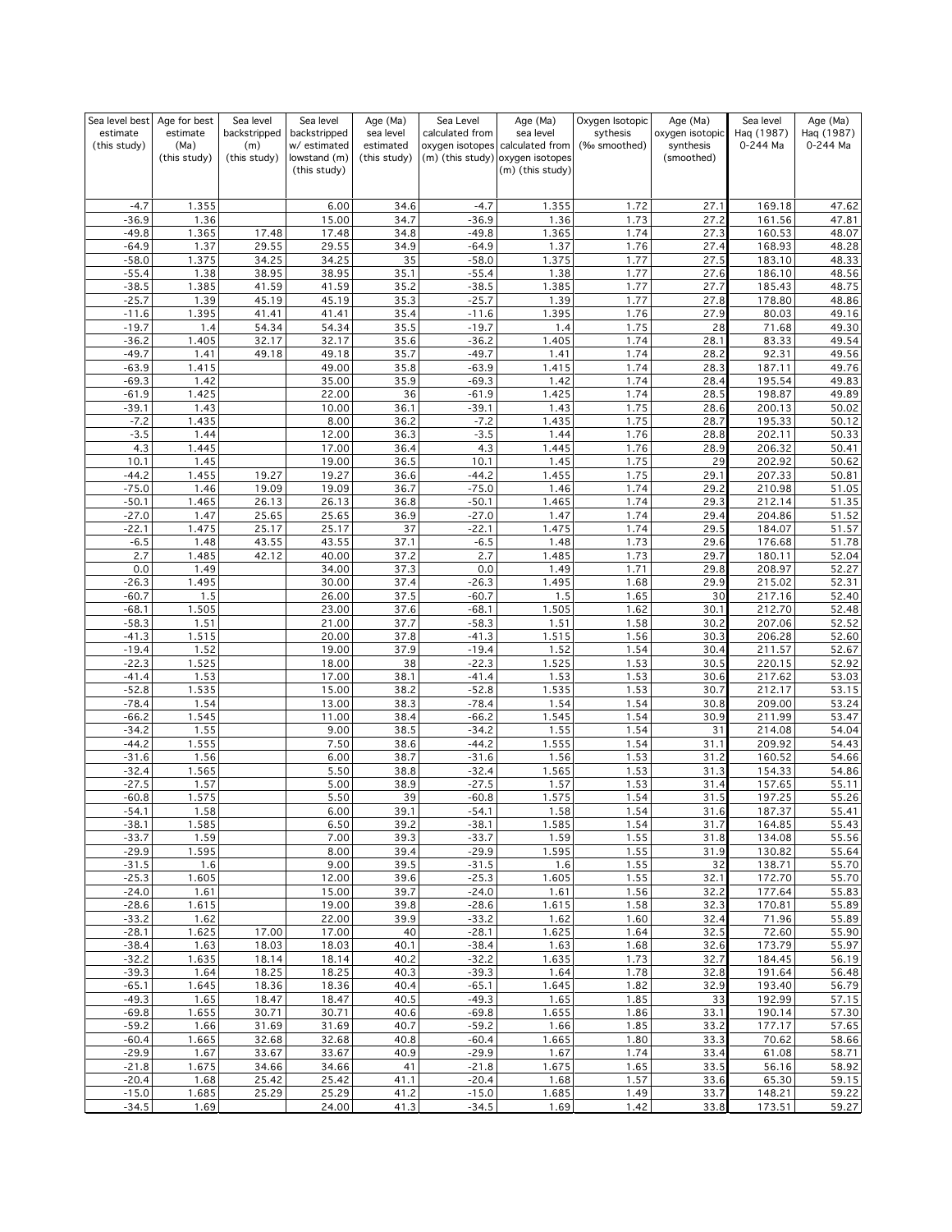| Sea level best estimate (this study) | Age for best estimate (Ma) (this study) | Sea level backstripped (m) (this study) | Sea level backstripped w/ estimated lowstand (m) (this study) | Age (Ma) sea level estimated (this study) | Sea Level calculated from oxygen isotopes (m) (this study) | Age (Ma) sea level calculated from oxygen isotopes (m) (this study) | Oxygen Isotopic sythesis (‰ smoothed) | Age (Ma) oxygen isotopic synthesis (smoothed) | Sea level Haq (1987) 0-244 Ma | Age (Ma) Haq (1987) 0-244 Ma |
|---|---|---|---|---|---|---|---|---|---|---|
| -4.7 | 1.355 | | 6.00 | 34.6 | -4.7 | 1.355 | 1.72 | 27.1 | 169.18 | 47.62 |
| -36.9 | 1.36 | | 15.00 | 34.7 | -36.9 | 1.36 | 1.73 | 27.2 | 161.56 | 47.81 |
| -49.8 | 1.365 | 17.48 | 17.48 | 34.8 | -49.8 | 1.365 | 1.74 | 27.3 | 160.53 | 48.07 |
| -64.9 | 1.37 | 29.55 | 29.55 | 34.9 | -64.9 | 1.37 | 1.76 | 27.4 | 168.93 | 48.28 |
| -58.0 | 1.375 | 34.25 | 34.25 | 35 | -58.0 | 1.375 | 1.77 | 27.5 | 183.10 | 48.33 |
| -55.4 | 1.38 | 38.95 | 38.95 | 35.1 | -55.4 | 1.38 | 1.77 | 27.6 | 186.10 | 48.56 |
| -38.5 | 1.385 | 41.59 | 41.59 | 35.2 | -38.5 | 1.385 | 1.77 | 27.7 | 185.43 | 48.75 |
| -25.7 | 1.39 | 45.19 | 45.19 | 35.3 | -25.7 | 1.39 | 1.77 | 27.8 | 178.80 | 48.86 |
| -11.6 | 1.395 | 41.41 | 41.41 | 35.4 | -11.6 | 1.395 | 1.76 | 27.9 | 80.03 | 49.16 |
| -19.7 | 1.4 | 54.34 | 54.34 | 35.5 | -19.7 | 1.4 | 1.75 | 28 | 71.68 | 49.30 |
| -36.2 | 1.405 | 32.17 | 32.17 | 35.6 | -36.2 | 1.405 | 1.74 | 28.1 | 83.33 | 49.54 |
| -49.7 | 1.41 | 49.18 | 49.18 | 35.7 | -49.7 | 1.41 | 1.74 | 28.2 | 92.31 | 49.56 |
| -63.9 | 1.415 | | 49.00 | 35.8 | -63.9 | 1.415 | 1.74 | 28.3 | 187.11 | 49.76 |
| -69.3 | 1.42 | | 35.00 | 35.9 | -69.3 | 1.42 | 1.74 | 28.4 | 195.54 | 49.83 |
| -61.9 | 1.425 | | 22.00 | 36 | -61.9 | 1.425 | 1.74 | 28.5 | 198.87 | 49.89 |
| -39.1 | 1.43 | | 10.00 | 36.1 | -39.1 | 1.43 | 1.75 | 28.6 | 200.13 | 50.02 |
| -7.2 | 1.435 | | 8.00 | 36.2 | -7.2 | 1.435 | 1.75 | 28.7 | 195.33 | 50.12 |
| -3.5 | 1.44 | | 12.00 | 36.3 | -3.5 | 1.44 | 1.76 | 28.8 | 202.11 | 50.33 |
| 4.3 | 1.445 | | 17.00 | 36.4 | 4.3 | 1.445 | 1.76 | 28.9 | 206.32 | 50.41 |
| 10.1 | 1.45 | | 19.00 | 36.5 | 10.1 | 1.45 | 1.75 | 29 | 202.92 | 50.62 |
| -44.2 | 1.455 | 19.27 | 19.27 | 36.6 | -44.2 | 1.455 | 1.75 | 29.1 | 207.33 | 50.81 |
| -75.0 | 1.46 | 19.09 | 19.09 | 36.7 | -75.0 | 1.46 | 1.74 | 29.2 | 210.98 | 51.05 |
| -50.1 | 1.465 | 26.13 | 26.13 | 36.8 | -50.1 | 1.465 | 1.74 | 29.3 | 212.14 | 51.35 |
| -27.0 | 1.47 | 25.65 | 25.65 | 36.9 | -27.0 | 1.47 | 1.74 | 29.4 | 204.86 | 51.52 |
| -22.1 | 1.475 | 25.17 | 25.17 | 37 | -22.1 | 1.475 | 1.74 | 29.5 | 184.07 | 51.57 |
| -6.5 | 1.48 | 43.55 | 43.55 | 37.1 | -6.5 | 1.48 | 1.73 | 29.6 | 176.68 | 51.78 |
| 2.7 | 1.485 | 42.12 | 40.00 | 37.2 | 2.7 | 1.485 | 1.73 | 29.7 | 180.11 | 52.04 |
| 0.0 | 1.49 | | 34.00 | 37.3 | 0.0 | 1.49 | 1.71 | 29.8 | 208.97 | 52.27 |
| -26.3 | 1.495 | | 30.00 | 37.4 | -26.3 | 1.495 | 1.68 | 29.9 | 215.02 | 52.31 |
| -60.7 | 1.5 | | 26.00 | 37.5 | -60.7 | 1.5 | 1.65 | 30 | 217.16 | 52.40 |
| -68.1 | 1.505 | | 23.00 | 37.6 | -68.1 | 1.505 | 1.62 | 30.1 | 212.70 | 52.48 |
| -58.3 | 1.51 | | 21.00 | 37.7 | -58.3 | 1.51 | 1.58 | 30.2 | 207.06 | 52.52 |
| -41.3 | 1.515 | | 20.00 | 37.8 | -41.3 | 1.515 | 1.56 | 30.3 | 206.28 | 52.60 |
| -19.4 | 1.52 | | 19.00 | 37.9 | -19.4 | 1.52 | 1.54 | 30.4 | 211.57 | 52.67 |
| -22.3 | 1.525 | | 18.00 | 38 | -22.3 | 1.525 | 1.53 | 30.5 | 220.15 | 52.92 |
| -41.4 | 1.53 | | 17.00 | 38.1 | -41.4 | 1.53 | 1.53 | 30.6 | 217.62 | 53.03 |
| -52.8 | 1.535 | | 15.00 | 38.2 | -52.8 | 1.535 | 1.53 | 30.7 | 212.17 | 53.15 |
| -78.4 | 1.54 | | 13.00 | 38.3 | -78.4 | 1.54 | 1.54 | 30.8 | 209.00 | 53.24 |
| -66.2 | 1.545 | | 11.00 | 38.4 | -66.2 | 1.545 | 1.54 | 30.9 | 211.99 | 53.47 |
| -34.2 | 1.55 | | 9.00 | 38.5 | -34.2 | 1.55 | 1.54 | 31 | 214.08 | 54.04 |
| -44.2 | 1.555 | | 7.50 | 38.6 | -44.2 | 1.555 | 1.54 | 31.1 | 209.92 | 54.43 |
| -31.6 | 1.56 | | 6.00 | 38.7 | -31.6 | 1.56 | 1.53 | 31.2 | 160.52 | 54.66 |
| -32.4 | 1.565 | | 5.50 | 38.8 | -32.4 | 1.565 | 1.53 | 31.3 | 154.33 | 54.86 |
| -27.5 | 1.57 | | 5.00 | 38.9 | -27.5 | 1.57 | 1.53 | 31.4 | 157.65 | 55.11 |
| -60.8 | 1.575 | | 5.50 | 39 | -60.8 | 1.575 | 1.54 | 31.5 | 197.25 | 55.26 |
| -54.1 | 1.58 | | 6.00 | 39.1 | -54.1 | 1.58 | 1.54 | 31.6 | 187.37 | 55.41 |
| -38.1 | 1.585 | | 6.50 | 39.2 | -38.1 | 1.585 | 1.54 | 31.7 | 164.85 | 55.43 |
| -33.7 | 1.59 | | 7.00 | 39.3 | -33.7 | 1.59 | 1.55 | 31.8 | 134.08 | 55.56 |
| -29.9 | 1.595 | | 8.00 | 39.4 | -29.9 | 1.595 | 1.55 | 31.9 | 130.82 | 55.64 |
| -31.5 | 1.6 | | 9.00 | 39.5 | -31.5 | 1.6 | 1.55 | 32 | 138.71 | 55.70 |
| -25.3 | 1.605 | | 12.00 | 39.6 | -25.3 | 1.605 | 1.55 | 32.1 | 172.70 | 55.70 |
| -24.0 | 1.61 | | 15.00 | 39.7 | -24.0 | 1.61 | 1.56 | 32.2 | 177.64 | 55.83 |
| -28.6 | 1.615 | | 19.00 | 39.8 | -28.6 | 1.615 | 1.58 | 32.3 | 170.81 | 55.89 |
| -33.2 | 1.62 | | 22.00 | 39.9 | -33.2 | 1.62 | 1.60 | 32.4 | 71.96 | 55.89 |
| -28.1 | 1.625 | 17.00 | 17.00 | 40 | -28.1 | 1.625 | 1.64 | 32.5 | 72.60 | 55.90 |
| -38.4 | 1.63 | 18.03 | 18.03 | 40.1 | -38.4 | 1.63 | 1.68 | 32.6 | 173.79 | 55.97 |
| -32.2 | 1.635 | 18.14 | 18.14 | 40.2 | -32.2 | 1.635 | 1.73 | 32.7 | 184.45 | 56.19 |
| -39.3 | 1.64 | 18.25 | 18.25 | 40.3 | -39.3 | 1.64 | 1.78 | 32.8 | 191.64 | 56.48 |
| -65.1 | 1.645 | 18.36 | 18.36 | 40.4 | -65.1 | 1.645 | 1.82 | 32.9 | 193.40 | 56.79 |
| -49.3 | 1.65 | 18.47 | 18.47 | 40.5 | -49.3 | 1.65 | 1.85 | 33 | 192.99 | 57.15 |
| -69.8 | 1.655 | 30.71 | 30.71 | 40.6 | -69.8 | 1.655 | 1.86 | 33.1 | 190.14 | 57.30 |
| -59.2 | 1.66 | 31.69 | 31.69 | 40.7 | -59.2 | 1.66 | 1.85 | 33.2 | 177.17 | 57.65 |
| -60.4 | 1.665 | 32.68 | 32.68 | 40.8 | -60.4 | 1.665 | 1.80 | 33.3 | 70.62 | 58.66 |
| -29.9 | 1.67 | 33.67 | 33.67 | 40.9 | -29.9 | 1.67 | 1.74 | 33.4 | 61.08 | 58.71 |
| -21.8 | 1.675 | 34.66 | 34.66 | 41 | -21.8 | 1.675 | 1.65 | 33.5 | 56.16 | 58.92 |
| -20.4 | 1.68 | 25.42 | 25.42 | 41.1 | -20.4 | 1.68 | 1.57 | 33.6 | 65.30 | 59.15 |
| -15.0 | 1.685 | 25.29 | 25.29 | 41.2 | -15.0 | 1.685 | 1.49 | 33.7 | 148.21 | 59.22 |
| -34.5 | 1.69 | | 24.00 | 41.3 | -34.5 | 1.69 | 1.42 | 33.8 | 173.51 | 59.27 |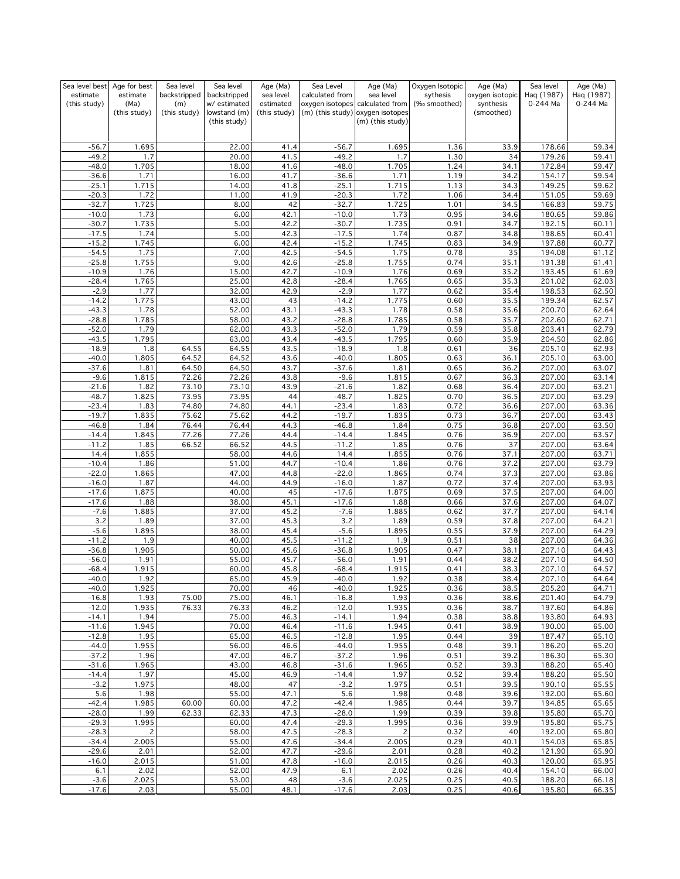| Sea level best estimate (this study) | Age for best estimate (Ma) (this study) | Sea level backstripped (m) (this study) | Sea level backstripped w/ estimated lowstand (m) (this study) | Age (Ma) sea level estimated (this study) | Sea Level calculated from oxygen isotopes (m) (this study) | Age (Ma) sea level calculated from oxygen isotopes (m) (this study) | Oxygen Isotopic sythesis (‰ smoothed) | Age (Ma) oxygen isotopic synthesis (smoothed) | Sea level Haq (1987) 0-244 Ma | Age (Ma) Haq (1987) 0-244 Ma |
|---|---|---|---|---|---|---|---|---|---|---|
| -56.7 | 1.695 | | 22.00 | 41.4 | -56.7 | 1.695 | 1.36 | 33.9 | 178.66 | 59.34 |
| -49.2 | 1.7 | | 20.00 | 41.5 | -49.2 | 1.7 | 1.30 | 34 | 179.26 | 59.41 |
| -48.0 | 1.705 | | 18.00 | 41.6 | -48.0 | 1.705 | 1.24 | 34.1 | 172.84 | 59.47 |
| -36.6 | 1.71 | | 16.00 | 41.7 | -36.6 | 1.71 | 1.19 | 34.2 | 154.17 | 59.54 |
| -25.1 | 1.715 | | 14.00 | 41.8 | -25.1 | 1.715 | 1.13 | 34.3 | 149.25 | 59.62 |
| -20.3 | 1.72 | | 11.00 | 41.9 | -20.3 | 1.72 | 1.06 | 34.4 | 151.05 | 59.69 |
| -32.7 | 1.725 | | 8.00 | 42 | -32.7 | 1.725 | 1.01 | 34.5 | 166.83 | 59.75 |
| -10.0 | 1.73 | | 6.00 | 42.1 | -10.0 | 1.73 | 0.95 | 34.6 | 180.65 | 59.86 |
| -30.7 | 1.735 | | 5.00 | 42.2 | -30.7 | 1.735 | 0.91 | 34.7 | 192.15 | 60.11 |
| -17.5 | 1.74 | | 5.00 | 42.3 | -17.5 | 1.74 | 0.87 | 34.8 | 198.65 | 60.41 |
| -15.2 | 1.745 | | 6.00 | 42.4 | -15.2 | 1.745 | 0.83 | 34.9 | 197.88 | 60.77 |
| -54.5 | 1.75 | | 7.00 | 42.5 | -54.5 | 1.75 | 0.78 | 35 | 194.08 | 61.12 |
| -25.8 | 1.755 | | 9.00 | 42.6 | -25.8 | 1.755 | 0.74 | 35.1 | 191.38 | 61.41 |
| -10.9 | 1.76 | | 15.00 | 42.7 | -10.9 | 1.76 | 0.69 | 35.2 | 193.45 | 61.69 |
| -28.4 | 1.765 | | 25.00 | 42.8 | -28.4 | 1.765 | 0.65 | 35.3 | 201.02 | 62.03 |
| -2.9 | 1.77 | | 32.00 | 42.9 | -2.9 | 1.77 | 0.62 | 35.4 | 198.53 | 62.50 |
| -14.2 | 1.775 | | 43.00 | 43 | -14.2 | 1.775 | 0.60 | 35.5 | 199.34 | 62.57 |
| -43.3 | 1.78 | | 52.00 | 43.1 | -43.3 | 1.78 | 0.58 | 35.6 | 200.70 | 62.64 |
| -28.8 | 1.785 | | 58.00 | 43.2 | -28.8 | 1.785 | 0.58 | 35.7 | 202.60 | 62.71 |
| -52.0 | 1.79 | | 62.00 | 43.3 | -52.0 | 1.79 | 0.59 | 35.8 | 203.41 | 62.79 |
| -43.5 | 1.795 | | 63.00 | 43.4 | -43.5 | 1.795 | 0.60 | 35.9 | 204.50 | 62.86 |
| -18.9 | 1.8 | 64.55 | 64.55 | 43.5 | -18.9 | 1.8 | 0.61 | 36 | 205.10 | 62.93 |
| -40.0 | 1.805 | 64.52 | 64.52 | 43.6 | -40.0 | 1.805 | 0.63 | 36.1 | 205.10 | 63.00 |
| -37.6 | 1.81 | 64.50 | 64.50 | 43.7 | -37.6 | 1.81 | 0.65 | 36.2 | 207.00 | 63.07 |
| -9.6 | 1.815 | 72.26 | 72.26 | 43.8 | -9.6 | 1.815 | 0.67 | 36.3 | 207.00 | 63.14 |
| -21.6 | 1.82 | 73.10 | 73.10 | 43.9 | -21.6 | 1.82 | 0.68 | 36.4 | 207.00 | 63.21 |
| -48.7 | 1.825 | 73.95 | 73.95 | 44 | -48.7 | 1.825 | 0.70 | 36.5 | 207.00 | 63.29 |
| -23.4 | 1.83 | 74.80 | 74.80 | 44.1 | -23.4 | 1.83 | 0.72 | 36.6 | 207.00 | 63.36 |
| -19.7 | 1.835 | 75.62 | 75.62 | 44.2 | -19.7 | 1.835 | 0.73 | 36.7 | 207.00 | 63.43 |
| -46.8 | 1.84 | 76.44 | 76.44 | 44.3 | -46.8 | 1.84 | 0.75 | 36.8 | 207.00 | 63.50 |
| -14.4 | 1.845 | 77.26 | 77.26 | 44.4 | -14.4 | 1.845 | 0.76 | 36.9 | 207.00 | 63.57 |
| -11.2 | 1.85 | 66.52 | 66.52 | 44.5 | -11.2 | 1.85 | 0.76 | 37 | 207.00 | 63.64 |
| 14.4 | 1.855 | | 58.00 | 44.6 | 14.4 | 1.855 | 0.76 | 37.1 | 207.00 | 63.71 |
| -10.4 | 1.86 | | 51.00 | 44.7 | -10.4 | 1.86 | 0.76 | 37.2 | 207.00 | 63.79 |
| -22.0 | 1.865 | | 47.00 | 44.8 | -22.0 | 1.865 | 0.74 | 37.3 | 207.00 | 63.86 |
| -16.0 | 1.87 | | 44.00 | 44.9 | -16.0 | 1.87 | 0.72 | 37.4 | 207.00 | 63.93 |
| -17.6 | 1.875 | | 40.00 | 45 | -17.6 | 1.875 | 0.69 | 37.5 | 207.00 | 64.00 |
| -17.6 | 1.88 | | 38.00 | 45.1 | -17.6 | 1.88 | 0.66 | 37.6 | 207.00 | 64.07 |
| -7.6 | 1.885 | | 37.00 | 45.2 | -7.6 | 1.885 | 0.62 | 37.7 | 207.00 | 64.14 |
| 3.2 | 1.89 | | 37.00 | 45.3 | 3.2 | 1.89 | 0.59 | 37.8 | 207.00 | 64.21 |
| -5.6 | 1.895 | | 38.00 | 45.4 | -5.6 | 1.895 | 0.55 | 37.9 | 207.00 | 64.29 |
| -11.2 | 1.9 | | 40.00 | 45.5 | -11.2 | 1.9 | 0.51 | 38 | 207.00 | 64.36 |
| -36.8 | 1.905 | | 50.00 | 45.6 | -36.8 | 1.905 | 0.47 | 38.1 | 207.10 | 64.43 |
| -56.0 | 1.91 | | 55.00 | 45.7 | -56.0 | 1.91 | 0.44 | 38.2 | 207.10 | 64.50 |
| -68.4 | 1.915 | | 60.00 | 45.8 | -68.4 | 1.915 | 0.41 | 38.3 | 207.10 | 64.57 |
| -40.0 | 1.92 | | 65.00 | 45.9 | -40.0 | 1.92 | 0.38 | 38.4 | 207.10 | 64.64 |
| -40.0 | 1.925 | | 70.00 | 46 | -40.0 | 1.925 | 0.36 | 38.5 | 205.20 | 64.71 |
| -16.8 | 1.93 | 75.00 | 75.00 | 46.1 | -16.8 | 1.93 | 0.36 | 38.6 | 201.40 | 64.79 |
| -12.0 | 1.935 | 76.33 | 76.33 | 46.2 | -12.0 | 1.935 | 0.36 | 38.7 | 197.60 | 64.86 |
| -14.1 | 1.94 | | 75.00 | 46.3 | -14.1 | 1.94 | 0.38 | 38.8 | 193.80 | 64.93 |
| -11.6 | 1.945 | | 70.00 | 46.4 | -11.6 | 1.945 | 0.41 | 38.9 | 190.00 | 65.00 |
| -12.8 | 1.95 | | 65.00 | 46.5 | -12.8 | 1.95 | 0.44 | 39 | 187.47 | 65.10 |
| -44.0 | 1.955 | | 56.00 | 46.6 | -44.0 | 1.955 | 0.48 | 39.1 | 186.20 | 65.20 |
| -37.2 | 1.96 | | 47.00 | 46.7 | -37.2 | 1.96 | 0.51 | 39.2 | 186.30 | 65.30 |
| -31.6 | 1.965 | | 43.00 | 46.8 | -31.6 | 1.965 | 0.52 | 39.3 | 188.20 | 65.40 |
| -14.4 | 1.97 | | 45.00 | 46.9 | -14.4 | 1.97 | 0.52 | 39.4 | 188.20 | 65.50 |
| -3.2 | 1.975 | | 48.00 | 47 | -3.2 | 1.975 | 0.51 | 39.5 | 190.10 | 65.55 |
| 5.6 | 1.98 | | 55.00 | 47.1 | 5.6 | 1.98 | 0.48 | 39.6 | 192.00 | 65.60 |
| -42.4 | 1.985 | 60.00 | 60.00 | 47.2 | -42.4 | 1.985 | 0.44 | 39.7 | 194.85 | 65.65 |
| -28.0 | 1.99 | 62.33 | 62.33 | 47.3 | -28.0 | 1.99 | 0.39 | 39.8 | 195.80 | 65.70 |
| -29.3 | 1.995 | | 60.00 | 47.4 | -29.3 | 1.995 | 0.36 | 39.9 | 195.80 | 65.75 |
| -28.3 | 2 | | 58.00 | 47.5 | -28.3 | 2 | 0.32 | 40 | 192.00 | 65.80 |
| -34.4 | 2.005 | | 55.00 | 47.6 | -34.4 | 2.005 | 0.29 | 40.1 | 154.03 | 65.85 |
| -29.6 | 2.01 | | 52.00 | 47.7 | -29.6 | 2.01 | 0.28 | 40.2 | 121.90 | 65.90 |
| -16.0 | 2.015 | | 51.00 | 47.8 | -16.0 | 2.015 | 0.26 | 40.3 | 120.00 | 65.95 |
| 6.1 | 2.02 | | 52.00 | 47.9 | 6.1 | 2.02 | 0.26 | 40.4 | 154.10 | 66.00 |
| -3.6 | 2.025 | | 53.00 | 48 | -3.6 | 2.025 | 0.25 | 40.5 | 188.20 | 66.18 |
| -17.6 | 2.03 | | 55.00 | 48.1 | -17.6 | 2.03 | 0.25 | 40.6 | 195.80 | 66.35 |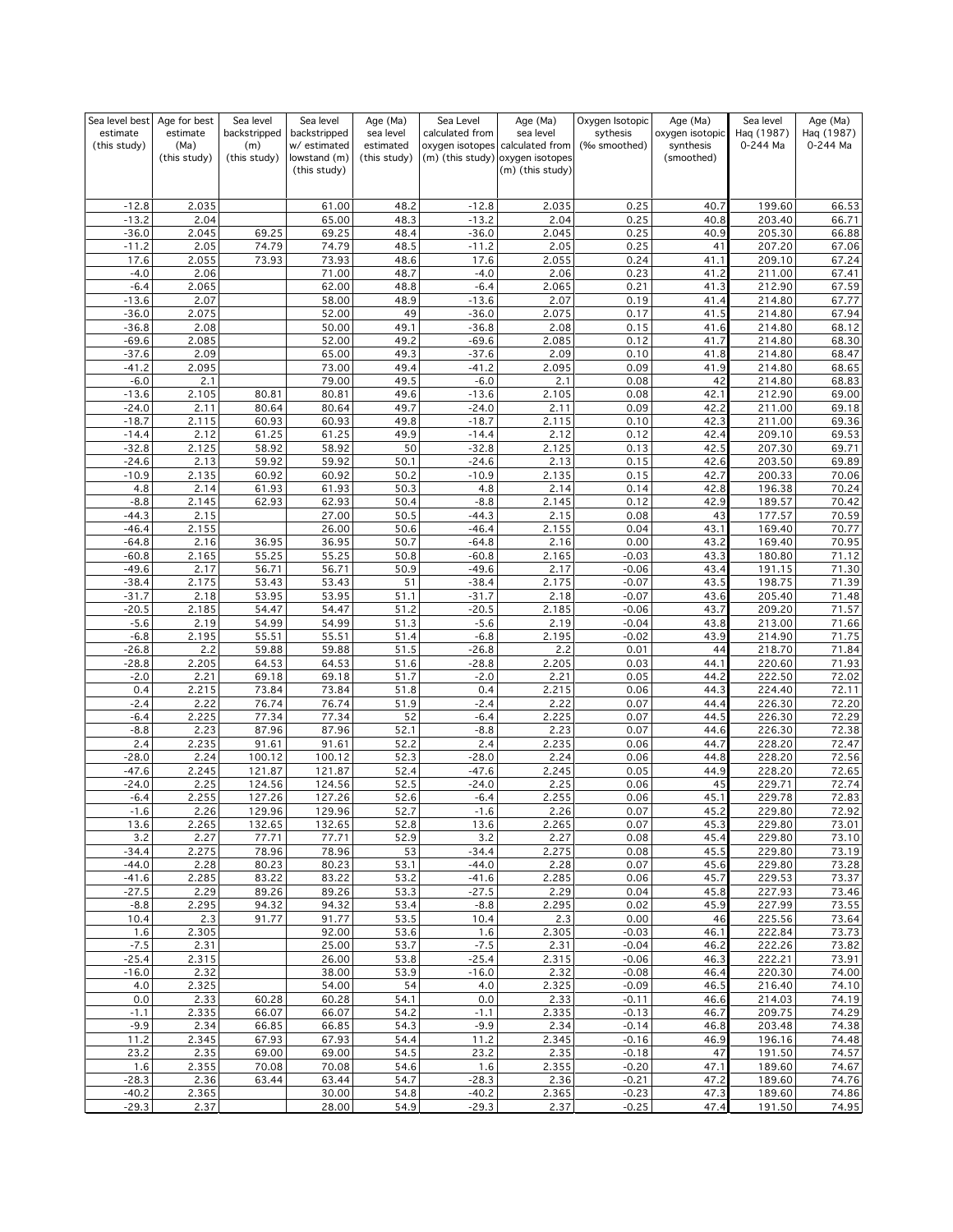| Sea level best estimate (this study) | Age for best estimate (Ma) (this study) | Sea level backstripped (m) (this study) | Sea level backstripped w/ estimated lowstand (m) (this study) | Age (Ma) sea level estimated (this study) | Sea Level calculated from oxygen isotopes (m) (this study) | Age (Ma) sea level calculated from oxygen isotopes (m) (this study) | Oxygen Isotopic sythesis (‰ smoothed) | Age (Ma) oxygen isotopic synthesis (smoothed) | Sea level Haq (1987) 0-244 Ma | Age (Ma) Haq (1987) 0-244 Ma |
|---|---|---|---|---|---|---|---|---|---|---|
| -12.8 | 2.035 | | 61.00 | 48.2 | -12.8 | 2.035 | 0.25 | 40.7 | 199.60 | 66.53 |
| -13.2 | 2.04 | | 65.00 | 48.3 | -13.2 | 2.04 | 0.25 | 40.8 | 203.40 | 66.71 |
| -36.0 | 2.045 | 69.25 | 69.25 | 48.4 | -36.0 | 2.045 | 0.25 | 40.9 | 205.30 | 66.88 |
| -11.2 | 2.05 | 74.79 | 74.79 | 48.5 | -11.2 | 2.05 | 0.25 | 41 | 207.20 | 67.06 |
| 17.6 | 2.055 | 73.93 | 73.93 | 48.6 | 17.6 | 2.055 | 0.24 | 41.1 | 209.10 | 67.24 |
| -4.0 | 2.06 | | 71.00 | 48.7 | -4.0 | 2.06 | 0.23 | 41.2 | 211.00 | 67.41 |
| -6.4 | 2.065 | | 62.00 | 48.8 | -6.4 | 2.065 | 0.21 | 41.3 | 212.90 | 67.59 |
| -13.6 | 2.07 | | 58.00 | 48.9 | -13.6 | 2.07 | 0.19 | 41.4 | 214.80 | 67.77 |
| -36.0 | 2.075 | | 52.00 | 49 | -36.0 | 2.075 | 0.17 | 41.5 | 214.80 | 67.94 |
| -36.8 | 2.08 | | 50.00 | 49.1 | -36.8 | 2.08 | 0.15 | 41.6 | 214.80 | 68.12 |
| -69.6 | 2.085 | | 52.00 | 49.2 | -69.6 | 2.085 | 0.12 | 41.7 | 214.80 | 68.30 |
| -37.6 | 2.09 | | 65.00 | 49.3 | -37.6 | 2.09 | 0.10 | 41.8 | 214.80 | 68.47 |
| -41.2 | 2.095 | | 73.00 | 49.4 | -41.2 | 2.095 | 0.09 | 41.9 | 214.80 | 68.65 |
| -6.0 | 2.1 | | 79.00 | 49.5 | -6.0 | 2.1 | 0.08 | 42 | 214.80 | 68.83 |
| -13.6 | 2.105 | 80.81 | 80.81 | 49.6 | -13.6 | 2.105 | 0.08 | 42.1 | 212.90 | 69.00 |
| -24.0 | 2.11 | 80.64 | 80.64 | 49.7 | -24.0 | 2.11 | 0.09 | 42.2 | 211.00 | 69.18 |
| -18.7 | 2.115 | 60.93 | 60.93 | 49.8 | -18.7 | 2.115 | 0.10 | 42.3 | 211.00 | 69.36 |
| -14.4 | 2.12 | 61.25 | 61.25 | 49.9 | -14.4 | 2.12 | 0.12 | 42.4 | 209.10 | 69.53 |
| -32.8 | 2.125 | 58.92 | 58.92 | 50 | -32.8 | 2.125 | 0.13 | 42.5 | 207.30 | 69.71 |
| -24.6 | 2.13 | 59.92 | 59.92 | 50.1 | -24.6 | 2.13 | 0.15 | 42.6 | 203.50 | 69.89 |
| -10.9 | 2.135 | 60.92 | 60.92 | 50.2 | -10.9 | 2.135 | 0.15 | 42.7 | 200.33 | 70.06 |
| 4.8 | 2.14 | 61.93 | 61.93 | 50.3 | 4.8 | 2.14 | 0.14 | 42.8 | 196.38 | 70.24 |
| -8.8 | 2.145 | 62.93 | 62.93 | 50.4 | -8.8 | 2.145 | 0.12 | 42.9 | 189.57 | 70.42 |
| -44.3 | 2.15 | | 27.00 | 50.5 | -44.3 | 2.15 | 0.08 | 43 | 177.57 | 70.59 |
| -46.4 | 2.155 | | 26.00 | 50.6 | -46.4 | 2.155 | 0.04 | 43.1 | 169.40 | 70.77 |
| -64.8 | 2.16 | 36.95 | 36.95 | 50.7 | -64.8 | 2.16 | 0.00 | 43.2 | 169.40 | 70.95 |
| -60.8 | 2.165 | 55.25 | 55.25 | 50.8 | -60.8 | 2.165 | -0.03 | 43.3 | 180.80 | 71.12 |
| -49.6 | 2.17 | 56.71 | 56.71 | 50.9 | -49.6 | 2.17 | -0.06 | 43.4 | 191.15 | 71.30 |
| -38.4 | 2.175 | 53.43 | 53.43 | 51 | -38.4 | 2.175 | -0.07 | 43.5 | 198.75 | 71.39 |
| -31.7 | 2.18 | 53.95 | 53.95 | 51.1 | -31.7 | 2.18 | -0.07 | 43.6 | 205.40 | 71.48 |
| -20.5 | 2.185 | 54.47 | 54.47 | 51.2 | -20.5 | 2.185 | -0.06 | 43.7 | 209.20 | 71.57 |
| -5.6 | 2.19 | 54.99 | 54.99 | 51.3 | -5.6 | 2.19 | -0.04 | 43.8 | 213.00 | 71.66 |
| -6.8 | 2.195 | 55.51 | 55.51 | 51.4 | -6.8 | 2.195 | -0.02 | 43.9 | 214.90 | 71.75 |
| -26.8 | 2.2 | 59.88 | 59.88 | 51.5 | -26.8 | 2.2 | 0.01 | 44 | 218.70 | 71.84 |
| -28.8 | 2.205 | 64.53 | 64.53 | 51.6 | -28.8 | 2.205 | 0.03 | 44.1 | 220.60 | 71.93 |
| -2.0 | 2.21 | 69.18 | 69.18 | 51.7 | -2.0 | 2.21 | 0.05 | 44.2 | 222.50 | 72.02 |
| 0.4 | 2.215 | 73.84 | 73.84 | 51.8 | 0.4 | 2.215 | 0.06 | 44.3 | 224.40 | 72.11 |
| -2.4 | 2.22 | 76.74 | 76.74 | 51.9 | -2.4 | 2.22 | 0.07 | 44.4 | 226.30 | 72.20 |
| -6.4 | 2.225 | 77.34 | 77.34 | 52 | -6.4 | 2.225 | 0.07 | 44.5 | 226.30 | 72.29 |
| -8.8 | 2.23 | 87.96 | 87.96 | 52.1 | -8.8 | 2.23 | 0.07 | 44.6 | 226.30 | 72.38 |
| 2.4 | 2.235 | 91.61 | 91.61 | 52.2 | 2.4 | 2.235 | 0.06 | 44.7 | 228.20 | 72.47 |
| -28.0 | 2.24 | 100.12 | 100.12 | 52.3 | -28.0 | 2.24 | 0.06 | 44.8 | 228.20 | 72.56 |
| -47.6 | 2.245 | 121.87 | 121.87 | 52.4 | -47.6 | 2.245 | 0.05 | 44.9 | 228.20 | 72.65 |
| -24.0 | 2.25 | 124.56 | 124.56 | 52.5 | -24.0 | 2.25 | 0.06 | 45 | 229.71 | 72.74 |
| -6.4 | 2.255 | 127.26 | 127.26 | 52.6 | -6.4 | 2.255 | 0.06 | 45.1 | 229.78 | 72.83 |
| -1.6 | 2.26 | 129.96 | 129.96 | 52.7 | -1.6 | 2.26 | 0.07 | 45.2 | 229.80 | 72.92 |
| 13.6 | 2.265 | 132.65 | 132.65 | 52.8 | 13.6 | 2.265 | 0.07 | 45.3 | 229.80 | 73.01 |
| 3.2 | 2.27 | 77.71 | 77.71 | 52.9 | 3.2 | 2.27 | 0.08 | 45.4 | 229.80 | 73.10 |
| -34.4 | 2.275 | 78.96 | 78.96 | 53 | -34.4 | 2.275 | 0.08 | 45.5 | 229.80 | 73.19 |
| -44.0 | 2.28 | 80.23 | 80.23 | 53.1 | -44.0 | 2.28 | 0.07 | 45.6 | 229.80 | 73.28 |
| -41.6 | 2.285 | 83.22 | 83.22 | 53.2 | -41.6 | 2.285 | 0.06 | 45.7 | 229.53 | 73.37 |
| -27.5 | 2.29 | 89.26 | 89.26 | 53.3 | -27.5 | 2.29 | 0.04 | 45.8 | 227.93 | 73.46 |
| -8.8 | 2.295 | 94.32 | 94.32 | 53.4 | -8.8 | 2.295 | 0.02 | 45.9 | 227.99 | 73.55 |
| 10.4 | 2.3 | 91.77 | 91.77 | 53.5 | 10.4 | 2.3 | 0.00 | 46 | 225.56 | 73.64 |
| 1.6 | 2.305 | | 92.00 | 53.6 | 1.6 | 2.305 | -0.03 | 46.1 | 222.84 | 73.73 |
| -7.5 | 2.31 | | 25.00 | 53.7 | -7.5 | 2.31 | -0.04 | 46.2 | 222.26 | 73.82 |
| -25.4 | 2.315 | | 26.00 | 53.8 | -25.4 | 2.315 | -0.06 | 46.3 | 222.21 | 73.91 |
| -16.0 | 2.32 | | 38.00 | 53.9 | -16.0 | 2.32 | -0.08 | 46.4 | 220.30 | 74.00 |
| 4.0 | 2.325 | | 54.00 | 54 | 4.0 | 2.325 | -0.09 | 46.5 | 216.40 | 74.10 |
| 0.0 | 2.33 | 60.28 | 60.28 | 54.1 | 0.0 | 2.33 | -0.11 | 46.6 | 214.03 | 74.19 |
| -1.1 | 2.335 | 66.07 | 66.07 | 54.2 | -1.1 | 2.335 | -0.13 | 46.7 | 209.75 | 74.29 |
| -9.9 | 2.34 | 66.85 | 66.85 | 54.3 | -9.9 | 2.34 | -0.14 | 46.8 | 203.48 | 74.38 |
| 11.2 | 2.345 | 67.93 | 67.93 | 54.4 | 11.2 | 2.345 | -0.16 | 46.9 | 196.16 | 74.48 |
| 23.2 | 2.35 | 69.00 | 69.00 | 54.5 | 23.2 | 2.35 | -0.18 | 47 | 191.50 | 74.57 |
| 1.6 | 2.355 | 70.08 | 70.08 | 54.6 | 1.6 | 2.355 | -0.20 | 47.1 | 189.60 | 74.67 |
| -28.3 | 2.36 | 63.44 | 63.44 | 54.7 | -28.3 | 2.36 | -0.21 | 47.2 | 189.60 | 74.76 |
| -40.2 | 2.365 | | 30.00 | 54.8 | -40.2 | 2.365 | -0.23 | 47.3 | 189.60 | 74.86 |
| -29.3 | 2.37 | | 28.00 | 54.9 | -29.3 | 2.37 | -0.25 | 47.4 | 191.50 | 74.95 |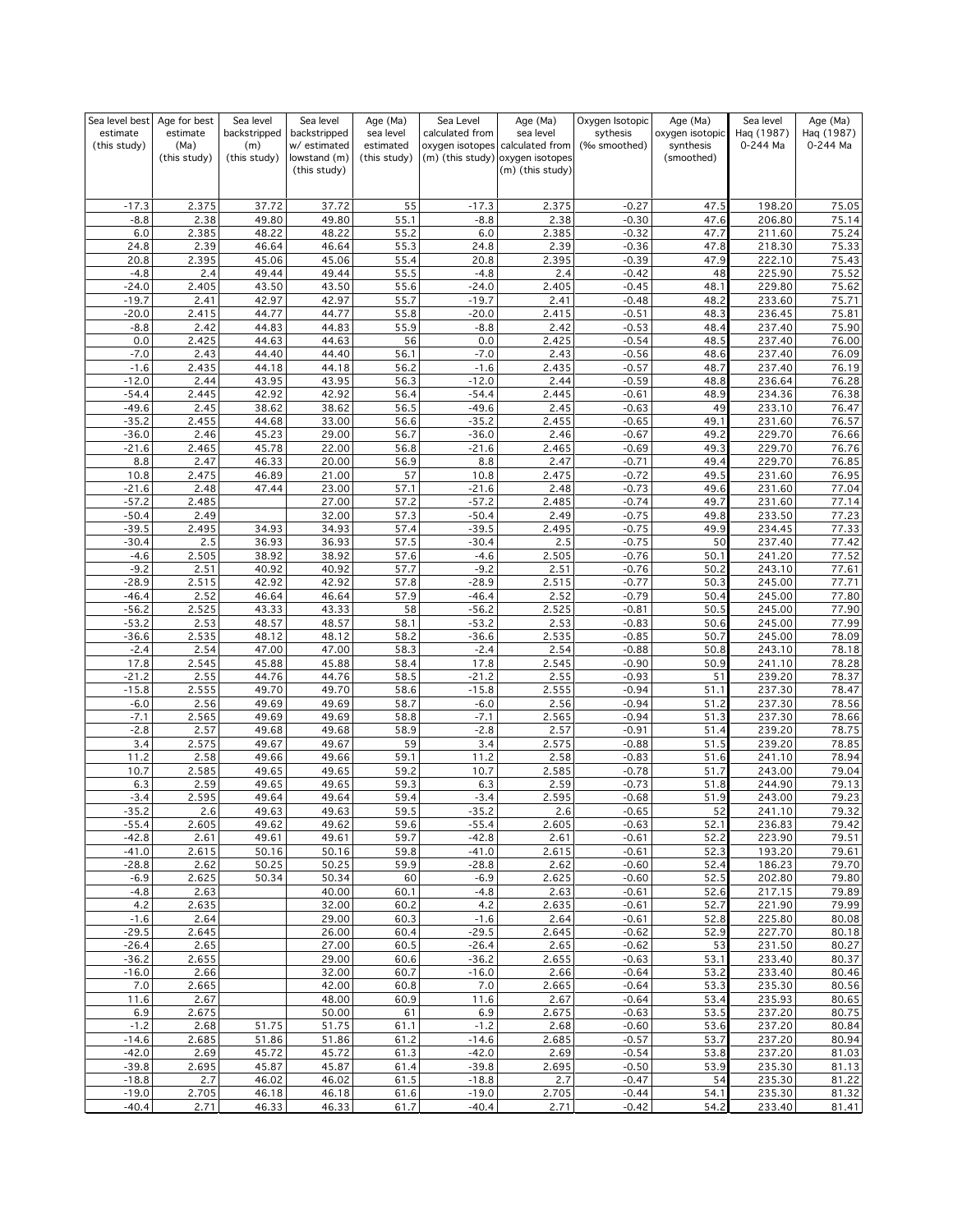| Sea level best estimate (this study) | Age for best estimate (Ma) (this study) | Sea level backstripped (m) (this study) | Sea level backstripped w/ estimated lowstand (m) (this study) | Age (Ma) sea level estimated (this study) | Sea Level calculated from oxygen isotopes (m) (this study) | Age (Ma) sea level calculated from oxygen isotopes (m) (this study) | Oxygen Isotopic sythesis (‰ smoothed) | Age (Ma) oxygen isotopic synthesis (smoothed) | Sea level Haq (1987) 0-244 Ma | Age (Ma) Haq (1987) 0-244 Ma |
|---|---|---|---|---|---|---|---|---|---|---|
| -17.3 | 2.375 | 37.72 | 37.72 | 55 | -17.3 | 2.375 | -0.27 | 47.5 | 198.20 | 75.05 |
| -8.8 | 2.38 | 49.80 | 49.80 | 55.1 | -8.8 | 2.38 | -0.30 | 47.6 | 206.80 | 75.14 |
| 6.0 | 2.385 | 48.22 | 48.22 | 55.2 | 6.0 | 2.385 | -0.32 | 47.7 | 211.60 | 75.24 |
| 24.8 | 2.39 | 46.64 | 46.64 | 55.3 | 24.8 | 2.39 | -0.36 | 47.8 | 218.30 | 75.33 |
| 20.8 | 2.395 | 45.06 | 45.06 | 55.4 | 20.8 | 2.395 | -0.39 | 47.9 | 222.10 | 75.43 |
| -4.8 | 2.4 | 49.44 | 49.44 | 55.5 | -4.8 | 2.4 | -0.42 | 48 | 225.90 | 75.52 |
| -24.0 | 2.405 | 43.50 | 43.50 | 55.6 | -24.0 | 2.405 | -0.45 | 48.1 | 229.80 | 75.62 |
| -19.7 | 2.41 | 42.97 | 42.97 | 55.7 | -19.7 | 2.41 | -0.48 | 48.2 | 233.60 | 75.71 |
| -20.0 | 2.415 | 44.77 | 44.77 | 55.8 | -20.0 | 2.415 | -0.51 | 48.3 | 236.45 | 75.81 |
| -8.8 | 2.42 | 44.83 | 44.83 | 55.9 | -8.8 | 2.42 | -0.53 | 48.4 | 237.40 | 75.90 |
| 0.0 | 2.425 | 44.63 | 44.63 | 56 | 0.0 | 2.425 | -0.54 | 48.5 | 237.40 | 76.00 |
| -7.0 | 2.43 | 44.40 | 44.40 | 56.1 | -7.0 | 2.43 | -0.56 | 48.6 | 237.40 | 76.09 |
| -1.6 | 2.435 | 44.18 | 44.18 | 56.2 | -1.6 | 2.435 | -0.57 | 48.7 | 237.40 | 76.19 |
| -12.0 | 2.44 | 43.95 | 43.95 | 56.3 | -12.0 | 2.44 | -0.59 | 48.8 | 236.64 | 76.28 |
| -54.4 | 2.445 | 42.92 | 42.92 | 56.4 | -54.4 | 2.445 | -0.61 | 48.9 | 234.36 | 76.38 |
| -49.6 | 2.45 | 38.62 | 38.62 | 56.5 | -49.6 | 2.45 | -0.63 | 49 | 233.10 | 76.47 |
| -35.2 | 2.455 | 44.68 | 33.00 | 56.6 | -35.2 | 2.455 | -0.65 | 49.1 | 231.60 | 76.57 |
| -36.0 | 2.46 | 45.23 | 29.00 | 56.7 | -36.0 | 2.46 | -0.67 | 49.2 | 229.70 | 76.66 |
| -21.6 | 2.465 | 45.78 | 22.00 | 56.8 | -21.6 | 2.465 | -0.69 | 49.3 | 229.70 | 76.76 |
| 8.8 | 2.47 | 46.33 | 20.00 | 56.9 | 8.8 | 2.47 | -0.71 | 49.4 | 229.70 | 76.85 |
| 10.8 | 2.475 | 46.89 | 21.00 | 57 | 10.8 | 2.475 | -0.72 | 49.5 | 231.60 | 76.95 |
| -21.6 | 2.48 | 47.44 | 23.00 | 57.1 | -21.6 | 2.48 | -0.73 | 49.6 | 231.60 | 77.04 |
| -57.2 | 2.485 | | 27.00 | 57.2 | -57.2 | 2.485 | -0.74 | 49.7 | 231.60 | 77.14 |
| -50.4 | 2.49 | | 32.00 | 57.3 | -50.4 | 2.49 | -0.75 | 49.8 | 233.50 | 77.23 |
| -39.5 | 2.495 | 34.93 | 34.93 | 57.4 | -39.5 | 2.495 | -0.75 | 49.9 | 234.45 | 77.33 |
| -30.4 | 2.5 | 36.93 | 36.93 | 57.5 | -30.4 | 2.5 | -0.75 | 50 | 237.40 | 77.42 |
| -4.6 | 2.505 | 38.92 | 38.92 | 57.6 | -4.6 | 2.505 | -0.76 | 50.1 | 241.20 | 77.52 |
| -9.2 | 2.51 | 40.92 | 40.92 | 57.7 | -9.2 | 2.51 | -0.76 | 50.2 | 243.10 | 77.61 |
| -28.9 | 2.515 | 42.92 | 42.92 | 57.8 | -28.9 | 2.515 | -0.77 | 50.3 | 245.00 | 77.71 |
| -46.4 | 2.52 | 46.64 | 46.64 | 57.9 | -46.4 | 2.52 | -0.79 | 50.4 | 245.00 | 77.80 |
| -56.2 | 2.525 | 43.33 | 43.33 | 58 | -56.2 | 2.525 | -0.81 | 50.5 | 245.00 | 77.90 |
| -53.2 | 2.53 | 48.57 | 48.57 | 58.1 | -53.2 | 2.53 | -0.83 | 50.6 | 245.00 | 77.99 |
| -36.6 | 2.535 | 48.12 | 48.12 | 58.2 | -36.6 | 2.535 | -0.85 | 50.7 | 245.00 | 78.09 |
| -2.4 | 2.54 | 47.00 | 47.00 | 58.3 | -2.4 | 2.54 | -0.88 | 50.8 | 243.10 | 78.18 |
| 17.8 | 2.545 | 45.88 | 45.88 | 58.4 | 17.8 | 2.545 | -0.90 | 50.9 | 241.10 | 78.28 |
| -21.2 | 2.55 | 44.76 | 44.76 | 58.5 | -21.2 | 2.55 | -0.93 | 51 | 239.20 | 78.37 |
| -15.8 | 2.555 | 49.70 | 49.70 | 58.6 | -15.8 | 2.555 | -0.94 | 51.1 | 237.30 | 78.47 |
| -6.0 | 2.56 | 49.69 | 49.69 | 58.7 | -6.0 | 2.56 | -0.94 | 51.2 | 237.30 | 78.56 |
| -7.1 | 2.565 | 49.69 | 49.69 | 58.8 | -7.1 | 2.565 | -0.94 | 51.3 | 237.30 | 78.66 |
| -2.8 | 2.57 | 49.68 | 49.68 | 58.9 | -2.8 | 2.57 | -0.91 | 51.4 | 239.20 | 78.75 |
| 3.4 | 2.575 | 49.67 | 49.67 | 59 | 3.4 | 2.575 | -0.88 | 51.5 | 239.20 | 78.85 |
| 11.2 | 2.58 | 49.66 | 49.66 | 59.1 | 11.2 | 2.58 | -0.83 | 51.6 | 241.10 | 78.94 |
| 10.7 | 2.585 | 49.65 | 49.65 | 59.2 | 10.7 | 2.585 | -0.78 | 51.7 | 243.00 | 79.04 |
| 6.3 | 2.59 | 49.65 | 49.65 | 59.3 | 6.3 | 2.59 | -0.73 | 51.8 | 244.90 | 79.13 |
| -3.4 | 2.595 | 49.64 | 49.64 | 59.4 | -3.4 | 2.595 | -0.68 | 51.9 | 243.00 | 79.23 |
| -35.2 | 2.6 | 49.63 | 49.63 | 59.5 | -35.2 | 2.6 | -0.65 | 52 | 241.10 | 79.32 |
| -55.4 | 2.605 | 49.62 | 49.62 | 59.6 | -55.4 | 2.605 | -0.63 | 52.1 | 236.83 | 79.42 |
| -42.8 | 2.61 | 49.61 | 49.61 | 59.7 | -42.8 | 2.61 | -0.61 | 52.2 | 223.90 | 79.51 |
| -41.0 | 2.615 | 50.16 | 50.16 | 59.8 | -41.0 | 2.615 | -0.61 | 52.3 | 193.20 | 79.61 |
| -28.8 | 2.62 | 50.25 | 50.25 | 59.9 | -28.8 | 2.62 | -0.60 | 52.4 | 186.23 | 79.70 |
| -6.9 | 2.625 | 50.34 | 50.34 | 60 | -6.9 | 2.625 | -0.60 | 52.5 | 202.80 | 79.80 |
| -4.8 | 2.63 | | 40.00 | 60.1 | -4.8 | 2.63 | -0.61 | 52.6 | 217.15 | 79.89 |
| 4.2 | 2.635 | | 32.00 | 60.2 | 4.2 | 2.635 | -0.61 | 52.7 | 221.90 | 79.99 |
| -1.6 | 2.64 | | 29.00 | 60.3 | -1.6 | 2.64 | -0.61 | 52.8 | 225.80 | 80.08 |
| -29.5 | 2.645 | | 26.00 | 60.4 | -29.5 | 2.645 | -0.62 | 52.9 | 227.70 | 80.18 |
| -26.4 | 2.65 | | 27.00 | 60.5 | -26.4 | 2.65 | -0.62 | 53 | 231.50 | 80.27 |
| -36.2 | 2.655 | | 29.00 | 60.6 | -36.2 | 2.655 | -0.63 | 53.1 | 233.40 | 80.37 |
| -16.0 | 2.66 | | 32.00 | 60.7 | -16.0 | 2.66 | -0.64 | 53.2 | 233.40 | 80.46 |
| 7.0 | 2.665 | | 42.00 | 60.8 | 7.0 | 2.665 | -0.64 | 53.3 | 235.30 | 80.56 |
| 11.6 | 2.67 | | 48.00 | 60.9 | 11.6 | 2.67 | -0.64 | 53.4 | 235.93 | 80.65 |
| 6.9 | 2.675 | | 50.00 | 61 | 6.9 | 2.675 | -0.63 | 53.5 | 237.20 | 80.75 |
| -1.2 | 2.68 | 51.75 | 51.75 | 61.1 | -1.2 | 2.68 | -0.60 | 53.6 | 237.20 | 80.84 |
| -14.6 | 2.685 | 51.86 | 51.86 | 61.2 | -14.6 | 2.685 | -0.57 | 53.7 | 237.20 | 80.94 |
| -42.0 | 2.69 | 45.72 | 45.72 | 61.3 | -42.0 | 2.69 | -0.54 | 53.8 | 237.20 | 81.03 |
| -39.8 | 2.695 | 45.87 | 45.87 | 61.4 | -39.8 | 2.695 | -0.50 | 53.9 | 235.30 | 81.13 |
| -18.8 | 2.7 | 46.02 | 46.02 | 61.5 | -18.8 | 2.7 | -0.47 | 54 | 235.30 | 81.22 |
| -19.0 | 2.705 | 46.18 | 46.18 | 61.6 | -19.0 | 2.705 | -0.44 | 54.1 | 235.30 | 81.32 |
| -40.4 | 2.71 | 46.33 | 46.33 | 61.7 | -40.4 | 2.71 | -0.42 | 54.2 | 233.40 | 81.41 |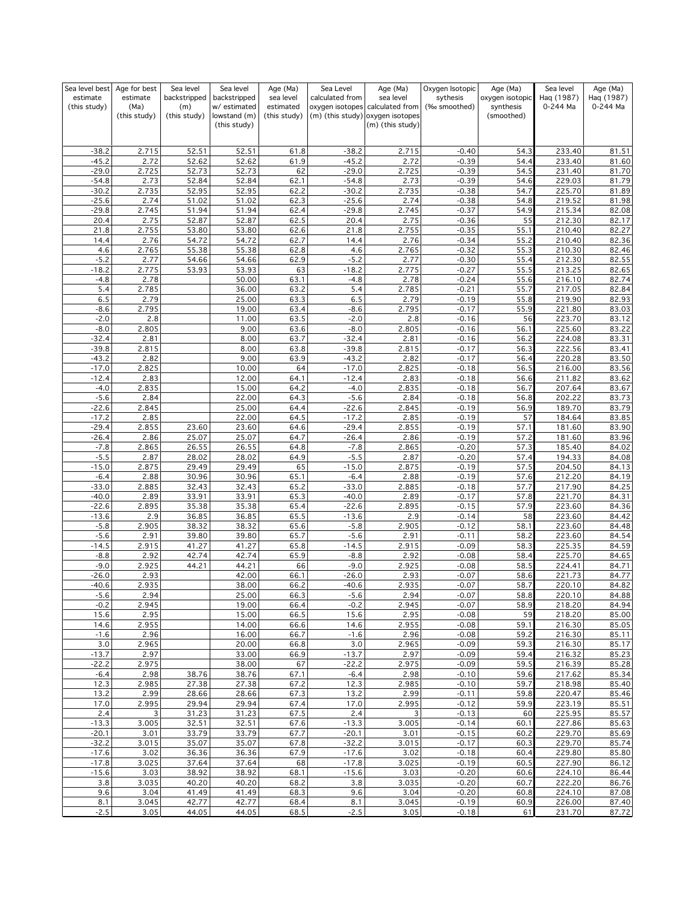| Sea level best estimate (this study) | Age for best estimate (Ma) (this study) | Sea level backstripped (m) (this study) | Sea level backstripped w/ estimated lowstand (m) (this study) | Age (Ma) sea level estimated (this study) | Sea Level calculated from oxygen isotopes (m) (this study) | Age (Ma) sea level calculated from oxygen isotopes (m) (this study) | Oxygen Isotopic sythesis (‰ smoothed) | Age (Ma) oxygen isotopic synthesis (smoothed) | Sea level Haq (1987) 0-244 Ma | Age (Ma) Haq (1987) 0-244 Ma |
|---|---|---|---|---|---|---|---|---|---|---|
| -38.2 | 2.715 | 52.51 | 52.51 | 61.8 | -38.2 | 2.715 | -0.40 | 54.3 | 233.40 | 81.51 |
| -45.2 | 2.72 | 52.62 | 52.62 | 61.9 | -45.2 | 2.72 | -0.39 | 54.4 | 233.40 | 81.60 |
| -29.0 | 2.725 | 52.73 | 52.73 | 62 | -29.0 | 2.725 | -0.39 | 54.5 | 231.40 | 81.70 |
| -54.8 | 2.73 | 52.84 | 52.84 | 62.1 | -54.8 | 2.73 | -0.39 | 54.6 | 229.03 | 81.79 |
| -30.2 | 2.735 | 52.95 | 52.95 | 62.2 | -30.2 | 2.735 | -0.38 | 54.7 | 225.70 | 81.89 |
| -25.6 | 2.74 | 51.02 | 51.02 | 62.3 | -25.6 | 2.74 | -0.38 | 54.8 | 219.52 | 81.98 |
| -29.8 | 2.745 | 51.94 | 51.94 | 62.4 | -29.8 | 2.745 | -0.37 | 54.9 | 215.34 | 82.08 |
| 20.4 | 2.75 | 52.87 | 52.87 | 62.5 | 20.4 | 2.75 | -0.36 | 55 | 212.30 | 82.17 |
| 21.8 | 2.755 | 53.80 | 53.80 | 62.6 | 21.8 | 2.755 | -0.35 | 55.1 | 210.40 | 82.27 |
| 14.4 | 2.76 | 54.72 | 54.72 | 62.7 | 14.4 | 2.76 | -0.34 | 55.2 | 210.40 | 82.36 |
| 4.6 | 2.765 | 55.38 | 55.38 | 62.8 | 4.6 | 2.765 | -0.32 | 55.3 | 210.30 | 82.46 |
| -5.2 | 2.77 | 54.66 | 54.66 | 62.9 | -5.2 | 2.77 | -0.30 | 55.4 | 212.30 | 82.55 |
| -18.2 | 2.775 | 53.93 | 53.93 | 63 | -18.2 | 2.775 | -0.27 | 55.5 | 213.25 | 82.65 |
| -4.8 | 2.78 | | 50.00 | 63.1 | -4.8 | 2.78 | -0.24 | 55.6 | 216.10 | 82.74 |
| 5.4 | 2.785 | | 36.00 | 63.2 | 5.4 | 2.785 | -0.21 | 55.7 | 217.05 | 82.84 |
| 6.5 | 2.79 | | 25.00 | 63.3 | 6.5 | 2.79 | -0.19 | 55.8 | 219.90 | 82.93 |
| -8.6 | 2.795 | | 19.00 | 63.4 | -8.6 | 2.795 | -0.17 | 55.9 | 221.80 | 83.03 |
| -2.0 | 2.8 | | 11.00 | 63.5 | -2.0 | 2.8 | -0.16 | 56 | 223.70 | 83.12 |
| -8.0 | 2.805 | | 9.00 | 63.6 | -8.0 | 2.805 | -0.16 | 56.1 | 225.60 | 83.22 |
| -32.4 | 2.81 | | 8.00 | 63.7 | -32.4 | 2.81 | -0.16 | 56.2 | 224.08 | 83.31 |
| -39.8 | 2.815 | | 8.00 | 63.8 | -39.8 | 2.815 | -0.17 | 56.3 | 222.56 | 83.41 |
| -43.2 | 2.82 | | 9.00 | 63.9 | -43.2 | 2.82 | -0.17 | 56.4 | 220.28 | 83.50 |
| -17.0 | 2.825 | | 10.00 | 64 | -17.0 | 2.825 | -0.18 | 56.5 | 216.00 | 83.56 |
| -12.4 | 2.83 | | 12.00 | 64.1 | -12.4 | 2.83 | -0.18 | 56.6 | 211.82 | 83.62 |
| -4.0 | 2.835 | | 15.00 | 64.2 | -4.0 | 2.835 | -0.18 | 56.7 | 207.64 | 83.67 |
| -5.6 | 2.84 | | 22.00 | 64.3 | -5.6 | 2.84 | -0.18 | 56.8 | 202.22 | 83.73 |
| -22.6 | 2.845 | | 25.00 | 64.4 | -22.6 | 2.845 | -0.19 | 56.9 | 189.70 | 83.79 |
| -17.2 | 2.85 | | 22.00 | 64.5 | -17.2 | 2.85 | -0.19 | 57 | 184.64 | 83.85 |
| -29.4 | 2.855 | 23.60 | 23.60 | 64.6 | -29.4 | 2.855 | -0.19 | 57.1 | 181.60 | 83.90 |
| -26.4 | 2.86 | 25.07 | 25.07 | 64.7 | -26.4 | 2.86 | -0.19 | 57.2 | 181.60 | 83.96 |
| -7.8 | 2.865 | 26.55 | 26.55 | 64.8 | -7.8 | 2.865 | -0.20 | 57.3 | 185.40 | 84.02 |
| -5.5 | 2.87 | 28.02 | 28.02 | 64.9 | -5.5 | 2.87 | -0.20 | 57.4 | 194.33 | 84.08 |
| -15.0 | 2.875 | 29.49 | 29.49 | 65 | -15.0 | 2.875 | -0.19 | 57.5 | 204.50 | 84.13 |
| -6.4 | 2.88 | 30.96 | 30.96 | 65.1 | -6.4 | 2.88 | -0.19 | 57.6 | 212.20 | 84.19 |
| -33.0 | 2.885 | 32.43 | 32.43 | 65.2 | -33.0 | 2.885 | -0.18 | 57.7 | 217.90 | 84.25 |
| -40.0 | 2.89 | 33.91 | 33.91 | 65.3 | -40.0 | 2.89 | -0.17 | 57.8 | 221.70 | 84.31 |
| -22.6 | 2.895 | 35.38 | 35.38 | 65.4 | -22.6 | 2.895 | -0.15 | 57.9 | 223.60 | 84.36 |
| -13.6 | 2.9 | 36.85 | 36.85 | 65.5 | -13.6 | 2.9 | -0.14 | 58 | 223.60 | 84.42 |
| -5.8 | 2.905 | 38.32 | 38.32 | 65.6 | -5.8 | 2.905 | -0.12 | 58.1 | 223.60 | 84.48 |
| -5.6 | 2.91 | 39.80 | 39.80 | 65.7 | -5.6 | 2.91 | -0.11 | 58.2 | 223.60 | 84.54 |
| -14.5 | 2.915 | 41.27 | 41.27 | 65.8 | -14.5 | 2.915 | -0.09 | 58.3 | 225.35 | 84.59 |
| -8.8 | 2.92 | 42.74 | 42.74 | 65.9 | -8.8 | 2.92 | -0.08 | 58.4 | 225.70 | 84.65 |
| -9.0 | 2.925 | 44.21 | 44.21 | 66 | -9.0 | 2.925 | -0.08 | 58.5 | 224.41 | 84.71 |
| -26.0 | 2.93 | | 42.00 | 66.1 | -26.0 | 2.93 | -0.07 | 58.6 | 221.73 | 84.77 |
| -40.6 | 2.935 | | 38.00 | 66.2 | -40.6 | 2.935 | -0.07 | 58.7 | 220.10 | 84.82 |
| -5.6 | 2.94 | | 25.00 | 66.3 | -5.6 | 2.94 | -0.07 | 58.8 | 220.10 | 84.88 |
| -0.2 | 2.945 | | 19.00 | 66.4 | -0.2 | 2.945 | -0.07 | 58.9 | 218.20 | 84.94 |
| 15.6 | 2.95 | | 15.00 | 66.5 | 15.6 | 2.95 | -0.08 | 59 | 218.20 | 85.00 |
| 14.6 | 2.955 | | 14.00 | 66.6 | 14.6 | 2.955 | -0.08 | 59.1 | 216.30 | 85.05 |
| -1.6 | 2.96 | | 16.00 | 66.7 | -1.6 | 2.96 | -0.08 | 59.2 | 216.30 | 85.11 |
| 3.0 | 2.965 | | 20.00 | 66.8 | 3.0 | 2.965 | -0.09 | 59.3 | 216.30 | 85.17 |
| -13.7 | 2.97 | | 33.00 | 66.9 | -13.7 | 2.97 | -0.09 | 59.4 | 216.32 | 85.23 |
| -22.2 | 2.975 | | 38.00 | 67 | -22.2 | 2.975 | -0.09 | 59.5 | 216.39 | 85.28 |
| -6.4 | 2.98 | 38.76 | 38.76 | 67.1 | -6.4 | 2.98 | -0.10 | 59.6 | 217.62 | 85.34 |
| 12.3 | 2.985 | 27.38 | 27.38 | 67.2 | 12.3 | 2.985 | -0.10 | 59.7 | 218.98 | 85.40 |
| 13.2 | 2.99 | 28.66 | 28.66 | 67.3 | 13.2 | 2.99 | -0.11 | 59.8 | 220.47 | 85.46 |
| 17.0 | 2.995 | 29.94 | 29.94 | 67.4 | 17.0 | 2.995 | -0.12 | 59.9 | 223.19 | 85.51 |
| 2.4 | 3 | 31.23 | 31.23 | 67.5 | 2.4 | 3 | -0.13 | 60 | 225.95 | 85.57 |
| -13.3 | 3.005 | 32.51 | 32.51 | 67.6 | -13.3 | 3.005 | -0.14 | 60.1 | 227.86 | 85.63 |
| -20.1 | 3.01 | 33.79 | 33.79 | 67.7 | -20.1 | 3.01 | -0.15 | 60.2 | 229.70 | 85.69 |
| -32.2 | 3.015 | 35.07 | 35.07 | 67.8 | -32.2 | 3.015 | -0.17 | 60.3 | 229.70 | 85.74 |
| -17.6 | 3.02 | 36.36 | 36.36 | 67.9 | -17.6 | 3.02 | -0.18 | 60.4 | 229.80 | 85.80 |
| -17.8 | 3.025 | 37.64 | 37.64 | 68 | -17.8 | 3.025 | -0.19 | 60.5 | 227.90 | 86.12 |
| -15.6 | 3.03 | 38.92 | 38.92 | 68.1 | -15.6 | 3.03 | -0.20 | 60.6 | 224.10 | 86.44 |
| 3.8 | 3.035 | 40.20 | 40.20 | 68.2 | 3.8 | 3.035 | -0.20 | 60.7 | 222.20 | 86.76 |
| 9.6 | 3.04 | 41.49 | 41.49 | 68.3 | 9.6 | 3.04 | -0.20 | 60.8 | 224.10 | 87.08 |
| 8.1 | 3.045 | 42.77 | 42.77 | 68.4 | 8.1 | 3.045 | -0.19 | 60.9 | 226.00 | 87.40 |
| -2.5 | 3.05 | 44.05 | 44.05 | 68.5 | -2.5 | 3.05 | -0.18 | 61 | 231.70 | 87.72 |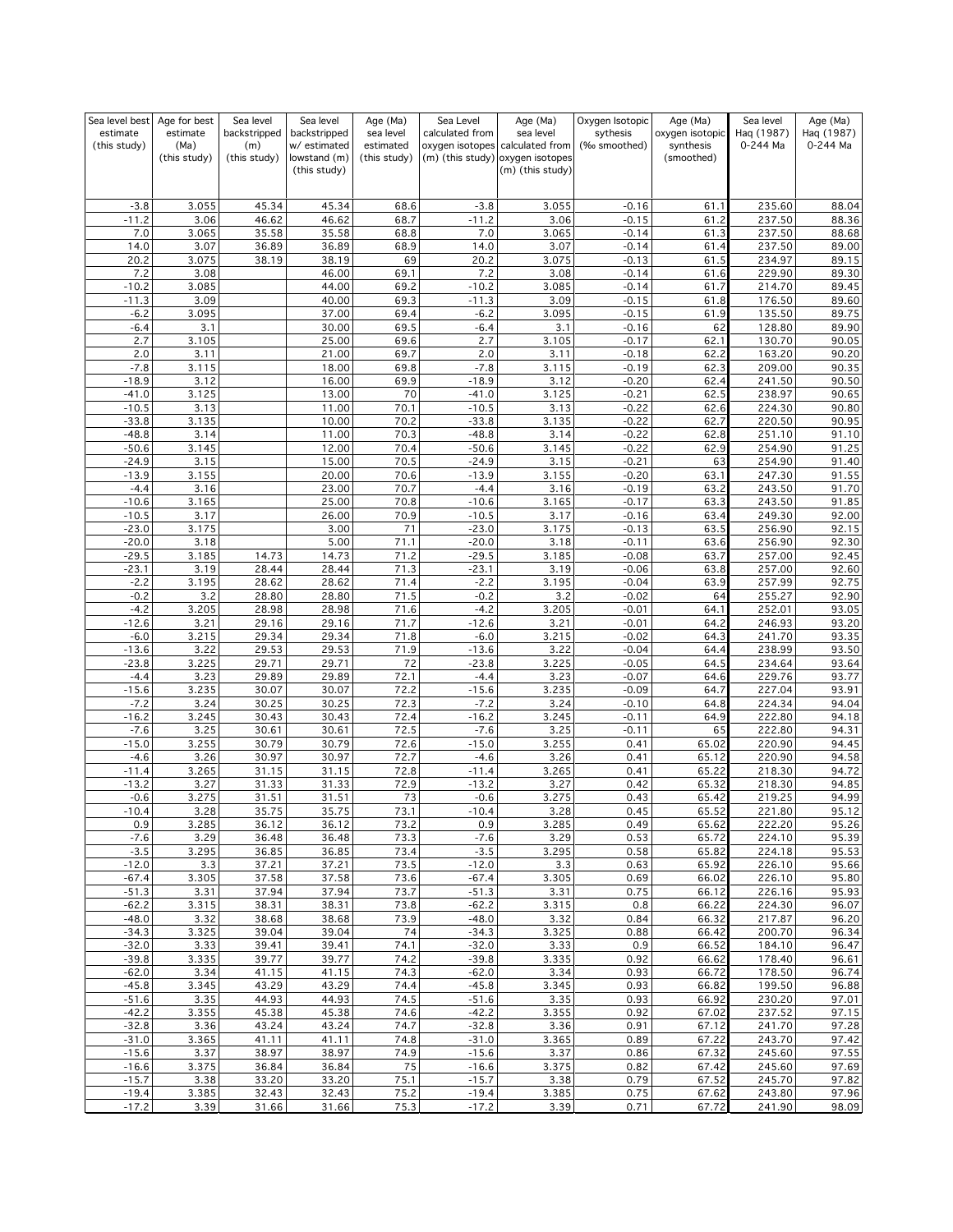| Sea level best estimate (this study) | Age for best estimate (Ma) (this study) | Sea level backstripped (m) (this study) | Sea level backstripped w/ estimated lowstand (m) (this study) | Age (Ma) sea level estimated (this study) | Sea Level calculated from oxygen isotopes (m) (this study) | Age (Ma) sea level calculated from oxygen isotopes (m) (this study) | Oxygen Isotopic sythesis (‰ smoothed) | Age (Ma) oxygen isotopic synthesis (smoothed) | Sea level Haq (1987) 0-244 Ma | Age (Ma) Haq (1987) 0-244 Ma |
|---|---|---|---|---|---|---|---|---|---|---|
| -3.8 | 3.055 | 45.34 | 45.34 | 68.6 | -3.8 | 3.055 | -0.16 | 61.1 | 235.60 | 88.04 |
| -11.2 | 3.06 | 46.62 | 46.62 | 68.7 | -11.2 | 3.06 | -0.15 | 61.2 | 237.50 | 88.36 |
| 7.0 | 3.065 | 35.58 | 35.58 | 68.8 | 7.0 | 3.065 | -0.14 | 61.3 | 237.50 | 88.68 |
| 14.0 | 3.07 | 36.89 | 36.89 | 68.9 | 14.0 | 3.07 | -0.14 | 61.4 | 237.50 | 89.00 |
| 20.2 | 3.075 | 38.19 | 38.19 | 69 | 20.2 | 3.075 | -0.13 | 61.5 | 234.97 | 89.15 |
| 7.2 | 3.08 | | 46.00 | 69.1 | 7.2 | 3.08 | -0.14 | 61.6 | 229.90 | 89.30 |
| -10.2 | 3.085 | | 44.00 | 69.2 | -10.2 | 3.085 | -0.14 | 61.7 | 214.70 | 89.45 |
| -11.3 | 3.09 | | 40.00 | 69.3 | -11.3 | 3.09 | -0.15 | 61.8 | 176.50 | 89.60 |
| -6.2 | 3.095 | | 37.00 | 69.4 | -6.2 | 3.095 | -0.15 | 61.9 | 135.50 | 89.75 |
| -6.4 | 3.1 | | 30.00 | 69.5 | -6.4 | 3.1 | -0.16 | 62 | 128.80 | 89.90 |
| 2.7 | 3.105 | | 25.00 | 69.6 | 2.7 | 3.105 | -0.17 | 62.1 | 130.70 | 90.05 |
| 2.0 | 3.11 | | 21.00 | 69.7 | 2.0 | 3.11 | -0.18 | 62.2 | 163.20 | 90.20 |
| -7.8 | 3.115 | | 18.00 | 69.8 | -7.8 | 3.115 | -0.19 | 62.3 | 209.00 | 90.35 |
| -18.9 | 3.12 | | 16.00 | 69.9 | -18.9 | 3.12 | -0.20 | 62.4 | 241.50 | 90.50 |
| -41.0 | 3.125 | | 13.00 | 70 | -41.0 | 3.125 | -0.21 | 62.5 | 238.97 | 90.65 |
| -10.5 | 3.13 | | 11.00 | 70.1 | -10.5 | 3.13 | -0.22 | 62.6 | 224.30 | 90.80 |
| -33.8 | 3.135 | | 10.00 | 70.2 | -33.8 | 3.135 | -0.22 | 62.7 | 220.50 | 90.95 |
| -48.8 | 3.14 | | 11.00 | 70.3 | -48.8 | 3.14 | -0.22 | 62.8 | 251.10 | 91.10 |
| -50.6 | 3.145 | | 12.00 | 70.4 | -50.6 | 3.145 | -0.22 | 62.9 | 254.90 | 91.25 |
| -24.9 | 3.15 | | 15.00 | 70.5 | -24.9 | 3.15 | -0.21 | 63 | 254.90 | 91.40 |
| -13.9 | 3.155 | | 20.00 | 70.6 | -13.9 | 3.155 | -0.20 | 63.1 | 247.30 | 91.55 |
| -4.4 | 3.16 | | 23.00 | 70.7 | -4.4 | 3.16 | -0.19 | 63.2 | 243.50 | 91.70 |
| -10.6 | 3.165 | | 25.00 | 70.8 | -10.6 | 3.165 | -0.17 | 63.3 | 243.50 | 91.85 |
| -10.5 | 3.17 | | 26.00 | 70.9 | -10.5 | 3.17 | -0.16 | 63.4 | 249.30 | 92.00 |
| -23.0 | 3.175 | | 3.00 | 71 | -23.0 | 3.175 | -0.13 | 63.5 | 256.90 | 92.15 |
| -20.0 | 3.18 | | 5.00 | 71.1 | -20.0 | 3.18 | -0.11 | 63.6 | 256.90 | 92.30 |
| -29.5 | 3.185 | 14.73 | 14.73 | 71.2 | -29.5 | 3.185 | -0.08 | 63.7 | 257.00 | 92.45 |
| -23.1 | 3.19 | 28.44 | 28.44 | 71.3 | -23.1 | 3.19 | -0.06 | 63.8 | 257.00 | 92.60 |
| -2.2 | 3.195 | 28.62 | 28.62 | 71.4 | -2.2 | 3.195 | -0.04 | 63.9 | 257.99 | 92.75 |
| -0.2 | 3.2 | 28.80 | 28.80 | 71.5 | -0.2 | 3.2 | -0.02 | 64 | 255.27 | 92.90 |
| -4.2 | 3.205 | 28.98 | 28.98 | 71.6 | -4.2 | 3.205 | -0.01 | 64.1 | 252.01 | 93.05 |
| -12.6 | 3.21 | 29.16 | 29.16 | 71.7 | -12.6 | 3.21 | -0.01 | 64.2 | 246.93 | 93.20 |
| -6.0 | 3.215 | 29.34 | 29.34 | 71.8 | -6.0 | 3.215 | -0.02 | 64.3 | 241.70 | 93.35 |
| -13.6 | 3.22 | 29.53 | 29.53 | 71.9 | -13.6 | 3.22 | -0.04 | 64.4 | 238.99 | 93.50 |
| -23.8 | 3.225 | 29.71 | 29.71 | 72 | -23.8 | 3.225 | -0.05 | 64.5 | 234.64 | 93.64 |
| -4.4 | 3.23 | 29.89 | 29.89 | 72.1 | -4.4 | 3.23 | -0.07 | 64.6 | 229.76 | 93.77 |
| -15.6 | 3.235 | 30.07 | 30.07 | 72.2 | -15.6 | 3.235 | -0.09 | 64.7 | 227.04 | 93.91 |
| -7.2 | 3.24 | 30.25 | 30.25 | 72.3 | -7.2 | 3.24 | -0.10 | 64.8 | 224.34 | 94.04 |
| -16.2 | 3.245 | 30.43 | 30.43 | 72.4 | -16.2 | 3.245 | -0.11 | 64.9 | 222.80 | 94.18 |
| -7.6 | 3.25 | 30.61 | 30.61 | 72.5 | -7.6 | 3.25 | -0.11 | 65 | 222.80 | 94.31 |
| -15.0 | 3.255 | 30.79 | 30.79 | 72.6 | -15.0 | 3.255 | 0.41 | 65.02 | 220.90 | 94.45 |
| -4.6 | 3.26 | 30.97 | 30.97 | 72.7 | -4.6 | 3.26 | 0.41 | 65.12 | 220.90 | 94.58 |
| -11.4 | 3.265 | 31.15 | 31.15 | 72.8 | -11.4 | 3.265 | 0.41 | 65.22 | 218.30 | 94.72 |
| -13.2 | 3.27 | 31.33 | 31.33 | 72.9 | -13.2 | 3.27 | 0.42 | 65.32 | 218.30 | 94.85 |
| -0.6 | 3.275 | 31.51 | 31.51 | 73 | -0.6 | 3.275 | 0.43 | 65.42 | 219.25 | 94.99 |
| -10.4 | 3.28 | 35.75 | 35.75 | 73.1 | -10.4 | 3.28 | 0.45 | 65.52 | 221.80 | 95.12 |
| 0.9 | 3.285 | 36.12 | 36.12 | 73.2 | 0.9 | 3.285 | 0.49 | 65.62 | 222.20 | 95.26 |
| -7.6 | 3.29 | 36.48 | 36.48 | 73.3 | -7.6 | 3.29 | 0.53 | 65.72 | 224.10 | 95.39 |
| -3.5 | 3.295 | 36.85 | 36.85 | 73.4 | -3.5 | 3.295 | 0.58 | 65.82 | 224.18 | 95.53 |
| -12.0 | 3.3 | 37.21 | 37.21 | 73.5 | -12.0 | 3.3 | 0.63 | 65.92 | 226.10 | 95.66 |
| -67.4 | 3.305 | 37.58 | 37.58 | 73.6 | -67.4 | 3.305 | 0.69 | 66.02 | 226.10 | 95.80 |
| -51.3 | 3.31 | 37.94 | 37.94 | 73.7 | -51.3 | 3.31 | 0.75 | 66.12 | 226.16 | 95.93 |
| -62.2 | 3.315 | 38.31 | 38.31 | 73.8 | -62.2 | 3.315 | 0.8 | 66.22 | 224.30 | 96.07 |
| -48.0 | 3.32 | 38.68 | 38.68 | 73.9 | -48.0 | 3.32 | 0.84 | 66.32 | 217.87 | 96.20 |
| -34.3 | 3.325 | 39.04 | 39.04 | 74 | -34.3 | 3.325 | 0.88 | 66.42 | 200.70 | 96.34 |
| -32.0 | 3.33 | 39.41 | 39.41 | 74.1 | -32.0 | 3.33 | 0.9 | 66.52 | 184.10 | 96.47 |
| -39.8 | 3.335 | 39.77 | 39.77 | 74.2 | -39.8 | 3.335 | 0.92 | 66.62 | 178.40 | 96.61 |
| -62.0 | 3.34 | 41.15 | 41.15 | 74.3 | -62.0 | 3.34 | 0.93 | 66.72 | 178.50 | 96.74 |
| -45.8 | 3.345 | 43.29 | 43.29 | 74.4 | -45.8 | 3.345 | 0.93 | 66.82 | 199.50 | 96.88 |
| -51.6 | 3.35 | 44.93 | 44.93 | 74.5 | -51.6 | 3.35 | 0.93 | 66.92 | 230.20 | 97.01 |
| -42.2 | 3.355 | 45.38 | 45.38 | 74.6 | -42.2 | 3.355 | 0.92 | 67.02 | 237.52 | 97.15 |
| -32.8 | 3.36 | 43.24 | 43.24 | 74.7 | -32.8 | 3.36 | 0.91 | 67.12 | 241.70 | 97.28 |
| -31.0 | 3.365 | 41.11 | 41.11 | 74.8 | -31.0 | 3.365 | 0.89 | 67.22 | 243.70 | 97.42 |
| -15.6 | 3.37 | 38.97 | 38.97 | 74.9 | -15.6 | 3.37 | 0.86 | 67.32 | 245.60 | 97.55 |
| -16.6 | 3.375 | 36.84 | 36.84 | 75 | -16.6 | 3.375 | 0.82 | 67.42 | 245.60 | 97.69 |
| -15.7 | 3.38 | 33.20 | 33.20 | 75.1 | -15.7 | 3.38 | 0.79 | 67.52 | 245.70 | 97.82 |
| -19.4 | 3.385 | 32.43 | 32.43 | 75.2 | -19.4 | 3.385 | 0.75 | 67.62 | 243.80 | 97.96 |
| -17.2 | 3.39 | 31.66 | 31.66 | 75.3 | -17.2 | 3.39 | 0.71 | 67.72 | 241.90 | 98.09 |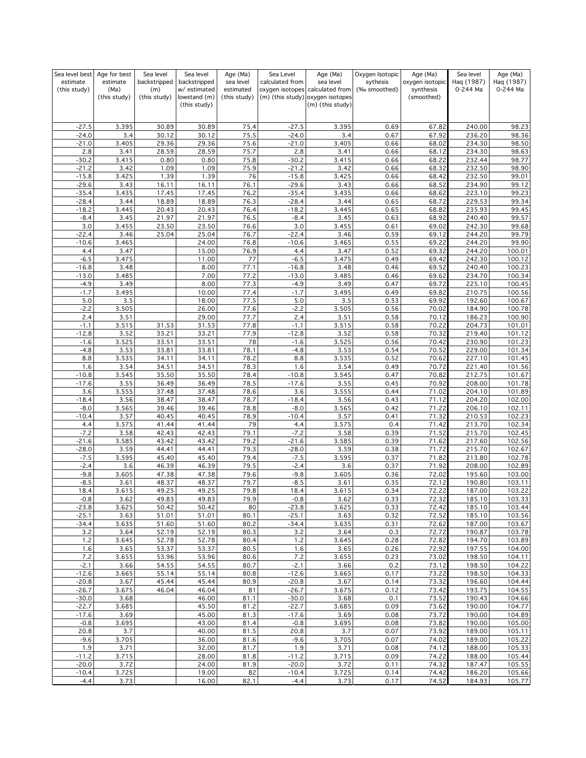| Sea level best estimate (this study) | Age for best estimate (Ma) (this study) | Sea level backstripped (m) (this study) | Sea level backstripped w/ estimated lowstand (m) (this study) | Age (Ma) sea level estimated (this study) | Sea Level calculated from oxygen isotopes (m) (this study) | Age (Ma) sea level calculated from oxygen isotopes (m) (this study) | Oxygen Isotopic sythesis (‰ smoothed) | Age (Ma) oxygen isotopic synthesis (smoothed) | Sea level Haq (1987) 0-244 Ma | Age (Ma) Haq (1987) 0-244 Ma |
|---|---|---|---|---|---|---|---|---|---|---|
| -27.5 | 3.395 | 30.89 | 30.89 | 75.4 | -27.5 | 3.395 | 0.69 | 67.82 | 240.00 | 98.23 |
| -24.0 | 3.4 | 30.12 | 30.12 | 75.5 | -24.0 | 3.4 | 0.67 | 67.92 | 236.20 | 98.36 |
| -21.0 | 3.405 | 29.36 | 29.36 | 75.6 | -21.0 | 3.405 | 0.66 | 68.02 | 234.30 | 98.50 |
| 2.8 | 3.41 | 28.59 | 28.59 | 75.7 | 2.8 | 3.41 | 0.66 | 68.12 | 234.30 | 98.63 |
| -30.2 | 3.415 | 0.80 | 0.80 | 75.8 | -30.2 | 3.415 | 0.66 | 68.22 | 232.44 | 98.77 |
| -21.2 | 3.42 | 1.09 | 1.09 | 75.9 | -21.2 | 3.42 | 0.66 | 68.32 | 232.50 | 98.90 |
| -15.8 | 3.425 | 1.39 | 1.39 | 76 | -15.8 | 3.425 | 0.66 | 68.42 | 232.50 | 99.01 |
| -29.6 | 3.43 | 16.11 | 16.11 | 76.1 | -29.6 | 3.43 | 0.66 | 68.52 | 234.90 | 99.12 |
| -35.4 | 3.435 | 17.45 | 17.45 | 76.2 | -35.4 | 3.435 | 0.66 | 68.62 | 223.10 | 99.23 |
| -28.4 | 3.44 | 18.89 | 18.89 | 76.3 | -28.4 | 3.44 | 0.65 | 68.72 | 229.53 | 99.34 |
| -18.2 | 3.445 | 20.43 | 20.43 | 76.4 | -18.2 | 3.445 | 0.65 | 68.82 | 235.93 | 99.45 |
| -8.4 | 3.45 | 21.97 | 21.97 | 76.5 | -8.4 | 3.45 | 0.63 | 68.92 | 240.40 | 99.57 |
| 3.0 | 3.455 | 23.50 | 23.50 | 76.6 | 3.0 | 3.455 | 0.61 | 69.02 | 242.30 | 99.68 |
| -22.4 | 3.46 | 25.04 | 25.04 | 76.7 | -22.4 | 3.46 | 0.59 | 69.12 | 244.20 | 99.79 |
| -10.6 | 3.465 | | 24.00 | 76.8 | -10.6 | 3.465 | 0.55 | 69.22 | 244.20 | 99.90 |
| 4.4 | 3.47 | | 15.00 | 76.9 | 4.4 | 3.47 | 0.52 | 69.32 | 244.20 | 100.01 |
| -6.5 | 3.475 | | 11.00 | 77 | -6.5 | 3.475 | 0.49 | 69.42 | 242.30 | 100.12 |
| -16.8 | 3.48 | | 8.00 | 77.1 | -16.8 | 3.48 | 0.46 | 69.52 | 240.40 | 100.23 |
| -13.0 | 3.485 | | 7.00 | 77.2 | -13.0 | 3.485 | 0.46 | 69.62 | 234.70 | 100.34 |
| -4.9 | 3.49 | | 8.00 | 77.3 | -4.9 | 3.49 | 0.47 | 69.72 | 225.10 | 100.45 |
| -1.7 | 3.495 | | 10.00 | 77.4 | -1.7 | 3.495 | 0.49 | 69.82 | 210.75 | 100.56 |
| 5.0 | 3.5 | | 18.00 | 77.5 | 5.0 | 3.5 | 0.53 | 69.92 | 192.60 | 100.67 |
| -2.2 | 3.505 | | 26.00 | 77.6 | -2.2 | 3.505 | 0.56 | 70.02 | 184.90 | 100.78 |
| 2.4 | 3.51 | | 29.00 | 77.7 | 2.4 | 3.51 | 0.58 | 70.12 | 186.23 | 100.90 |
| -1.1 | 3.515 | 31.53 | 31.53 | 77.8 | -1.1 | 3.515 | 0.58 | 70.22 | 204.73 | 101.01 |
| -12.8 | 3.52 | 33.21 | 33.21 | 77.9 | -12.8 | 3.52 | 0.58 | 70.32 | 219.40 | 101.12 |
| -1.6 | 3.525 | 33.51 | 33.51 | 78 | -1.6 | 3.525 | 0.56 | 70.42 | 230.90 | 101.23 |
| -4.8 | 3.53 | 33.81 | 33.81 | 78.1 | -4.8 | 3.53 | 0.54 | 70.52 | 229.00 | 101.34 |
| 8.8 | 3.535 | 34.11 | 34.11 | 78.2 | 8.8 | 3.535 | 0.52 | 70.62 | 227.10 | 101.45 |
| 1.6 | 3.54 | 34.51 | 34.51 | 78.3 | 1.6 | 3.54 | 0.49 | 70.72 | 221.40 | 101.56 |
| -10.8 | 3.545 | 35.50 | 35.50 | 78.4 | -10.8 | 3.545 | 0.47 | 70.82 | 212.75 | 101.67 |
| -17.6 | 3.55 | 36.49 | 36.49 | 78.5 | -17.6 | 3.55 | 0.45 | 70.92 | 208.00 | 101.78 |
| 3.6 | 3.555 | 37.48 | 37.48 | 78.6 | 3.6 | 3.555 | 0.44 | 71.02 | 204.10 | 101.89 |
| -18.4 | 3.56 | 38.47 | 38.47 | 78.7 | -18.4 | 3.56 | 0.43 | 71.12 | 204.20 | 102.00 |
| -8.0 | 3.565 | 39.46 | 39.46 | 78.8 | -8.0 | 3.565 | 0.42 | 71.22 | 206.10 | 102.11 |
| -10.4 | 3.57 | 40.45 | 40.45 | 78.9 | -10.4 | 3.57 | 0.41 | 71.32 | 210.53 | 102.23 |
| 4.4 | 3.575 | 41.44 | 41.44 | 79 | 4.4 | 3.575 | 0.4 | 71.42 | 213.70 | 102.34 |
| -7.2 | 3.58 | 42.43 | 42.43 | 79.1 | -7.2 | 3.58 | 0.39 | 71.52 | 215.70 | 102.45 |
| -21.6 | 3.585 | 43.42 | 43.42 | 79.2 | -21.6 | 3.585 | 0.39 | 71.62 | 217.60 | 102.56 |
| -28.0 | 3.59 | 44.41 | 44.41 | 79.3 | -28.0 | 3.59 | 0.38 | 71.72 | 215.70 | 102.67 |
| -7.5 | 3.595 | 45.40 | 45.40 | 79.4 | -7.5 | 3.595 | 0.37 | 71.82 | 213.80 | 102.78 |
| -2.4 | 3.6 | 46.39 | 46.39 | 79.5 | -2.4 | 3.6 | 0.37 | 71.92 | 208.00 | 102.89 |
| -9.8 | 3.605 | 47.38 | 47.38 | 79.6 | -9.8 | 3.605 | 0.36 | 72.02 | 195.60 | 103.00 |
| -8.5 | 3.61 | 48.37 | 48.37 | 79.7 | -8.5 | 3.61 | 0.35 | 72.12 | 190.80 | 103.11 |
| 18.4 | 3.615 | 49.25 | 49.25 | 79.8 | 18.4 | 3.615 | 0.34 | 72.22 | 187.00 | 103.22 |
| -0.8 | 3.62 | 49.83 | 49.83 | 79.9 | -0.8 | 3.62 | 0.33 | 72.32 | 185.10 | 103.33 |
| -23.8 | 3.625 | 50.42 | 50.42 | 80 | -23.8 | 3.625 | 0.33 | 72.42 | 185.10 | 103.44 |
| -25.1 | 3.63 | 51.01 | 51.01 | 80.1 | -25.1 | 3.63 | 0.32 | 72.52 | 185.10 | 103.56 |
| -34.4 | 3.635 | 51.60 | 51.60 | 80.2 | -34.4 | 3.635 | 0.31 | 72.62 | 187.00 | 103.67 |
| 3.2 | 3.64 | 52.19 | 52.19 | 80.3 | 3.2 | 3.64 | 0.3 | 72.72 | 190.87 | 103.78 |
| 1.2 | 3.645 | 52.78 | 52.78 | 80.4 | 1.2 | 3.645 | 0.28 | 72.82 | 194.70 | 103.89 |
| 1.6 | 3.65 | 53.37 | 53.37 | 80.5 | 1.6 | 3.65 | 0.26 | 72.92 | 197.55 | 104.00 |
| 7.2 | 3.655 | 53.96 | 53.96 | 80.6 | 7.2 | 3.655 | 0.23 | 73.02 | 198.50 | 104.11 |
| -2.1 | 3.66 | 54.55 | 54.55 | 80.7 | -2.1 | 3.66 | 0.2 | 73.12 | 198.50 | 104.22 |
| -12.6 | 3.665 | 55.14 | 55.14 | 80.8 | -12.6 | 3.665 | 0.17 | 73.22 | 198.50 | 104.33 |
| -20.8 | 3.67 | 45.44 | 45.44 | 80.9 | -20.8 | 3.67 | 0.14 | 73.32 | 196.60 | 104.44 |
| -26.7 | 3.675 | 46.04 | 46.04 | 81 | -26.7 | 3.675 | 0.12 | 73.42 | 193.75 | 104.55 |
| -30.0 | 3.68 | | 46.00 | 81.1 | -30.0 | 3.68 | 0.1 | 73.52 | 190.43 | 104.66 |
| -22.7 | 3.685 | | 45.50 | 81.2 | -22.7 | 3.685 | 0.09 | 73.62 | 190.00 | 104.77 |
| -17.6 | 3.69 | | 45.00 | 81.3 | -17.6 | 3.69 | 0.08 | 73.72 | 190.00 | 104.89 |
| -0.8 | 3.695 | | 43.00 | 81.4 | -0.8 | 3.695 | 0.08 | 73.82 | 190.00 | 105.00 |
| 20.8 | 3.7 | | 40.00 | 81.5 | 20.8 | 3.7 | 0.07 | 73.92 | 189.00 | 105.11 |
| -9.6 | 3.705 | | 36.00 | 81.6 | -9.6 | 3.705 | 0.07 | 74.02 | 189.00 | 105.22 |
| 1.9 | 3.71 | | 32.00 | 81.7 | 1.9 | 3.71 | 0.08 | 74.12 | 188.00 | 105.33 |
| -11.2 | 3.715 | | 28.00 | 81.8 | -11.2 | 3.715 | 0.09 | 74.22 | 188.00 | 105.44 |
| -20.0 | 3.72 | | 24.00 | 81.9 | -20.0 | 3.72 | 0.11 | 74.32 | 187.47 | 105.55 |
| -10.4 | 3.725 | | 19.00 | 82 | -10.4 | 3.725 | 0.14 | 74.42 | 186.20 | 105.66 |
| -4.4 | 3.73 | | 16.00 | 82.1 | -4.4 | 3.73 | 0.17 | 74.52 | 184.93 | 105.77 |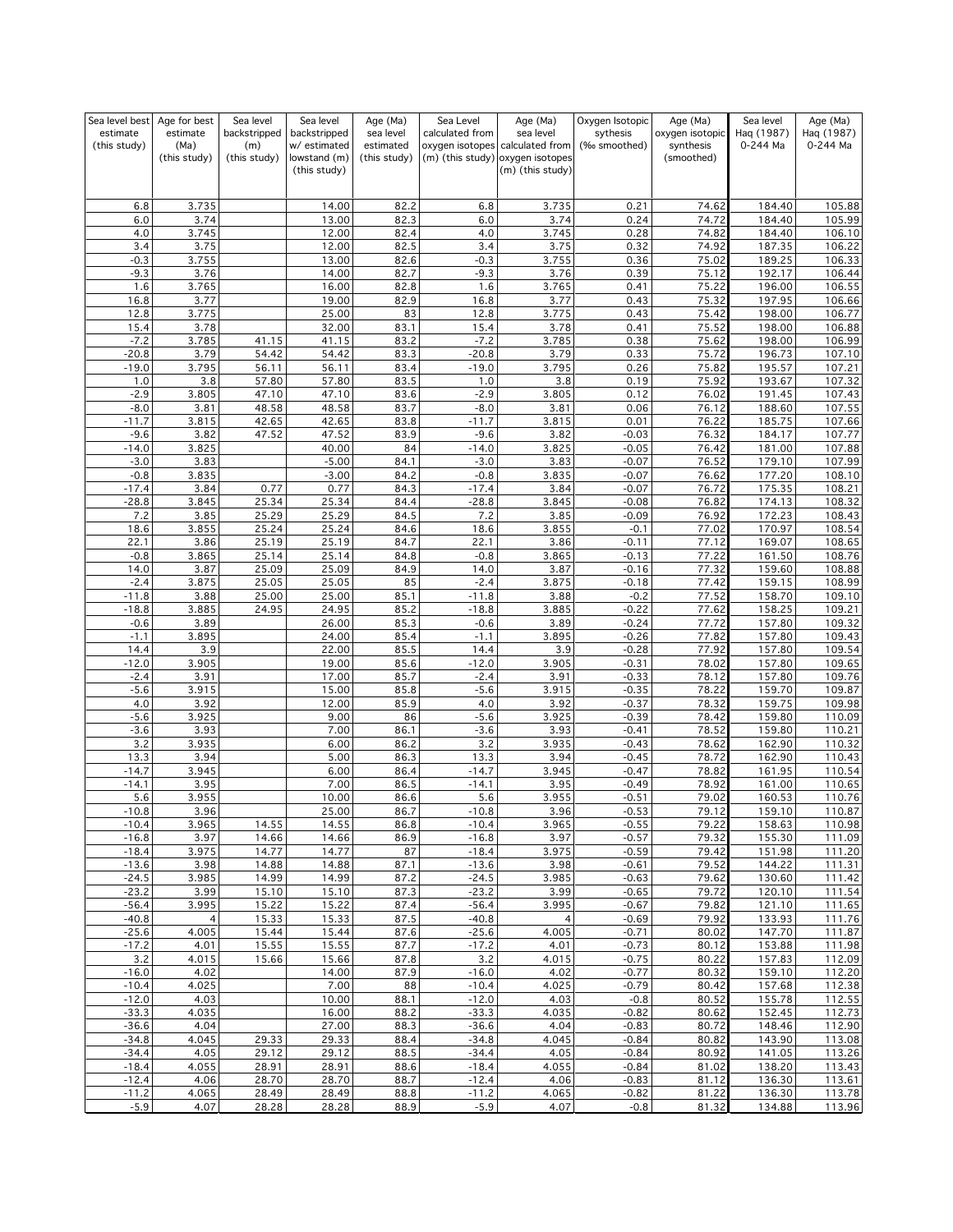| Sea level best estimate (this study) | Age for best estimate (Ma) (this study) | Sea level backstripped (m) (this study) | Sea level backstripped w/ estimated lowstand (m) (this study) | Age (Ma) sea level estimated (this study) | Sea Level calculated from oxygen isotopes (m) (this study) | Age (Ma) sea level calculated from oxygen isotopes (m) (this study) | Oxygen Isotopic sythesis (‰ smoothed) | Age (Ma) oxygen isotopic synthesis (smoothed) | Sea level Haq (1987) 0-244 Ma | Age (Ma) Haq (1987) 0-244 Ma |
|---|---|---|---|---|---|---|---|---|---|---|
| 6.8 | 3.735 | | 14.00 | 82.2 | 6.8 | 3.735 | 0.21 | 74.62 | 184.40 | 105.88 |
| 6.0 | 3.74 | | 13.00 | 82.3 | 6.0 | 3.74 | 0.24 | 74.72 | 184.40 | 105.99 |
| 4.0 | 3.745 | | 12.00 | 82.4 | 4.0 | 3.745 | 0.28 | 74.82 | 184.40 | 106.10 |
| 3.4 | 3.75 | | 12.00 | 82.5 | 3.4 | 3.75 | 0.32 | 74.92 | 187.35 | 106.22 |
| -0.3 | 3.755 | | 13.00 | 82.6 | -0.3 | 3.755 | 0.36 | 75.02 | 189.25 | 106.33 |
| -9.3 | 3.76 | | 14.00 | 82.7 | -9.3 | 3.76 | 0.39 | 75.12 | 192.17 | 106.44 |
| 1.6 | 3.765 | | 16.00 | 82.8 | 1.6 | 3.765 | 0.41 | 75.22 | 196.00 | 106.55 |
| 16.8 | 3.77 | | 19.00 | 82.9 | 16.8 | 3.77 | 0.43 | 75.32 | 197.95 | 106.66 |
| 12.8 | 3.775 | | 25.00 | 83 | 12.8 | 3.775 | 0.43 | 75.42 | 198.00 | 106.77 |
| 15.4 | 3.78 | | 32.00 | 83.1 | 15.4 | 3.78 | 0.41 | 75.52 | 198.00 | 106.88 |
| -7.2 | 3.785 | 41.15 | 41.15 | 83.2 | -7.2 | 3.785 | 0.38 | 75.62 | 198.00 | 106.99 |
| -20.8 | 3.79 | 54.42 | 54.42 | 83.3 | -20.8 | 3.79 | 0.33 | 75.72 | 196.73 | 107.10 |
| -19.0 | 3.795 | 56.11 | 56.11 | 83.4 | -19.0 | 3.795 | 0.26 | 75.82 | 195.57 | 107.21 |
| 1.0 | 3.8 | 57.80 | 57.80 | 83.5 | 1.0 | 3.8 | 0.19 | 75.92 | 193.67 | 107.32 |
| -2.9 | 3.805 | 47.10 | 47.10 | 83.6 | -2.9 | 3.805 | 0.12 | 76.02 | 191.45 | 107.43 |
| -8.0 | 3.81 | 48.58 | 48.58 | 83.7 | -8.0 | 3.81 | 0.06 | 76.12 | 188.60 | 107.55 |
| -11.7 | 3.815 | 42.65 | 42.65 | 83.8 | -11.7 | 3.815 | 0.01 | 76.22 | 185.75 | 107.66 |
| -9.6 | 3.82 | 47.52 | 47.52 | 83.9 | -9.6 | 3.82 | -0.03 | 76.32 | 184.17 | 107.77 |
| -14.0 | 3.825 | | 40.00 | 84 | -14.0 | 3.825 | -0.05 | 76.42 | 181.00 | 107.88 |
| -3.0 | 3.83 | | -5.00 | 84.1 | -3.0 | 3.83 | -0.07 | 76.52 | 179.10 | 107.99 |
| -0.8 | 3.835 | | -3.00 | 84.2 | -0.8 | 3.835 | -0.07 | 76.62 | 177.20 | 108.10 |
| -17.4 | 3.84 | 0.77 | 0.77 | 84.3 | -17.4 | 3.84 | -0.07 | 76.72 | 175.35 | 108.21 |
| -28.8 | 3.845 | 25.34 | 25.34 | 84.4 | -28.8 | 3.845 | -0.08 | 76.82 | 174.13 | 108.32 |
| 7.2 | 3.85 | 25.29 | 25.29 | 84.5 | 7.2 | 3.85 | -0.09 | 76.92 | 172.23 | 108.43 |
| 18.6 | 3.855 | 25.24 | 25.24 | 84.6 | 18.6 | 3.855 | -0.1 | 77.02 | 170.97 | 108.54 |
| 22.1 | 3.86 | 25.19 | 25.19 | 84.7 | 22.1 | 3.86 | -0.11 | 77.12 | 169.07 | 108.65 |
| -0.8 | 3.865 | 25.14 | 25.14 | 84.8 | -0.8 | 3.865 | -0.13 | 77.22 | 161.50 | 108.76 |
| 14.0 | 3.87 | 25.09 | 25.09 | 84.9 | 14.0 | 3.87 | -0.16 | 77.32 | 159.60 | 108.88 |
| -2.4 | 3.875 | 25.05 | 25.05 | 85 | -2.4 | 3.875 | -0.18 | 77.42 | 159.15 | 108.99 |
| -11.8 | 3.88 | 25.00 | 25.00 | 85.1 | -11.8 | 3.88 | -0.2 | 77.52 | 158.70 | 109.10 |
| -18.8 | 3.885 | 24.95 | 24.95 | 85.2 | -18.8 | 3.885 | -0.22 | 77.62 | 158.25 | 109.21 |
| -0.6 | 3.89 | | 26.00 | 85.3 | -0.6 | 3.89 | -0.24 | 77.72 | 157.80 | 109.32 |
| -1.1 | 3.895 | | 24.00 | 85.4 | -1.1 | 3.895 | -0.26 | 77.82 | 157.80 | 109.43 |
| 14.4 | 3.9 | | 22.00 | 85.5 | 14.4 | 3.9 | -0.28 | 77.92 | 157.80 | 109.54 |
| -12.0 | 3.905 | | 19.00 | 85.6 | -12.0 | 3.905 | -0.31 | 78.02 | 157.80 | 109.65 |
| -2.4 | 3.91 | | 17.00 | 85.7 | -2.4 | 3.91 | -0.33 | 78.12 | 157.80 | 109.76 |
| -5.6 | 3.915 | | 15.00 | 85.8 | -5.6 | 3.915 | -0.35 | 78.22 | 159.70 | 109.87 |
| 4.0 | 3.92 | | 12.00 | 85.9 | 4.0 | 3.92 | -0.37 | 78.32 | 159.75 | 109.98 |
| -5.6 | 3.925 | | 9.00 | 86 | -5.6 | 3.925 | -0.39 | 78.42 | 159.80 | 110.09 |
| -3.6 | 3.93 | | 7.00 | 86.1 | -3.6 | 3.93 | -0.41 | 78.52 | 159.80 | 110.21 |
| 3.2 | 3.935 | | 6.00 | 86.2 | 3.2 | 3.935 | -0.43 | 78.62 | 162.90 | 110.32 |
| 13.3 | 3.94 | | 5.00 | 86.3 | 13.3 | 3.94 | -0.45 | 78.72 | 162.90 | 110.43 |
| -14.7 | 3.945 | | 6.00 | 86.4 | -14.7 | 3.945 | -0.47 | 78.82 | 161.95 | 110.54 |
| -14.1 | 3.95 | | 7.00 | 86.5 | -14.1 | 3.95 | -0.49 | 78.92 | 161.00 | 110.65 |
| 5.6 | 3.955 | | 10.00 | 86.6 | 5.6 | 3.955 | -0.51 | 79.02 | 160.53 | 110.76 |
| -10.8 | 3.96 | | 25.00 | 86.7 | -10.8 | 3.96 | -0.53 | 79.12 | 159.10 | 110.87 |
| -10.4 | 3.965 | 14.55 | 14.55 | 86.8 | -10.4 | 3.965 | -0.55 | 79.22 | 158.63 | 110.98 |
| -16.8 | 3.97 | 14.66 | 14.66 | 86.9 | -16.8 | 3.97 | -0.57 | 79.32 | 155.30 | 111.09 |
| -18.4 | 3.975 | 14.77 | 14.77 | 87 | -18.4 | 3.975 | -0.59 | 79.42 | 151.98 | 111.20 |
| -13.6 | 3.98 | 14.88 | 14.88 | 87.1 | -13.6 | 3.98 | -0.61 | 79.52 | 144.22 | 111.31 |
| -24.5 | 3.985 | 14.99 | 14.99 | 87.2 | -24.5 | 3.985 | -0.63 | 79.62 | 130.60 | 111.42 |
| -23.2 | 3.99 | 15.10 | 15.10 | 87.3 | -23.2 | 3.99 | -0.65 | 79.72 | 120.10 | 111.54 |
| -56.4 | 3.995 | 15.22 | 15.22 | 87.4 | -56.4 | 3.995 | -0.67 | 79.82 | 121.10 | 111.65 |
| -40.8 | 4 | 15.33 | 15.33 | 87.5 | -40.8 | 4 | -0.69 | 79.92 | 133.93 | 111.76 |
| -25.6 | 4.005 | 15.44 | 15.44 | 87.6 | -25.6 | 4.005 | -0.71 | 80.02 | 147.70 | 111.87 |
| -17.2 | 4.01 | 15.55 | 15.55 | 87.7 | -17.2 | 4.01 | -0.73 | 80.12 | 153.88 | 111.98 |
| 3.2 | 4.015 | 15.66 | 15.66 | 87.8 | 3.2 | 4.015 | -0.75 | 80.22 | 157.83 | 112.09 |
| -16.0 | 4.02 | | 14.00 | 87.9 | -16.0 | 4.02 | -0.77 | 80.32 | 159.10 | 112.20 |
| -10.4 | 4.025 | | 7.00 | 88 | -10.4 | 4.025 | -0.79 | 80.42 | 157.68 | 112.38 |
| -12.0 | 4.03 | | 10.00 | 88.1 | -12.0 | 4.03 | -0.8 | 80.52 | 155.78 | 112.55 |
| -33.3 | 4.035 | | 16.00 | 88.2 | -33.3 | 4.035 | -0.82 | 80.62 | 152.45 | 112.73 |
| -36.6 | 4.04 | | 27.00 | 88.3 | -36.6 | 4.04 | -0.83 | 80.72 | 148.46 | 112.90 |
| -34.8 | 4.045 | 29.33 | 29.33 | 88.4 | -34.8 | 4.045 | -0.84 | 80.82 | 143.90 | 113.08 |
| -34.4 | 4.05 | 29.12 | 29.12 | 88.5 | -34.4 | 4.05 | -0.84 | 80.92 | 141.05 | 113.26 |
| -18.4 | 4.055 | 28.91 | 28.91 | 88.6 | -18.4 | 4.055 | -0.84 | 81.02 | 138.20 | 113.43 |
| -12.4 | 4.06 | 28.70 | 28.70 | 88.7 | -12.4 | 4.06 | -0.83 | 81.12 | 136.30 | 113.61 |
| -11.2 | 4.065 | 28.49 | 28.49 | 88.8 | -11.2 | 4.065 | -0.82 | 81.22 | 136.30 | 113.78 |
| -5.9 | 4.07 | 28.28 | 28.28 | 88.9 | -5.9 | 4.07 | -0.8 | 81.32 | 134.88 | 113.96 |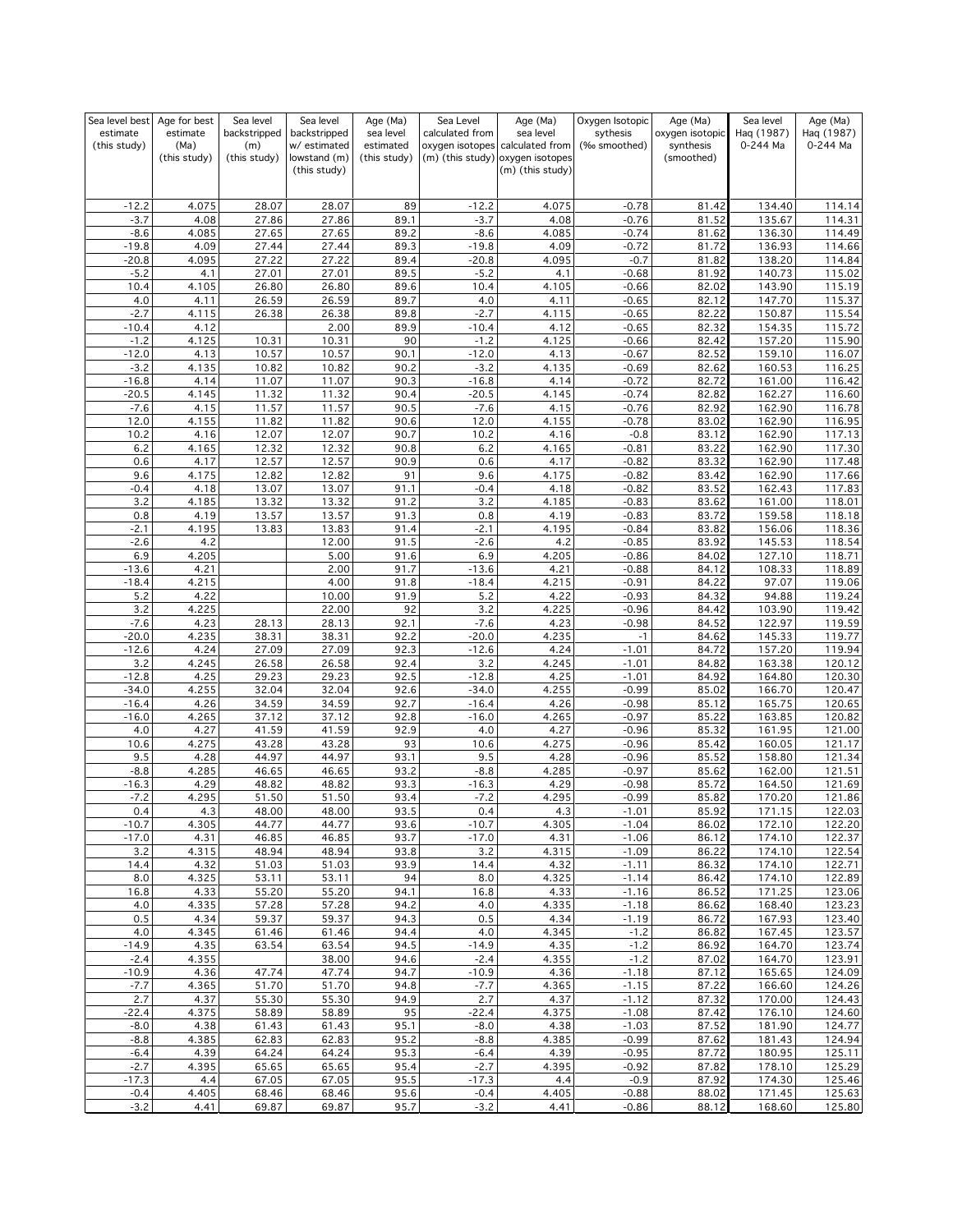| Sea level best estimate (this study) | Age for best estimate (Ma) (this study) | Sea level backstripped (m) (this study) | Sea level backstripped w/ estimated lowstand (m) (this study) | Age (Ma) sea level estimated (this study) | Sea Level calculated from oxygen isotopes (m) (this study) | Age (Ma) sea level calculated from oxygen isotopes (m) (this study) | Oxygen Isotopic sythesis (‰ smoothed) | Age (Ma) oxygen isotopic synthesis (smoothed) | Sea level Haq (1987) 0-244 Ma | Age (Ma) Haq (1987) 0-244 Ma |
|---|---|---|---|---|---|---|---|---|---|---|
| -12.2 | 4.075 | 28.07 | 28.07 | 89 | -12.2 | 4.075 | -0.78 | 81.42 | 134.40 | 114.14 |
| -3.7 | 4.08 | 27.86 | 27.86 | 89.1 | -3.7 | 4.08 | -0.76 | 81.52 | 135.67 | 114.31 |
| -8.6 | 4.085 | 27.65 | 27.65 | 89.2 | -8.6 | 4.085 | -0.74 | 81.62 | 136.30 | 114.49 |
| -19.8 | 4.09 | 27.44 | 27.44 | 89.3 | -19.8 | 4.09 | -0.72 | 81.72 | 136.93 | 114.66 |
| -20.8 | 4.095 | 27.22 | 27.22 | 89.4 | -20.8 | 4.095 | -0.7 | 81.82 | 138.20 | 114.84 |
| -5.2 | 4.1 | 27.01 | 27.01 | 89.5 | -5.2 | 4.1 | -0.68 | 81.92 | 140.73 | 115.02 |
| 10.4 | 4.105 | 26.80 | 26.80 | 89.6 | 10.4 | 4.105 | -0.66 | 82.02 | 143.90 | 115.19 |
| 4.0 | 4.11 | 26.59 | 26.59 | 89.7 | 4.0 | 4.11 | -0.65 | 82.12 | 147.70 | 115.37 |
| -2.7 | 4.115 | 26.38 | 26.38 | 89.8 | -2.7 | 4.115 | -0.65 | 82.22 | 150.87 | 115.54 |
| -10.4 | 4.12 | | 2.00 | 89.9 | -10.4 | 4.12 | -0.65 | 82.32 | 154.35 | 115.72 |
| -1.2 | 4.125 | 10.31 | 10.31 | 90 | -1.2 | 4.125 | -0.66 | 82.42 | 157.20 | 115.90 |
| -12.0 | 4.13 | 10.57 | 10.57 | 90.1 | -12.0 | 4.13 | -0.67 | 82.52 | 159.10 | 116.07 |
| -3.2 | 4.135 | 10.82 | 10.82 | 90.2 | -3.2 | 4.135 | -0.69 | 82.62 | 160.53 | 116.25 |
| -16.8 | 4.14 | 11.07 | 11.07 | 90.3 | -16.8 | 4.14 | -0.72 | 82.72 | 161.00 | 116.42 |
| -20.5 | 4.145 | 11.32 | 11.32 | 90.4 | -20.5 | 4.145 | -0.74 | 82.82 | 162.27 | 116.60 |
| -7.6 | 4.15 | 11.57 | 11.57 | 90.5 | -7.6 | 4.15 | -0.76 | 82.92 | 162.90 | 116.78 |
| 12.0 | 4.155 | 11.82 | 11.82 | 90.6 | 12.0 | 4.155 | -0.78 | 83.02 | 162.90 | 116.95 |
| 10.2 | 4.16 | 12.07 | 12.07 | 90.7 | 10.2 | 4.16 | -0.8 | 83.12 | 162.90 | 117.13 |
| 6.2 | 4.165 | 12.32 | 12.32 | 90.8 | 6.2 | 4.165 | -0.81 | 83.22 | 162.90 | 117.30 |
| 0.6 | 4.17 | 12.57 | 12.57 | 90.9 | 0.6 | 4.17 | -0.82 | 83.32 | 162.90 | 117.48 |
| 9.6 | 4.175 | 12.82 | 12.82 | 91 | 9.6 | 4.175 | -0.82 | 83.42 | 162.90 | 117.66 |
| -0.4 | 4.18 | 13.07 | 13.07 | 91.1 | -0.4 | 4.18 | -0.82 | 83.52 | 162.43 | 117.83 |
| 3.2 | 4.185 | 13.32 | 13.32 | 91.2 | 3.2 | 4.185 | -0.83 | 83.62 | 161.00 | 118.01 |
| 0.8 | 4.19 | 13.57 | 13.57 | 91.3 | 0.8 | 4.19 | -0.83 | 83.72 | 159.58 | 118.18 |
| -2.1 | 4.195 | 13.83 | 13.83 | 91.4 | -2.1 | 4.195 | -0.84 | 83.82 | 156.06 | 118.36 |
| -2.6 | 4.2 | | 12.00 | 91.5 | -2.6 | 4.2 | -0.85 | 83.92 | 145.53 | 118.54 |
| 6.9 | 4.205 | | 5.00 | 91.6 | 6.9 | 4.205 | -0.86 | 84.02 | 127.10 | 118.71 |
| -13.6 | 4.21 | | 2.00 | 91.7 | -13.6 | 4.21 | -0.88 | 84.12 | 108.33 | 118.89 |
| -18.4 | 4.215 | | 4.00 | 91.8 | -18.4 | 4.215 | -0.91 | 84.22 | 97.07 | 119.06 |
| 5.2 | 4.22 | | 10.00 | 91.9 | 5.2 | 4.22 | -0.93 | 84.32 | 94.88 | 119.24 |
| 3.2 | 4.225 | | 22.00 | 92 | 3.2 | 4.225 | -0.96 | 84.42 | 103.90 | 119.42 |
| -7.6 | 4.23 | 28.13 | 28.13 | 92.1 | -7.6 | 4.23 | -0.98 | 84.52 | 122.97 | 119.59 |
| -20.0 | 4.235 | 38.31 | 38.31 | 92.2 | -20.0 | 4.235 | -1 | 84.62 | 145.33 | 119.77 |
| -12.6 | 4.24 | 27.09 | 27.09 | 92.3 | -12.6 | 4.24 | -1.01 | 84.72 | 157.20 | 119.94 |
| 3.2 | 4.245 | 26.58 | 26.58 | 92.4 | 3.2 | 4.245 | -1.01 | 84.82 | 163.38 | 120.12 |
| -12.8 | 4.25 | 29.23 | 29.23 | 92.5 | -12.8 | 4.25 | -1.01 | 84.92 | 164.80 | 120.30 |
| -34.0 | 4.255 | 32.04 | 32.04 | 92.6 | -34.0 | 4.255 | -0.99 | 85.02 | 166.70 | 120.47 |
| -16.4 | 4.26 | 34.59 | 34.59 | 92.7 | -16.4 | 4.26 | -0.98 | 85.12 | 165.75 | 120.65 |
| -16.0 | 4.265 | 37.12 | 37.12 | 92.8 | -16.0 | 4.265 | -0.97 | 85.22 | 163.85 | 120.82 |
| 4.0 | 4.27 | 41.59 | 41.59 | 92.9 | 4.0 | 4.27 | -0.96 | 85.32 | 161.95 | 121.00 |
| 10.6 | 4.275 | 43.28 | 43.28 | 93 | 10.6 | 4.275 | -0.96 | 85.42 | 160.05 | 121.17 |
| 9.5 | 4.28 | 44.97 | 44.97 | 93.1 | 9.5 | 4.28 | -0.96 | 85.52 | 158.80 | 121.34 |
| -8.8 | 4.285 | 46.65 | 46.65 | 93.2 | -8.8 | 4.285 | -0.97 | 85.62 | 162.00 | 121.51 |
| -16.3 | 4.29 | 48.82 | 48.82 | 93.3 | -16.3 | 4.29 | -0.98 | 85.72 | 164.50 | 121.69 |
| -7.2 | 4.295 | 51.50 | 51.50 | 93.4 | -7.2 | 4.295 | -0.99 | 85.82 | 170.20 | 121.86 |
| 0.4 | 4.3 | 48.00 | 48.00 | 93.5 | 0.4 | 4.3 | -1.01 | 85.92 | 171.15 | 122.03 |
| -10.7 | 4.305 | 44.77 | 44.77 | 93.6 | -10.7 | 4.305 | -1.04 | 86.02 | 172.10 | 122.20 |
| -17.0 | 4.31 | 46.85 | 46.85 | 93.7 | -17.0 | 4.31 | -1.06 | 86.12 | 174.10 | 122.37 |
| 3.2 | 4.315 | 48.94 | 48.94 | 93.8 | 3.2 | 4.315 | -1.09 | 86.22 | 174.10 | 122.54 |
| 14.4 | 4.32 | 51.03 | 51.03 | 93.9 | 14.4 | 4.32 | -1.11 | 86.32 | 174.10 | 122.71 |
| 8.0 | 4.325 | 53.11 | 53.11 | 94 | 8.0 | 4.325 | -1.14 | 86.42 | 174.10 | 122.89 |
| 16.8 | 4.33 | 55.20 | 55.20 | 94.1 | 16.8 | 4.33 | -1.16 | 86.52 | 171.25 | 123.06 |
| 4.0 | 4.335 | 57.28 | 57.28 | 94.2 | 4.0 | 4.335 | -1.18 | 86.62 | 168.40 | 123.23 |
| 0.5 | 4.34 | 59.37 | 59.37 | 94.3 | 0.5 | 4.34 | -1.19 | 86.72 | 167.93 | 123.40 |
| 4.0 | 4.345 | 61.46 | 61.46 | 94.4 | 4.0 | 4.345 | -1.2 | 86.82 | 167.45 | 123.57 |
| -14.9 | 4.35 | 63.54 | 63.54 | 94.5 | -14.9 | 4.35 | -1.2 | 86.92 | 164.70 | 123.74 |
| -2.4 | 4.355 | | 38.00 | 94.6 | -2.4 | 4.355 | -1.2 | 87.02 | 164.70 | 123.91 |
| -10.9 | 4.36 | 47.74 | 47.74 | 94.7 | -10.9 | 4.36 | -1.18 | 87.12 | 165.65 | 124.09 |
| -7.7 | 4.365 | 51.70 | 51.70 | 94.8 | -7.7 | 4.365 | -1.15 | 87.22 | 166.60 | 124.26 |
| 2.7 | 4.37 | 55.30 | 55.30 | 94.9 | 2.7 | 4.37 | -1.12 | 87.32 | 170.00 | 124.43 |
| -22.4 | 4.375 | 58.89 | 58.89 | 95 | -22.4 | 4.375 | -1.08 | 87.42 | 176.10 | 124.60 |
| -8.0 | 4.38 | 61.43 | 61.43 | 95.1 | -8.0 | 4.38 | -1.03 | 87.52 | 181.90 | 124.77 |
| -8.8 | 4.385 | 62.83 | 62.83 | 95.2 | -8.8 | 4.385 | -0.99 | 87.62 | 181.43 | 124.94 |
| -6.4 | 4.39 | 64.24 | 64.24 | 95.3 | -6.4 | 4.39 | -0.95 | 87.72 | 180.95 | 125.11 |
| -2.7 | 4.395 | 65.65 | 65.65 | 95.4 | -2.7 | 4.395 | -0.92 | 87.82 | 178.10 | 125.29 |
| -17.3 | 4.4 | 67.05 | 67.05 | 95.5 | -17.3 | 4.4 | -0.9 | 87.92 | 174.30 | 125.46 |
| -0.4 | 4.405 | 68.46 | 68.46 | 95.6 | -0.4 | 4.405 | -0.88 | 88.02 | 171.45 | 125.63 |
| -3.2 | 4.41 | 69.87 | 69.87 | 95.7 | -3.2 | 4.41 | -0.86 | 88.12 | 168.60 | 125.80 |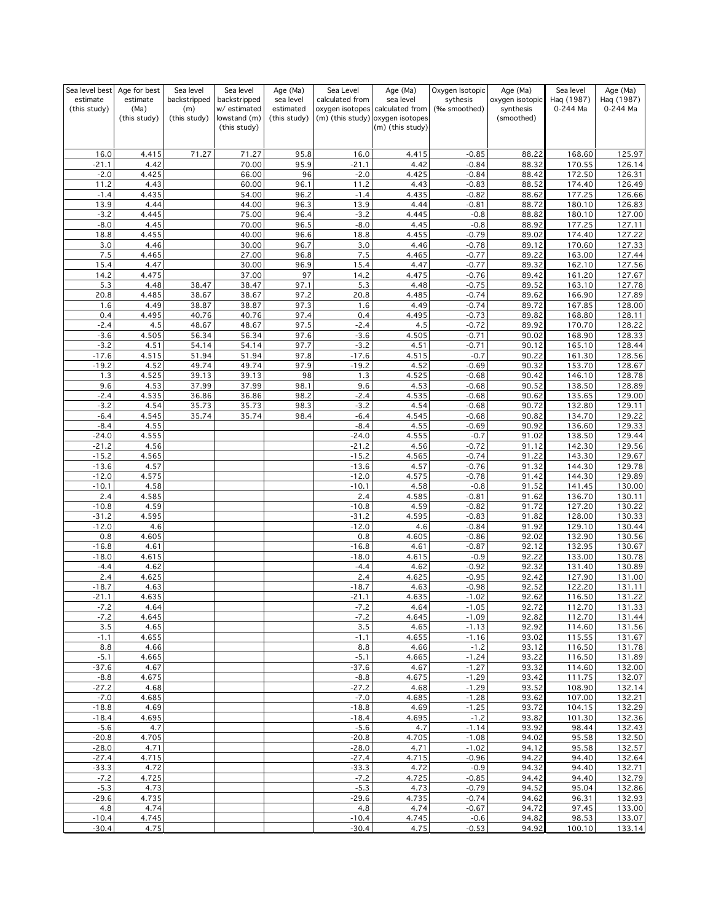| Sea level best estimate (this study) | Age for best estimate (Ma) (this study) | Sea level backstripped (m) (this study) | Sea level backstripped w/ estimated lowstand (m) (this study) | Age (Ma) sea level estimated (this study) | Sea Level calculated from oxygen isotopes (m) (this study) | Age (Ma) sea level calculated from oxygen isotopes (m) (this study) | Oxygen Isotopic sythesis (‰ smoothed) | Age (Ma) oxygen isotopic synthesis (smoothed) | Sea level Haq (1987) 0-244 Ma | Age (Ma) Haq (1987) 0-244 Ma |
|---|---|---|---|---|---|---|---|---|---|---|
| 16.0 | 4.415 | 71.27 | 71.27 | 95.8 | 16.0 | 4.415 | -0.85 | 88.22 | 168.60 | 125.97 |
| -21.1 | 4.42 | | 70.00 | 95.9 | -21.1 | 4.42 | -0.84 | 88.32 | 170.55 | 126.14 |
| -2.0 | 4.425 | | 66.00 | 96 | -2.0 | 4.425 | -0.84 | 88.42 | 172.50 | 126.31 |
| 11.2 | 4.43 | | 60.00 | 96.1 | 11.2 | 4.43 | -0.83 | 88.52 | 174.40 | 126.49 |
| -1.4 | 4.435 | | 54.00 | 96.2 | -1.4 | 4.435 | -0.82 | 88.62 | 177.25 | 126.66 |
| 13.9 | 4.44 | | 44.00 | 96.3 | 13.9 | 4.44 | -0.81 | 88.72 | 180.10 | 126.83 |
| -3.2 | 4.445 | | 75.00 | 96.4 | -3.2 | 4.445 | -0.8 | 88.82 | 180.10 | 127.00 |
| -8.0 | 4.45 | | 70.00 | 96.5 | -8.0 | 4.45 | -0.8 | 88.92 | 177.25 | 127.11 |
| 18.8 | 4.455 | | 40.00 | 96.6 | 18.8 | 4.455 | -0.79 | 89.02 | 174.40 | 127.22 |
| 3.0 | 4.46 | | 30.00 | 96.7 | 3.0 | 4.46 | -0.78 | 89.12 | 170.60 | 127.33 |
| 7.5 | 4.465 | | 27.00 | 96.8 | 7.5 | 4.465 | -0.77 | 89.22 | 163.00 | 127.44 |
| 15.4 | 4.47 | | 30.00 | 96.9 | 15.4 | 4.47 | -0.77 | 89.32 | 162.10 | 127.56 |
| 14.2 | 4.475 | | 37.00 | 97 | 14.2 | 4.475 | -0.76 | 89.42 | 161.20 | 127.67 |
| 5.3 | 4.48 | 38.47 | 38.47 | 97.1 | 5.3 | 4.48 | -0.75 | 89.52 | 163.10 | 127.78 |
| 20.8 | 4.485 | 38.67 | 38.67 | 97.2 | 20.8 | 4.485 | -0.74 | 89.62 | 166.90 | 127.89 |
| 1.6 | 4.49 | 38.87 | 38.87 | 97.3 | 1.6 | 4.49 | -0.74 | 89.72 | 167.85 | 128.00 |
| 0.4 | 4.495 | 40.76 | 40.76 | 97.4 | 0.4 | 4.495 | -0.73 | 89.82 | 168.80 | 128.11 |
| -2.4 | 4.5 | 48.67 | 48.67 | 97.5 | -2.4 | 4.5 | -0.72 | 89.92 | 170.70 | 128.22 |
| -3.6 | 4.505 | 56.34 | 56.34 | 97.6 | -3.6 | 4.505 | -0.71 | 90.02 | 168.90 | 128.33 |
| -3.2 | 4.51 | 54.14 | 54.14 | 97.7 | -3.2 | 4.51 | -0.71 | 90.12 | 165.10 | 128.44 |
| -17.6 | 4.515 | 51.94 | 51.94 | 97.8 | -17.6 | 4.515 | -0.7 | 90.22 | 161.30 | 128.56 |
| -19.2 | 4.52 | 49.74 | 49.74 | 97.9 | -19.2 | 4.52 | -0.69 | 90.32 | 153.70 | 128.67 |
| 1.3 | 4.525 | 39.13 | 39.13 | 98 | 1.3 | 4.525 | -0.68 | 90.42 | 146.10 | 128.78 |
| 9.6 | 4.53 | 37.99 | 37.99 | 98.1 | 9.6 | 4.53 | -0.68 | 90.52 | 138.50 | 128.89 |
| -2.4 | 4.535 | 36.86 | 36.86 | 98.2 | -2.4 | 4.535 | -0.68 | 90.62 | 135.65 | 129.00 |
| -3.2 | 4.54 | 35.73 | 35.73 | 98.3 | -3.2 | 4.54 | -0.68 | 90.72 | 132.80 | 129.11 |
| -6.4 | 4.545 | 35.74 | 35.74 | 98.4 | -6.4 | 4.545 | -0.68 | 90.82 | 134.70 | 129.22 |
| -8.4 | 4.55 | | | | -8.4 | 4.55 | -0.69 | 90.92 | 136.60 | 129.33 |
| -24.0 | 4.555 | | | | -24.0 | 4.555 | -0.7 | 91.02 | 138.50 | 129.44 |
| -21.2 | 4.56 | | | | -21.2 | 4.56 | -0.72 | 91.12 | 142.30 | 129.56 |
| -15.2 | 4.565 | | | | -15.2 | 4.565 | -0.74 | 91.22 | 143.30 | 129.67 |
| -13.6 | 4.57 | | | | -13.6 | 4.57 | -0.76 | 91.32 | 144.30 | 129.78 |
| -12.0 | 4.575 | | | | -12.0 | 4.575 | -0.78 | 91.42 | 144.30 | 129.89 |
| -10.1 | 4.58 | | | | -10.1 | 4.58 | -0.8 | 91.52 | 141.45 | 130.00 |
| 2.4 | 4.585 | | | | 2.4 | 4.585 | -0.81 | 91.62 | 136.70 | 130.11 |
| -10.8 | 4.59 | | | | -10.8 | 4.59 | -0.82 | 91.72 | 127.20 | 130.22 |
| -31.2 | 4.595 | | | | -31.2 | 4.595 | -0.83 | 91.82 | 128.00 | 130.33 |
| -12.0 | 4.6 | | | | -12.0 | 4.6 | -0.84 | 91.92 | 129.10 | 130.44 |
| 0.8 | 4.605 | | | | 0.8 | 4.605 | -0.86 | 92.02 | 132.90 | 130.56 |
| -16.8 | 4.61 | | | | -16.8 | 4.61 | -0.87 | 92.12 | 132.95 | 130.67 |
| -18.0 | 4.615 | | | | -18.0 | 4.615 | -0.9 | 92.22 | 133.00 | 130.78 |
| -4.4 | 4.62 | | | | -4.4 | 4.62 | -0.92 | 92.32 | 131.40 | 130.89 |
| 2.4 | 4.625 | | | | 2.4 | 4.625 | -0.95 | 92.42 | 127.90 | 131.00 |
| -18.7 | 4.63 | | | | -18.7 | 4.63 | -0.98 | 92.52 | 122.20 | 131.11 |
| -21.1 | 4.635 | | | | -21.1 | 4.635 | -1.02 | 92.62 | 116.50 | 131.22 |
| -7.2 | 4.64 | | | | -7.2 | 4.64 | -1.05 | 92.72 | 112.70 | 131.33 |
| -7.2 | 4.645 | | | | -7.2 | 4.645 | -1.09 | 92.82 | 112.70 | 131.44 |
| 3.5 | 4.65 | | | | 3.5 | 4.65 | -1.13 | 92.92 | 114.60 | 131.56 |
| -1.1 | 4.655 | | | | -1.1 | 4.655 | -1.16 | 93.02 | 115.55 | 131.67 |
| 8.8 | 4.66 | | | | 8.8 | 4.66 | -1.2 | 93.12 | 116.50 | 131.78 |
| -5.1 | 4.665 | | | | -5.1 | 4.665 | -1.24 | 93.22 | 116.50 | 131.89 |
| -37.6 | 4.67 | | | | -37.6 | 4.67 | -1.27 | 93.32 | 114.60 | 132.00 |
| -8.8 | 4.675 | | | | -8.8 | 4.675 | -1.29 | 93.42 | 111.75 | 132.07 |
| -27.2 | 4.68 | | | | -27.2 | 4.68 | -1.29 | 93.52 | 108.90 | 132.14 |
| -7.0 | 4.685 | | | | -7.0 | 4.685 | -1.28 | 93.62 | 107.00 | 132.21 |
| -18.8 | 4.69 | | | | -18.8 | 4.69 | -1.25 | 93.72 | 104.15 | 132.29 |
| -18.4 | 4.695 | | | | -18.4 | 4.695 | -1.2 | 93.82 | 101.30 | 132.36 |
| -5.6 | 4.7 | | | | -5.6 | 4.7 | -1.14 | 93.92 | 98.44 | 132.43 |
| -20.8 | 4.705 | | | | -20.8 | 4.705 | -1.08 | 94.02 | 95.58 | 132.50 |
| -28.0 | 4.71 | | | | -28.0 | 4.71 | -1.02 | 94.12 | 95.58 | 132.57 |
| -27.4 | 4.715 | | | | -27.4 | 4.715 | -0.96 | 94.22 | 94.40 | 132.64 |
| -33.3 | 4.72 | | | | -33.3 | 4.72 | -0.9 | 94.32 | 94.40 | 132.71 |
| -7.2 | 4.725 | | | | -7.2 | 4.725 | -0.85 | 94.42 | 94.40 | 132.79 |
| -5.3 | 4.73 | | | | -5.3 | 4.73 | -0.79 | 94.52 | 95.04 | 132.86 |
| -29.6 | 4.735 | | | | -29.6 | 4.735 | -0.74 | 94.62 | 96.31 | 132.93 |
| 4.8 | 4.74 | | | | 4.8 | 4.74 | -0.67 | 94.72 | 97.45 | 133.00 |
| -10.4 | 4.745 | | | | -10.4 | 4.745 | -0.6 | 94.82 | 98.53 | 133.07 |
| -30.4 | 4.75 | | | | -30.4 | 4.75 | -0.53 | 94.92 | 100.10 | 133.14 |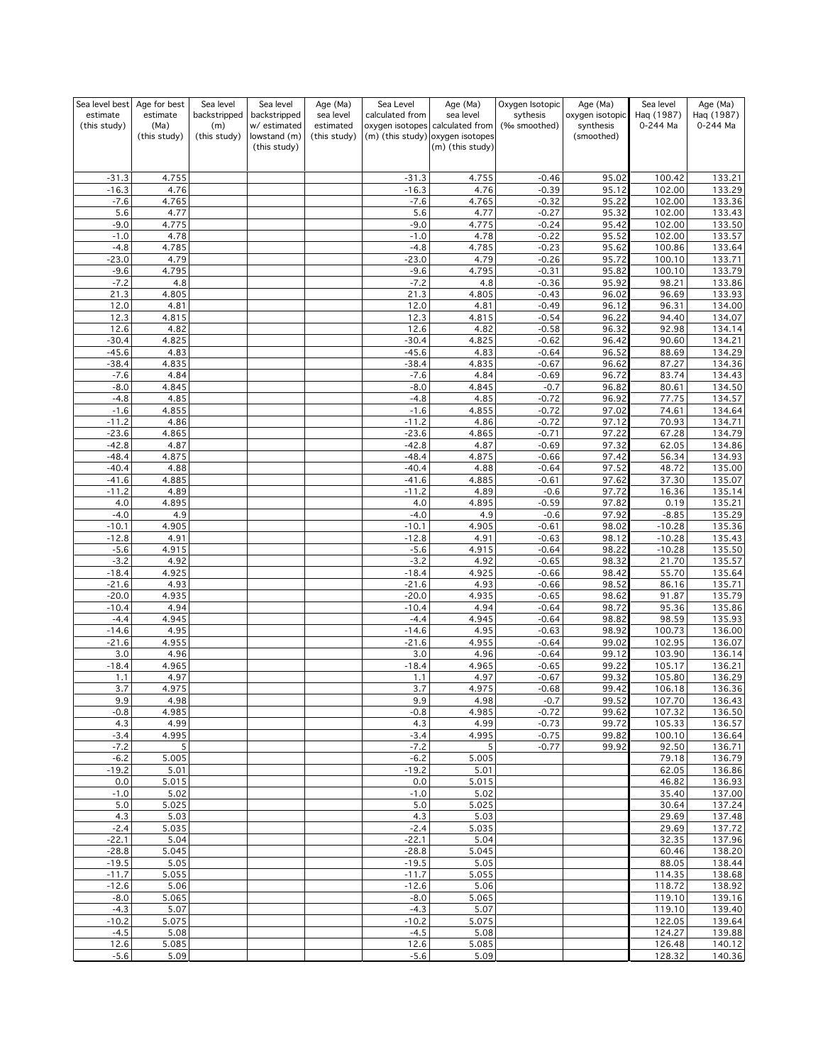| Sea level best estimate (this study) | Age for best estimate (Ma) (this study) | Sea level backstripped (m) (this study) | Sea level backstripped w/ estimated lowstand (m) (this study) | Age (Ma) sea level estimated (this study) | Sea Level calculated from oxygen isotopes (m) (this study) | Age (Ma) sea level calculated from oxygen isotopes (m) (this study) | Oxygen Isotopic sythesis (‰ smoothed) | Age (Ma) oxygen isotopic synthesis (smoothed) | Sea level Haq (1987) 0-244 Ma | Age (Ma) Haq (1987) 0-244 Ma |
|---|---|---|---|---|---|---|---|---|---|---|
| -31.3 | 4.755 | | | | -31.3 | 4.755 | -0.46 | 95.02 | 100.42 | 133.21 |
| -16.3 | 4.76 | | | | -16.3 | 4.76 | -0.39 | 95.12 | 102.00 | 133.29 |
| -7.6 | 4.765 | | | | -7.6 | 4.765 | -0.32 | 95.22 | 102.00 | 133.36 |
| 5.6 | 4.77 | | | | 5.6 | 4.77 | -0.27 | 95.32 | 102.00 | 133.43 |
| -9.0 | 4.775 | | | | -9.0 | 4.775 | -0.24 | 95.42 | 102.00 | 133.50 |
| -1.0 | 4.78 | | | | -1.0 | 4.78 | -0.22 | 95.52 | 102.00 | 133.57 |
| -4.8 | 4.785 | | | | -4.8 | 4.785 | -0.23 | 95.62 | 100.86 | 133.64 |
| -23.0 | 4.79 | | | | -23.0 | 4.79 | -0.26 | 95.72 | 100.10 | 133.71 |
| -9.6 | 4.795 | | | | -9.6 | 4.795 | -0.31 | 95.82 | 100.10 | 133.79 |
| -7.2 | 4.8 | | | | -7.2 | 4.8 | -0.36 | 95.92 | 98.21 | 133.86 |
| 21.3 | 4.805 | | | | 21.3 | 4.805 | -0.43 | 96.02 | 96.69 | 133.93 |
| 12.0 | 4.81 | | | | 12.0 | 4.81 | -0.49 | 96.12 | 96.31 | 134.00 |
| 12.3 | 4.815 | | | | 12.3 | 4.815 | -0.54 | 96.22 | 94.40 | 134.07 |
| 12.6 | 4.82 | | | | 12.6 | 4.82 | -0.58 | 96.32 | 92.98 | 134.14 |
| -30.4 | 4.825 | | | | -30.4 | 4.825 | -0.62 | 96.42 | 90.60 | 134.21 |
| -45.6 | 4.83 | | | | -45.6 | 4.83 | -0.64 | 96.52 | 88.69 | 134.29 |
| -38.4 | 4.835 | | | | -38.4 | 4.835 | -0.67 | 96.62 | 87.27 | 134.36 |
| -7.6 | 4.84 | | | | -7.6 | 4.84 | -0.69 | 96.72 | 83.74 | 134.43 |
| -8.0 | 4.845 | | | | -8.0 | 4.845 | -0.7 | 96.82 | 80.61 | 134.50 |
| -4.8 | 4.85 | | | | -4.8 | 4.85 | -0.72 | 96.92 | 77.75 | 134.57 |
| -1.6 | 4.855 | | | | -1.6 | 4.855 | -0.72 | 97.02 | 74.61 | 134.64 |
| -11.2 | 4.86 | | | | -11.2 | 4.86 | -0.72 | 97.12 | 70.93 | 134.71 |
| -23.6 | 4.865 | | | | -23.6 | 4.865 | -0.71 | 97.22 | 67.28 | 134.79 |
| -42.8 | 4.87 | | | | -42.8 | 4.87 | -0.69 | 97.32 | 62.05 | 134.86 |
| -48.4 | 4.875 | | | | -48.4 | 4.875 | -0.66 | 97.42 | 56.34 | 134.93 |
| -40.4 | 4.88 | | | | -40.4 | 4.88 | -0.64 | 97.52 | 48.72 | 135.00 |
| -41.6 | 4.885 | | | | -41.6 | 4.885 | -0.61 | 97.62 | 37.30 | 135.07 |
| -11.2 | 4.89 | | | | -11.2 | 4.89 | -0.6 | 97.72 | 16.36 | 135.14 |
| 4.0 | 4.895 | | | | 4.0 | 4.895 | -0.59 | 97.82 | 0.19 | 135.21 |
| -4.0 | 4.9 | | | | -4.0 | 4.9 | -0.6 | 97.92 | -8.85 | 135.29 |
| -10.1 | 4.905 | | | | -10.1 | 4.905 | -0.61 | 98.02 | -10.28 | 135.36 |
| -12.8 | 4.91 | | | | -12.8 | 4.91 | -0.63 | 98.12 | -10.28 | 135.43 |
| -5.6 | 4.915 | | | | -5.6 | 4.915 | -0.64 | 98.22 | -10.28 | 135.50 |
| -3.2 | 4.92 | | | | -3.2 | 4.92 | -0.65 | 98.32 | 21.70 | 135.57 |
| -18.4 | 4.925 | | | | -18.4 | 4.925 | -0.66 | 98.42 | 55.70 | 135.64 |
| -21.6 | 4.93 | | | | -21.6 | 4.93 | -0.66 | 98.52 | 86.16 | 135.71 |
| -20.0 | 4.935 | | | | -20.0 | 4.935 | -0.65 | 98.62 | 91.87 | 135.79 |
| -10.4 | 4.94 | | | | -10.4 | 4.94 | -0.64 | 98.72 | 95.36 | 135.86 |
| -4.4 | 4.945 | | | | -4.4 | 4.945 | -0.64 | 98.82 | 98.59 | 135.93 |
| -14.6 | 4.95 | | | | -14.6 | 4.95 | -0.63 | 98.92 | 100.73 | 136.00 |
| -21.6 | 4.955 | | | | -21.6 | 4.955 | -0.64 | 99.02 | 102.95 | 136.07 |
| 3.0 | 4.96 | | | | 3.0 | 4.96 | -0.64 | 99.12 | 103.90 | 136.14 |
| -18.4 | 4.965 | | | | -18.4 | 4.965 | -0.65 | 99.22 | 105.17 | 136.21 |
| 1.1 | 4.97 | | | | 1.1 | 4.97 | -0.67 | 99.32 | 105.80 | 136.29 |
| 3.7 | 4.975 | | | | 3.7 | 4.975 | -0.68 | 99.42 | 106.18 | 136.36 |
| 9.9 | 4.98 | | | | 9.9 | 4.98 | -0.7 | 99.52 | 107.70 | 136.43 |
| -0.8 | 4.985 | | | | -0.8 | 4.985 | -0.72 | 99.62 | 107.32 | 136.50 |
| 4.3 | 4.99 | | | | 4.3 | 4.99 | -0.73 | 99.72 | 105.33 | 136.57 |
| -3.4 | 4.995 | | | | -3.4 | 4.995 | -0.75 | 99.82 | 100.10 | 136.64 |
| -7.2 | 5 | | | | -7.2 | 5 | -0.77 | 99.92 | 92.50 | 136.71 |
| -6.2 | 5.005 | | | | -6.2 | 5.005 | | | 79.18 | 136.79 |
| -19.2 | 5.01 | | | | -19.2 | 5.01 | | | 62.05 | 136.86 |
| 0.0 | 5.015 | | | | 0.0 | 5.015 | | | 46.82 | 136.93 |
| -1.0 | 5.02 | | | | -1.0 | 5.02 | | | 35.40 | 137.00 |
| 5.0 | 5.025 | | | | 5.0 | 5.025 | | | 30.64 | 137.24 |
| 4.3 | 5.03 | | | | 4.3 | 5.03 | | | 29.69 | 137.48 |
| -2.4 | 5.035 | | | | -2.4 | 5.035 | | | 29.69 | 137.72 |
| -22.1 | 5.04 | | | | -22.1 | 5.04 | | | 32.35 | 137.96 |
| -28.8 | 5.045 | | | | -28.8 | 5.045 | | | 60.46 | 138.20 |
| -19.5 | 5.05 | | | | -19.5 | 5.05 | | | 88.05 | 138.44 |
| -11.7 | 5.055 | | | | -11.7 | 5.055 | | | 114.35 | 138.68 |
| -12.6 | 5.06 | | | | -12.6 | 5.06 | | | 118.72 | 138.92 |
| -8.0 | 5.065 | | | | -8.0 | 5.065 | | | 119.10 | 139.16 |
| -4.3 | 5.07 | | | | -4.3 | 5.07 | | | 119.10 | 139.40 |
| -10.2 | 5.075 | | | | -10.2 | 5.075 | | | 122.05 | 139.64 |
| -4.5 | 5.08 | | | | -4.5 | 5.08 | | | 124.27 | 139.88 |
| 12.6 | 5.085 | | | | 12.6 | 5.085 | | | 126.48 | 140.12 |
| -5.6 | 5.09 | | | | -5.6 | 5.09 | | | 128.32 | 140.36 |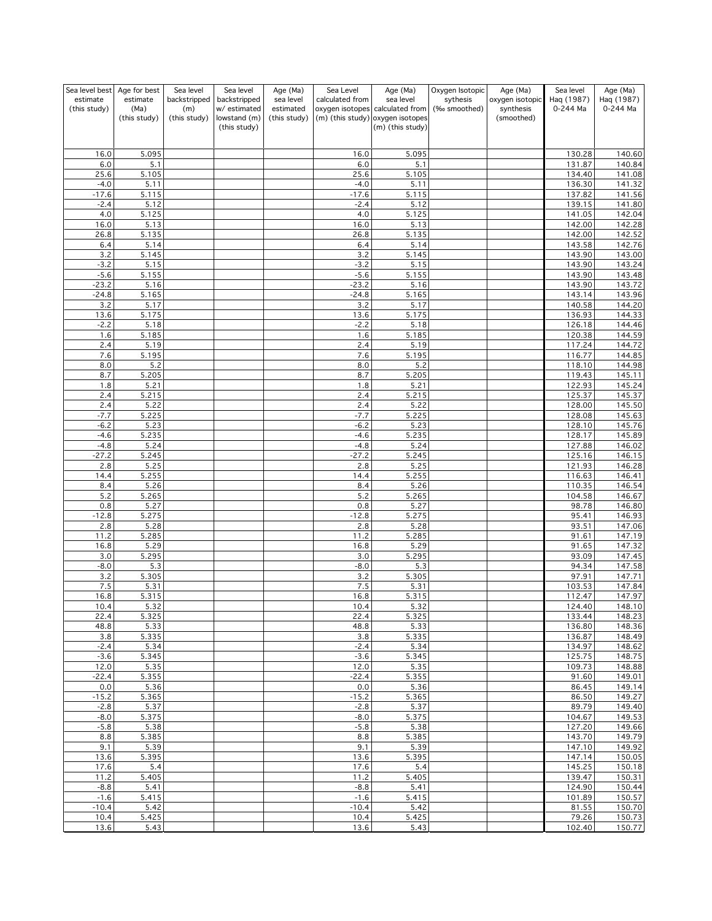| Sea level best estimate (this study) | Age for best estimate (Ma) (this study) | Sea level backstripped (m) (this study) | Sea level backstripped w/ estimated lowstand (m) (this study) | Age (Ma) sea level estimated (this study) | Sea Level calculated from oxygen isotopes (m) (this study) | Age (Ma) sea level calculated from oxygen isotopes (m) (this study) | Oxygen Isotopic sythesis (‰ smoothed) | Age (Ma) oxygen isotopic synthesis (smoothed) | Sea level Haq (1987) 0-244 Ma | Age (Ma) Haq (1987) 0-244 Ma |
|---|---|---|---|---|---|---|---|---|---|---|
| 16.0 | 5.095 | | | | 16.0 | 5.095 | | | 130.28 | 140.60 |
| 6.0 | 5.1 | | | | 6.0 | 5.1 | | | 131.87 | 140.84 |
| 25.6 | 5.105 | | | | 25.6 | 5.105 | | | 134.40 | 141.08 |
| -4.0 | 5.11 | | | | -4.0 | 5.11 | | | 136.30 | 141.32 |
| -17.6 | 5.115 | | | | -17.6 | 5.115 | | | 137.82 | 141.56 |
| -2.4 | 5.12 | | | | -2.4 | 5.12 | | | 139.15 | 141.80 |
| 4.0 | 5.125 | | | | 4.0 | 5.125 | | | 141.05 | 142.04 |
| 16.0 | 5.13 | | | | 16.0 | 5.13 | | | 142.00 | 142.28 |
| 26.8 | 5.135 | | | | 26.8 | 5.135 | | | 142.00 | 142.52 |
| 6.4 | 5.14 | | | | 6.4 | 5.14 | | | 143.58 | 142.76 |
| 3.2 | 5.145 | | | | 3.2 | 5.145 | | | 143.90 | 143.00 |
| -3.2 | 5.15 | | | | -3.2 | 5.15 | | | 143.90 | 143.24 |
| -5.6 | 5.155 | | | | -5.6 | 5.155 | | | 143.90 | 143.48 |
| -23.2 | 5.16 | | | | -23.2 | 5.16 | | | 143.90 | 143.72 |
| -24.8 | 5.165 | | | | -24.8 | 5.165 | | | 143.14 | 143.96 |
| 3.2 | 5.17 | | | | 3.2 | 5.17 | | | 140.58 | 144.20 |
| 13.6 | 5.175 | | | | 13.6 | 5.175 | | | 136.93 | 144.33 |
| -2.2 | 5.18 | | | | -2.2 | 5.18 | | | 126.18 | 144.46 |
| 1.6 | 5.185 | | | | 1.6 | 5.185 | | | 120.38 | 144.59 |
| 2.4 | 5.19 | | | | 2.4 | 5.19 | | | 117.24 | 144.72 |
| 7.6 | 5.195 | | | | 7.6 | 5.195 | | | 116.77 | 144.85 |
| 8.0 | 5.2 | | | | 8.0 | 5.2 | | | 118.10 | 144.98 |
| 8.7 | 5.205 | | | | 8.7 | 5.205 | | | 119.43 | 145.11 |
| 1.8 | 5.21 | | | | 1.8 | 5.21 | | | 122.93 | 145.24 |
| 2.4 | 5.215 | | | | 2.4 | 5.215 | | | 125.37 | 145.37 |
| 2.4 | 5.22 | | | | 2.4 | 5.22 | | | 128.00 | 145.50 |
| -7.7 | 5.225 | | | | -7.7 | 5.225 | | | 128.08 | 145.63 |
| -6.2 | 5.23 | | | | -6.2 | 5.23 | | | 128.10 | 145.76 |
| -4.6 | 5.235 | | | | -4.6 | 5.235 | | | 128.17 | 145.89 |
| -4.8 | 5.24 | | | | -4.8 | 5.24 | | | 127.88 | 146.02 |
| -27.2 | 5.245 | | | | -27.2 | 5.245 | | | 125.16 | 146.15 |
| 2.8 | 5.25 | | | | 2.8 | 5.25 | | | 121.93 | 146.28 |
| 14.4 | 5.255 | | | | 14.4 | 5.255 | | | 116.63 | 146.41 |
| 8.4 | 5.26 | | | | 8.4 | 5.26 | | | 110.35 | 146.54 |
| 5.2 | 5.265 | | | | 5.2 | 5.265 | | | 104.58 | 146.67 |
| 0.8 | 5.27 | | | | 0.8 | 5.27 | | | 98.78 | 146.80 |
| -12.8 | 5.275 | | | | -12.8 | 5.275 | | | 95.41 | 146.93 |
| 2.8 | 5.28 | | | | 2.8 | 5.28 | | | 93.51 | 147.06 |
| 11.2 | 5.285 | | | | 11.2 | 5.285 | | | 91.61 | 147.19 |
| 16.8 | 5.29 | | | | 16.8 | 5.29 | | | 91.65 | 147.32 |
| 3.0 | 5.295 | | | | 3.0 | 5.295 | | | 93.09 | 147.45 |
| -8.0 | 5.3 | | | | -8.0 | 5.3 | | | 94.34 | 147.58 |
| 3.2 | 5.305 | | | | 3.2 | 5.305 | | | 97.91 | 147.71 |
| 7.5 | 5.31 | | | | 7.5 | 5.31 | | | 103.53 | 147.84 |
| 16.8 | 5.315 | | | | 16.8 | 5.315 | | | 112.47 | 147.97 |
| 10.4 | 5.32 | | | | 10.4 | 5.32 | | | 124.40 | 148.10 |
| 22.4 | 5.325 | | | | 22.4 | 5.325 | | | 133.44 | 148.23 |
| 48.8 | 5.33 | | | | 48.8 | 5.33 | | | 136.80 | 148.36 |
| 3.8 | 5.335 | | | | 3.8 | 5.335 | | | 136.87 | 148.49 |
| -2.4 | 5.34 | | | | -2.4 | 5.34 | | | 134.97 | 148.62 |
| -3.6 | 5.345 | | | | -3.6 | 5.345 | | | 125.75 | 148.75 |
| 12.0 | 5.35 | | | | 12.0 | 5.35 | | | 109.73 | 148.88 |
| -22.4 | 5.355 | | | | -22.4 | 5.355 | | | 91.60 | 149.01 |
| 0.0 | 5.36 | | | | 0.0 | 5.36 | | | 86.45 | 149.14 |
| -15.2 | 5.365 | | | | -15.2 | 5.365 | | | 86.50 | 149.27 |
| -2.8 | 5.37 | | | | -2.8 | 5.37 | | | 89.79 | 149.40 |
| -8.0 | 5.375 | | | | -8.0 | 5.375 | | | 104.67 | 149.53 |
| -5.8 | 5.38 | | | | -5.8 | 5.38 | | | 127.20 | 149.66 |
| 8.8 | 5.385 | | | | 8.8 | 5.385 | | | 143.70 | 149.79 |
| 9.1 | 5.39 | | | | 9.1 | 5.39 | | | 147.10 | 149.92 |
| 13.6 | 5.395 | | | | 13.6 | 5.395 | | | 147.14 | 150.05 |
| 17.6 | 5.4 | | | | 17.6 | 5.4 | | | 145.25 | 150.18 |
| 11.2 | 5.405 | | | | 11.2 | 5.405 | | | 139.47 | 150.31 |
| -8.8 | 5.41 | | | | -8.8 | 5.41 | | | 124.90 | 150.44 |
| -1.6 | 5.415 | | | | -1.6 | 5.415 | | | 101.89 | 150.57 |
| -10.4 | 5.42 | | | | -10.4 | 5.42 | | | 81.55 | 150.70 |
| 10.4 | 5.425 | | | | 10.4 | 5.425 | | | 79.26 | 150.73 |
| 13.6 | 5.43 | | | | 13.6 | 5.43 | | | 102.40 | 150.77 |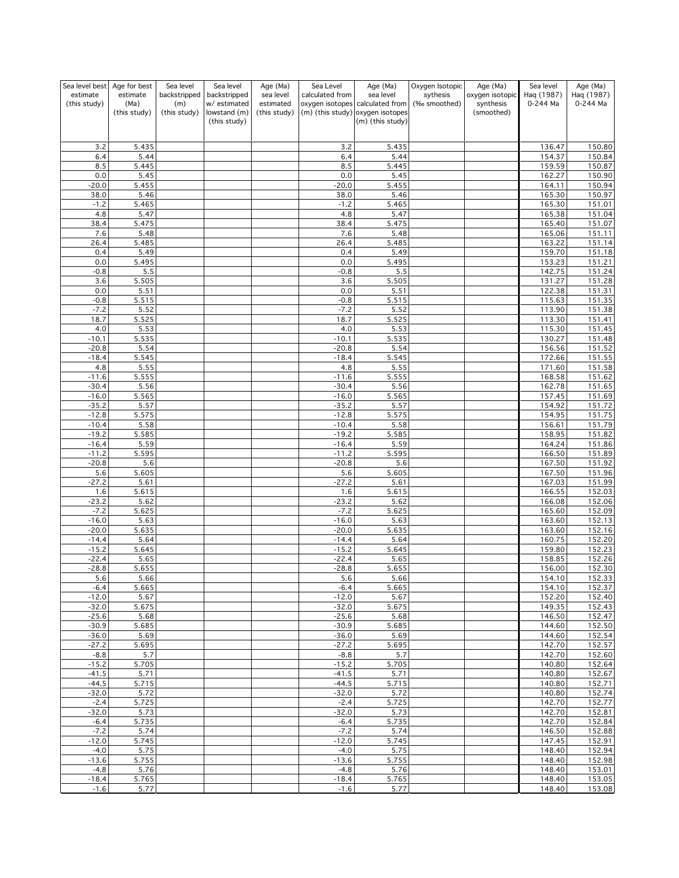| Sea level best estimate (this study) | Age for best estimate (Ma) (this study) | Sea level backstripped (m) (this study) | Sea level backstripped w/ estimated lowstand (m) (this study) | Age (Ma) sea level estimated (this study) | Sea Level calculated from oxygen isotopes (m) (this study) | Age (Ma) sea level calculated from oxygen isotopes (m) (this study) | Oxygen Isotopic sythesis (‰ smoothed) | Age (Ma) oxygen isotopic synthesis (smoothed) | Sea level Haq (1987) 0-244 Ma | Age (Ma) Haq (1987) 0-244 Ma |
|---|---|---|---|---|---|---|---|---|---|---|
| 3.2 | 5.435 | | | | 3.2 | 5.435 | | | 136.47 | 150.80 |
| 6.4 | 5.44 | | | | 6.4 | 5.44 | | | 154.37 | 150.84 |
| 8.5 | 5.445 | | | | 8.5 | 5.445 | | | 159.59 | 150.87 |
| 0.0 | 5.45 | | | | 0.0 | 5.45 | | | 162.27 | 150.90 |
| -20.0 | 5.455 | | | | -20.0 | 5.455 | | | 164.11 | 150.94 |
| 38.0 | 5.46 | | | | 38.0 | 5.46 | | | 165.30 | 150.97 |
| -1.2 | 5.465 | | | | -1.2 | 5.465 | | | 165.30 | 151.01 |
| 4.8 | 5.47 | | | | 4.8 | 5.47 | | | 165.38 | 151.04 |
| 38.4 | 5.475 | | | | 38.4 | 5.475 | | | 165.40 | 151.07 |
| 7.6 | 5.48 | | | | 7.6 | 5.48 | | | 165.06 | 151.11 |
| 26.4 | 5.485 | | | | 26.4 | 5.485 | | | 163.22 | 151.14 |
| 0.4 | 5.49 | | | | 0.4 | 5.49 | | | 159.70 | 151.18 |
| 0.0 | 5.495 | | | | 0.0 | 5.495 | | | 153.23 | 151.21 |
| -0.8 | 5.5 | | | | -0.8 | 5.5 | | | 142.75 | 151.24 |
| 3.6 | 5.505 | | | | 3.6 | 5.505 | | | 131.27 | 151.28 |
| 0.0 | 5.51 | | | | 0.0 | 5.51 | | | 122.38 | 151.31 |
| -0.8 | 5.515 | | | | -0.8 | 5.515 | | | 115.63 | 151.35 |
| -7.2 | 5.52 | | | | -7.2 | 5.52 | | | 113.90 | 151.38 |
| 18.7 | 5.525 | | | | 18.7 | 5.525 | | | 113.30 | 151.41 |
| 4.0 | 5.53 | | | | 4.0 | 5.53 | | | 115.30 | 151.45 |
| -10.1 | 5.535 | | | | -10.1 | 5.535 | | | 130.27 | 151.48 |
| -20.8 | 5.54 | | | | -20.8 | 5.54 | | | 156.56 | 151.52 |
| -18.4 | 5.545 | | | | -18.4 | 5.545 | | | 172.66 | 151.55 |
| 4.8 | 5.55 | | | | 4.8 | 5.55 | | | 171.60 | 151.58 |
| -11.6 | 5.555 | | | | -11.6 | 5.555 | | | 168.58 | 151.62 |
| -30.4 | 5.56 | | | | -30.4 | 5.56 | | | 162.78 | 151.65 |
| -16.0 | 5.565 | | | | -16.0 | 5.565 | | | 157.45 | 151.69 |
| -35.2 | 5.57 | | | | -35.2 | 5.57 | | | 154.92 | 151.72 |
| -12.8 | 5.575 | | | | -12.8 | 5.575 | | | 154.95 | 151.75 |
| -10.4 | 5.58 | | | | -10.4 | 5.58 | | | 156.61 | 151.79 |
| -19.2 | 5.585 | | | | -19.2 | 5.585 | | | 158.95 | 151.82 |
| -16.4 | 5.59 | | | | -16.4 | 5.59 | | | 164.24 | 151.86 |
| -11.2 | 5.595 | | | | -11.2 | 5.595 | | | 166.50 | 151.89 |
| -20.8 | 5.6 | | | | -20.8 | 5.6 | | | 167.50 | 151.92 |
| 5.6 | 5.605 | | | | 5.6 | 5.605 | | | 167.50 | 151.96 |
| -27.2 | 5.61 | | | | -27.2 | 5.61 | | | 167.03 | 151.99 |
| 1.6 | 5.615 | | | | 1.6 | 5.615 | | | 166.55 | 152.03 |
| -23.2 | 5.62 | | | | -23.2 | 5.62 | | | 166.08 | 152.06 |
| -7.2 | 5.625 | | | | -7.2 | 5.625 | | | 165.60 | 152.09 |
| -16.0 | 5.63 | | | | -16.0 | 5.63 | | | 163.60 | 152.13 |
| -20.0 | 5.635 | | | | -20.0 | 5.635 | | | 163.60 | 152.16 |
| -14.4 | 5.64 | | | | -14.4 | 5.64 | | | 160.75 | 152.20 |
| -15.2 | 5.645 | | | | -15.2 | 5.645 | | | 159.80 | 152.23 |
| -22.4 | 5.65 | | | | -22.4 | 5.65 | | | 158.85 | 152.26 |
| -28.8 | 5.655 | | | | -28.8 | 5.655 | | | 156.00 | 152.30 |
| 5.6 | 5.66 | | | | 5.6 | 5.66 | | | 154.10 | 152.33 |
| -6.4 | 5.665 | | | | -6.4 | 5.665 | | | 154.10 | 152.37 |
| -12.0 | 5.67 | | | | -12.0 | 5.67 | | | 152.20 | 152.40 |
| -32.0 | 5.675 | | | | -32.0 | 5.675 | | | 149.35 | 152.43 |
| -25.6 | 5.68 | | | | -25.6 | 5.68 | | | 146.50 | 152.47 |
| -30.9 | 5.685 | | | | -30.9 | 5.685 | | | 144.60 | 152.50 |
| -36.0 | 5.69 | | | | -36.0 | 5.69 | | | 144.60 | 152.54 |
| -27.2 | 5.695 | | | | -27.2 | 5.695 | | | 142.70 | 152.57 |
| -8.8 | 5.7 | | | | -8.8 | 5.7 | | | 142.70 | 152.60 |
| -15.2 | 5.705 | | | | -15.2 | 5.705 | | | 140.80 | 152.64 |
| -41.5 | 5.71 | | | | -41.5 | 5.71 | | | 140.80 | 152.67 |
| -44.5 | 5.715 | | | | -44.5 | 5.715 | | | 140.80 | 152.71 |
| -32.0 | 5.72 | | | | -32.0 | 5.72 | | | 140.80 | 152.74 |
| -2.4 | 5.725 | | | | -2.4 | 5.725 | | | 142.70 | 152.77 |
| -32.0 | 5.73 | | | | -32.0 | 5.73 | | | 142.70 | 152.81 |
| -6.4 | 5.735 | | | | -6.4 | 5.735 | | | 142.70 | 152.84 |
| -7.2 | 5.74 | | | | -7.2 | 5.74 | | | 146.50 | 152.88 |
| -12.0 | 5.745 | | | | -12.0 | 5.745 | | | 147.45 | 152.91 |
| -4.0 | 5.75 | | | | -4.0 | 5.75 | | | 148.40 | 152.94 |
| -13.6 | 5.755 | | | | -13.6 | 5.755 | | | 148.40 | 152.98 |
| -4.8 | 5.76 | | | | -4.8 | 5.76 | | | 148.40 | 153.01 |
| -18.4 | 5.765 | | | | -18.4 | 5.765 | | | 148.40 | 153.05 |
| -1.6 | 5.77 | | | | -1.6 | 5.77 | | | 148.40 | 153.08 |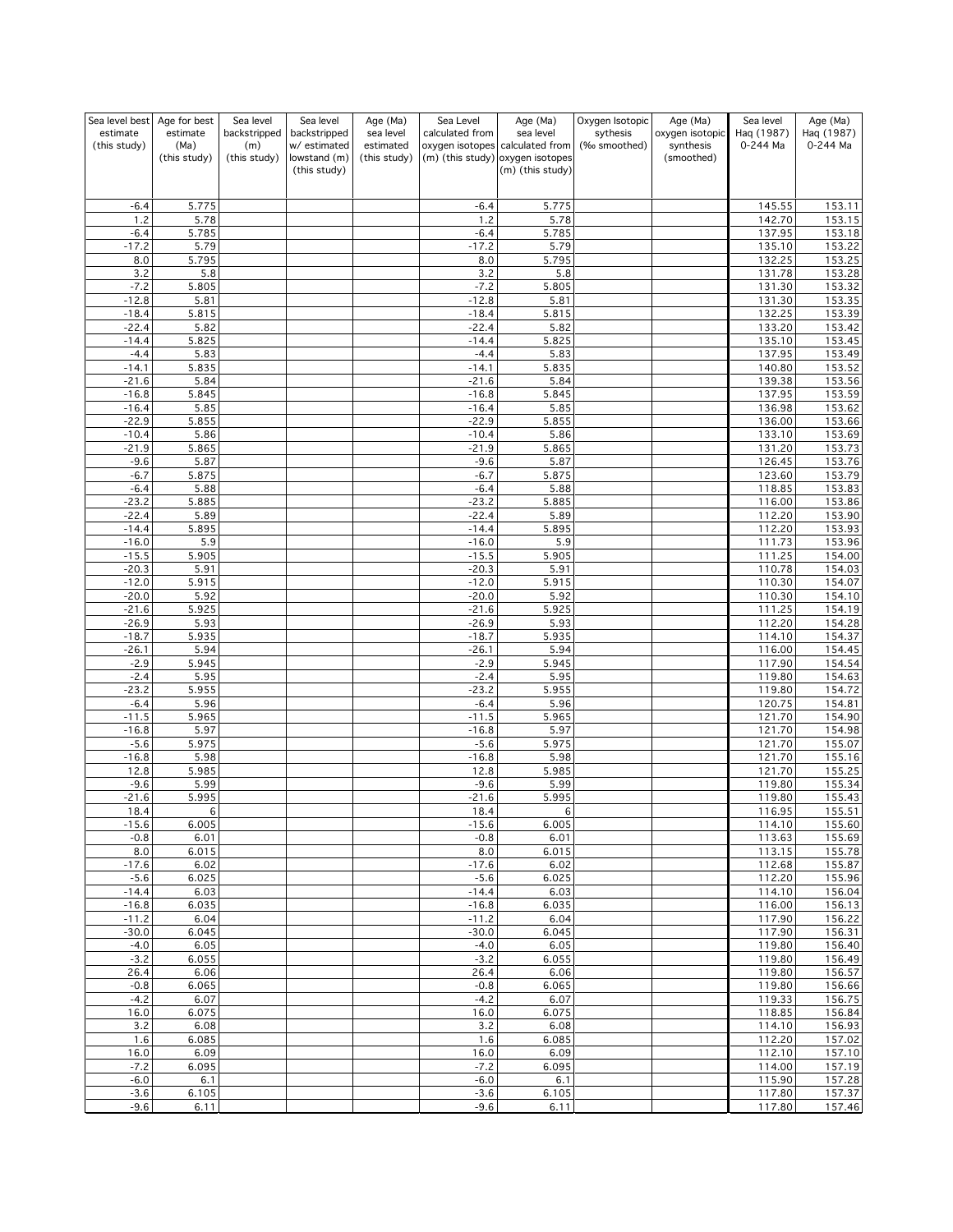| Sea level best estimate (this study) | Age for best estimate (Ma) (this study) | Sea level backstripped (m) (this study) | Sea level backstripped w/ estimated lowstand (m) (this study) | Age (Ma) sea level estimated (this study) | Sea Level calculated from oxygen isotopes (m) (this study) | Age (Ma) sea level calculated from oxygen isotopes (m) (this study) | Oxygen Isotopic sythesis (‰ smoothed) | Age (Ma) oxygen isotopic synthesis (smoothed) | Sea level Haq (1987) 0-244 Ma | Age (Ma) Haq (1987) 0-244 Ma |
|---|---|---|---|---|---|---|---|---|---|---|
| -6.4 | 5.775 | | | | -6.4 | 5.775 | | | 145.55 | 153.11 |
| 1.2 | 5.78 | | | | 1.2 | 5.78 | | | 142.70 | 153.15 |
| -6.4 | 5.785 | | | | -6.4 | 5.785 | | | 137.95 | 153.18 |
| -17.2 | 5.79 | | | | -17.2 | 5.79 | | | 135.10 | 153.22 |
| 8.0 | 5.795 | | | | 8.0 | 5.795 | | | 132.25 | 153.25 |
| 3.2 | 5.8 | | | | 3.2 | 5.8 | | | 131.78 | 153.28 |
| -7.2 | 5.805 | | | | -7.2 | 5.805 | | | 131.30 | 153.32 |
| -12.8 | 5.81 | | | | -12.8 | 5.81 | | | 131.30 | 153.35 |
| -18.4 | 5.815 | | | | -18.4 | 5.815 | | | 132.25 | 153.39 |
| -22.4 | 5.82 | | | | -22.4 | 5.82 | | | 133.20 | 153.42 |
| -14.4 | 5.825 | | | | -14.4 | 5.825 | | | 135.10 | 153.45 |
| -4.4 | 5.83 | | | | -4.4 | 5.83 | | | 137.95 | 153.49 |
| -14.1 | 5.835 | | | | -14.1 | 5.835 | | | 140.80 | 153.52 |
| -21.6 | 5.84 | | | | -21.6 | 5.84 | | | 139.38 | 153.56 |
| -16.8 | 5.845 | | | | -16.8 | 5.845 | | | 137.95 | 153.59 |
| -16.4 | 5.85 | | | | -16.4 | 5.85 | | | 136.98 | 153.62 |
| -22.9 | 5.855 | | | | -22.9 | 5.855 | | | 136.00 | 153.66 |
| -10.4 | 5.86 | | | | -10.4 | 5.86 | | | 133.10 | 153.69 |
| -21.9 | 5.865 | | | | -21.9 | 5.865 | | | 131.20 | 153.73 |
| -9.6 | 5.87 | | | | -9.6 | 5.87 | | | 126.45 | 153.76 |
| -6.7 | 5.875 | | | | -6.7 | 5.875 | | | 123.60 | 153.79 |
| -6.4 | 5.88 | | | | -6.4 | 5.88 | | | 118.85 | 153.83 |
| -23.2 | 5.885 | | | | -23.2 | 5.885 | | | 116.00 | 153.86 |
| -22.4 | 5.89 | | | | -22.4 | 5.89 | | | 112.20 | 153.90 |
| -14.4 | 5.895 | | | | -14.4 | 5.895 | | | 112.20 | 153.93 |
| -16.0 | 5.9 | | | | -16.0 | 5.9 | | | 111.73 | 153.96 |
| -15.5 | 5.905 | | | | -15.5 | 5.905 | | | 111.25 | 154.00 |
| -20.3 | 5.91 | | | | -20.3 | 5.91 | | | 110.78 | 154.03 |
| -12.0 | 5.915 | | | | -12.0 | 5.915 | | | 110.30 | 154.07 |
| -20.0 | 5.92 | | | | -20.0 | 5.92 | | | 110.30 | 154.10 |
| -21.6 | 5.925 | | | | -21.6 | 5.925 | | | 111.25 | 154.19 |
| -26.9 | 5.93 | | | | -26.9 | 5.93 | | | 112.20 | 154.28 |
| -18.7 | 5.935 | | | | -18.7 | 5.935 | | | 114.10 | 154.37 |
| -26.1 | 5.94 | | | | -26.1 | 5.94 | | | 116.00 | 154.45 |
| -2.9 | 5.945 | | | | -2.9 | 5.945 | | | 117.90 | 154.54 |
| -2.4 | 5.95 | | | | -2.4 | 5.95 | | | 119.80 | 154.63 |
| -23.2 | 5.955 | | | | -23.2 | 5.955 | | | 119.80 | 154.72 |
| -6.4 | 5.96 | | | | -6.4 | 5.96 | | | 120.75 | 154.81 |
| -11.5 | 5.965 | | | | -11.5 | 5.965 | | | 121.70 | 154.90 |
| -16.8 | 5.97 | | | | -16.8 | 5.97 | | | 121.70 | 154.98 |
| -5.6 | 5.975 | | | | -5.6 | 5.975 | | | 121.70 | 155.07 |
| -16.8 | 5.98 | | | | -16.8 | 5.98 | | | 121.70 | 155.16 |
| 12.8 | 5.985 | | | | 12.8 | 5.985 | | | 121.70 | 155.25 |
| -9.6 | 5.99 | | | | -9.6 | 5.99 | | | 119.80 | 155.34 |
| -21.6 | 5.995 | | | | -21.6 | 5.995 | | | 119.80 | 155.43 |
| 18.4 | 6 | | | | 18.4 | 6 | | | 116.95 | 155.51 |
| -15.6 | 6.005 | | | | -15.6 | 6.005 | | | 114.10 | 155.60 |
| -0.8 | 6.01 | | | | -0.8 | 6.01 | | | 113.63 | 155.69 |
| 8.0 | 6.015 | | | | 8.0 | 6.015 | | | 113.15 | 155.78 |
| -17.6 | 6.02 | | | | -17.6 | 6.02 | | | 112.68 | 155.87 |
| -5.6 | 6.025 | | | | -5.6 | 6.025 | | | 112.20 | 155.96 |
| -14.4 | 6.03 | | | | -14.4 | 6.03 | | | 114.10 | 156.04 |
| -16.8 | 6.035 | | | | -16.8 | 6.035 | | | 116.00 | 156.13 |
| -11.2 | 6.04 | | | | -11.2 | 6.04 | | | 117.90 | 156.22 |
| -30.0 | 6.045 | | | | -30.0 | 6.045 | | | 117.90 | 156.31 |
| -4.0 | 6.05 | | | | -4.0 | 6.05 | | | 119.80 | 156.40 |
| -3.2 | 6.055 | | | | -3.2 | 6.055 | | | 119.80 | 156.49 |
| 26.4 | 6.06 | | | | 26.4 | 6.06 | | | 119.80 | 156.57 |
| -0.8 | 6.065 | | | | -0.8 | 6.065 | | | 119.80 | 156.66 |
| -4.2 | 6.07 | | | | -4.2 | 6.07 | | | 119.33 | 156.75 |
| 16.0 | 6.075 | | | | 16.0 | 6.075 | | | 118.85 | 156.84 |
| 3.2 | 6.08 | | | | 3.2 | 6.08 | | | 114.10 | 156.93 |
| 1.6 | 6.085 | | | | 1.6 | 6.085 | | | 112.20 | 157.02 |
| 16.0 | 6.09 | | | | 16.0 | 6.09 | | | 112.10 | 157.10 |
| -7.2 | 6.095 | | | | -7.2 | 6.095 | | | 114.00 | 157.19 |
| -6.0 | 6.1 | | | | -6.0 | 6.1 | | | 115.90 | 157.28 |
| -3.6 | 6.105 | | | | -3.6 | 6.105 | | | 117.80 | 157.37 |
| -9.6 | 6.11 | | | | -9.6 | 6.11 | | | 117.80 | 157.46 |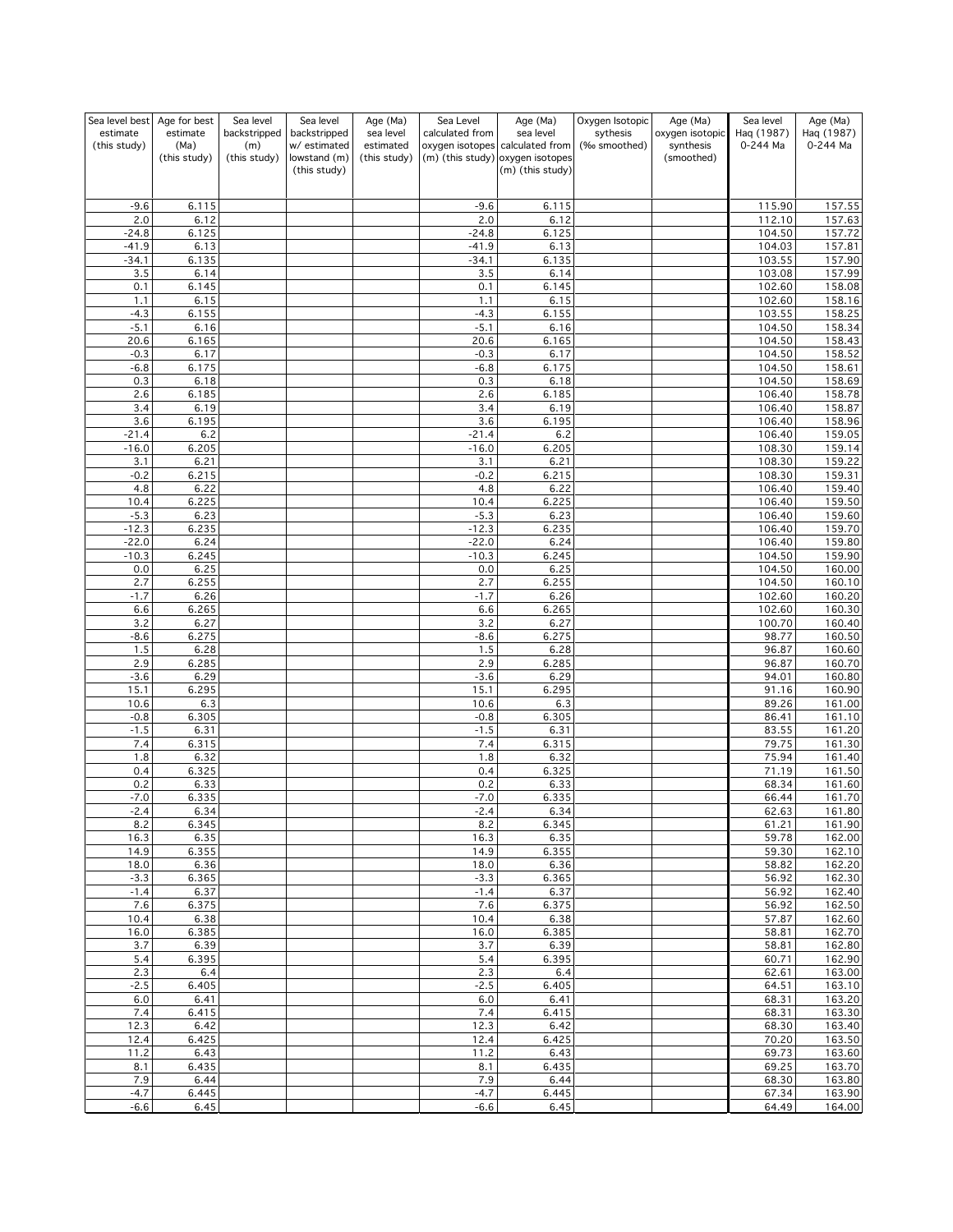| Sea level best estimate (this study) | Age for best estimate (Ma) (this study) | Sea level backstripped (m) (this study) | Sea level backstripped w/ estimated lowstand (m) (this study) | Age (Ma) sea level estimated (this study) | Sea Level calculated from oxygen isotopes (m) (this study) | Age (Ma) sea level calculated from oxygen isotopes (m) (this study) | Oxygen Isotopic sythesis (‰ smoothed) | Age (Ma) oxygen isotopic synthesis (smoothed) | Sea level Haq (1987) 0-244 Ma | Age (Ma) Haq (1987) 0-244 Ma |
|---|---|---|---|---|---|---|---|---|---|---|
| -9.6 | 6.115 | | | | -9.6 | 6.115 | | | 115.90 | 157.55 |
| 2.0 | 6.12 | | | | 2.0 | 6.12 | | | 112.10 | 157.63 |
| -24.8 | 6.125 | | | | -24.8 | 6.125 | | | 104.50 | 157.72 |
| -41.9 | 6.13 | | | | -41.9 | 6.13 | | | 104.03 | 157.81 |
| -34.1 | 6.135 | | | | -34.1 | 6.135 | | | 103.55 | 157.90 |
| 3.5 | 6.14 | | | | 3.5 | 6.14 | | | 103.08 | 157.99 |
| 0.1 | 6.145 | | | | 0.1 | 6.145 | | | 102.60 | 158.08 |
| 1.1 | 6.15 | | | | 1.1 | 6.15 | | | 102.60 | 158.16 |
| -4.3 | 6.155 | | | | -4.3 | 6.155 | | | 103.55 | 158.25 |
| -5.1 | 6.16 | | | | -5.1 | 6.16 | | | 104.50 | 158.34 |
| 20.6 | 6.165 | | | | 20.6 | 6.165 | | | 104.50 | 158.43 |
| -0.3 | 6.17 | | | | -0.3 | 6.17 | | | 104.50 | 158.52 |
| -6.8 | 6.175 | | | | -6.8 | 6.175 | | | 104.50 | 158.61 |
| 0.3 | 6.18 | | | | 0.3 | 6.18 | | | 104.50 | 158.69 |
| 2.6 | 6.185 | | | | 2.6 | 6.185 | | | 106.40 | 158.78 |
| 3.4 | 6.19 | | | | 3.4 | 6.19 | | | 106.40 | 158.87 |
| 3.6 | 6.195 | | | | 3.6 | 6.195 | | | 106.40 | 158.96 |
| -21.4 | 6.2 | | | | -21.4 | 6.2 | | | 106.40 | 159.05 |
| -16.0 | 6.205 | | | | -16.0 | 6.205 | | | 108.30 | 159.14 |
| 3.1 | 6.21 | | | | 3.1 | 6.21 | | | 108.30 | 159.22 |
| -0.2 | 6.215 | | | | -0.2 | 6.215 | | | 108.30 | 159.31 |
| 4.8 | 6.22 | | | | 4.8 | 6.22 | | | 106.40 | 159.40 |
| 10.4 | 6.225 | | | | 10.4 | 6.225 | | | 106.40 | 159.50 |
| -5.3 | 6.23 | | | | -5.3 | 6.23 | | | 106.40 | 159.60 |
| -12.3 | 6.235 | | | | -12.3 | 6.235 | | | 106.40 | 159.70 |
| -22.0 | 6.24 | | | | -22.0 | 6.24 | | | 106.40 | 159.80 |
| -10.3 | 6.245 | | | | -10.3 | 6.245 | | | 104.50 | 159.90 |
| 0.0 | 6.25 | | | | 0.0 | 6.25 | | | 104.50 | 160.00 |
| 2.7 | 6.255 | | | | 2.7 | 6.255 | | | 104.50 | 160.10 |
| -1.7 | 6.26 | | | | -1.7 | 6.26 | | | 102.60 | 160.20 |
| 6.6 | 6.265 | | | | 6.6 | 6.265 | | | 102.60 | 160.30 |
| 3.2 | 6.27 | | | | 3.2 | 6.27 | | | 100.70 | 160.40 |
| -8.6 | 6.275 | | | | -8.6 | 6.275 | | | 98.77 | 160.50 |
| 1.5 | 6.28 | | | | 1.5 | 6.28 | | | 96.87 | 160.60 |
| 2.9 | 6.285 | | | | 2.9 | 6.285 | | | 96.87 | 160.70 |
| -3.6 | 6.29 | | | | -3.6 | 6.29 | | | 94.01 | 160.80 |
| 15.1 | 6.295 | | | | 15.1 | 6.295 | | | 91.16 | 160.90 |
| 10.6 | 6.3 | | | | 10.6 | 6.3 | | | 89.26 | 161.00 |
| -0.8 | 6.305 | | | | -0.8 | 6.305 | | | 86.41 | 161.10 |
| -1.5 | 6.31 | | | | -1.5 | 6.31 | | | 83.55 | 161.20 |
| 7.4 | 6.315 | | | | 7.4 | 6.315 | | | 79.75 | 161.30 |
| 1.8 | 6.32 | | | | 1.8 | 6.32 | | | 75.94 | 161.40 |
| 0.4 | 6.325 | | | | 0.4 | 6.325 | | | 71.19 | 161.50 |
| 0.2 | 6.33 | | | | 0.2 | 6.33 | | | 68.34 | 161.60 |
| -7.0 | 6.335 | | | | -7.0 | 6.335 | | | 66.44 | 161.70 |
| -2.4 | 6.34 | | | | -2.4 | 6.34 | | | 62.63 | 161.80 |
| 8.2 | 6.345 | | | | 8.2 | 6.345 | | | 61.21 | 161.90 |
| 16.3 | 6.35 | | | | 16.3 | 6.35 | | | 59.78 | 162.00 |
| 14.9 | 6.355 | | | | 14.9 | 6.355 | | | 59.30 | 162.10 |
| 18.0 | 6.36 | | | | 18.0 | 6.36 | | | 58.82 | 162.20 |
| -3.3 | 6.365 | | | | -3.3 | 6.365 | | | 56.92 | 162.30 |
| -1.4 | 6.37 | | | | -1.4 | 6.37 | | | 56.92 | 162.40 |
| 7.6 | 6.375 | | | | 7.6 | 6.375 | | | 56.92 | 162.50 |
| 10.4 | 6.38 | | | | 10.4 | 6.38 | | | 57.87 | 162.60 |
| 16.0 | 6.385 | | | | 16.0 | 6.385 | | | 58.81 | 162.70 |
| 3.7 | 6.39 | | | | 3.7 | 6.39 | | | 58.81 | 162.80 |
| 5.4 | 6.395 | | | | 5.4 | 6.395 | | | 60.71 | 162.90 |
| 2.3 | 6.4 | | | | 2.3 | 6.4 | | | 62.61 | 163.00 |
| -2.5 | 6.405 | | | | -2.5 | 6.405 | | | 64.51 | 163.10 |
| 6.0 | 6.41 | | | | 6.0 | 6.41 | | | 68.31 | 163.20 |
| 7.4 | 6.415 | | | | 7.4 | 6.415 | | | 68.31 | 163.30 |
| 12.3 | 6.42 | | | | 12.3 | 6.42 | | | 68.30 | 163.40 |
| 12.4 | 6.425 | | | | 12.4 | 6.425 | | | 70.20 | 163.50 |
| 11.2 | 6.43 | | | | 11.2 | 6.43 | | | 69.73 | 163.60 |
| 8.1 | 6.435 | | | | 8.1 | 6.435 | | | 69.25 | 163.70 |
| 7.9 | 6.44 | | | | 7.9 | 6.44 | | | 68.30 | 163.80 |
| -4.7 | 6.445 | | | | -4.7 | 6.445 | | | 67.34 | 163.90 |
| -6.6 | 6.45 | | | | -6.6 | 6.45 | | | 64.49 | 164.00 |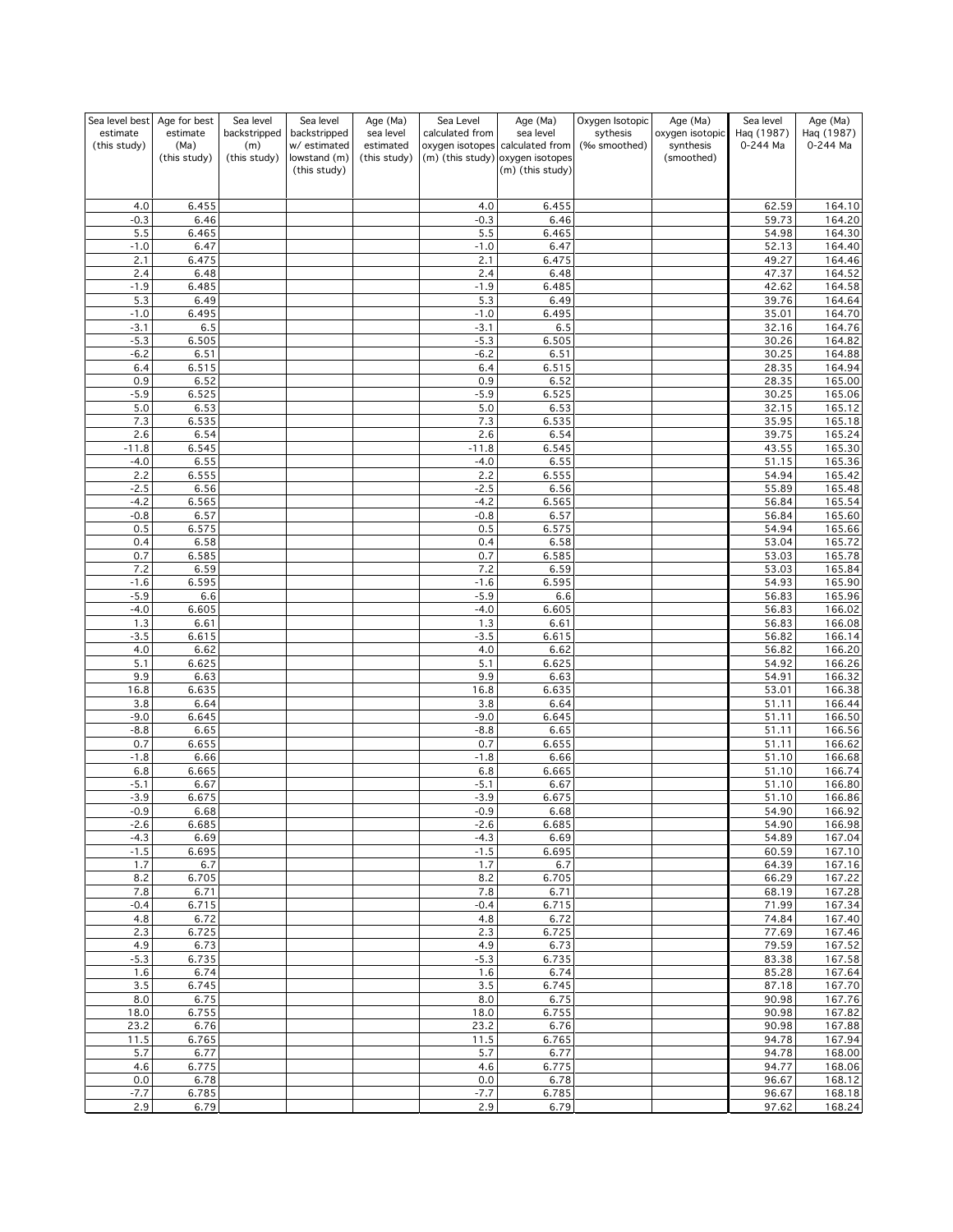| Sea level best estimate (this study) | Age for best estimate (Ma) (this study) | Sea level backstripped (m) (this study) | Sea level backstripped w/ estimated lowstand (m) (this study) | Age (Ma) sea level estimated (this study) | Sea Level calculated from oxygen isotopes (m) (this study) | Age (Ma) sea level calculated from oxygen isotopes (m) (this study) | Oxygen Isotopic sythesis (‰ smoothed) | Age (Ma) oxygen isotopic synthesis (smoothed) | Sea level Haq (1987) 0-244 Ma | Age (Ma) Haq (1987) 0-244 Ma |
|---|---|---|---|---|---|---|---|---|---|---|
| 4.0 | 6.455 | | | | 4.0 | 6.455 | | | 62.59 | 164.10 |
| -0.3 | 6.46 | | | | -0.3 | 6.46 | | | 59.73 | 164.20 |
| 5.5 | 6.465 | | | | 5.5 | 6.465 | | | 54.98 | 164.30 |
| -1.0 | 6.47 | | | | -1.0 | 6.47 | | | 52.13 | 164.40 |
| 2.1 | 6.475 | | | | 2.1 | 6.475 | | | 49.27 | 164.46 |
| 2.4 | 6.48 | | | | 2.4 | 6.48 | | | 47.37 | 164.52 |
| -1.9 | 6.485 | | | | -1.9 | 6.485 | | | 42.62 | 164.58 |
| 5.3 | 6.49 | | | | 5.3 | 6.49 | | | 39.76 | 164.64 |
| -1.0 | 6.495 | | | | -1.0 | 6.495 | | | 35.01 | 164.70 |
| -3.1 | 6.5 | | | | -3.1 | 6.5 | | | 32.16 | 164.76 |
| -5.3 | 6.505 | | | | -5.3 | 6.505 | | | 30.26 | 164.82 |
| -6.2 | 6.51 | | | | -6.2 | 6.51 | | | 30.25 | 164.88 |
| 6.4 | 6.515 | | | | 6.4 | 6.515 | | | 28.35 | 164.94 |
| 0.9 | 6.52 | | | | 0.9 | 6.52 | | | 28.35 | 165.00 |
| -5.9 | 6.525 | | | | -5.9 | 6.525 | | | 30.25 | 165.06 |
| 5.0 | 6.53 | | | | 5.0 | 6.53 | | | 32.15 | 165.12 |
| 7.3 | 6.535 | | | | 7.3 | 6.535 | | | 35.95 | 165.18 |
| 2.6 | 6.54 | | | | 2.6 | 6.54 | | | 39.75 | 165.24 |
| -11.8 | 6.545 | | | | -11.8 | 6.545 | | | 43.55 | 165.30 |
| -4.0 | 6.55 | | | | -4.0 | 6.55 | | | 51.15 | 165.36 |
| 2.2 | 6.555 | | | | 2.2 | 6.555 | | | 54.94 | 165.42 |
| -2.5 | 6.56 | | | | -2.5 | 6.56 | | | 55.89 | 165.48 |
| -4.2 | 6.565 | | | | -4.2 | 6.565 | | | 56.84 | 165.54 |
| -0.8 | 6.57 | | | | -0.8 | 6.57 | | | 56.84 | 165.60 |
| 0.5 | 6.575 | | | | 0.5 | 6.575 | | | 54.94 | 165.66 |
| 0.4 | 6.58 | | | | 0.4 | 6.58 | | | 53.04 | 165.72 |
| 0.7 | 6.585 | | | | 0.7 | 6.585 | | | 53.03 | 165.78 |
| 7.2 | 6.59 | | | | 7.2 | 6.59 | | | 53.03 | 165.84 |
| -1.6 | 6.595 | | | | -1.6 | 6.595 | | | 54.93 | 165.90 |
| -5.9 | 6.6 | | | | -5.9 | 6.6 | | | 56.83 | 165.96 |
| -4.0 | 6.605 | | | | -4.0 | 6.605 | | | 56.83 | 166.02 |
| 1.3 | 6.61 | | | | 1.3 | 6.61 | | | 56.83 | 166.08 |
| -3.5 | 6.615 | | | | -3.5 | 6.615 | | | 56.82 | 166.14 |
| 4.0 | 6.62 | | | | 4.0 | 6.62 | | | 56.82 | 166.20 |
| 5.1 | 6.625 | | | | 5.1 | 6.625 | | | 54.92 | 166.26 |
| 9.9 | 6.63 | | | | 9.9 | 6.63 | | | 54.91 | 166.32 |
| 16.8 | 6.635 | | | | 16.8 | 6.635 | | | 53.01 | 166.38 |
| 3.8 | 6.64 | | | | 3.8 | 6.64 | | | 51.11 | 166.44 |
| -9.0 | 6.645 | | | | -9.0 | 6.645 | | | 51.11 | 166.50 |
| -8.8 | 6.65 | | | | -8.8 | 6.65 | | | 51.11 | 166.56 |
| 0.7 | 6.655 | | | | 0.7 | 6.655 | | | 51.11 | 166.62 |
| -1.8 | 6.66 | | | | -1.8 | 6.66 | | | 51.10 | 166.68 |
| 6.8 | 6.665 | | | | 6.8 | 6.665 | | | 51.10 | 166.74 |
| -5.1 | 6.67 | | | | -5.1 | 6.67 | | | 51.10 | 166.80 |
| -3.9 | 6.675 | | | | -3.9 | 6.675 | | | 51.10 | 166.86 |
| -0.9 | 6.68 | | | | -0.9 | 6.68 | | | 54.90 | 166.92 |
| -2.6 | 6.685 | | | | -2.6 | 6.685 | | | 54.90 | 166.98 |
| -4.3 | 6.69 | | | | -4.3 | 6.69 | | | 54.89 | 167.04 |
| -1.5 | 6.695 | | | | -1.5 | 6.695 | | | 60.59 | 167.10 |
| 1.7 | 6.7 | | | | 1.7 | 6.7 | | | 64.39 | 167.16 |
| 8.2 | 6.705 | | | | 8.2 | 6.705 | | | 66.29 | 167.22 |
| 7.8 | 6.71 | | | | 7.8 | 6.71 | | | 68.19 | 167.28 |
| -0.4 | 6.715 | | | | -0.4 | 6.715 | | | 71.99 | 167.34 |
| 4.8 | 6.72 | | | | 4.8 | 6.72 | | | 74.84 | 167.40 |
| 2.3 | 6.725 | | | | 2.3 | 6.725 | | | 77.69 | 167.46 |
| 4.9 | 6.73 | | | | 4.9 | 6.73 | | | 79.59 | 167.52 |
| -5.3 | 6.735 | | | | -5.3 | 6.735 | | | 83.38 | 167.58 |
| 1.6 | 6.74 | | | | 1.6 | 6.74 | | | 85.28 | 167.64 |
| 3.5 | 6.745 | | | | 3.5 | 6.745 | | | 87.18 | 167.70 |
| 8.0 | 6.75 | | | | 8.0 | 6.75 | | | 90.98 | 167.76 |
| 18.0 | 6.755 | | | | 18.0 | 6.755 | | | 90.98 | 167.82 |
| 23.2 | 6.76 | | | | 23.2 | 6.76 | | | 90.98 | 167.88 |
| 11.5 | 6.765 | | | | 11.5 | 6.765 | | | 94.78 | 167.94 |
| 5.7 | 6.77 | | | | 5.7 | 6.77 | | | 94.78 | 168.00 |
| 4.6 | 6.775 | | | | 4.6 | 6.775 | | | 94.77 | 168.06 |
| 0.0 | 6.78 | | | | 0.0 | 6.78 | | | 96.67 | 168.12 |
| -7.7 | 6.785 | | | | -7.7 | 6.785 | | | 96.67 | 168.18 |
| 2.9 | 6.79 | | | | 2.9 | 6.79 | | | 97.62 | 168.24 |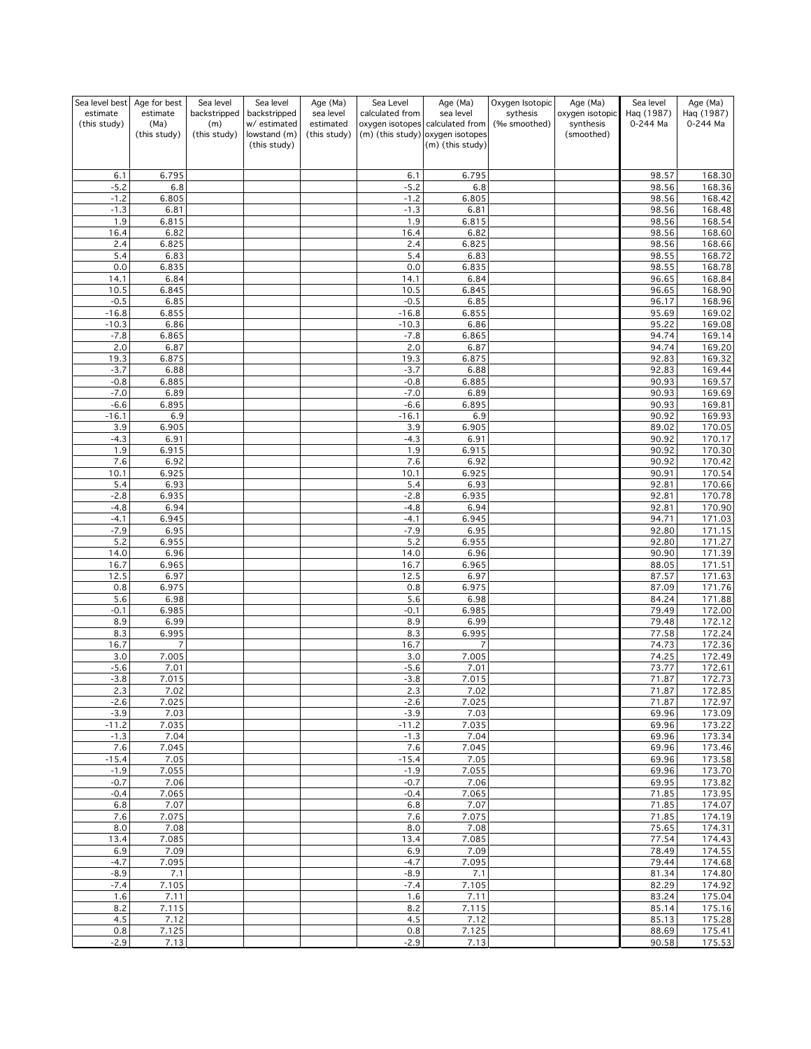| Sea level best estimate (this study) | Age for best estimate (Ma) (this study) | Sea level backstripped (m) (this study) | Sea level backstripped w/ estimated lowstand (m) (this study) | Age (Ma) sea level estimated (this study) | Sea Level calculated from oxygen isotopes (m) (this study) | Age (Ma) sea level calculated from oxygen isotopes (m) (this study) | Oxygen Isotopic sythesis (‰ smoothed) | Age (Ma) oxygen isotopic synthesis (smoothed) | Sea level Haq (1987) 0-244 Ma | Age (Ma) Haq (1987) 0-244 Ma |
|---|---|---|---|---|---|---|---|---|---|---|
| 6.1 | 6.795 | | | | 6.1 | 6.795 | | | 98.57 | 168.30 |
| -5.2 | 6.8 | | | | -5.2 | 6.8 | | | 98.56 | 168.36 |
| -1.2 | 6.805 | | | | -1.2 | 6.805 | | | 98.56 | 168.42 |
| -1.3 | 6.81 | | | | -1.3 | 6.81 | | | 98.56 | 168.48 |
| 1.9 | 6.815 | | | | 1.9 | 6.815 | | | 98.56 | 168.54 |
| 16.4 | 6.82 | | | | 16.4 | 6.82 | | | 98.56 | 168.60 |
| 2.4 | 6.825 | | | | 2.4 | 6.825 | | | 98.56 | 168.66 |
| 5.4 | 6.83 | | | | 5.4 | 6.83 | | | 98.55 | 168.72 |
| 0.0 | 6.835 | | | | 0.0 | 6.835 | | | 98.55 | 168.78 |
| 14.1 | 6.84 | | | | 14.1 | 6.84 | | | 96.65 | 168.84 |
| 10.5 | 6.845 | | | | 10.5 | 6.845 | | | 96.65 | 168.90 |
| -0.5 | 6.85 | | | | -0.5 | 6.85 | | | 96.17 | 168.96 |
| -16.8 | 6.855 | | | | -16.8 | 6.855 | | | 95.69 | 169.02 |
| -10.3 | 6.86 | | | | -10.3 | 6.86 | | | 95.22 | 169.08 |
| -7.8 | 6.865 | | | | -7.8 | 6.865 | | | 94.74 | 169.14 |
| 2.0 | 6.87 | | | | 2.0 | 6.87 | | | 94.74 | 169.20 |
| 19.3 | 6.875 | | | | 19.3 | 6.875 | | | 92.83 | 169.32 |
| -3.7 | 6.88 | | | | -3.7 | 6.88 | | | 92.83 | 169.44 |
| -0.8 | 6.885 | | | | -0.8 | 6.885 | | | 90.93 | 169.57 |
| -7.0 | 6.89 | | | | -7.0 | 6.89 | | | 90.93 | 169.69 |
| -6.6 | 6.895 | | | | -6.6 | 6.895 | | | 90.93 | 169.81 |
| -16.1 | 6.9 | | | | -16.1 | 6.9 | | | 90.92 | 169.93 |
| 3.9 | 6.905 | | | | 3.9 | 6.905 | | | 89.02 | 170.05 |
| -4.3 | 6.91 | | | | -4.3 | 6.91 | | | 90.92 | 170.17 |
| 1.9 | 6.915 | | | | 1.9 | 6.915 | | | 90.92 | 170.30 |
| 7.6 | 6.92 | | | | 7.6 | 6.92 | | | 90.92 | 170.42 |
| 10.1 | 6.925 | | | | 10.1 | 6.925 | | | 90.91 | 170.54 |
| 5.4 | 6.93 | | | | 5.4 | 6.93 | | | 92.81 | 170.66 |
| -2.8 | 6.935 | | | | -2.8 | 6.935 | | | 92.81 | 170.78 |
| -4.8 | 6.94 | | | | -4.8 | 6.94 | | | 92.81 | 170.90 |
| -4.1 | 6.945 | | | | -4.1 | 6.945 | | | 94.71 | 171.03 |
| -7.9 | 6.95 | | | | -7.9 | 6.95 | | | 92.80 | 171.15 |
| 5.2 | 6.955 | | | | 5.2 | 6.955 | | | 92.80 | 171.27 |
| 14.0 | 6.96 | | | | 14.0 | 6.96 | | | 90.90 | 171.39 |
| 16.7 | 6.965 | | | | 16.7 | 6.965 | | | 88.05 | 171.51 |
| 12.5 | 6.97 | | | | 12.5 | 6.97 | | | 87.57 | 171.63 |
| 0.8 | 6.975 | | | | 0.8 | 6.975 | | | 87.09 | 171.76 |
| 5.6 | 6.98 | | | | 5.6 | 6.98 | | | 84.24 | 171.88 |
| -0.1 | 6.985 | | | | -0.1 | 6.985 | | | 79.49 | 172.00 |
| 8.9 | 6.99 | | | | 8.9 | 6.99 | | | 79.48 | 172.12 |
| 8.3 | 6.995 | | | | 8.3 | 6.995 | | | 77.58 | 172.24 |
| 16.7 | 7 | | | | 16.7 | 7 | | | 74.73 | 172.36 |
| 3.0 | 7.005 | | | | 3.0 | 7.005 | | | 74.25 | 172.49 |
| -5.6 | 7.01 | | | | -5.6 | 7.01 | | | 73.77 | 172.61 |
| -3.8 | 7.015 | | | | -3.8 | 7.015 | | | 71.87 | 172.73 |
| 2.3 | 7.02 | | | | 2.3 | 7.02 | | | 71.87 | 172.85 |
| -2.6 | 7.025 | | | | -2.6 | 7.025 | | | 71.87 | 172.97 |
| -3.9 | 7.03 | | | | -3.9 | 7.03 | | | 69.96 | 173.09 |
| -11.2 | 7.035 | | | | -11.2 | 7.035 | | | 69.96 | 173.22 |
| -1.3 | 7.04 | | | | -1.3 | 7.04 | | | 69.96 | 173.34 |
| 7.6 | 7.045 | | | | 7.6 | 7.045 | | | 69.96 | 173.46 |
| -15.4 | 7.05 | | | | -15.4 | 7.05 | | | 69.96 | 173.58 |
| -1.9 | 7.055 | | | | -1.9 | 7.055 | | | 69.96 | 173.70 |
| -0.7 | 7.06 | | | | -0.7 | 7.06 | | | 69.95 | 173.82 |
| -0.4 | 7.065 | | | | -0.4 | 7.065 | | | 71.85 | 173.95 |
| 6.8 | 7.07 | | | | 6.8 | 7.07 | | | 71.85 | 174.07 |
| 7.6 | 7.075 | | | | 7.6 | 7.075 | | | 71.85 | 174.19 |
| 8.0 | 7.08 | | | | 8.0 | 7.08 | | | 75.65 | 174.31 |
| 13.4 | 7.085 | | | | 13.4 | 7.085 | | | 77.54 | 174.43 |
| 6.9 | 7.09 | | | | 6.9 | 7.09 | | | 78.49 | 174.55 |
| -4.7 | 7.095 | | | | -4.7 | 7.095 | | | 79.44 | 174.68 |
| -8.9 | 7.1 | | | | -8.9 | 7.1 | | | 81.34 | 174.80 |
| -7.4 | 7.105 | | | | -7.4 | 7.105 | | | 82.29 | 174.92 |
| 1.6 | 7.11 | | | | 1.6 | 7.11 | | | 83.24 | 175.04 |
| 8.2 | 7.115 | | | | 8.2 | 7.115 | | | 85.14 | 175.16 |
| 4.5 | 7.12 | | | | 4.5 | 7.12 | | | 85.13 | 175.28 |
| 0.8 | 7.125 | | | | 0.8 | 7.125 | | | 88.69 | 175.41 |
| -2.9 | 7.13 | | | | -2.9 | 7.13 | | | 90.58 | 175.53 |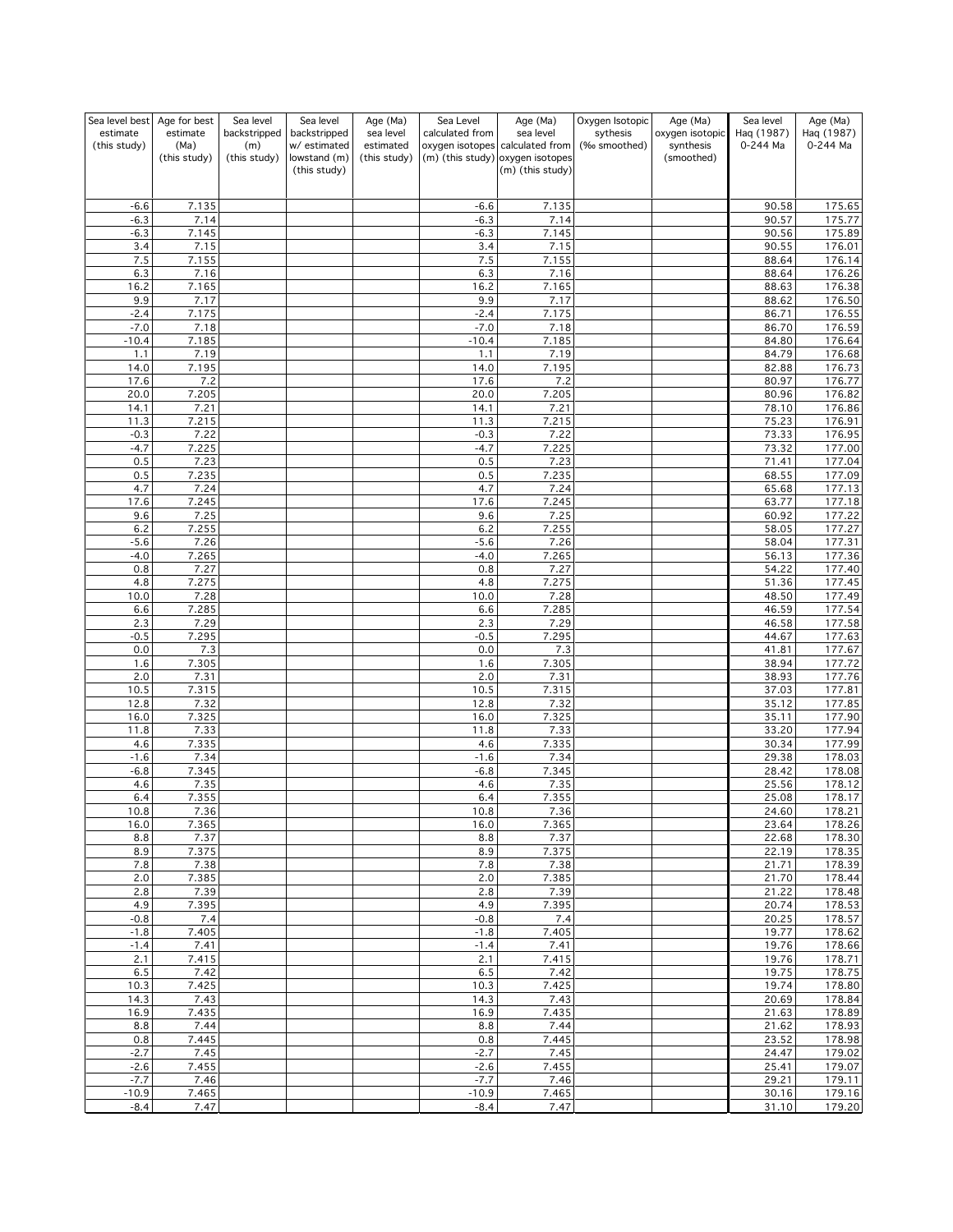| Sea level best estimate (this study) | Age for best estimate (Ma) (this study) | Sea level backstripped (m) (this study) | Sea level backstripped w/ estimated lowstand (m) (this study) | Age (Ma) sea level estimated (this study) | Sea Level calculated from oxygen isotopes (m) (this study) | Age (Ma) sea level calculated from oxygen isotopes (m) (this study) | Oxygen Isotopic sythesis (‰ smoothed) | Age (Ma) oxygen isotopic synthesis (smoothed) | Sea level Haq (1987) 0-244 Ma | Age (Ma) Haq (1987) 0-244 Ma |
|---|---|---|---|---|---|---|---|---|---|---|
| -6.6 | 7.135 | | | | -6.6 | 7.135 | | | 90.58 | 175.65 |
| -6.3 | 7.14 | | | | -6.3 | 7.14 | | | 90.57 | 175.77 |
| -6.3 | 7.145 | | | | -6.3 | 7.145 | | | 90.56 | 175.89 |
| 3.4 | 7.15 | | | | 3.4 | 7.15 | | | 90.55 | 176.01 |
| 7.5 | 7.155 | | | | 7.5 | 7.155 | | | 88.64 | 176.14 |
| 6.3 | 7.16 | | | | 6.3 | 7.16 | | | 88.64 | 176.26 |
| 16.2 | 7.165 | | | | 16.2 | 7.165 | | | 88.63 | 176.38 |
| 9.9 | 7.17 | | | | 9.9 | 7.17 | | | 88.62 | 176.50 |
| -2.4 | 7.175 | | | | -2.4 | 7.175 | | | 86.71 | 176.55 |
| -7.0 | 7.18 | | | | -7.0 | 7.18 | | | 86.70 | 176.59 |
| -10.4 | 7.185 | | | | -10.4 | 7.185 | | | 84.80 | 176.64 |
| 1.1 | 7.19 | | | | 1.1 | 7.19 | | | 84.79 | 176.68 |
| 14.0 | 7.195 | | | | 14.0 | 7.195 | | | 82.88 | 176.73 |
| 17.6 | 7.2 | | | | 17.6 | 7.2 | | | 80.97 | 176.77 |
| 20.0 | 7.205 | | | | 20.0 | 7.205 | | | 80.96 | 176.82 |
| 14.1 | 7.21 | | | | 14.1 | 7.21 | | | 78.10 | 176.86 |
| 11.3 | 7.215 | | | | 11.3 | 7.215 | | | 75.23 | 176.91 |
| -0.3 | 7.22 | | | | -0.3 | 7.22 | | | 73.33 | 176.95 |
| -4.7 | 7.225 | | | | -4.7 | 7.225 | | | 73.32 | 177.00 |
| 0.5 | 7.23 | | | | 0.5 | 7.23 | | | 71.41 | 177.04 |
| 0.5 | 7.235 | | | | 0.5 | 7.235 | | | 68.55 | 177.09 |
| 4.7 | 7.24 | | | | 4.7 | 7.24 | | | 65.68 | 177.13 |
| 17.6 | 7.245 | | | | 17.6 | 7.245 | | | 63.77 | 177.18 |
| 9.6 | 7.25 | | | | 9.6 | 7.25 | | | 60.92 | 177.22 |
| 6.2 | 7.255 | | | | 6.2 | 7.255 | | | 58.05 | 177.27 |
| -5.6 | 7.26 | | | | -5.6 | 7.26 | | | 58.04 | 177.31 |
| -4.0 | 7.265 | | | | -4.0 | 7.265 | | | 56.13 | 177.36 |
| 0.8 | 7.27 | | | | 0.8 | 7.27 | | | 54.22 | 177.40 |
| 4.8 | 7.275 | | | | 4.8 | 7.275 | | | 51.36 | 177.45 |
| 10.0 | 7.28 | | | | 10.0 | 7.28 | | | 48.50 | 177.49 |
| 6.6 | 7.285 | | | | 6.6 | 7.285 | | | 46.59 | 177.54 |
| 2.3 | 7.29 | | | | 2.3 | 7.29 | | | 46.58 | 177.58 |
| -0.5 | 7.295 | | | | -0.5 | 7.295 | | | 44.67 | 177.63 |
| 0.0 | 7.3 | | | | 0.0 | 7.3 | | | 41.81 | 177.67 |
| 1.6 | 7.305 | | | | 1.6 | 7.305 | | | 38.94 | 177.72 |
| 2.0 | 7.31 | | | | 2.0 | 7.31 | | | 38.93 | 177.76 |
| 10.5 | 7.315 | | | | 10.5 | 7.315 | | | 37.03 | 177.81 |
| 12.8 | 7.32 | | | | 12.8 | 7.32 | | | 35.12 | 177.85 |
| 16.0 | 7.325 | | | | 16.0 | 7.325 | | | 35.11 | 177.90 |
| 11.8 | 7.33 | | | | 11.8 | 7.33 | | | 33.20 | 177.94 |
| 4.6 | 7.335 | | | | 4.6 | 7.335 | | | 30.34 | 177.99 |
| -1.6 | 7.34 | | | | -1.6 | 7.34 | | | 29.38 | 178.03 |
| -6.8 | 7.345 | | | | -6.8 | 7.345 | | | 28.42 | 178.08 |
| 4.6 | 7.35 | | | | 4.6 | 7.35 | | | 25.56 | 178.12 |
| 6.4 | 7.355 | | | | 6.4 | 7.355 | | | 25.08 | 178.17 |
| 10.8 | 7.36 | | | | 10.8 | 7.36 | | | 24.60 | 178.21 |
| 16.0 | 7.365 | | | | 16.0 | 7.365 | | | 23.64 | 178.26 |
| 8.8 | 7.37 | | | | 8.8 | 7.37 | | | 22.68 | 178.30 |
| 8.9 | 7.375 | | | | 8.9 | 7.375 | | | 22.19 | 178.35 |
| 7.8 | 7.38 | | | | 7.8 | 7.38 | | | 21.71 | 178.39 |
| 2.0 | 7.385 | | | | 2.0 | 7.385 | | | 21.70 | 178.44 |
| 2.8 | 7.39 | | | | 2.8 | 7.39 | | | 21.22 | 178.48 |
| 4.9 | 7.395 | | | | 4.9 | 7.395 | | | 20.74 | 178.53 |
| -0.8 | 7.4 | | | | -0.8 | 7.4 | | | 20.25 | 178.57 |
| -1.8 | 7.405 | | | | -1.8 | 7.405 | | | 19.77 | 178.62 |
| -1.4 | 7.41 | | | | -1.4 | 7.41 | | | 19.76 | 178.66 |
| 2.1 | 7.415 | | | | 2.1 | 7.415 | | | 19.76 | 178.71 |
| 6.5 | 7.42 | | | | 6.5 | 7.42 | | | 19.75 | 178.75 |
| 10.3 | 7.425 | | | | 10.3 | 7.425 | | | 19.74 | 178.80 |
| 14.3 | 7.43 | | | | 14.3 | 7.43 | | | 20.69 | 178.84 |
| 16.9 | 7.435 | | | | 16.9 | 7.435 | | | 21.63 | 178.89 |
| 8.8 | 7.44 | | | | 8.8 | 7.44 | | | 21.62 | 178.93 |
| 0.8 | 7.445 | | | | 0.8 | 7.445 | | | 23.52 | 178.98 |
| -2.7 | 7.45 | | | | -2.7 | 7.45 | | | 24.47 | 179.02 |
| -2.6 | 7.455 | | | | -2.6 | 7.455 | | | 25.41 | 179.07 |
| -7.7 | 7.46 | | | | -7.7 | 7.46 | | | 29.21 | 179.11 |
| -10.9 | 7.465 | | | | -10.9 | 7.465 | | | 30.16 | 179.16 |
| -8.4 | 7.47 | | | | -8.4 | 7.47 | | | 31.10 | 179.20 |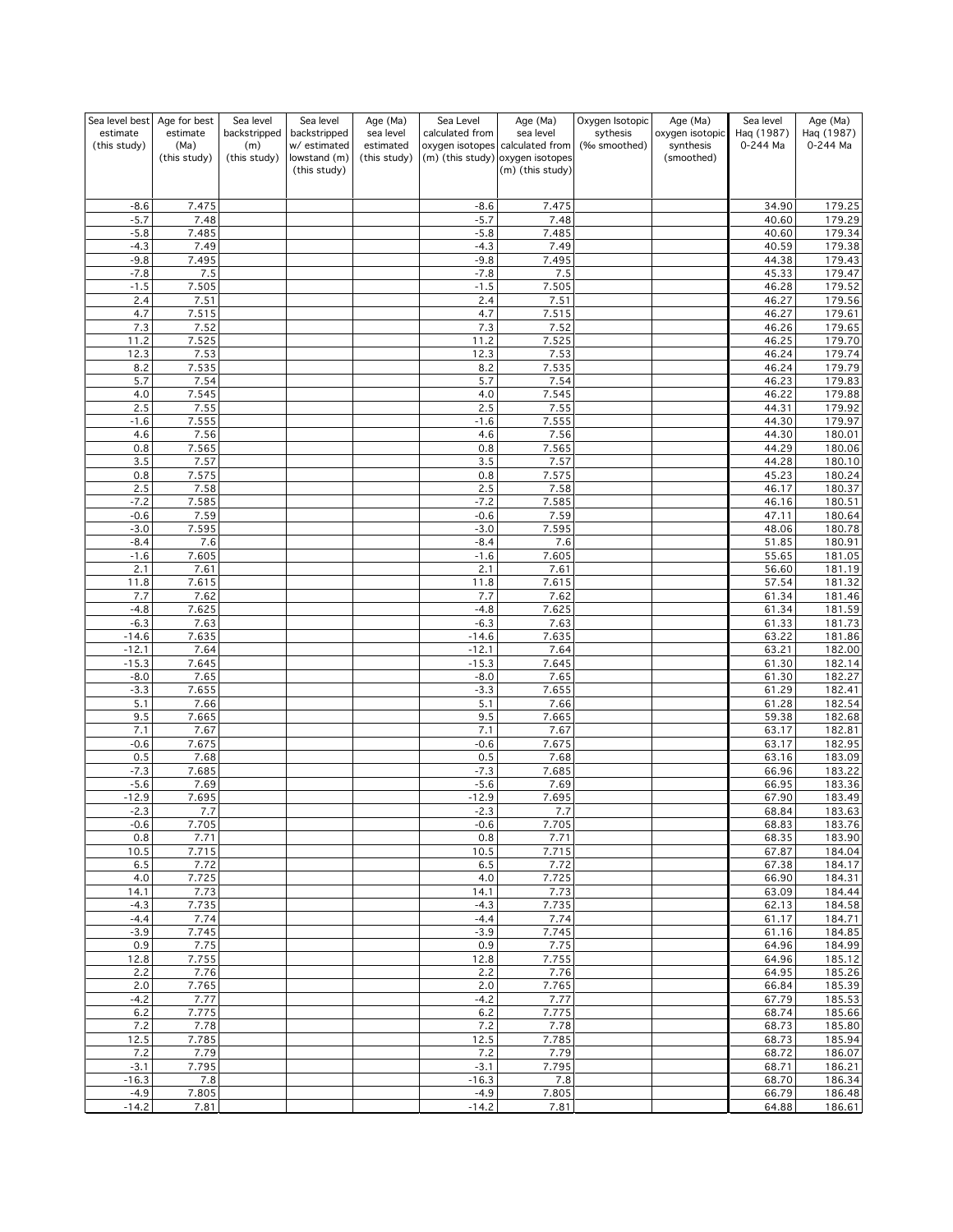| Sea level best estimate (this study) | Age for best estimate (Ma) (this study) | Sea level backstripped (m) (this study) | Sea level backstripped w/ estimated lowstand (m) (this study) | Age (Ma) sea level estimated (this study) | Sea Level calculated from oxygen isotopes (m) (this study) | Age (Ma) sea level calculated from oxygen isotopes (m) (this study) | Oxygen Isotopic sythesis (‰ smoothed) | Age (Ma) oxygen isotopic synthesis (smoothed) | Sea level Haq (1987) 0-244 Ma | Age (Ma) Haq (1987) 0-244 Ma |
|---|---|---|---|---|---|---|---|---|---|---|
| -8.6 | 7.475 | | | | -8.6 | 7.475 | | | 34.90 | 179.25 |
| -5.7 | 7.48 | | | | -5.7 | 7.48 | | | 40.60 | 179.29 |
| -5.8 | 7.485 | | | | -5.8 | 7.485 | | | 40.60 | 179.34 |
| -4.3 | 7.49 | | | | -4.3 | 7.49 | | | 40.59 | 179.38 |
| -9.8 | 7.495 | | | | -9.8 | 7.495 | | | 44.38 | 179.43 |
| -7.8 | 7.5 | | | | -7.8 | 7.5 | | | 45.33 | 179.47 |
| -1.5 | 7.505 | | | | -1.5 | 7.505 | | | 46.28 | 179.52 |
| 2.4 | 7.51 | | | | 2.4 | 7.51 | | | 46.27 | 179.56 |
| 4.7 | 7.515 | | | | 4.7 | 7.515 | | | 46.27 | 179.61 |
| 7.3 | 7.52 | | | | 7.3 | 7.52 | | | 46.26 | 179.65 |
| 11.2 | 7.525 | | | | 11.2 | 7.525 | | | 46.25 | 179.70 |
| 12.3 | 7.53 | | | | 12.3 | 7.53 | | | 46.24 | 179.74 |
| 8.2 | 7.535 | | | | 8.2 | 7.535 | | | 46.24 | 179.79 |
| 5.7 | 7.54 | | | | 5.7 | 7.54 | | | 46.23 | 179.83 |
| 4.0 | 7.545 | | | | 4.0 | 7.545 | | | 46.22 | 179.88 |
| 2.5 | 7.55 | | | | 2.5 | 7.55 | | | 44.31 | 179.92 |
| -1.6 | 7.555 | | | | -1.6 | 7.555 | | | 44.30 | 179.97 |
| 4.6 | 7.56 | | | | 4.6 | 7.56 | | | 44.30 | 180.01 |
| 0.8 | 7.565 | | | | 0.8 | 7.565 | | | 44.29 | 180.06 |
| 3.5 | 7.57 | | | | 3.5 | 7.57 | | | 44.28 | 180.10 |
| 0.8 | 7.575 | | | | 0.8 | 7.575 | | | 45.23 | 180.24 |
| 2.5 | 7.58 | | | | 2.5 | 7.58 | | | 46.17 | 180.37 |
| -7.2 | 7.585 | | | | -7.2 | 7.585 | | | 46.16 | 180.51 |
| -0.6 | 7.59 | | | | -0.6 | 7.59 | | | 47.11 | 180.64 |
| -3.0 | 7.595 | | | | -3.0 | 7.595 | | | 48.06 | 180.78 |
| -8.4 | 7.6 | | | | -8.4 | 7.6 | | | 51.85 | 180.91 |
| -1.6 | 7.605 | | | | -1.6 | 7.605 | | | 55.65 | 181.05 |
| 2.1 | 7.61 | | | | 2.1 | 7.61 | | | 56.60 | 181.19 |
| 11.8 | 7.615 | | | | 11.8 | 7.615 | | | 57.54 | 181.32 |
| 7.7 | 7.62 | | | | 7.7 | 7.62 | | | 61.34 | 181.46 |
| -4.8 | 7.625 | | | | -4.8 | 7.625 | | | 61.34 | 181.59 |
| -6.3 | 7.63 | | | | -6.3 | 7.63 | | | 61.33 | 181.73 |
| -14.6 | 7.635 | | | | -14.6 | 7.635 | | | 63.22 | 181.86 |
| -12.1 | 7.64 | | | | -12.1 | 7.64 | | | 63.21 | 182.00 |
| -15.3 | 7.645 | | | | -15.3 | 7.645 | | | 61.30 | 182.14 |
| -8.0 | 7.65 | | | | -8.0 | 7.65 | | | 61.30 | 182.27 |
| -3.3 | 7.655 | | | | -3.3 | 7.655 | | | 61.29 | 182.41 |
| 5.1 | 7.66 | | | | 5.1 | 7.66 | | | 61.28 | 182.54 |
| 9.5 | 7.665 | | | | 9.5 | 7.665 | | | 59.38 | 182.68 |
| 7.1 | 7.67 | | | | 7.1 | 7.67 | | | 63.17 | 182.81 |
| -0.6 | 7.675 | | | | -0.6 | 7.675 | | | 63.17 | 182.95 |
| 0.5 | 7.68 | | | | 0.5 | 7.68 | | | 63.16 | 183.09 |
| -7.3 | 7.685 | | | | -7.3 | 7.685 | | | 66.96 | 183.22 |
| -5.6 | 7.69 | | | | -5.6 | 7.69 | | | 66.95 | 183.36 |
| -12.9 | 7.695 | | | | -12.9 | 7.695 | | | 67.90 | 183.49 |
| -2.3 | 7.7 | | | | -2.3 | 7.7 | | | 68.84 | 183.63 |
| -0.6 | 7.705 | | | | -0.6 | 7.705 | | | 68.83 | 183.76 |
| 0.8 | 7.71 | | | | 0.8 | 7.71 | | | 68.35 | 183.90 |
| 10.5 | 7.715 | | | | 10.5 | 7.715 | | | 67.87 | 184.04 |
| 6.5 | 7.72 | | | | 6.5 | 7.72 | | | 67.38 | 184.17 |
| 4.0 | 7.725 | | | | 4.0 | 7.725 | | | 66.90 | 184.31 |
| 14.1 | 7.73 | | | | 14.1 | 7.73 | | | 63.09 | 184.44 |
| -4.3 | 7.735 | | | | -4.3 | 7.735 | | | 62.13 | 184.58 |
| -4.4 | 7.74 | | | | -4.4 | 7.74 | | | 61.17 | 184.71 |
| -3.9 | 7.745 | | | | -3.9 | 7.745 | | | 61.16 | 184.85 |
| 0.9 | 7.75 | | | | 0.9 | 7.75 | | | 64.96 | 184.99 |
| 12.8 | 7.755 | | | | 12.8 | 7.755 | | | 64.96 | 185.12 |
| 2.2 | 7.76 | | | | 2.2 | 7.76 | | | 64.95 | 185.26 |
| 2.0 | 7.765 | | | | 2.0 | 7.765 | | | 66.84 | 185.39 |
| -4.2 | 7.77 | | | | -4.2 | 7.77 | | | 67.79 | 185.53 |
| 6.2 | 7.775 | | | | 6.2 | 7.775 | | | 68.74 | 185.66 |
| 7.2 | 7.78 | | | | 7.2 | 7.78 | | | 68.73 | 185.80 |
| 12.5 | 7.785 | | | | 12.5 | 7.785 | | | 68.73 | 185.94 |
| 7.2 | 7.79 | | | | 7.2 | 7.79 | | | 68.72 | 186.07 |
| -3.1 | 7.795 | | | | -3.1 | 7.795 | | | 68.71 | 186.21 |
| -16.3 | 7.8 | | | | -16.3 | 7.8 | | | 68.70 | 186.34 |
| -4.9 | 7.805 | | | | -4.9 | 7.805 | | | 66.79 | 186.48 |
| -14.2 | 7.81 | | | | -14.2 | 7.81 | | | 64.88 | 186.61 |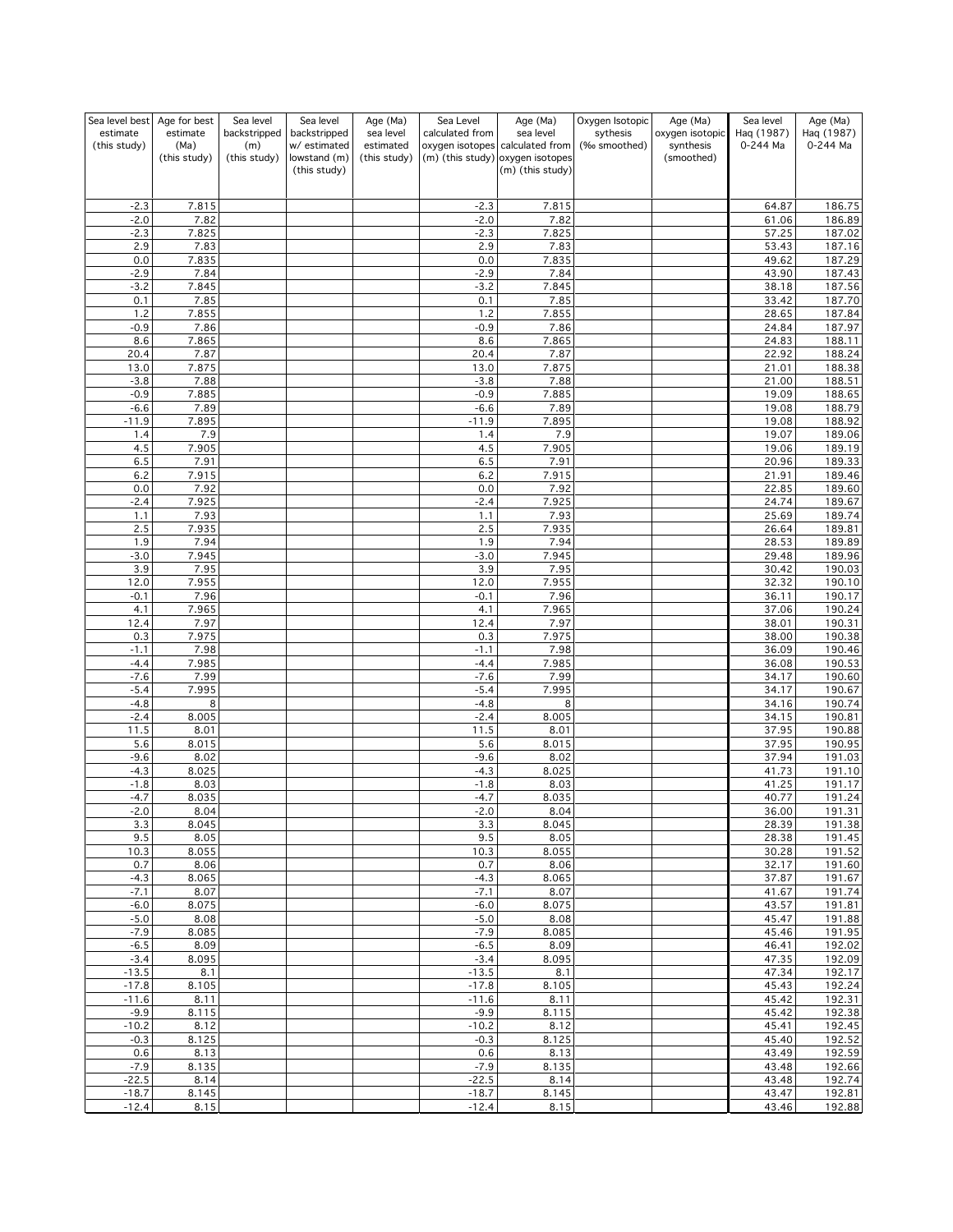| Sea level best estimate (this study) | Age for best estimate (Ma) (this study) | Sea level backstripped (m) (this study) | Sea level backstripped w/ estimated lowstand (m) (this study) | Age (Ma) sea level estimated (this study) | Sea Level calculated from oxygen isotopes (m) (this study) | Age (Ma) sea level calculated from oxygen isotopes (m) (this study) | Oxygen Isotopic sythesis (‰ smoothed) | Age (Ma) oxygen isotopic synthesis (smoothed) | Sea level Haq (1987) 0-244 Ma | Age (Ma) Haq (1987) 0-244 Ma |
|---|---|---|---|---|---|---|---|---|---|---|
| -2.3 | 7.815 | | | | -2.3 | 7.815 | | | 64.87 | 186.75 |
| -2.0 | 7.82 | | | | -2.0 | 7.82 | | | 61.06 | 186.89 |
| -2.3 | 7.825 | | | | -2.3 | 7.825 | | | 57.25 | 187.02 |
| 2.9 | 7.83 | | | | 2.9 | 7.83 | | | 53.43 | 187.16 |
| 0.0 | 7.835 | | | | 0.0 | 7.835 | | | 49.62 | 187.29 |
| -2.9 | 7.84 | | | | -2.9 | 7.84 | | | 43.90 | 187.43 |
| -3.2 | 7.845 | | | | -3.2 | 7.845 | | | 38.18 | 187.56 |
| 0.1 | 7.85 | | | | 0.1 | 7.85 | | | 33.42 | 187.70 |
| 1.2 | 7.855 | | | | 1.2 | 7.855 | | | 28.65 | 187.84 |
| -0.9 | 7.86 | | | | -0.9 | 7.86 | | | 24.84 | 187.97 |
| 8.6 | 7.865 | | | | 8.6 | 7.865 | | | 24.83 | 188.11 |
| 20.4 | 7.87 | | | | 20.4 | 7.87 | | | 22.92 | 188.24 |
| 13.0 | 7.875 | | | | 13.0 | 7.875 | | | 21.01 | 188.38 |
| -3.8 | 7.88 | | | | -3.8 | 7.88 | | | 21.00 | 188.51 |
| -0.9 | 7.885 | | | | -0.9 | 7.885 | | | 19.09 | 188.65 |
| -6.6 | 7.89 | | | | -6.6 | 7.89 | | | 19.08 | 188.79 |
| -11.9 | 7.895 | | | | -11.9 | 7.895 | | | 19.08 | 188.92 |
| 1.4 | 7.9 | | | | 1.4 | 7.9 | | | 19.07 | 189.06 |
| 4.5 | 7.905 | | | | 4.5 | 7.905 | | | 19.06 | 189.19 |
| 6.5 | 7.91 | | | | 6.5 | 7.91 | | | 20.96 | 189.33 |
| 6.2 | 7.915 | | | | 6.2 | 7.915 | | | 21.91 | 189.46 |
| 0.0 | 7.92 | | | | 0.0 | 7.92 | | | 22.85 | 189.60 |
| -2.4 | 7.925 | | | | -2.4 | 7.925 | | | 24.74 | 189.67 |
| 1.1 | 7.93 | | | | 1.1 | 7.93 | | | 25.69 | 189.74 |
| 2.5 | 7.935 | | | | 2.5 | 7.935 | | | 26.64 | 189.81 |
| 1.9 | 7.94 | | | | 1.9 | 7.94 | | | 28.53 | 189.89 |
| -3.0 | 7.945 | | | | -3.0 | 7.945 | | | 29.48 | 189.96 |
| 3.9 | 7.95 | | | | 3.9 | 7.95 | | | 30.42 | 190.03 |
| 12.0 | 7.955 | | | | 12.0 | 7.955 | | | 32.32 | 190.10 |
| -0.1 | 7.96 | | | | -0.1 | 7.96 | | | 36.11 | 190.17 |
| 4.1 | 7.965 | | | | 4.1 | 7.965 | | | 37.06 | 190.24 |
| 12.4 | 7.97 | | | | 12.4 | 7.97 | | | 38.01 | 190.31 |
| 0.3 | 7.975 | | | | 0.3 | 7.975 | | | 38.00 | 190.38 |
| -1.1 | 7.98 | | | | -1.1 | 7.98 | | | 36.09 | 190.46 |
| -4.4 | 7.985 | | | | -4.4 | 7.985 | | | 36.08 | 190.53 |
| -7.6 | 7.99 | | | | -7.6 | 7.99 | | | 34.17 | 190.60 |
| -5.4 | 7.995 | | | | -5.4 | 7.995 | | | 34.17 | 190.67 |
| -4.8 | 8 | | | | -4.8 | 8 | | | 34.16 | 190.74 |
| -2.4 | 8.005 | | | | -2.4 | 8.005 | | | 34.15 | 190.81 |
| 11.5 | 8.01 | | | | 11.5 | 8.01 | | | 37.95 | 190.88 |
| 5.6 | 8.015 | | | | 5.6 | 8.015 | | | 37.95 | 190.95 |
| -9.6 | 8.02 | | | | -9.6 | 8.02 | | | 37.94 | 191.03 |
| -4.3 | 8.025 | | | | -4.3 | 8.025 | | | 41.73 | 191.10 |
| -1.8 | 8.03 | | | | -1.8 | 8.03 | | | 41.25 | 191.17 |
| -4.7 | 8.035 | | | | -4.7 | 8.035 | | | 40.77 | 191.24 |
| -2.0 | 8.04 | | | | -2.0 | 8.04 | | | 36.00 | 191.31 |
| 3.3 | 8.045 | | | | 3.3 | 8.045 | | | 28.39 | 191.38 |
| 9.5 | 8.05 | | | | 9.5 | 8.05 | | | 28.38 | 191.45 |
| 10.3 | 8.055 | | | | 10.3 | 8.055 | | | 30.28 | 191.52 |
| 0.7 | 8.06 | | | | 0.7 | 8.06 | | | 32.17 | 191.60 |
| -4.3 | 8.065 | | | | -4.3 | 8.065 | | | 37.87 | 191.67 |
| -7.1 | 8.07 | | | | -7.1 | 8.07 | | | 41.67 | 191.74 |
| -6.0 | 8.075 | | | | -6.0 | 8.075 | | | 43.57 | 191.81 |
| -5.0 | 8.08 | | | | -5.0 | 8.08 | | | 45.47 | 191.88 |
| -7.9 | 8.085 | | | | -7.9 | 8.085 | | | 45.46 | 191.95 |
| -6.5 | 8.09 | | | | -6.5 | 8.09 | | | 46.41 | 192.02 |
| -3.4 | 8.095 | | | | -3.4 | 8.095 | | | 47.35 | 192.09 |
| -13.5 | 8.1 | | | | -13.5 | 8.1 | | | 47.34 | 192.17 |
| -17.8 | 8.105 | | | | -17.8 | 8.105 | | | 45.43 | 192.24 |
| -11.6 | 8.11 | | | | -11.6 | 8.11 | | | 45.42 | 192.31 |
| -9.9 | 8.115 | | | | -9.9 | 8.115 | | | 45.42 | 192.38 |
| -10.2 | 8.12 | | | | -10.2 | 8.12 | | | 45.41 | 192.45 |
| -0.3 | 8.125 | | | | -0.3 | 8.125 | | | 45.40 | 192.52 |
| 0.6 | 8.13 | | | | 0.6 | 8.13 | | | 43.49 | 192.59 |
| -7.9 | 8.135 | | | | -7.9 | 8.135 | | | 43.48 | 192.66 |
| -22.5 | 8.14 | | | | -22.5 | 8.14 | | | 43.48 | 192.74 |
| -18.7 | 8.145 | | | | -18.7 | 8.145 | | | 43.47 | 192.81 |
| -12.4 | 8.15 | | | | -12.4 | 8.15 | | | 43.46 | 192.88 |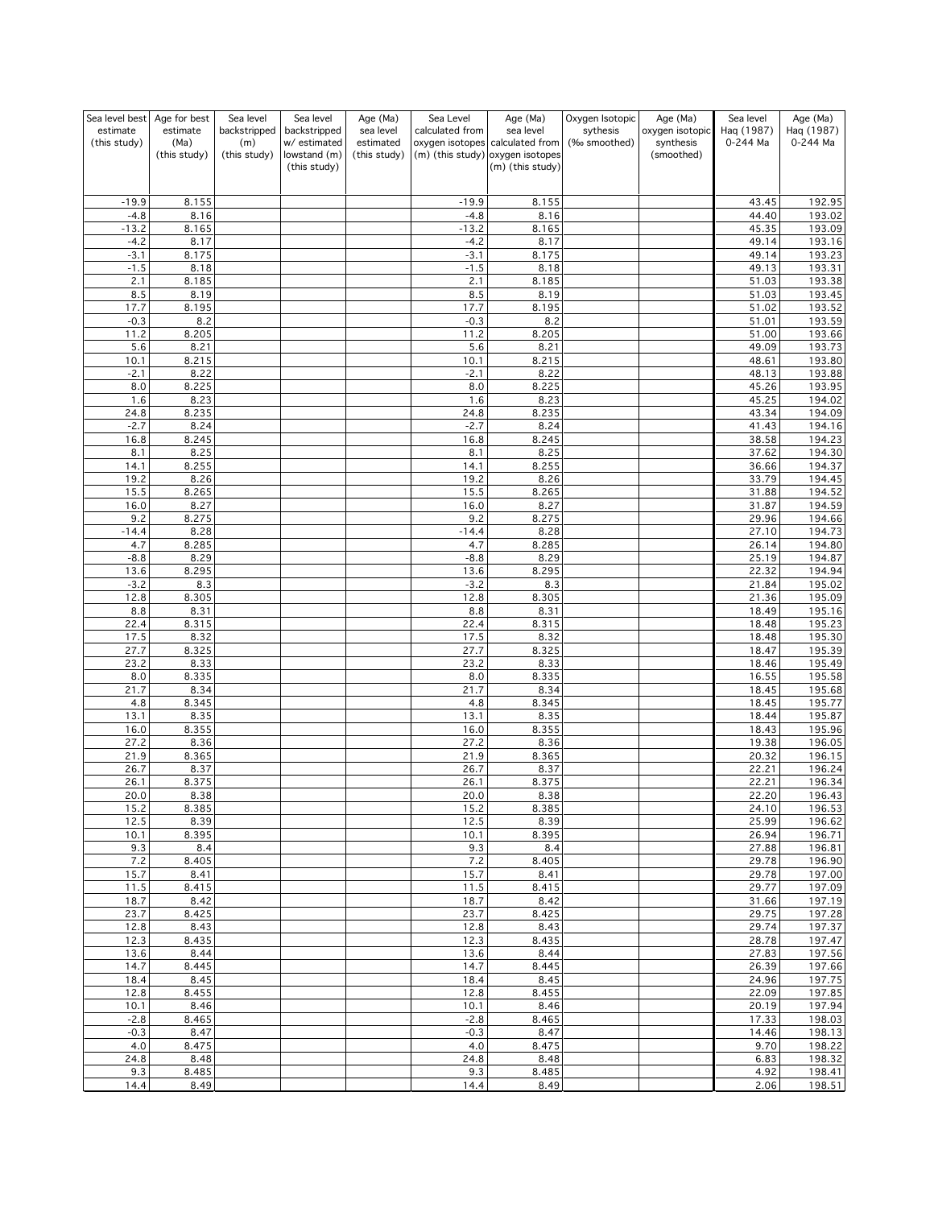| Sea level best estimate (this study) | Age for best estimate (Ma) (this study) | Sea level backstripped (m) (this study) | Sea level backstripped w/ estimated lowstand (m) (this study) | Age (Ma) sea level estimated (this study) | Sea Level calculated from oxygen isotopes (m) (this study) | Age (Ma) sea level calculated from oxygen isotopes (m) (this study) | Oxygen Isotopic sythesis (‰ smoothed) | Age (Ma) oxygen isotopic synthesis (smoothed) | Sea level Haq (1987) 0-244 Ma | Age (Ma) Haq (1987) 0-244 Ma |
|---|---|---|---|---|---|---|---|---|---|---|
| -19.9 | 8.155 | | | | -19.9 | 8.155 | | | 43.45 | 192.95 |
| -4.8 | 8.16 | | | | -4.8 | 8.16 | | | 44.40 | 193.02 |
| -13.2 | 8.165 | | | | -13.2 | 8.165 | | | 45.35 | 193.09 |
| -4.2 | 8.17 | | | | -4.2 | 8.17 | | | 49.14 | 193.16 |
| -3.1 | 8.175 | | | | -3.1 | 8.175 | | | 49.14 | 193.23 |
| -1.5 | 8.18 | | | | -1.5 | 8.18 | | | 49.13 | 193.31 |
| 2.1 | 8.185 | | | | 2.1 | 8.185 | | | 51.03 | 193.38 |
| 8.5 | 8.19 | | | | 8.5 | 8.19 | | | 51.03 | 193.45 |
| 17.7 | 8.195 | | | | 17.7 | 8.195 | | | 51.02 | 193.52 |
| -0.3 | 8.2 | | | | -0.3 | 8.2 | | | 51.01 | 193.59 |
| 11.2 | 8.205 | | | | 11.2 | 8.205 | | | 51.00 | 193.66 |
| 5.6 | 8.21 | | | | 5.6 | 8.21 | | | 49.09 | 193.73 |
| 10.1 | 8.215 | | | | 10.1 | 8.215 | | | 48.61 | 193.80 |
| -2.1 | 8.22 | | | | -2.1 | 8.22 | | | 48.13 | 193.88 |
| 8.0 | 8.225 | | | | 8.0 | 8.225 | | | 45.26 | 193.95 |
| 1.6 | 8.23 | | | | 1.6 | 8.23 | | | 45.25 | 194.02 |
| 24.8 | 8.235 | | | | 24.8 | 8.235 | | | 43.34 | 194.09 |
| -2.7 | 8.24 | | | | -2.7 | 8.24 | | | 41.43 | 194.16 |
| 16.8 | 8.245 | | | | 16.8 | 8.245 | | | 38.58 | 194.23 |
| 8.1 | 8.25 | | | | 8.1 | 8.25 | | | 37.62 | 194.30 |
| 14.1 | 8.255 | | | | 14.1 | 8.255 | | | 36.66 | 194.37 |
| 19.2 | 8.26 | | | | 19.2 | 8.26 | | | 33.79 | 194.45 |
| 15.5 | 8.265 | | | | 15.5 | 8.265 | | | 31.88 | 194.52 |
| 16.0 | 8.27 | | | | 16.0 | 8.27 | | | 31.87 | 194.59 |
| 9.2 | 8.275 | | | | 9.2 | 8.275 | | | 29.96 | 194.66 |
| -14.4 | 8.28 | | | | -14.4 | 8.28 | | | 27.10 | 194.73 |
| 4.7 | 8.285 | | | | 4.7 | 8.285 | | | 26.14 | 194.80 |
| -8.8 | 8.29 | | | | -8.8 | 8.29 | | | 25.19 | 194.87 |
| 13.6 | 8.295 | | | | 13.6 | 8.295 | | | 22.32 | 194.94 |
| -3.2 | 8.3 | | | | -3.2 | 8.3 | | | 21.84 | 195.02 |
| 12.8 | 8.305 | | | | 12.8 | 8.305 | | | 21.36 | 195.09 |
| 8.8 | 8.31 | | | | 8.8 | 8.31 | | | 18.49 | 195.16 |
| 22.4 | 8.315 | | | | 22.4 | 8.315 | | | 18.48 | 195.23 |
| 17.5 | 8.32 | | | | 17.5 | 8.32 | | | 18.48 | 195.30 |
| 27.7 | 8.325 | | | | 27.7 | 8.325 | | | 18.47 | 195.39 |
| 23.2 | 8.33 | | | | 23.2 | 8.33 | | | 18.46 | 195.49 |
| 8.0 | 8.335 | | | | 8.0 | 8.335 | | | 16.55 | 195.58 |
| 21.7 | 8.34 | | | | 21.7 | 8.34 | | | 18.45 | 195.68 |
| 4.8 | 8.345 | | | | 4.8 | 8.345 | | | 18.45 | 195.77 |
| 13.1 | 8.35 | | | | 13.1 | 8.35 | | | 18.44 | 195.87 |
| 16.0 | 8.355 | | | | 16.0 | 8.355 | | | 18.43 | 195.96 |
| 27.2 | 8.36 | | | | 27.2 | 8.36 | | | 19.38 | 196.05 |
| 21.9 | 8.365 | | | | 21.9 | 8.365 | | | 20.32 | 196.15 |
| 26.7 | 8.37 | | | | 26.7 | 8.37 | | | 22.21 | 196.24 |
| 26.1 | 8.375 | | | | 26.1 | 8.375 | | | 22.21 | 196.34 |
| 20.0 | 8.38 | | | | 20.0 | 8.38 | | | 22.20 | 196.43 |
| 15.2 | 8.385 | | | | 15.2 | 8.385 | | | 24.10 | 196.53 |
| 12.5 | 8.39 | | | | 12.5 | 8.39 | | | 25.99 | 196.62 |
| 10.1 | 8.395 | | | | 10.1 | 8.395 | | | 26.94 | 196.71 |
| 9.3 | 8.4 | | | | 9.3 | 8.4 | | | 27.88 | 196.81 |
| 7.2 | 8.405 | | | | 7.2 | 8.405 | | | 29.78 | 196.90 |
| 15.7 | 8.41 | | | | 15.7 | 8.41 | | | 29.78 | 197.00 |
| 11.5 | 8.415 | | | | 11.5 | 8.415 | | | 29.77 | 197.09 |
| 18.7 | 8.42 | | | | 18.7 | 8.42 | | | 31.66 | 197.19 |
| 23.7 | 8.425 | | | | 23.7 | 8.425 | | | 29.75 | 197.28 |
| 12.8 | 8.43 | | | | 12.8 | 8.43 | | | 29.74 | 197.37 |
| 12.3 | 8.435 | | | | 12.3 | 8.435 | | | 28.78 | 197.47 |
| 13.6 | 8.44 | | | | 13.6 | 8.44 | | | 27.83 | 197.56 |
| 14.7 | 8.445 | | | | 14.7 | 8.445 | | | 26.39 | 197.66 |
| 18.4 | 8.45 | | | | 18.4 | 8.45 | | | 24.96 | 197.75 |
| 12.8 | 8.455 | | | | 12.8 | 8.455 | | | 22.09 | 197.85 |
| 10.1 | 8.46 | | | | 10.1 | 8.46 | | | 20.19 | 197.94 |
| -2.8 | 8.465 | | | | -2.8 | 8.465 | | | 17.33 | 198.03 |
| -0.3 | 8.47 | | | | -0.3 | 8.47 | | | 14.46 | 198.13 |
| 4.0 | 8.475 | | | | 4.0 | 8.475 | | | 9.70 | 198.22 |
| 24.8 | 8.48 | | | | 24.8 | 8.48 | | | 6.83 | 198.32 |
| 9.3 | 8.485 | | | | 9.3 | 8.485 | | | 4.92 | 198.41 |
| 14.4 | 8.49 | | | | 14.4 | 8.49 | | | 2.06 | 198.51 |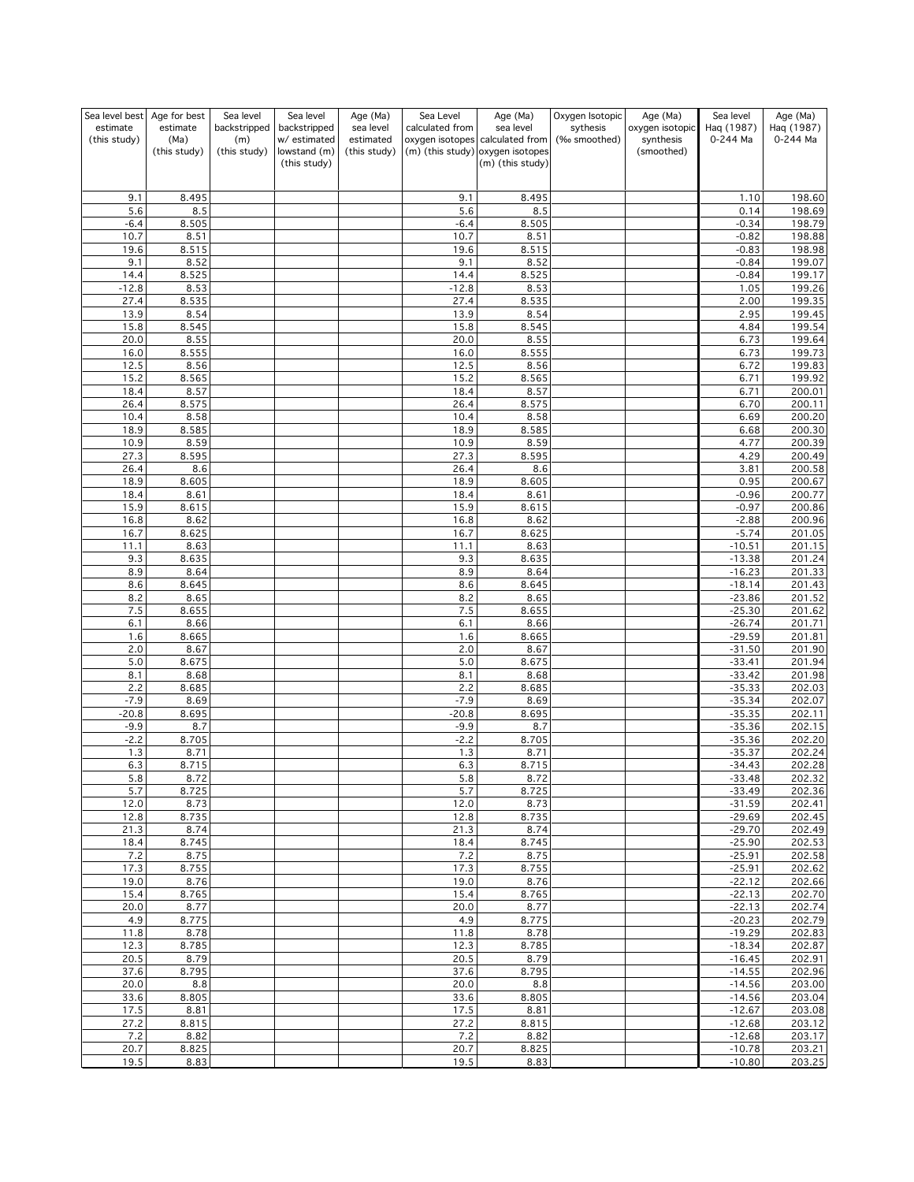| Sea level best estimate (this study) | Age for best estimate (Ma) (this study) | Sea level backstripped (m) (this study) | Sea level backstripped w/ estimated lowstand (m) (this study) | Age (Ma) sea level estimated (this study) | Sea Level calculated from oxygen isotopes (m) (this study) | Age (Ma) sea level calculated from oxygen isotopes (m) (this study) | Oxygen Isotopic sythesis (‰ smoothed) | Age (Ma) oxygen isotopic synthesis (smoothed) | Sea level Haq (1987) 0-244 Ma | Age (Ma) Haq (1987) 0-244 Ma |
|---|---|---|---|---|---|---|---|---|---|---|
| 9.1 | 8.495 | | | | 9.1 | 8.495 | | | 1.10 | 198.60 |
| 5.6 | 8.5 | | | | 5.6 | 8.5 | | | 0.14 | 198.69 |
| -6.4 | 8.505 | | | | -6.4 | 8.505 | | | -0.34 | 198.79 |
| 10.7 | 8.51 | | | | 10.7 | 8.51 | | | -0.82 | 198.88 |
| 19.6 | 8.515 | | | | 19.6 | 8.515 | | | -0.83 | 198.98 |
| 9.1 | 8.52 | | | | 9.1 | 8.52 | | | -0.84 | 199.07 |
| 14.4 | 8.525 | | | | 14.4 | 8.525 | | | -0.84 | 199.17 |
| -12.8 | 8.53 | | | | -12.8 | 8.53 | | | 1.05 | 199.26 |
| 27.4 | 8.535 | | | | 27.4 | 8.535 | | | 2.00 | 199.35 |
| 13.9 | 8.54 | | | | 13.9 | 8.54 | | | 2.95 | 199.45 |
| 15.8 | 8.545 | | | | 15.8 | 8.545 | | | 4.84 | 199.54 |
| 20.0 | 8.55 | | | | 20.0 | 8.55 | | | 6.73 | 199.64 |
| 16.0 | 8.555 | | | | 16.0 | 8.555 | | | 6.73 | 199.73 |
| 12.5 | 8.56 | | | | 12.5 | 8.56 | | | 6.72 | 199.83 |
| 15.2 | 8.565 | | | | 15.2 | 8.565 | | | 6.71 | 199.92 |
| 18.4 | 8.57 | | | | 18.4 | 8.57 | | | 6.71 | 200.01 |
| 26.4 | 8.575 | | | | 26.4 | 8.575 | | | 6.70 | 200.11 |
| 10.4 | 8.58 | | | | 10.4 | 8.58 | | | 6.69 | 200.20 |
| 18.9 | 8.585 | | | | 18.9 | 8.585 | | | 6.68 | 200.30 |
| 10.9 | 8.59 | | | | 10.9 | 8.59 | | | 4.77 | 200.39 |
| 27.3 | 8.595 | | | | 27.3 | 8.595 | | | 4.29 | 200.49 |
| 26.4 | 8.6 | | | | 26.4 | 8.6 | | | 3.81 | 200.58 |
| 18.9 | 8.605 | | | | 18.9 | 8.605 | | | 0.95 | 200.67 |
| 18.4 | 8.61 | | | | 18.4 | 8.61 | | | -0.96 | 200.77 |
| 15.9 | 8.615 | | | | 15.9 | 8.615 | | | -0.97 | 200.86 |
| 16.8 | 8.62 | | | | 16.8 | 8.62 | | | -2.88 | 200.96 |
| 16.7 | 8.625 | | | | 16.7 | 8.625 | | | -5.74 | 201.05 |
| 11.1 | 8.63 | | | | 11.1 | 8.63 | | | -10.51 | 201.15 |
| 9.3 | 8.635 | | | | 9.3 | 8.635 | | | -13.38 | 201.24 |
| 8.9 | 8.64 | | | | 8.9 | 8.64 | | | -16.23 | 201.33 |
| 8.6 | 8.645 | | | | 8.6 | 8.645 | | | -18.14 | 201.43 |
| 8.2 | 8.65 | | | | 8.2 | 8.65 | | | -23.86 | 201.52 |
| 7.5 | 8.655 | | | | 7.5 | 8.655 | | | -25.30 | 201.62 |
| 6.1 | 8.66 | | | | 6.1 | 8.66 | | | -26.74 | 201.71 |
| 1.6 | 8.665 | | | | 1.6 | 8.665 | | | -29.59 | 201.81 |
| 2.0 | 8.67 | | | | 2.0 | 8.67 | | | -31.50 | 201.90 |
| 5.0 | 8.675 | | | | 5.0 | 8.675 | | | -33.41 | 201.94 |
| 8.1 | 8.68 | | | | 8.1 | 8.68 | | | -33.42 | 201.98 |
| 2.2 | 8.685 | | | | 2.2 | 8.685 | | | -35.33 | 202.03 |
| -7.9 | 8.69 | | | | -7.9 | 8.69 | | | -35.34 | 202.07 |
| -20.8 | 8.695 | | | | -20.8 | 8.695 | | | -35.35 | 202.11 |
| -9.9 | 8.7 | | | | -9.9 | 8.7 | | | -35.36 | 202.15 |
| -2.2 | 8.705 | | | | -2.2 | 8.705 | | | -35.36 | 202.20 |
| 1.3 | 8.71 | | | | 1.3 | 8.71 | | | -35.37 | 202.24 |
| 6.3 | 8.715 | | | | 6.3 | 8.715 | | | -34.43 | 202.28 |
| 5.8 | 8.72 | | | | 5.8 | 8.72 | | | -33.48 | 202.32 |
| 5.7 | 8.725 | | | | 5.7 | 8.725 | | | -33.49 | 202.36 |
| 12.0 | 8.73 | | | | 12.0 | 8.73 | | | -31.59 | 202.41 |
| 12.8 | 8.735 | | | | 12.8 | 8.735 | | | -29.69 | 202.45 |
| 21.3 | 8.74 | | | | 21.3 | 8.74 | | | -29.70 | 202.49 |
| 18.4 | 8.745 | | | | 18.4 | 8.745 | | | -25.90 | 202.53 |
| 7.2 | 8.75 | | | | 7.2 | 8.75 | | | -25.91 | 202.58 |
| 17.3 | 8.755 | | | | 17.3 | 8.755 | | | -25.91 | 202.62 |
| 19.0 | 8.76 | | | | 19.0 | 8.76 | | | -22.12 | 202.66 |
| 15.4 | 8.765 | | | | 15.4 | 8.765 | | | -22.13 | 202.70 |
| 20.0 | 8.77 | | | | 20.0 | 8.77 | | | -22.13 | 202.74 |
| 4.9 | 8.775 | | | | 4.9 | 8.775 | | | -20.23 | 202.79 |
| 11.8 | 8.78 | | | | 11.8 | 8.78 | | | -19.29 | 202.83 |
| 12.3 | 8.785 | | | | 12.3 | 8.785 | | | -18.34 | 202.87 |
| 20.5 | 8.79 | | | | 20.5 | 8.79 | | | -16.45 | 202.91 |
| 37.6 | 8.795 | | | | 37.6 | 8.795 | | | -14.55 | 202.96 |
| 20.0 | 8.8 | | | | 20.0 | 8.8 | | | -14.56 | 203.00 |
| 33.6 | 8.805 | | | | 33.6 | 8.805 | | | -14.56 | 203.04 |
| 17.5 | 8.81 | | | | 17.5 | 8.81 | | | -12.67 | 203.08 |
| 27.2 | 8.815 | | | | 27.2 | 8.815 | | | -12.68 | 203.12 |
| 7.2 | 8.82 | | | | 7.2 | 8.82 | | | -12.68 | 203.17 |
| 20.7 | 8.825 | | | | 20.7 | 8.825 | | | -10.78 | 203.21 |
| 19.5 | 8.83 | | | | 19.5 | 8.83 | | | -10.80 | 203.25 |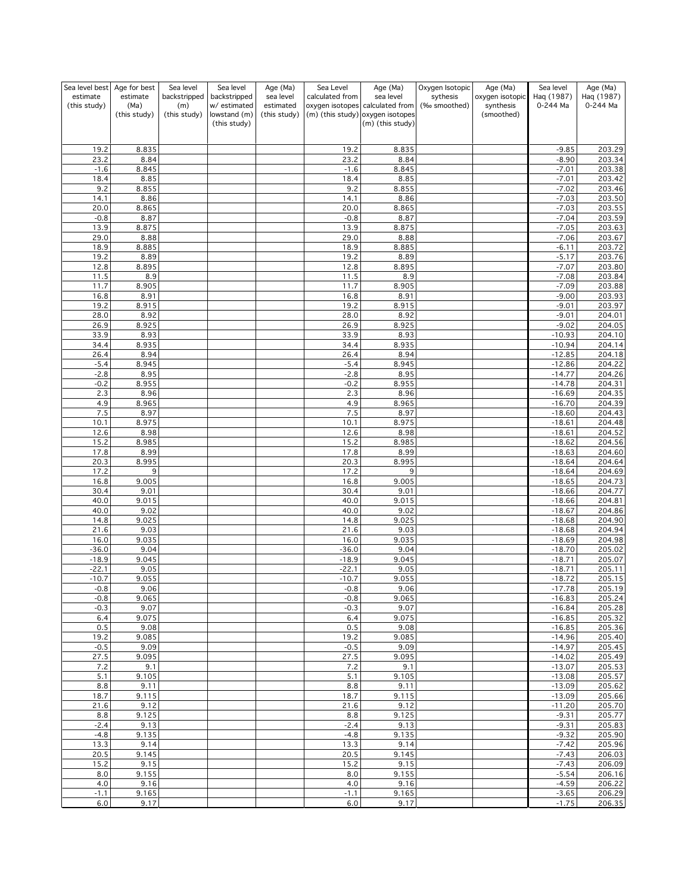| Sea level best estimate (this study) | Age for best estimate (Ma) (this study) | Sea level backstripped (m) (this study) | Sea level backstripped w/ estimated lowstand (m) (this study) | Age (Ma) sea level estimated (this study) | Sea Level calculated from oxygen isotopes (m) (this study) | Age (Ma) sea level calculated from oxygen isotopes (m) (this study) | Oxygen Isotopic sythesis (‰ smoothed) | Age (Ma) oxygen isotopic synthesis (smoothed) | Sea level Haq (1987) 0-244 Ma | Age (Ma) Haq (1987) 0-244 Ma |
|---|---|---|---|---|---|---|---|---|---|---|
| 19.2 | 8.835 | | | | 19.2 | 8.835 | | | -9.85 | 203.29 |
| 23.2 | 8.84 | | | | 23.2 | 8.84 | | | -8.90 | 203.34 |
| -1.6 | 8.845 | | | | -1.6 | 8.845 | | | -7.01 | 203.38 |
| 18.4 | 8.85 | | | | 18.4 | 8.85 | | | -7.01 | 203.42 |
| 9.2 | 8.855 | | | | 9.2 | 8.855 | | | -7.02 | 203.46 |
| 14.1 | 8.86 | | | | 14.1 | 8.86 | | | -7.03 | 203.50 |
| 20.0 | 8.865 | | | | 20.0 | 8.865 | | | -7.03 | 203.55 |
| -0.8 | 8.87 | | | | -0.8 | 8.87 | | | -7.04 | 203.59 |
| 13.9 | 8.875 | | | | 13.9 | 8.875 | | | -7.05 | 203.63 |
| 29.0 | 8.88 | | | | 29.0 | 8.88 | | | -7.06 | 203.67 |
| 18.9 | 8.885 | | | | 18.9 | 8.885 | | | -6.11 | 203.72 |
| 19.2 | 8.89 | | | | 19.2 | 8.89 | | | -5.17 | 203.76 |
| 12.8 | 8.895 | | | | 12.8 | 8.895 | | | -7.07 | 203.80 |
| 11.5 | 8.9 | | | | 11.5 | 8.9 | | | -7.08 | 203.84 |
| 11.7 | 8.905 | | | | 11.7 | 8.905 | | | -7.09 | 203.88 |
| 16.8 | 8.91 | | | | 16.8 | 8.91 | | | -9.00 | 203.93 |
| 19.2 | 8.915 | | | | 19.2 | 8.915 | | | -9.01 | 203.97 |
| 28.0 | 8.92 | | | | 28.0 | 8.92 | | | -9.01 | 204.01 |
| 26.9 | 8.925 | | | | 26.9 | 8.925 | | | -9.02 | 204.05 |
| 33.9 | 8.93 | | | | 33.9 | 8.93 | | | -10.93 | 204.10 |
| 34.4 | 8.935 | | | | 34.4 | 8.935 | | | -10.94 | 204.14 |
| 26.4 | 8.94 | | | | 26.4 | 8.94 | | | -12.85 | 204.18 |
| -5.4 | 8.945 | | | | -5.4 | 8.945 | | | -12.86 | 204.22 |
| -2.8 | 8.95 | | | | -2.8 | 8.95 | | | -14.77 | 204.26 |
| -0.2 | 8.955 | | | | -0.2 | 8.955 | | | -14.78 | 204.31 |
| 2.3 | 8.96 | | | | 2.3 | 8.96 | | | -16.69 | 204.35 |
| 4.9 | 8.965 | | | | 4.9 | 8.965 | | | -16.70 | 204.39 |
| 7.5 | 8.97 | | | | 7.5 | 8.97 | | | -18.60 | 204.43 |
| 10.1 | 8.975 | | | | 10.1 | 8.975 | | | -18.61 | 204.48 |
| 12.6 | 8.98 | | | | 12.6 | 8.98 | | | -18.61 | 204.52 |
| 15.2 | 8.985 | | | | 15.2 | 8.985 | | | -18.62 | 204.56 |
| 17.8 | 8.99 | | | | 17.8 | 8.99 | | | -18.63 | 204.60 |
| 20.3 | 8.995 | | | | 20.3 | 8.995 | | | -18.64 | 204.64 |
| 17.2 | 9 | | | | 17.2 | 9 | | | -18.64 | 204.69 |
| 16.8 | 9.005 | | | | 16.8 | 9.005 | | | -18.65 | 204.73 |
| 30.4 | 9.01 | | | | 30.4 | 9.01 | | | -18.66 | 204.77 |
| 40.0 | 9.015 | | | | 40.0 | 9.015 | | | -18.66 | 204.81 |
| 40.0 | 9.02 | | | | 40.0 | 9.02 | | | -18.67 | 204.86 |
| 14.8 | 9.025 | | | | 14.8 | 9.025 | | | -18.68 | 204.90 |
| 21.6 | 9.03 | | | | 21.6 | 9.03 | | | -18.68 | 204.94 |
| 16.0 | 9.035 | | | | 16.0 | 9.035 | | | -18.69 | 204.98 |
| -36.0 | 9.04 | | | | -36.0 | 9.04 | | | -18.70 | 205.02 |
| -18.9 | 9.045 | | | | -18.9 | 9.045 | | | -18.71 | 205.07 |
| -22.1 | 9.05 | | | | -22.1 | 9.05 | | | -18.71 | 205.11 |
| -10.7 | 9.055 | | | | -10.7 | 9.055 | | | -18.72 | 205.15 |
| -0.8 | 9.06 | | | | -0.8 | 9.06 | | | -17.78 | 205.19 |
| -0.8 | 9.065 | | | | -0.8 | 9.065 | | | -16.83 | 205.24 |
| -0.3 | 9.07 | | | | -0.3 | 9.07 | | | -16.84 | 205.28 |
| 6.4 | 9.075 | | | | 6.4 | 9.075 | | | -16.85 | 205.32 |
| 0.5 | 9.08 | | | | 0.5 | 9.08 | | | -16.85 | 205.36 |
| 19.2 | 9.085 | | | | 19.2 | 9.085 | | | -14.96 | 205.40 |
| -0.5 | 9.09 | | | | -0.5 | 9.09 | | | -14.97 | 205.45 |
| 27.5 | 9.095 | | | | 27.5 | 9.095 | | | -14.02 | 205.49 |
| 7.2 | 9.1 | | | | 7.2 | 9.1 | | | -13.07 | 205.53 |
| 5.1 | 9.105 | | | | 5.1 | 9.105 | | | -13.08 | 205.57 |
| 8.8 | 9.11 | | | | 8.8 | 9.11 | | | -13.09 | 205.62 |
| 18.7 | 9.115 | | | | 18.7 | 9.115 | | | -13.09 | 205.66 |
| 21.6 | 9.12 | | | | 21.6 | 9.12 | | | -11.20 | 205.70 |
| 8.8 | 9.125 | | | | 8.8 | 9.125 | | | -9.31 | 205.77 |
| -2.4 | 9.13 | | | | -2.4 | 9.13 | | | -9.31 | 205.83 |
| -4.8 | 9.135 | | | | -4.8 | 9.135 | | | -9.32 | 205.90 |
| 13.3 | 9.14 | | | | 13.3 | 9.14 | | | -7.42 | 205.96 |
| 20.5 | 9.145 | | | | 20.5 | 9.145 | | | -7.43 | 206.03 |
| 15.2 | 9.15 | | | | 15.2 | 9.15 | | | -7.43 | 206.09 |
| 8.0 | 9.155 | | | | 8.0 | 9.155 | | | -5.54 | 206.16 |
| 4.0 | 9.16 | | | | 4.0 | 9.16 | | | -4.59 | 206.22 |
| -1.1 | 9.165 | | | | -1.1 | 9.165 | | | -3.65 | 206.29 |
| 6.0 | 9.17 | | | | 6.0 | 9.17 | | | -1.75 | 206.35 |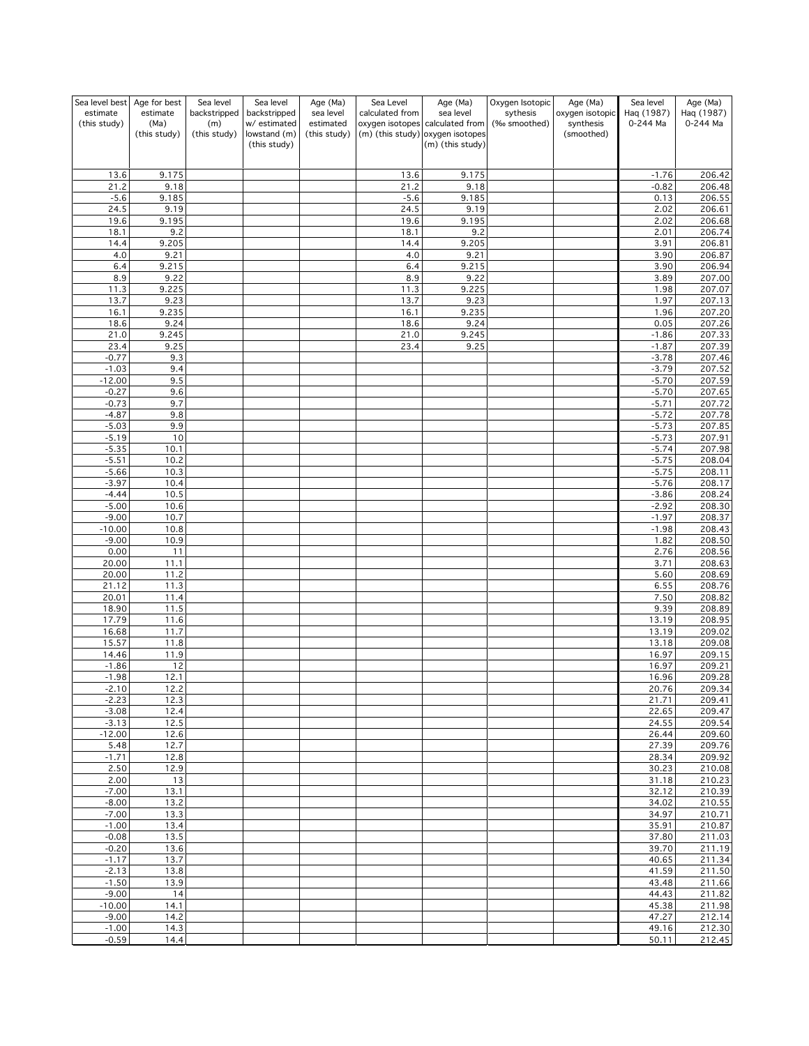| Sea level best estimate (this study) | Age for best estimate (Ma) (this study) | Sea level backstripped (m) (this study) | Sea level backstripped w/ estimated lowstand (m) (this study) | Age (Ma) sea level estimated (this study) | Sea Level calculated from oxygen isotopes (m) (this study) | Age (Ma) sea level calculated from oxygen isotopes (m) (this study) | Oxygen Isotopic sythesis (‰ smoothed) | Age (Ma) oxygen isotopic synthesis (smoothed) | Sea level Haq (1987) 0-244 Ma | Age (Ma) Haq (1987) 0-244 Ma |
|---|---|---|---|---|---|---|---|---|---|---|
| 13.6 | 9.175 | | | | 13.6 | 9.175 | | | -1.76 | 206.42 |
| 21.2 | 9.18 | | | | 21.2 | 9.18 | | | -0.82 | 206.48 |
| -5.6 | 9.185 | | | | -5.6 | 9.185 | | | 0.13 | 206.55 |
| 24.5 | 9.19 | | | | 24.5 | 9.19 | | | 2.02 | 206.61 |
| 19.6 | 9.195 | | | | 19.6 | 9.195 | | | 2.02 | 206.68 |
| 18.1 | 9.2 | | | | 18.1 | 9.2 | | | 2.01 | 206.74 |
| 14.4 | 9.205 | | | | 14.4 | 9.205 | | | 3.91 | 206.81 |
| 4.0 | 9.21 | | | | 4.0 | 9.21 | | | 3.90 | 206.87 |
| 6.4 | 9.215 | | | | 6.4 | 9.215 | | | 3.90 | 206.94 |
| 8.9 | 9.22 | | | | 8.9 | 9.22 | | | 3.89 | 207.00 |
| 11.3 | 9.225 | | | | 11.3 | 9.225 | | | 1.98 | 207.07 |
| 13.7 | 9.23 | | | | 13.7 | 9.23 | | | 1.97 | 207.13 |
| 16.1 | 9.235 | | | | 16.1 | 9.235 | | | 1.96 | 207.20 |
| 18.6 | 9.24 | | | | 18.6 | 9.24 | | | 0.05 | 207.26 |
| 21.0 | 9.245 | | | | 21.0 | 9.245 | | | -1.86 | 207.33 |
| 23.4 | 9.25 | | | | 23.4 | 9.25 | | | -1.87 | 207.39 |
| -0.77 | 9.3 | | | | | | | | -3.78 | 207.46 |
| -1.03 | 9.4 | | | | | | | | -3.79 | 207.52 |
| -12.00 | 9.5 | | | | | | | | -5.70 | 207.59 |
| -0.27 | 9.6 | | | | | | | | -5.70 | 207.65 |
| -0.73 | 9.7 | | | | | | | | -5.71 | 207.72 |
| -4.87 | 9.8 | | | | | | | | -5.72 | 207.78 |
| -5.03 | 9.9 | | | | | | | | -5.73 | 207.85 |
| -5.19 | 10 | | | | | | | | -5.73 | 207.91 |
| -5.35 | 10.1 | | | | | | | | -5.74 | 207.98 |
| -5.51 | 10.2 | | | | | | | | -5.75 | 208.04 |
| -5.66 | 10.3 | | | | | | | | -5.75 | 208.11 |
| -3.97 | 10.4 | | | | | | | | -5.76 | 208.17 |
| -4.44 | 10.5 | | | | | | | | -3.86 | 208.24 |
| -5.00 | 10.6 | | | | | | | | -2.92 | 208.30 |
| -9.00 | 10.7 | | | | | | | | -1.97 | 208.37 |
| -10.00 | 10.8 | | | | | | | | -1.98 | 208.43 |
| -9.00 | 10.9 | | | | | | | | 1.82 | 208.50 |
| 0.00 | 11 | | | | | | | | 2.76 | 208.56 |
| 20.00 | 11.1 | | | | | | | | 3.71 | 208.63 |
| 20.00 | 11.2 | | | | | | | | 5.60 | 208.69 |
| 21.12 | 11.3 | | | | | | | | 6.55 | 208.76 |
| 20.01 | 11.4 | | | | | | | | 7.50 | 208.82 |
| 18.90 | 11.5 | | | | | | | | 9.39 | 208.89 |
| 17.79 | 11.6 | | | | | | | | 13.19 | 208.95 |
| 16.68 | 11.7 | | | | | | | | 13.19 | 209.02 |
| 15.57 | 11.8 | | | | | | | | 13.18 | 209.08 |
| 14.46 | 11.9 | | | | | | | | 16.97 | 209.15 |
| -1.86 | 12 | | | | | | | | 16.97 | 209.21 |
| -1.98 | 12.1 | | | | | | | | 16.96 | 209.28 |
| -2.10 | 12.2 | | | | | | | | 20.76 | 209.34 |
| -2.23 | 12.3 | | | | | | | | 21.71 | 209.41 |
| -3.08 | 12.4 | | | | | | | | 22.65 | 209.47 |
| -3.13 | 12.5 | | | | | | | | 24.55 | 209.54 |
| -12.00 | 12.6 | | | | | | | | 26.44 | 209.60 |
| 5.48 | 12.7 | | | | | | | | 27.39 | 209.76 |
| -1.71 | 12.8 | | | | | | | | 28.34 | 209.92 |
| 2.50 | 12.9 | | | | | | | | 30.23 | 210.08 |
| 2.00 | 13 | | | | | | | | 31.18 | 210.23 |
| -7.00 | 13.1 | | | | | | | | 32.12 | 210.39 |
| -8.00 | 13.2 | | | | | | | | 34.02 | 210.55 |
| -7.00 | 13.3 | | | | | | | | 34.97 | 210.71 |
| -1.00 | 13.4 | | | | | | | | 35.91 | 210.87 |
| -0.08 | 13.5 | | | | | | | | 37.80 | 211.03 |
| -0.20 | 13.6 | | | | | | | | 39.70 | 211.19 |
| -1.17 | 13.7 | | | | | | | | 40.65 | 211.34 |
| -2.13 | 13.8 | | | | | | | | 41.59 | 211.50 |
| -1.50 | 13.9 | | | | | | | | 43.48 | 211.66 |
| -9.00 | 14 | | | | | | | | 44.43 | 211.82 |
| -10.00 | 14.1 | | | | | | | | 45.38 | 211.98 |
| -9.00 | 14.2 | | | | | | | | 47.27 | 212.14 |
| -1.00 | 14.3 | | | | | | | | 49.16 | 212.30 |
| -0.59 | 14.4 | | | | | | | | 50.11 | 212.45 |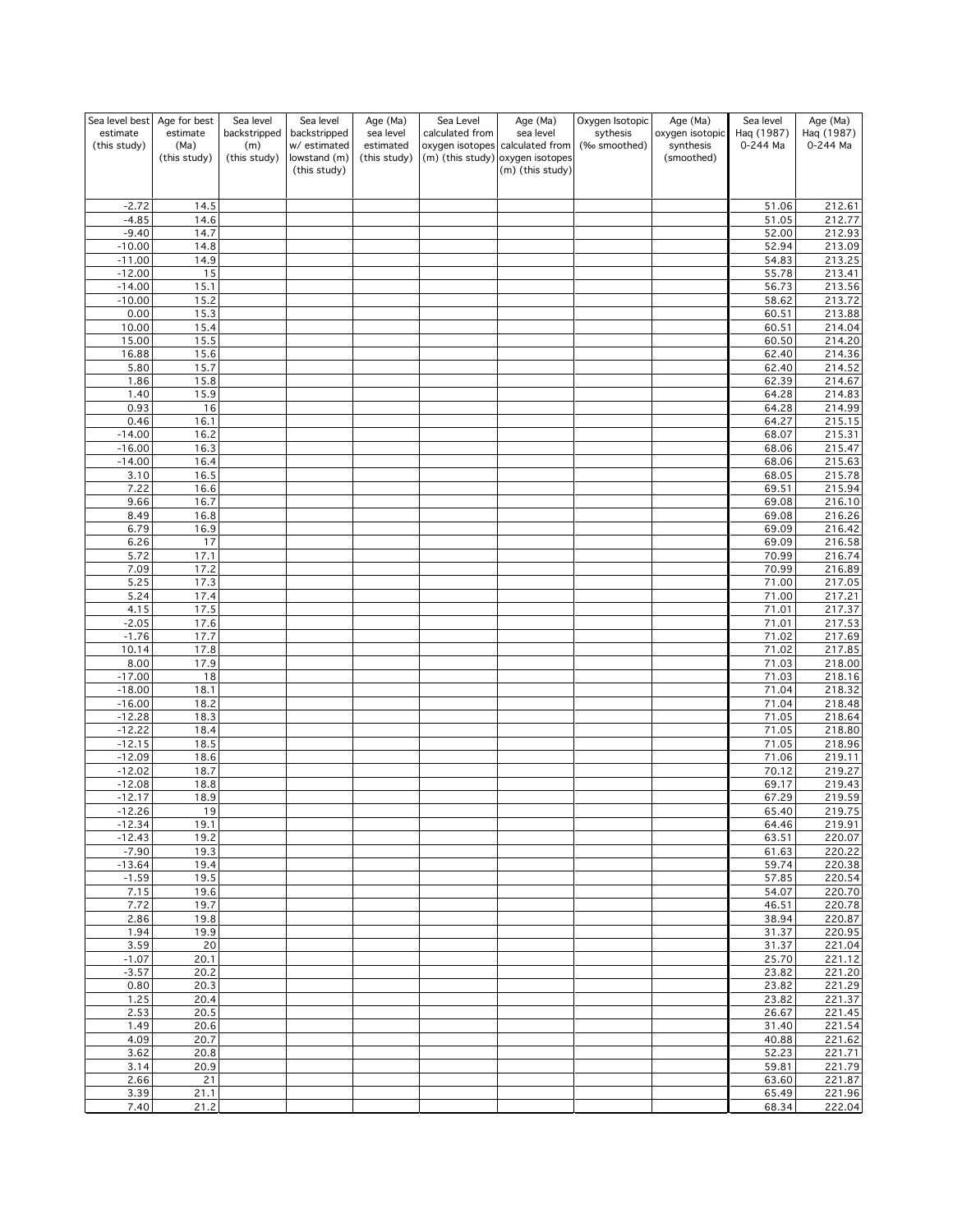| Sea level best estimate (this study) | Age for best estimate (Ma) (this study) | Sea level backstripped (m) (this study) | Sea level backstripped w/ estimated lowstand (m) (this study) | Age (Ma) sea level estimated (this study) | Sea Level calculated from oxygen isotopes (m) (this study) | Age (Ma) sea level calculated from oxygen isotopes (m) (this study) | Oxygen Isotopic sythesis (‰ smoothed) | Age (Ma) oxygen isotopic synthesis (smoothed) | Sea level Haq (1987) 0-244 Ma | Age (Ma) Haq (1987) 0-244 Ma |
|---|---|---|---|---|---|---|---|---|---|---|
| -2.72 | 14.5 | | | | | | | | 51.06 | 212.61 |
| -4.85 | 14.6 | | | | | | | | 51.05 | 212.77 |
| -9.40 | 14.7 | | | | | | | | 52.00 | 212.93 |
| -10.00 | 14.8 | | | | | | | | 52.94 | 213.09 |
| -11.00 | 14.9 | | | | | | | | 54.83 | 213.25 |
| -12.00 | 15 | | | | | | | | 55.78 | 213.41 |
| -14.00 | 15.1 | | | | | | | | 56.73 | 213.56 |
| -10.00 | 15.2 | | | | | | | | 58.62 | 213.72 |
| 0.00 | 15.3 | | | | | | | | 60.51 | 213.88 |
| 10.00 | 15.4 | | | | | | | | 60.51 | 214.04 |
| 15.00 | 15.5 | | | | | | | | 60.50 | 214.20 |
| 16.88 | 15.6 | | | | | | | | 62.40 | 214.36 |
| 5.80 | 15.7 | | | | | | | | 62.40 | 214.52 |
| 1.86 | 15.8 | | | | | | | | 62.39 | 214.67 |
| 1.40 | 15.9 | | | | | | | | 64.28 | 214.83 |
| 0.93 | 16 | | | | | | | | 64.28 | 214.99 |
| 0.46 | 16.1 | | | | | | | | 64.27 | 215.15 |
| -14.00 | 16.2 | | | | | | | | 68.07 | 215.31 |
| -16.00 | 16.3 | | | | | | | | 68.06 | 215.47 |
| -14.00 | 16.4 | | | | | | | | 68.06 | 215.63 |
| 3.10 | 16.5 | | | | | | | | 68.05 | 215.78 |
| 7.22 | 16.6 | | | | | | | | 69.51 | 215.94 |
| 9.66 | 16.7 | | | | | | | | 69.08 | 216.10 |
| 8.49 | 16.8 | | | | | | | | 69.08 | 216.26 |
| 6.79 | 16.9 | | | | | | | | 69.09 | 216.42 |
| 6.26 | 17 | | | | | | | | 69.09 | 216.58 |
| 5.72 | 17.1 | | | | | | | | 70.99 | 216.74 |
| 7.09 | 17.2 | | | | | | | | 70.99 | 216.89 |
| 5.25 | 17.3 | | | | | | | | 71.00 | 217.05 |
| 5.24 | 17.4 | | | | | | | | 71.00 | 217.21 |
| 4.15 | 17.5 | | | | | | | | 71.01 | 217.37 |
| -2.05 | 17.6 | | | | | | | | 71.01 | 217.53 |
| -1.76 | 17.7 | | | | | | | | 71.02 | 217.69 |
| 10.14 | 17.8 | | | | | | | | 71.02 | 217.85 |
| 8.00 | 17.9 | | | | | | | | 71.03 | 218.00 |
| -17.00 | 18 | | | | | | | | 71.03 | 218.16 |
| -18.00 | 18.1 | | | | | | | | 71.04 | 218.32 |
| -16.00 | 18.2 | | | | | | | | 71.04 | 218.48 |
| -12.28 | 18.3 | | | | | | | | 71.05 | 218.64 |
| -12.22 | 18.4 | | | | | | | | 71.05 | 218.80 |
| -12.15 | 18.5 | | | | | | | | 71.05 | 218.96 |
| -12.09 | 18.6 | | | | | | | | 71.06 | 219.11 |
| -12.02 | 18.7 | | | | | | | | 70.12 | 219.27 |
| -12.08 | 18.8 | | | | | | | | 69.17 | 219.43 |
| -12.17 | 18.9 | | | | | | | | 67.29 | 219.59 |
| -12.26 | 19 | | | | | | | | 65.40 | 219.75 |
| -12.34 | 19.1 | | | | | | | | 64.46 | 219.91 |
| -12.43 | 19.2 | | | | | | | | 63.51 | 220.07 |
| -7.90 | 19.3 | | | | | | | | 61.63 | 220.22 |
| -13.64 | 19.4 | | | | | | | | 59.74 | 220.38 |
| -1.59 | 19.5 | | | | | | | | 57.85 | 220.54 |
| 7.15 | 19.6 | | | | | | | | 54.07 | 220.70 |
| 7.72 | 19.7 | | | | | | | | 46.51 | 220.78 |
| 2.86 | 19.8 | | | | | | | | 38.94 | 220.87 |
| 1.94 | 19.9 | | | | | | | | 31.37 | 220.95 |
| 3.59 | 20 | | | | | | | | 31.37 | 221.04 |
| -1.07 | 20.1 | | | | | | | | 25.70 | 221.12 |
| -3.57 | 20.2 | | | | | | | | 23.82 | 221.20 |
| 0.80 | 20.3 | | | | | | | | 23.82 | 221.29 |
| 1.25 | 20.4 | | | | | | | | 23.82 | 221.37 |
| 2.53 | 20.5 | | | | | | | | 26.67 | 221.45 |
| 1.49 | 20.6 | | | | | | | | 31.40 | 221.54 |
| 4.09 | 20.7 | | | | | | | | 40.88 | 221.62 |
| 3.62 | 20.8 | | | | | | | | 52.23 | 221.71 |
| 3.14 | 20.9 | | | | | | | | 59.81 | 221.79 |
| 2.66 | 21 | | | | | | | | 63.60 | 221.87 |
| 3.39 | 21.1 | | | | | | | | 65.49 | 221.96 |
| 7.40 | 21.2 | | | | | | | | 68.34 | 222.04 |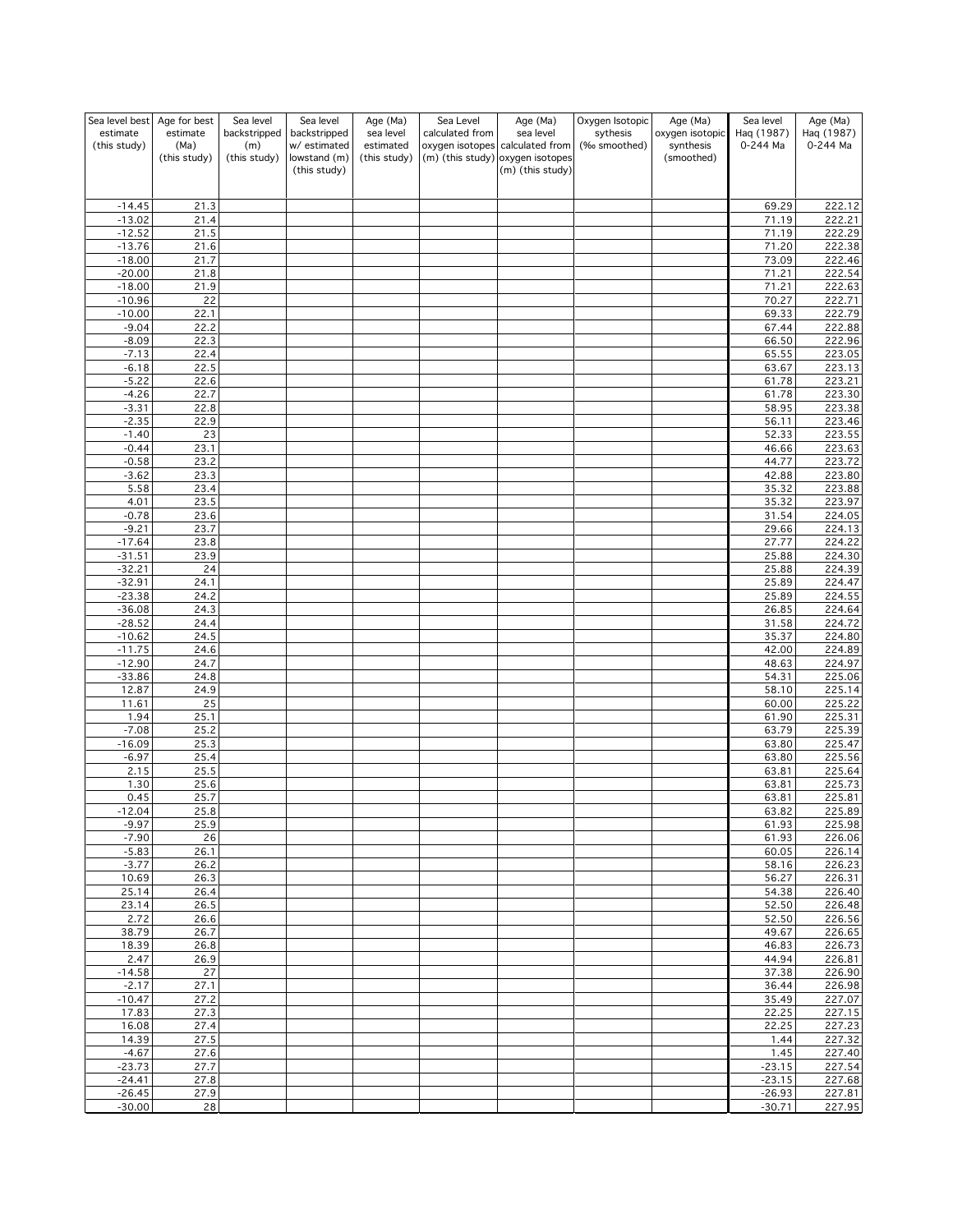| Sea level best estimate (this study) | Age for best estimate (Ma) (this study) | Sea level backstripped (m) (this study) | Sea level backstripped w/ estimated lowstand (m) (this study) | Age (Ma) sea level estimated (this study) | Sea Level calculated from oxygen isotopes (m) (this study) | Age (Ma) sea level calculated from oxygen isotopes (m) (this study) | Oxygen Isotopic sythesis (‰ smoothed) | Age (Ma) oxygen isotopic synthesis (smoothed) | Sea level Haq (1987) 0-244 Ma | Age (Ma) Haq (1987) 0-244 Ma |
|---|---|---|---|---|---|---|---|---|---|---|
| -14.45 | 21.3 | | | | | | | | 69.29 | 222.12 |
| -13.02 | 21.4 | | | | | | | | 71.19 | 222.21 |
| -12.52 | 21.5 | | | | | | | | 71.19 | 222.29 |
| -13.76 | 21.6 | | | | | | | | 71.20 | 222.38 |
| -18.00 | 21.7 | | | | | | | | 73.09 | 222.46 |
| -20.00 | 21.8 | | | | | | | | 71.21 | 222.54 |
| -18.00 | 21.9 | | | | | | | | 71.21 | 222.63 |
| -10.96 | 22 | | | | | | | | 70.27 | 222.71 |
| -10.00 | 22.1 | | | | | | | | 69.33 | 222.79 |
| -9.04 | 22.2 | | | | | | | | 67.44 | 222.88 |
| -8.09 | 22.3 | | | | | | | | 66.50 | 222.96 |
| -7.13 | 22.4 | | | | | | | | 65.55 | 223.05 |
| -6.18 | 22.5 | | | | | | | | 63.67 | 223.13 |
| -5.22 | 22.6 | | | | | | | | 61.78 | 223.21 |
| -4.26 | 22.7 | | | | | | | | 61.78 | 223.30 |
| -3.31 | 22.8 | | | | | | | | 58.95 | 223.38 |
| -2.35 | 22.9 | | | | | | | | 56.11 | 223.46 |
| -1.40 | 23 | | | | | | | | 52.33 | 223.55 |
| -0.44 | 23.1 | | | | | | | | 46.66 | 223.63 |
| -0.58 | 23.2 | | | | | | | | 44.77 | 223.72 |
| -3.62 | 23.3 | | | | | | | | 42.88 | 223.80 |
| 5.58 | 23.4 | | | | | | | | 35.32 | 223.88 |
| 4.01 | 23.5 | | | | | | | | 35.32 | 223.97 |
| -0.78 | 23.6 | | | | | | | | 31.54 | 224.05 |
| -9.21 | 23.7 | | | | | | | | 29.66 | 224.13 |
| -17.64 | 23.8 | | | | | | | | 27.77 | 224.22 |
| -31.51 | 23.9 | | | | | | | | 25.88 | 224.30 |
| -32.21 | 24 | | | | | | | | 25.88 | 224.39 |
| -32.91 | 24.1 | | | | | | | | 25.89 | 224.47 |
| -23.38 | 24.2 | | | | | | | | 25.89 | 224.55 |
| -36.08 | 24.3 | | | | | | | | 26.85 | 224.64 |
| -28.52 | 24.4 | | | | | | | | 31.58 | 224.72 |
| -10.62 | 24.5 | | | | | | | | 35.37 | 224.80 |
| -11.75 | 24.6 | | | | | | | | 42.00 | 224.89 |
| -12.90 | 24.7 | | | | | | | | 48.63 | 224.97 |
| -33.86 | 24.8 | | | | | | | | 54.31 | 225.06 |
| 12.87 | 24.9 | | | | | | | | 58.10 | 225.14 |
| 11.61 | 25 | | | | | | | | 60.00 | 225.22 |
| 1.94 | 25.1 | | | | | | | | 61.90 | 225.31 |
| -7.08 | 25.2 | | | | | | | | 63.79 | 225.39 |
| -16.09 | 25.3 | | | | | | | | 63.80 | 225.47 |
| -6.97 | 25.4 | | | | | | | | 63.80 | 225.56 |
| 2.15 | 25.5 | | | | | | | | 63.81 | 225.64 |
| 1.30 | 25.6 | | | | | | | | 63.81 | 225.73 |
| 0.45 | 25.7 | | | | | | | | 63.81 | 225.81 |
| -12.04 | 25.8 | | | | | | | | 63.82 | 225.89 |
| -9.97 | 25.9 | | | | | | | | 61.93 | 225.98 |
| -7.90 | 26 | | | | | | | | 61.93 | 226.06 |
| -5.83 | 26.1 | | | | | | | | 60.05 | 226.14 |
| -3.77 | 26.2 | | | | | | | | 58.16 | 226.23 |
| 10.69 | 26.3 | | | | | | | | 56.27 | 226.31 |
| 25.14 | 26.4 | | | | | | | | 54.38 | 226.40 |
| 23.14 | 26.5 | | | | | | | | 52.50 | 226.48 |
| 2.72 | 26.6 | | | | | | | | 52.50 | 226.56 |
| 38.79 | 26.7 | | | | | | | | 49.67 | 226.65 |
| 18.39 | 26.8 | | | | | | | | 46.83 | 226.73 |
| 2.47 | 26.9 | | | | | | | | 44.94 | 226.81 |
| -14.58 | 27 | | | | | | | | 37.38 | 226.90 |
| -2.17 | 27.1 | | | | | | | | 36.44 | 226.98 |
| -10.47 | 27.2 | | | | | | | | 35.49 | 227.07 |
| 17.83 | 27.3 | | | | | | | | 22.25 | 227.15 |
| 16.08 | 27.4 | | | | | | | | 22.25 | 227.23 |
| 14.39 | 27.5 | | | | | | | | 1.44 | 227.32 |
| -4.67 | 27.6 | | | | | | | | 1.45 | 227.40 |
| -23.73 | 27.7 | | | | | | | | -23.15 | 227.54 |
| -24.41 | 27.8 | | | | | | | | -23.15 | 227.68 |
| -26.45 | 27.9 | | | | | | | | -26.93 | 227.81 |
| -30.00 | 28 | | | | | | | | -30.71 | 227.95 |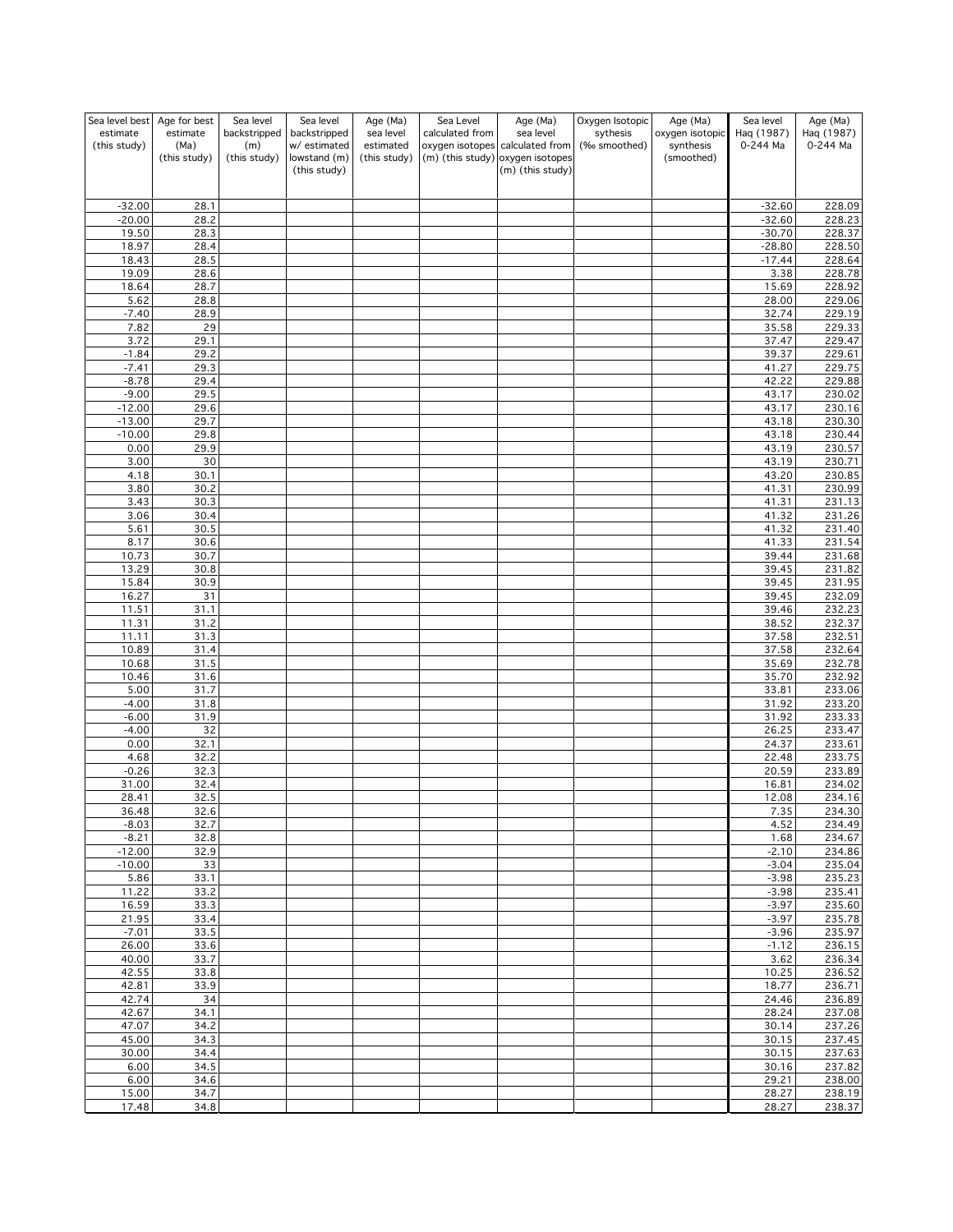| Sea level best estimate (this study) | Age for best estimate (Ma) (this study) | Sea level backstripped (m) (this study) | Sea level backstripped w/ estimated lowstand (m) (this study) | Age (Ma) sea level estimated (this study) | Sea Level calculated from oxygen isotopes (m) (this study) | Age (Ma) sea level calculated from oxygen isotopes (m) (this study) | Oxygen Isotopic sythesis (‰ smoothed) | Age (Ma) oxygen isotopic synthesis (smoothed) | Sea level Haq (1987) 0-244 Ma | Age (Ma) Haq (1987) 0-244 Ma |
|---|---|---|---|---|---|---|---|---|---|---|
| -32.00 | 28.1 | | | | | | | | -32.60 | 228.09 |
| -20.00 | 28.2 | | | | | | | | -32.60 | 228.23 |
| 19.50 | 28.3 | | | | | | | | -30.70 | 228.37 |
| 18.97 | 28.4 | | | | | | | | -28.80 | 228.50 |
| 18.43 | 28.5 | | | | | | | | -17.44 | 228.64 |
| 19.09 | 28.6 | | | | | | | | 3.38 | 228.78 |
| 18.64 | 28.7 | | | | | | | | 15.69 | 228.92 |
| 5.62 | 28.8 | | | | | | | | 28.00 | 229.06 |
| -7.40 | 28.9 | | | | | | | | 32.74 | 229.19 |
| 7.82 | 29 | | | | | | | | 35.58 | 229.33 |
| 3.72 | 29.1 | | | | | | | | 37.47 | 229.47 |
| -1.84 | 29.2 | | | | | | | | 39.37 | 229.61 |
| -7.41 | 29.3 | | | | | | | | 41.27 | 229.75 |
| -8.78 | 29.4 | | | | | | | | 42.22 | 229.88 |
| -9.00 | 29.5 | | | | | | | | 43.17 | 230.02 |
| -12.00 | 29.6 | | | | | | | | 43.17 | 230.16 |
| -13.00 | 29.7 | | | | | | | | 43.18 | 230.30 |
| -10.00 | 29.8 | | | | | | | | 43.18 | 230.44 |
| 0.00 | 29.9 | | | | | | | | 43.19 | 230.57 |
| 3.00 | 30 | | | | | | | | 43.19 | 230.71 |
| 4.18 | 30.1 | | | | | | | | 43.20 | 230.85 |
| 3.80 | 30.2 | | | | | | | | 41.31 | 230.99 |
| 3.43 | 30.3 | | | | | | | | 41.31 | 231.13 |
| 3.06 | 30.4 | | | | | | | | 41.32 | 231.26 |
| 5.61 | 30.5 | | | | | | | | 41.32 | 231.40 |
| 8.17 | 30.6 | | | | | | | | 41.33 | 231.54 |
| 10.73 | 30.7 | | | | | | | | 39.44 | 231.68 |
| 13.29 | 30.8 | | | | | | | | 39.45 | 231.82 |
| 15.84 | 30.9 | | | | | | | | 39.45 | 231.95 |
| 16.27 | 31 | | | | | | | | 39.45 | 232.09 |
| 11.51 | 31.1 | | | | | | | | 39.46 | 232.23 |
| 11.31 | 31.2 | | | | | | | | 38.52 | 232.37 |
| 11.11 | 31.3 | | | | | | | | 37.58 | 232.51 |
| 10.89 | 31.4 | | | | | | | | 37.58 | 232.64 |
| 10.68 | 31.5 | | | | | | | | 35.69 | 232.78 |
| 10.46 | 31.6 | | | | | | | | 35.70 | 232.92 |
| 5.00 | 31.7 | | | | | | | | 33.81 | 233.06 |
| -4.00 | 31.8 | | | | | | | | 31.92 | 233.20 |
| -6.00 | 31.9 | | | | | | | | 31.92 | 233.33 |
| -4.00 | 32 | | | | | | | | 26.25 | 233.47 |
| 0.00 | 32.1 | | | | | | | | 24.37 | 233.61 |
| 4.68 | 32.2 | | | | | | | | 22.48 | 233.75 |
| -0.26 | 32.3 | | | | | | | | 20.59 | 233.89 |
| 31.00 | 32.4 | | | | | | | | 16.81 | 234.02 |
| 28.41 | 32.5 | | | | | | | | 12.08 | 234.16 |
| 36.48 | 32.6 | | | | | | | | 7.35 | 234.30 |
| -8.03 | 32.7 | | | | | | | | 4.52 | 234.49 |
| -8.21 | 32.8 | | | | | | | | 1.68 | 234.67 |
| -12.00 | 32.9 | | | | | | | | -2.10 | 234.86 |
| -10.00 | 33 | | | | | | | | -3.04 | 235.04 |
| 5.86 | 33.1 | | | | | | | | -3.98 | 235.23 |
| 11.22 | 33.2 | | | | | | | | -3.98 | 235.41 |
| 16.59 | 33.3 | | | | | | | | -3.97 | 235.60 |
| 21.95 | 33.4 | | | | | | | | -3.97 | 235.78 |
| -7.01 | 33.5 | | | | | | | | -3.96 | 235.97 |
| 26.00 | 33.6 | | | | | | | | -1.12 | 236.15 |
| 40.00 | 33.7 | | | | | | | | 3.62 | 236.34 |
| 42.55 | 33.8 | | | | | | | | 10.25 | 236.52 |
| 42.81 | 33.9 | | | | | | | | 18.77 | 236.71 |
| 42.74 | 34 | | | | | | | | 24.46 | 236.89 |
| 42.67 | 34.1 | | | | | | | | 28.24 | 237.08 |
| 47.07 | 34.2 | | | | | | | | 30.14 | 237.26 |
| 45.00 | 34.3 | | | | | | | | 30.15 | 237.45 |
| 30.00 | 34.4 | | | | | | | | 30.15 | 237.63 |
| 6.00 | 34.5 | | | | | | | | 30.16 | 237.82 |
| 6.00 | 34.6 | | | | | | | | 29.21 | 238.00 |
| 15.00 | 34.7 | | | | | | | | 28.27 | 238.19 |
| 17.48 | 34.8 | | | | | | | | 28.27 | 238.37 |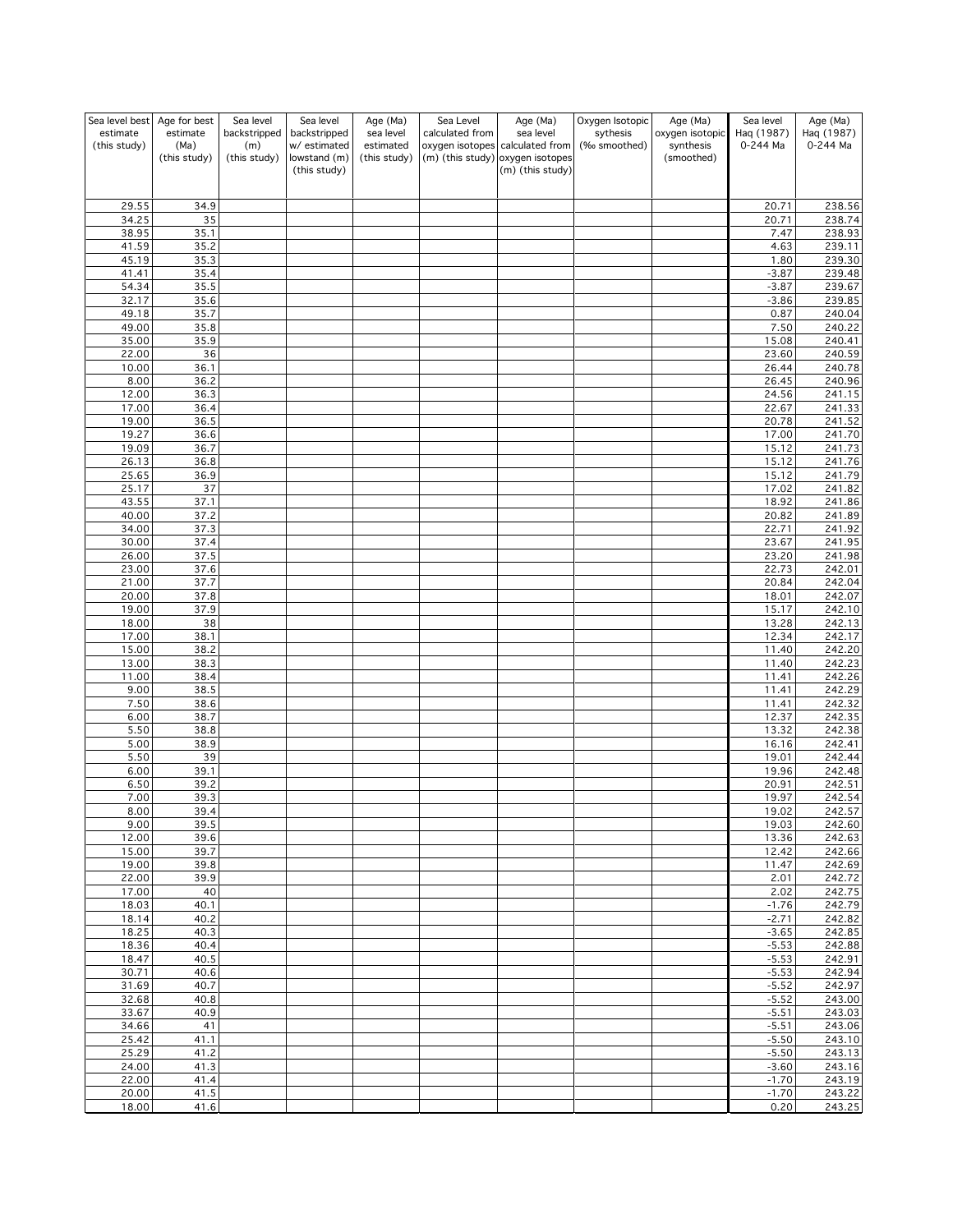| Sea level best estimate (this study) | Age for best estimate (Ma) (this study) | Sea level backstripped (m) (this study) | Sea level backstripped w/ estimated lowstand (m) (this study) | Age (Ma) sea level estimated (this study) | Sea Level calculated from oxygen isotopes (m) (this study) | Age (Ma) sea level calculated from oxygen isotopes (m) (this study) | Oxygen Isotopic sythesis (‰ smoothed) | Age (Ma) oxygen isotopic synthesis (smoothed) | Sea level Haq (1987) 0-244 Ma | Age (Ma) Haq (1987) 0-244 Ma |
|---|---|---|---|---|---|---|---|---|---|---|
| 29.55 | 34.9 | | | | | | | | 20.71 | 238.56 |
| 34.25 | 35 | | | | | | | | 20.71 | 238.74 |
| 38.95 | 35.1 | | | | | | | | 7.47 | 238.93 |
| 41.59 | 35.2 | | | | | | | | 4.63 | 239.11 |
| 45.19 | 35.3 | | | | | | | | 1.80 | 239.30 |
| 41.41 | 35.4 | | | | | | | | -3.87 | 239.48 |
| 54.34 | 35.5 | | | | | | | | -3.87 | 239.67 |
| 32.17 | 35.6 | | | | | | | | -3.86 | 239.85 |
| 49.18 | 35.7 | | | | | | | | 0.87 | 240.04 |
| 49.00 | 35.8 | | | | | | | | 7.50 | 240.22 |
| 35.00 | 35.9 | | | | | | | | 15.08 | 240.41 |
| 22.00 | 36 | | | | | | | | 23.60 | 240.59 |
| 10.00 | 36.1 | | | | | | | | 26.44 | 240.78 |
| 8.00 | 36.2 | | | | | | | | 26.45 | 240.96 |
| 12.00 | 36.3 | | | | | | | | 24.56 | 241.15 |
| 17.00 | 36.4 | | | | | | | | 22.67 | 241.33 |
| 19.00 | 36.5 | | | | | | | | 20.78 | 241.52 |
| 19.27 | 36.6 | | | | | | | | 17.00 | 241.70 |
| 19.09 | 36.7 | | | | | | | | 15.12 | 241.73 |
| 26.13 | 36.8 | | | | | | | | 15.12 | 241.76 |
| 25.65 | 36.9 | | | | | | | | 15.12 | 241.79 |
| 25.17 | 37 | | | | | | | | 17.02 | 241.82 |
| 43.55 | 37.1 | | | | | | | | 18.92 | 241.86 |
| 40.00 | 37.2 | | | | | | | | 20.82 | 241.89 |
| 34.00 | 37.3 | | | | | | | | 22.71 | 241.92 |
| 30.00 | 37.4 | | | | | | | | 23.67 | 241.95 |
| 26.00 | 37.5 | | | | | | | | 23.20 | 241.98 |
| 23.00 | 37.6 | | | | | | | | 22.73 | 242.01 |
| 21.00 | 37.7 | | | | | | | | 20.84 | 242.04 |
| 20.00 | 37.8 | | | | | | | | 18.01 | 242.07 |
| 19.00 | 37.9 | | | | | | | | 15.17 | 242.10 |
| 18.00 | 38 | | | | | | | | 13.28 | 242.13 |
| 17.00 | 38.1 | | | | | | | | 12.34 | 242.17 |
| 15.00 | 38.2 | | | | | | | | 11.40 | 242.20 |
| 13.00 | 38.3 | | | | | | | | 11.40 | 242.23 |
| 11.00 | 38.4 | | | | | | | | 11.41 | 242.26 |
| 9.00 | 38.5 | | | | | | | | 11.41 | 242.29 |
| 7.50 | 38.6 | | | | | | | | 11.41 | 242.32 |
| 6.00 | 38.7 | | | | | | | | 12.37 | 242.35 |
| 5.50 | 38.8 | | | | | | | | 13.32 | 242.38 |
| 5.00 | 38.9 | | | | | | | | 16.16 | 242.41 |
| 5.50 | 39 | | | | | | | | 19.01 | 242.44 |
| 6.00 | 39.1 | | | | | | | | 19.96 | 242.48 |
| 6.50 | 39.2 | | | | | | | | 20.91 | 242.51 |
| 7.00 | 39.3 | | | | | | | | 19.97 | 242.54 |
| 8.00 | 39.4 | | | | | | | | 19.02 | 242.57 |
| 9.00 | 39.5 | | | | | | | | 19.03 | 242.60 |
| 12.00 | 39.6 | | | | | | | | 13.36 | 242.63 |
| 15.00 | 39.7 | | | | | | | | 12.42 | 242.66 |
| 19.00 | 39.8 | | | | | | | | 11.47 | 242.69 |
| 22.00 | 39.9 | | | | | | | | 2.01 | 242.72 |
| 17.00 | 40 | | | | | | | | 2.02 | 242.75 |
| 18.03 | 40.1 | | | | | | | | -1.76 | 242.79 |
| 18.14 | 40.2 | | | | | | | | -2.71 | 242.82 |
| 18.25 | 40.3 | | | | | | | | -3.65 | 242.85 |
| 18.36 | 40.4 | | | | | | | | -5.53 | 242.88 |
| 18.47 | 40.5 | | | | | | | | -5.53 | 242.91 |
| 30.71 | 40.6 | | | | | | | | -5.53 | 242.94 |
| 31.69 | 40.7 | | | | | | | | -5.52 | 242.97 |
| 32.68 | 40.8 | | | | | | | | -5.52 | 243.00 |
| 33.67 | 40.9 | | | | | | | | -5.51 | 243.03 |
| 34.66 | 41 | | | | | | | | -5.51 | 243.06 |
| 25.42 | 41.1 | | | | | | | | -5.50 | 243.10 |
| 25.29 | 41.2 | | | | | | | | -5.50 | 243.13 |
| 24.00 | 41.3 | | | | | | | | -3.60 | 243.16 |
| 22.00 | 41.4 | | | | | | | | -1.70 | 243.19 |
| 20.00 | 41.5 | | | | | | | | -1.70 | 243.22 |
| 18.00 | 41.6 | | | | | | | | 0.20 | 243.25 |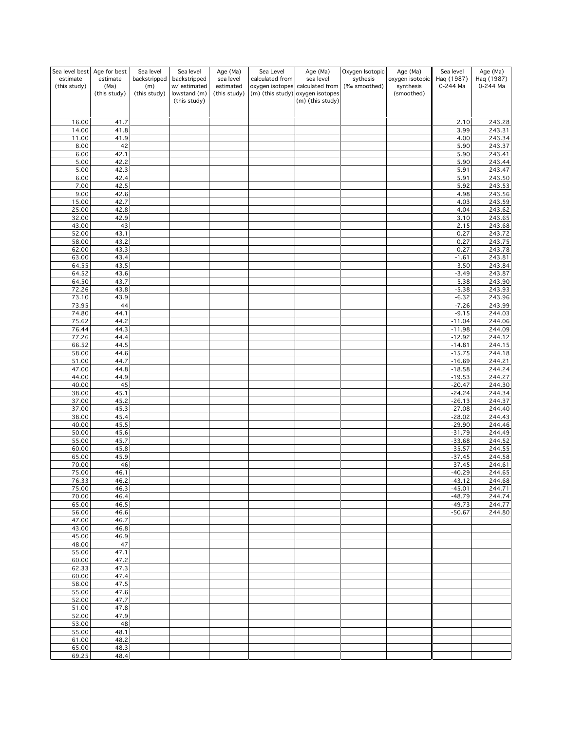| Sea level best estimate (this study) | Age for best estimate (Ma) (this study) | Sea level backstripped (m) (this study) | Sea level backstripped w/ estimated lowstand (m) (this study) | Age (Ma) sea level estimated (this study) | Sea Level calculated from oxygen isotopes (m) (this study) | Age (Ma) sea level calculated from oxygen isotopes (m) (this study) | Oxygen Isotopic sythesis (‰ smoothed) | Age (Ma) oxygen isotopic synthesis (smoothed) | Sea level Haq (1987) 0-244 Ma | Age (Ma) Haq (1987) 0-244 Ma |
|---|---|---|---|---|---|---|---|---|---|---|
| 16.00 | 41.7 | | | | | | | | 2.10 | 243.28 |
| 14.00 | 41.8 | | | | | | | | 3.99 | 243.31 |
| 11.00 | 41.9 | | | | | | | | 4.00 | 243.34 |
| 8.00 | 42 | | | | | | | | 5.90 | 243.37 |
| 6.00 | 42.1 | | | | | | | | 5.90 | 243.41 |
| 5.00 | 42.2 | | | | | | | | 5.90 | 243.44 |
| 5.00 | 42.3 | | | | | | | | 5.91 | 243.47 |
| 6.00 | 42.4 | | | | | | | | 5.91 | 243.50 |
| 7.00 | 42.5 | | | | | | | | 5.92 | 243.53 |
| 9.00 | 42.6 | | | | | | | | 4.98 | 243.56 |
| 15.00 | 42.7 | | | | | | | | 4.03 | 243.59 |
| 25.00 | 42.8 | | | | | | | | 4.04 | 243.62 |
| 32.00 | 42.9 | | | | | | | | 3.10 | 243.65 |
| 43.00 | 43 | | | | | | | | 2.15 | 243.68 |
| 52.00 | 43.1 | | | | | | | | 0.27 | 243.72 |
| 58.00 | 43.2 | | | | | | | | 0.27 | 243.75 |
| 62.00 | 43.3 | | | | | | | | 0.27 | 243.78 |
| 63.00 | 43.4 | | | | | | | | -1.61 | 243.81 |
| 64.55 | 43.5 | | | | | | | | -3.50 | 243.84 |
| 64.52 | 43.6 | | | | | | | | -3.49 | 243.87 |
| 64.50 | 43.7 | | | | | | | | -5.38 | 243.90 |
| 72.26 | 43.8 | | | | | | | | -5.38 | 243.93 |
| 73.10 | 43.9 | | | | | | | | -6.32 | 243.96 |
| 73.95 | 44 | | | | | | | | -7.26 | 243.99 |
| 74.80 | 44.1 | | | | | | | | -9.15 | 244.03 |
| 75.62 | 44.2 | | | | | | | | -11.04 | 244.06 |
| 76.44 | 44.3 | | | | | | | | -11.98 | 244.09 |
| 77.26 | 44.4 | | | | | | | | -12.92 | 244.12 |
| 66.52 | 44.5 | | | | | | | | -14.81 | 244.15 |
| 58.00 | 44.6 | | | | | | | | -15.75 | 244.18 |
| 51.00 | 44.7 | | | | | | | | -16.69 | 244.21 |
| 47.00 | 44.8 | | | | | | | | -18.58 | 244.24 |
| 44.00 | 44.9 | | | | | | | | -19.53 | 244.27 |
| 40.00 | 45 | | | | | | | | -20.47 | 244.30 |
| 38.00 | 45.1 | | | | | | | | -24.24 | 244.34 |
| 37.00 | 45.2 | | | | | | | | -26.13 | 244.37 |
| 37.00 | 45.3 | | | | | | | | -27.08 | 244.40 |
| 38.00 | 45.4 | | | | | | | | -28.02 | 244.43 |
| 40.00 | 45.5 | | | | | | | | -29.90 | 244.46 |
| 50.00 | 45.6 | | | | | | | | -31.79 | 244.49 |
| 55.00 | 45.7 | | | | | | | | -33.68 | 244.52 |
| 60.00 | 45.8 | | | | | | | | -35.57 | 244.55 |
| 65.00 | 45.9 | | | | | | | | -37.45 | 244.58 |
| 70.00 | 46 | | | | | | | | -37.45 | 244.61 |
| 75.00 | 46.1 | | | | | | | | -40.29 | 244.65 |
| 76.33 | 46.2 | | | | | | | | -43.12 | 244.68 |
| 75.00 | 46.3 | | | | | | | | -45.01 | 244.71 |
| 70.00 | 46.4 | | | | | | | | -48.79 | 244.74 |
| 65.00 | 46.5 | | | | | | | | -49.73 | 244.77 |
| 56.00 | 46.6 | | | | | | | | -50.67 | 244.80 |
| 47.00 | 46.7 | | | | | | | | | |
| 43.00 | 46.8 | | | | | | | | | |
| 45.00 | 46.9 | | | | | | | | | |
| 48.00 | 47 | | | | | | | | | |
| 55.00 | 47.1 | | | | | | | | | |
| 60.00 | 47.2 | | | | | | | | | |
| 62.33 | 47.3 | | | | | | | | | |
| 60.00 | 47.4 | | | | | | | | | |
| 58.00 | 47.5 | | | | | | | | | |
| 55.00 | 47.6 | | | | | | | | | |
| 52.00 | 47.7 | | | | | | | | | |
| 51.00 | 47.8 | | | | | | | | | |
| 52.00 | 47.9 | | | | | | | | | |
| 53.00 | 48 | | | | | | | | | |
| 55.00 | 48.1 | | | | | | | | | |
| 61.00 | 48.2 | | | | | | | | | |
| 65.00 | 48.3 | | | | | | | | | |
| 69.25 | 48.4 | | | | | | | | | |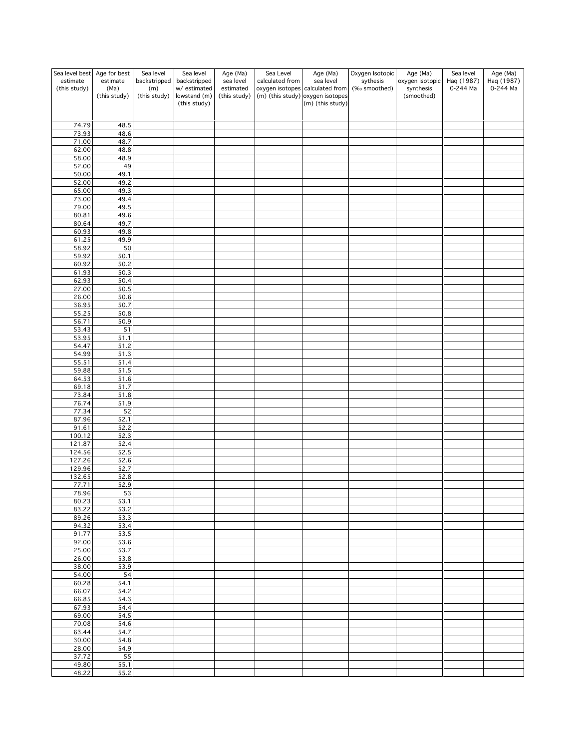| Sea level best estimate (this study) | Age for best estimate (Ma) (this study) | Sea level backstripped (m) (this study) | Sea level backstripped w/ estimated lowstand (m) (this study) | Age (Ma) sea level estimated (this study) | Sea Level calculated from oxygen isotopes (m) (this study) | Age (Ma) sea level calculated from oxygen isotopes (m) (this study) | Oxygen Isotopic sythesis (‰ smoothed) | Age (Ma) oxygen isotopic synthesis (smoothed) | Sea level Haq (1987) 0-244 Ma | Age (Ma) Haq (1987) 0-244 Ma |
|---|---|---|---|---|---|---|---|---|---|---|
| 74.79 | 48.5 | | | | | | | | | |
| 73.93 | 48.6 | | | | | | | | | |
| 71.00 | 48.7 | | | | | | | | | |
| 62.00 | 48.8 | | | | | | | | | |
| 58.00 | 48.9 | | | | | | | | | |
| 52.00 | 49 | | | | | | | | | |
| 50.00 | 49.1 | | | | | | | | | |
| 52.00 | 49.2 | | | | | | | | | |
| 65.00 | 49.3 | | | | | | | | | |
| 73.00 | 49.4 | | | | | | | | | |
| 79.00 | 49.5 | | | | | | | | | |
| 80.81 | 49.6 | | | | | | | | | |
| 80.64 | 49.7 | | | | | | | | | |
| 60.93 | 49.8 | | | | | | | | | |
| 61.25 | 49.9 | | | | | | | | | |
| 58.92 | 50 | | | | | | | | | |
| 59.92 | 50.1 | | | | | | | | | |
| 60.92 | 50.2 | | | | | | | | | |
| 61.93 | 50.3 | | | | | | | | | |
| 62.93 | 50.4 | | | | | | | | | |
| 27.00 | 50.5 | | | | | | | | | |
| 26.00 | 50.6 | | | | | | | | | |
| 36.95 | 50.7 | | | | | | | | | |
| 55.25 | 50.8 | | | | | | | | | |
| 56.71 | 50.9 | | | | | | | | | |
| 53.43 | 51 | | | | | | | | | |
| 53.95 | 51.1 | | | | | | | | | |
| 54.47 | 51.2 | | | | | | | | | |
| 54.99 | 51.3 | | | | | | | | | |
| 55.51 | 51.4 | | | | | | | | | |
| 59.88 | 51.5 | | | | | | | | | |
| 64.53 | 51.6 | | | | | | | | | |
| 69.18 | 51.7 | | | | | | | | | |
| 73.84 | 51.8 | | | | | | | | | |
| 76.74 | 51.9 | | | | | | | | | |
| 77.34 | 52 | | | | | | | | | |
| 87.96 | 52.1 | | | | | | | | | |
| 91.61 | 52.2 | | | | | | | | | |
| 100.12 | 52.3 | | | | | | | | | |
| 121.87 | 52.4 | | | | | | | | | |
| 124.56 | 52.5 | | | | | | | | | |
| 127.26 | 52.6 | | | | | | | | | |
| 129.96 | 52.7 | | | | | | | | | |
| 132.65 | 52.8 | | | | | | | | | |
| 77.71 | 52.9 | | | | | | | | | |
| 78.96 | 53 | | | | | | | | | |
| 80.23 | 53.1 | | | | | | | | | |
| 83.22 | 53.2 | | | | | | | | | |
| 89.26 | 53.3 | | | | | | | | | |
| 94.32 | 53.4 | | | | | | | | | |
| 91.77 | 53.5 | | | | | | | | | |
| 92.00 | 53.6 | | | | | | | | | |
| 25.00 | 53.7 | | | | | | | | | |
| 26.00 | 53.8 | | | | | | | | | |
| 38.00 | 53.9 | | | | | | | | | |
| 54.00 | 54 | | | | | | | | | |
| 60.28 | 54.1 | | | | | | | | | |
| 66.07 | 54.2 | | | | | | | | | |
| 66.85 | 54.3 | | | | | | | | | |
| 67.93 | 54.4 | | | | | | | | | |
| 69.00 | 54.5 | | | | | | | | | |
| 70.08 | 54.6 | | | | | | | | | |
| 63.44 | 54.7 | | | | | | | | | |
| 30.00 | 54.8 | | | | | | | | | |
| 28.00 | 54.9 | | | | | | | | | |
| 37.72 | 55 | | | | | | | | | |
| 49.80 | 55.1 | | | | | | | | | |
| 48.22 | 55.2 | | | | | | | | | |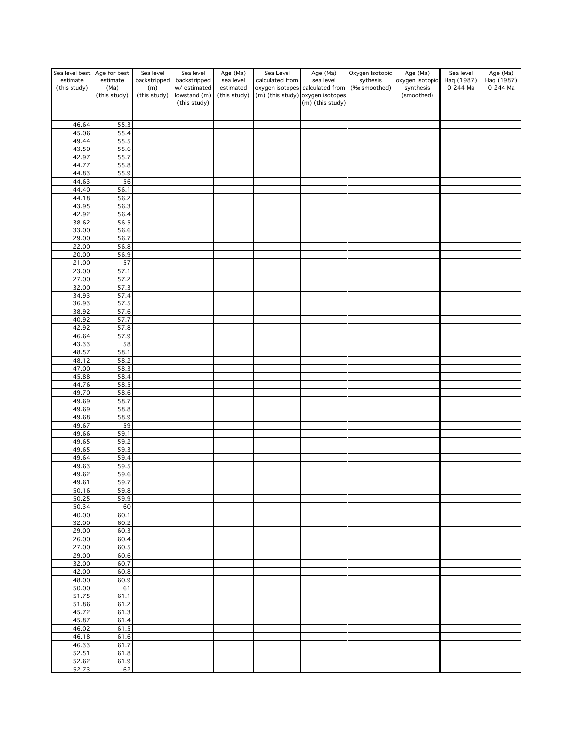| Sea level best estimate (this study) | Age for best estimate (Ma) (this study) | Sea level backstripped (m) (this study) | Sea level backstripped w/ estimated lowstand (m) (this study) | Age (Ma) sea level estimated (this study) | Sea Level calculated from oxygen isotopes (m) (this study) | Age (Ma) sea level calculated from oxygen isotopes (m) (this study) | Oxygen Isotopic sythesis (‰ smoothed) | Age (Ma) oxygen isotopic synthesis (smoothed) | Sea level Haq (1987) 0-244 Ma | Age (Ma) Haq (1987) 0-244 Ma |
|---|---|---|---|---|---|---|---|---|---|---|
| 46.64 | 55.3 | | | | | | | | | |
| 45.06 | 55.4 | | | | | | | | | |
| 49.44 | 55.5 | | | | | | | | | |
| 43.50 | 55.6 | | | | | | | | | |
| 42.97 | 55.7 | | | | | | | | | |
| 44.77 | 55.8 | | | | | | | | | |
| 44.83 | 55.9 | | | | | | | | | |
| 44.63 | 56 | | | | | | | | | |
| 44.40 | 56.1 | | | | | | | | | |
| 44.18 | 56.2 | | | | | | | | | |
| 43.95 | 56.3 | | | | | | | | | |
| 42.92 | 56.4 | | | | | | | | | |
| 38.62 | 56.5 | | | | | | | | | |
| 33.00 | 56.6 | | | | | | | | | |
| 29.00 | 56.7 | | | | | | | | | |
| 22.00 | 56.8 | | | | | | | | | |
| 20.00 | 56.9 | | | | | | | | | |
| 21.00 | 57 | | | | | | | | | |
| 23.00 | 57.1 | | | | | | | | | |
| 27.00 | 57.2 | | | | | | | | | |
| 32.00 | 57.3 | | | | | | | | | |
| 34.93 | 57.4 | | | | | | | | | |
| 36.93 | 57.5 | | | | | | | | | |
| 38.92 | 57.6 | | | | | | | | | |
| 40.92 | 57.7 | | | | | | | | | |
| 42.92 | 57.8 | | | | | | | | | |
| 46.64 | 57.9 | | | | | | | | | |
| 43.33 | 58 | | | | | | | | | |
| 48.57 | 58.1 | | | | | | | | | |
| 48.12 | 58.2 | | | | | | | | | |
| 47.00 | 58.3 | | | | | | | | | |
| 45.88 | 58.4 | | | | | | | | | |
| 44.76 | 58.5 | | | | | | | | | |
| 49.70 | 58.6 | | | | | | | | | |
| 49.69 | 58.7 | | | | | | | | | |
| 49.69 | 58.8 | | | | | | | | | |
| 49.68 | 58.9 | | | | | | | | | |
| 49.67 | 59 | | | | | | | | | |
| 49.66 | 59.1 | | | | | | | | | |
| 49.65 | 59.2 | | | | | | | | | |
| 49.65 | 59.3 | | | | | | | | | |
| 49.64 | 59.4 | | | | | | | | | |
| 49.63 | 59.5 | | | | | | | | | |
| 49.62 | 59.6 | | | | | | | | | |
| 49.61 | 59.7 | | | | | | | | | |
| 50.16 | 59.8 | | | | | | | | | |
| 50.25 | 59.9 | | | | | | | | | |
| 50.34 | 60 | | | | | | | | | |
| 40.00 | 60.1 | | | | | | | | | |
| 32.00 | 60.2 | | | | | | | | | |
| 29.00 | 60.3 | | | | | | | | | |
| 26.00 | 60.4 | | | | | | | | | |
| 27.00 | 60.5 | | | | | | | | | |
| 29.00 | 60.6 | | | | | | | | | |
| 32.00 | 60.7 | | | | | | | | | |
| 42.00 | 60.8 | | | | | | | | | |
| 48.00 | 60.9 | | | | | | | | | |
| 50.00 | 61 | | | | | | | | | |
| 51.75 | 61.1 | | | | | | | | | |
| 51.86 | 61.2 | | | | | | | | | |
| 45.72 | 61.3 | | | | | | | | | |
| 45.87 | 61.4 | | | | | | | | | |
| 46.02 | 61.5 | | | | | | | | | |
| 46.18 | 61.6 | | | | | | | | | |
| 46.33 | 61.7 | | | | | | | | | |
| 52.51 | 61.8 | | | | | | | | | |
| 52.62 | 61.9 | | | | | | | | | |
| 52.73 | 62 | | | | | | | | | |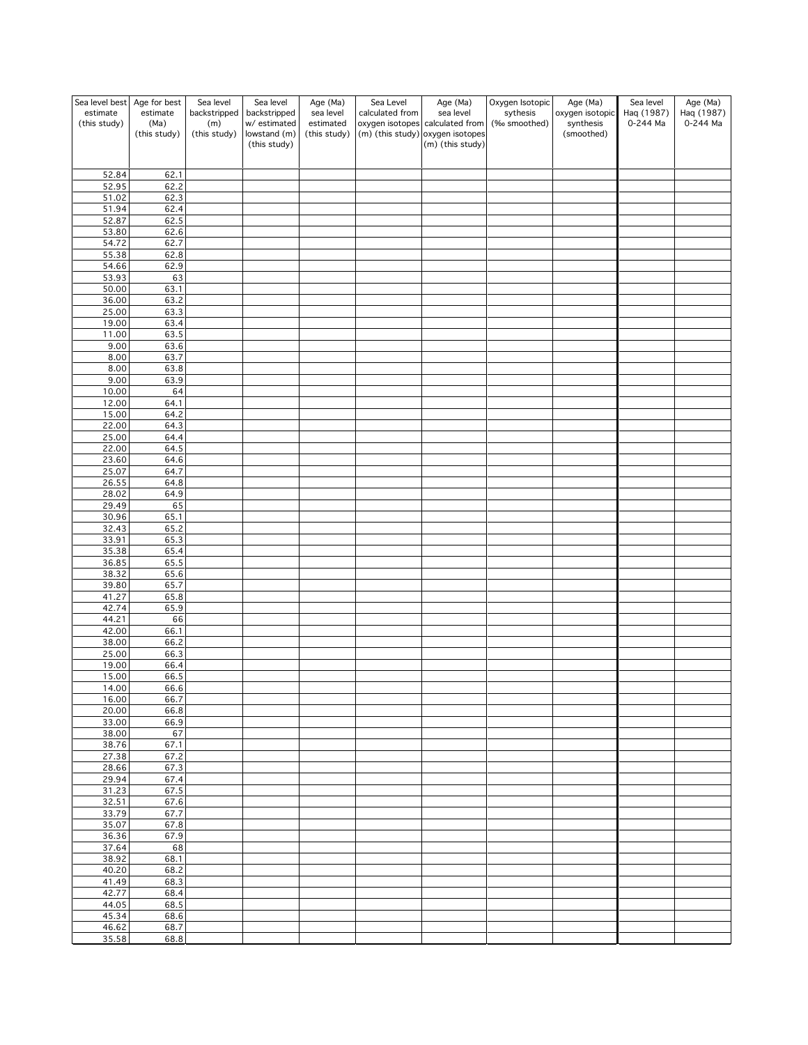| Sea level best estimate (this study) | Age for best estimate (Ma) (this study) | Sea level backstripped (m) (this study) | Sea level backstripped w/ estimated lowstand (m) (this study) | Age (Ma) sea level estimated (this study) | Sea Level calculated from oxygen isotopes (m) (this study) | Age (Ma) sea level calculated from oxygen isotopes (m) (this study) | Oxygen Isotopic sythesis (‰ smoothed) | Age (Ma) oxygen isotopic synthesis (smoothed) | Sea level Haq (1987) 0-244 Ma | Age (Ma) Haq (1987) 0-244 Ma |
|---|---|---|---|---|---|---|---|---|---|---|
| 52.84 | 62.1 | | | | | | | | | |
| 52.95 | 62.2 | | | | | | | | | |
| 51.02 | 62.3 | | | | | | | | | |
| 51.94 | 62.4 | | | | | | | | | |
| 52.87 | 62.5 | | | | | | | | | |
| 53.80 | 62.6 | | | | | | | | | |
| 54.72 | 62.7 | | | | | | | | | |
| 55.38 | 62.8 | | | | | | | | | |
| 54.66 | 62.9 | | | | | | | | | |
| 53.93 | 63 | | | | | | | | | |
| 50.00 | 63.1 | | | | | | | | | |
| 36.00 | 63.2 | | | | | | | | | |
| 25.00 | 63.3 | | | | | | | | | |
| 19.00 | 63.4 | | | | | | | | | |
| 11.00 | 63.5 | | | | | | | | | |
| 9.00 | 63.6 | | | | | | | | | |
| 8.00 | 63.7 | | | | | | | | | |
| 8.00 | 63.8 | | | | | | | | | |
| 9.00 | 63.9 | | | | | | | | | |
| 10.00 | 64 | | | | | | | | | |
| 12.00 | 64.1 | | | | | | | | | |
| 15.00 | 64.2 | | | | | | | | | |
| 22.00 | 64.3 | | | | | | | | | |
| 25.00 | 64.4 | | | | | | | | | |
| 22.00 | 64.5 | | | | | | | | | |
| 23.60 | 64.6 | | | | | | | | | |
| 25.07 | 64.7 | | | | | | | | | |
| 26.55 | 64.8 | | | | | | | | | |
| 28.02 | 64.9 | | | | | | | | | |
| 29.49 | 65 | | | | | | | | | |
| 30.96 | 65.1 | | | | | | | | | |
| 32.43 | 65.2 | | | | | | | | | |
| 33.91 | 65.3 | | | | | | | | | |
| 35.38 | 65.4 | | | | | | | | | |
| 36.85 | 65.5 | | | | | | | | | |
| 38.32 | 65.6 | | | | | | | | | |
| 39.80 | 65.7 | | | | | | | | | |
| 41.27 | 65.8 | | | | | | | | | |
| 42.74 | 65.9 | | | | | | | | | |
| 44.21 | 66 | | | | | | | | | |
| 42.00 | 66.1 | | | | | | | | | |
| 38.00 | 66.2 | | | | | | | | | |
| 25.00 | 66.3 | | | | | | | | | |
| 19.00 | 66.4 | | | | | | | | | |
| 15.00 | 66.5 | | | | | | | | | |
| 14.00 | 66.6 | | | | | | | | | |
| 16.00 | 66.7 | | | | | | | | | |
| 20.00 | 66.8 | | | | | | | | | |
| 33.00 | 66.9 | | | | | | | | | |
| 38.00 | 67 | | | | | | | | | |
| 38.76 | 67.1 | | | | | | | | | |
| 27.38 | 67.2 | | | | | | | | | |
| 28.66 | 67.3 | | | | | | | | | |
| 29.94 | 67.4 | | | | | | | | | |
| 31.23 | 67.5 | | | | | | | | | |
| 32.51 | 67.6 | | | | | | | | | |
| 33.79 | 67.7 | | | | | | | | | |
| 35.07 | 67.8 | | | | | | | | | |
| 36.36 | 67.9 | | | | | | | | | |
| 37.64 | 68 | | | | | | | | | |
| 38.92 | 68.1 | | | | | | | | | |
| 40.20 | 68.2 | | | | | | | | | |
| 41.49 | 68.3 | | | | | | | | | |
| 42.77 | 68.4 | | | | | | | | | |
| 44.05 | 68.5 | | | | | | | | | |
| 45.34 | 68.6 | | | | | | | | | |
| 46.62 | 68.7 | | | | | | | | | |
| 35.58 | 68.8 | | | | | | | | | |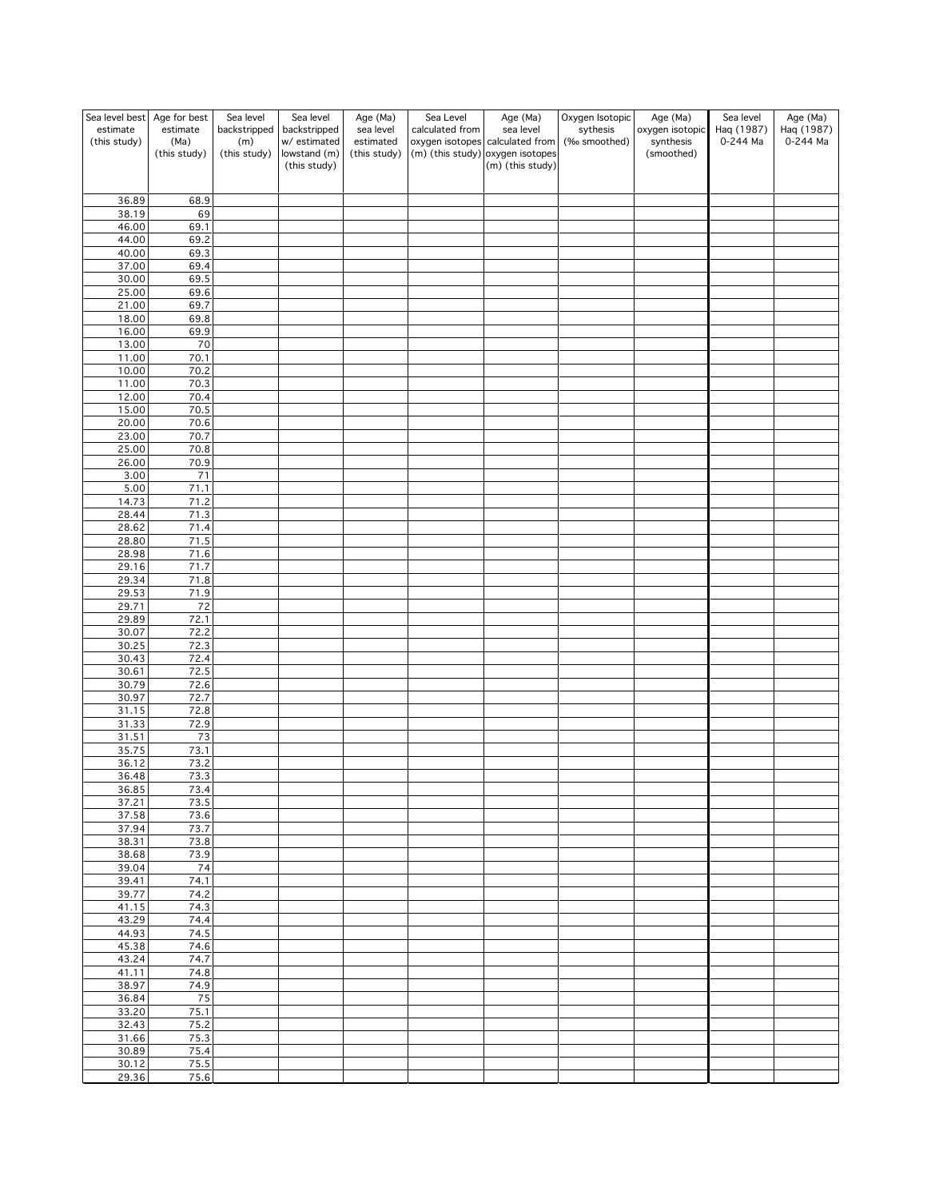| Sea level best estimate (this study) | Age for best estimate (Ma) (this study) | Sea level backstripped (m) (this study) | Sea level backstripped w/ estimated lowstand (m) (this study) | Age (Ma) sea level estimated (this study) | Sea Level calculated from oxygen isotopes (m) (this study) | Age (Ma) sea level calculated from oxygen isotopes (m) (this study) | Oxygen Isotopic sythesis (‰ smoothed) | Age (Ma) oxygen isotopic synthesis (smoothed) | Sea level Haq (1987) 0-244 Ma | Age (Ma) Haq (1987) 0-244 Ma |
|---|---|---|---|---|---|---|---|---|---|---|
| 36.89 | 68.9 | | | | | | | | | |
| 38.19 | 69 | | | | | | | | | |
| 46.00 | 69.1 | | | | | | | | | |
| 44.00 | 69.2 | | | | | | | | | |
| 40.00 | 69.3 | | | | | | | | | |
| 37.00 | 69.4 | | | | | | | | | |
| 30.00 | 69.5 | | | | | | | | | |
| 25.00 | 69.6 | | | | | | | | | |
| 21.00 | 69.7 | | | | | | | | | |
| 18.00 | 69.8 | | | | | | | | | |
| 16.00 | 69.9 | | | | | | | | | |
| 13.00 | 70 | | | | | | | | | |
| 11.00 | 70.1 | | | | | | | | | |
| 10.00 | 70.2 | | | | | | | | | |
| 11.00 | 70.3 | | | | | | | | | |
| 12.00 | 70.4 | | | | | | | | | |
| 15.00 | 70.5 | | | | | | | | | |
| 20.00 | 70.6 | | | | | | | | | |
| 23.00 | 70.7 | | | | | | | | | |
| 25.00 | 70.8 | | | | | | | | | |
| 26.00 | 70.9 | | | | | | | | | |
| 3.00 | 71 | | | | | | | | | |
| 5.00 | 71.1 | | | | | | | | | |
| 14.73 | 71.2 | | | | | | | | | |
| 28.44 | 71.3 | | | | | | | | | |
| 28.62 | 71.4 | | | | | | | | | |
| 28.80 | 71.5 | | | | | | | | | |
| 28.98 | 71.6 | | | | | | | | | |
| 29.16 | 71.7 | | | | | | | | | |
| 29.34 | 71.8 | | | | | | | | | |
| 29.53 | 71.9 | | | | | | | | | |
| 29.71 | 72 | | | | | | | | | |
| 29.89 | 72.1 | | | | | | | | | |
| 30.07 | 72.2 | | | | | | | | | |
| 30.25 | 72.3 | | | | | | | | | |
| 30.43 | 72.4 | | | | | | | | | |
| 30.61 | 72.5 | | | | | | | | | |
| 30.79 | 72.6 | | | | | | | | | |
| 30.97 | 72.7 | | | | | | | | | |
| 31.15 | 72.8 | | | | | | | | | |
| 31.33 | 72.9 | | | | | | | | | |
| 31.51 | 73 | | | | | | | | | |
| 35.75 | 73.1 | | | | | | | | | |
| 36.12 | 73.2 | | | | | | | | | |
| 36.48 | 73.3 | | | | | | | | | |
| 36.85 | 73.4 | | | | | | | | | |
| 37.21 | 73.5 | | | | | | | | | |
| 37.58 | 73.6 | | | | | | | | | |
| 37.94 | 73.7 | | | | | | | | | |
| 38.31 | 73.8 | | | | | | | | | |
| 38.68 | 73.9 | | | | | | | | | |
| 39.04 | 74 | | | | | | | | | |
| 39.41 | 74.1 | | | | | | | | | |
| 39.77 | 74.2 | | | | | | | | | |
| 41.15 | 74.3 | | | | | | | | | |
| 43.29 | 74.4 | | | | | | | | | |
| 44.93 | 74.5 | | | | | | | | | |
| 45.38 | 74.6 | | | | | | | | | |
| 43.24 | 74.7 | | | | | | | | | |
| 41.11 | 74.8 | | | | | | | | | |
| 38.97 | 74.9 | | | | | | | | | |
| 36.84 | 75 | | | | | | | | | |
| 33.20 | 75.1 | | | | | | | | | |
| 32.43 | 75.2 | | | | | | | | | |
| 31.66 | 75.3 | | | | | | | | | |
| 30.89 | 75.4 | | | | | | | | | |
| 30.12 | 75.5 | | | | | | | | | |
| 29.36 | 75.6 | | | | | | | | | |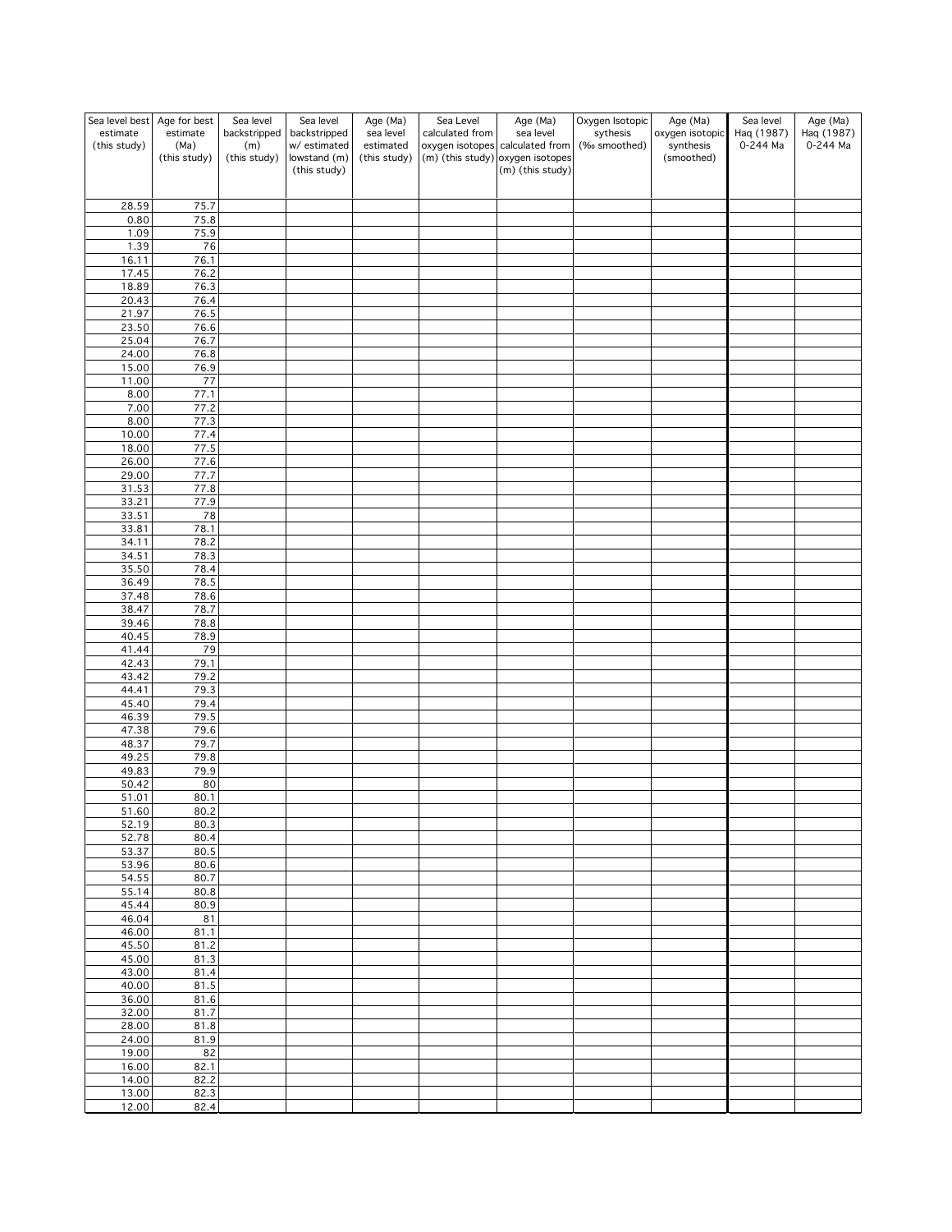| Sea level best estimate (this study) | Age for best estimate (Ma) (this study) | Sea level backstripped (m) (this study) | Sea level backstripped w/ estimated lowstand (m) (this study) | Age (Ma) sea level estimated (this study) | Sea Level calculated from oxygen isotopes (m) (this study) | Age (Ma) sea level calculated from oxygen isotopes (m) (this study) | Oxygen Isotopic sythesis (‰ smoothed) | Age (Ma) oxygen isotopic synthesis (smoothed) | Sea level Haq (1987) 0-244 Ma | Age (Ma) Haq (1987) 0-244 Ma |
|---|---|---|---|---|---|---|---|---|---|---|
| 28.59 | 75.7 | | | | | | | | | |
| 0.80 | 75.8 | | | | | | | | | |
| 1.09 | 75.9 | | | | | | | | | |
| 1.39 | 76 | | | | | | | | | |
| 16.11 | 76.1 | | | | | | | | | |
| 17.45 | 76.2 | | | | | | | | | |
| 18.89 | 76.3 | | | | | | | | | |
| 20.43 | 76.4 | | | | | | | | | |
| 21.97 | 76.5 | | | | | | | | | |
| 23.50 | 76.6 | | | | | | | | | |
| 25.04 | 76.7 | | | | | | | | | |
| 24.00 | 76.8 | | | | | | | | | |
| 15.00 | 76.9 | | | | | | | | | |
| 11.00 | 77 | | | | | | | | | |
| 8.00 | 77.1 | | | | | | | | | |
| 7.00 | 77.2 | | | | | | | | | |
| 8.00 | 77.3 | | | | | | | | | |
| 10.00 | 77.4 | | | | | | | | | |
| 18.00 | 77.5 | | | | | | | | | |
| 26.00 | 77.6 | | | | | | | | | |
| 29.00 | 77.7 | | | | | | | | | |
| 31.53 | 77.8 | | | | | | | | | |
| 33.21 | 77.9 | | | | | | | | | |
| 33.51 | 78 | | | | | | | | | |
| 33.81 | 78.1 | | | | | | | | | |
| 34.11 | 78.2 | | | | | | | | | |
| 34.51 | 78.3 | | | | | | | | | |
| 35.50 | 78.4 | | | | | | | | | |
| 36.49 | 78.5 | | | | | | | | | |
| 37.48 | 78.6 | | | | | | | | | |
| 38.47 | 78.7 | | | | | | | | | |
| 39.46 | 78.8 | | | | | | | | | |
| 40.45 | 78.9 | | | | | | | | | |
| 41.44 | 79 | | | | | | | | | |
| 42.43 | 79.1 | | | | | | | | | |
| 43.42 | 79.2 | | | | | | | | | |
| 44.41 | 79.3 | | | | | | | | | |
| 45.40 | 79.4 | | | | | | | | | |
| 46.39 | 79.5 | | | | | | | | | |
| 47.38 | 79.6 | | | | | | | | | |
| 48.37 | 79.7 | | | | | | | | | |
| 49.25 | 79.8 | | | | | | | | | |
| 49.83 | 79.9 | | | | | | | | | |
| 50.42 | 80 | | | | | | | | | |
| 51.01 | 80.1 | | | | | | | | | |
| 51.60 | 80.2 | | | | | | | | | |
| 52.19 | 80.3 | | | | | | | | | |
| 52.78 | 80.4 | | | | | | | | | |
| 53.37 | 80.5 | | | | | | | | | |
| 53.96 | 80.6 | | | | | | | | | |
| 54.55 | 80.7 | | | | | | | | | |
| 55.14 | 80.8 | | | | | | | | | |
| 45.44 | 80.9 | | | | | | | | | |
| 46.04 | 81 | | | | | | | | | |
| 46.00 | 81.1 | | | | | | | | | |
| 45.50 | 81.2 | | | | | | | | | |
| 45.00 | 81.3 | | | | | | | | | |
| 43.00 | 81.4 | | | | | | | | | |
| 40.00 | 81.5 | | | | | | | | | |
| 36.00 | 81.6 | | | | | | | | | |
| 32.00 | 81.7 | | | | | | | | | |
| 28.00 | 81.8 | | | | | | | | | |
| 24.00 | 81.9 | | | | | | | | | |
| 19.00 | 82 | | | | | | | | | |
| 16.00 | 82.1 | | | | | | | | | |
| 14.00 | 82.2 | | | | | | | | | |
| 13.00 | 82.3 | | | | | | | | | |
| 12.00 | 82.4 | | | | | | | | | |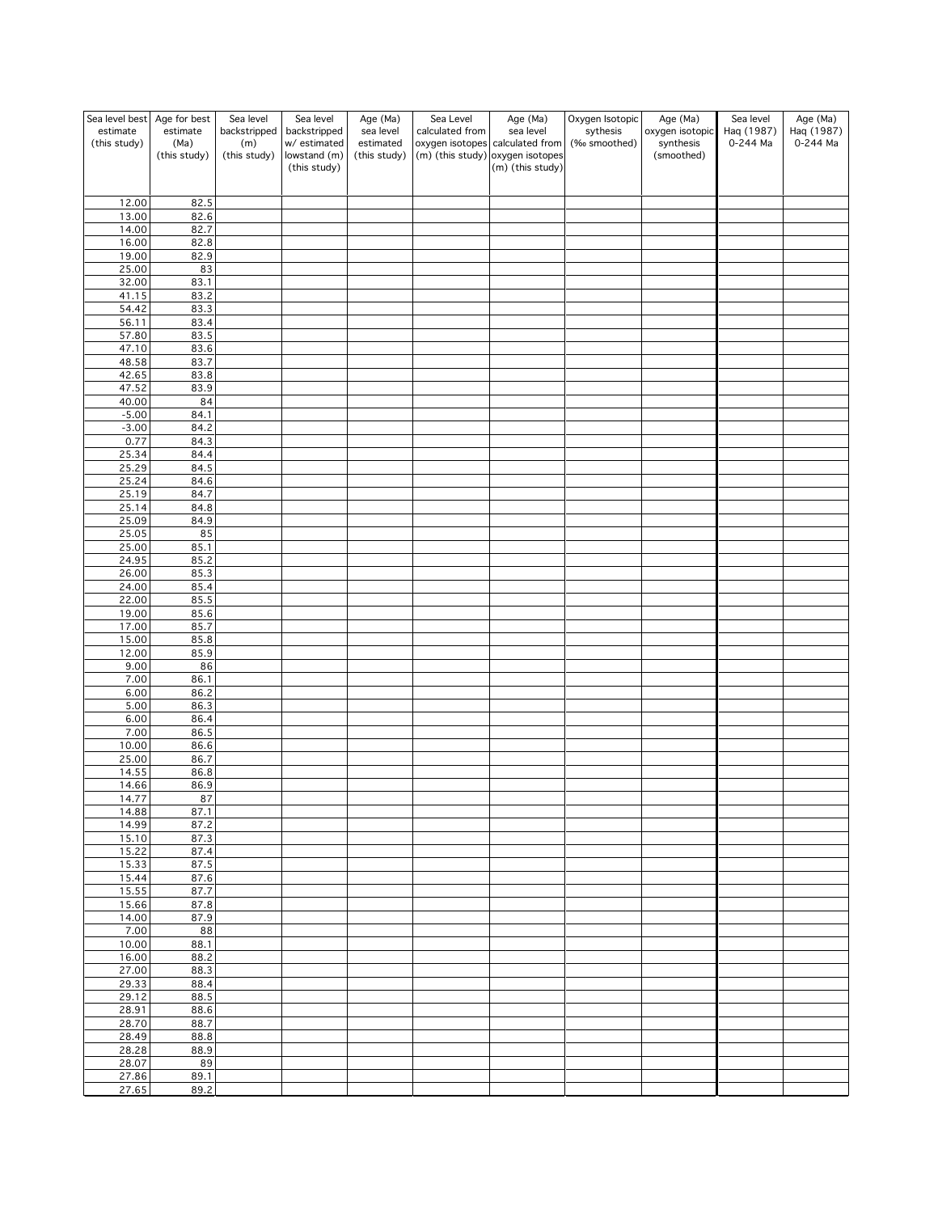| Sea level best estimate (this study) | Age for best estimate (Ma) (this study) | Sea level backstripped (m) (this study) | Sea level backstripped w/ estimated lowstand (m) (this study) | Age (Ma) sea level estimated (this study) | Sea Level calculated from oxygen isotopes (m) (this study) | Age (Ma) sea level calculated from oxygen isotopes (m) (this study) | Oxygen Isotopic sythesis (‰ smoothed) | Age (Ma) oxygen isotopic synthesis (smoothed) | Sea level Haq (1987) 0-244 Ma | Age (Ma) Haq (1987) 0-244 Ma |
|---|---|---|---|---|---|---|---|---|---|---|
| 12.00 | 82.5 | | | | | | | | | |
| 13.00 | 82.6 | | | | | | | | | |
| 14.00 | 82.7 | | | | | | | | | |
| 16.00 | 82.8 | | | | | | | | | |
| 19.00 | 82.9 | | | | | | | | | |
| 25.00 | 83 | | | | | | | | | |
| 32.00 | 83.1 | | | | | | | | | |
| 41.15 | 83.2 | | | | | | | | | |
| 54.42 | 83.3 | | | | | | | | | |
| 56.11 | 83.4 | | | | | | | | | |
| 57.80 | 83.5 | | | | | | | | | |
| 47.10 | 83.6 | | | | | | | | | |
| 48.58 | 83.7 | | | | | | | | | |
| 42.65 | 83.8 | | | | | | | | | |
| 47.52 | 83.9 | | | | | | | | | |
| 40.00 | 84 | | | | | | | | | |
| -5.00 | 84.1 | | | | | | | | | |
| -3.00 | 84.2 | | | | | | | | | |
| 0.77 | 84.3 | | | | | | | | | |
| 25.34 | 84.4 | | | | | | | | | |
| 25.29 | 84.5 | | | | | | | | | |
| 25.24 | 84.6 | | | | | | | | | |
| 25.19 | 84.7 | | | | | | | | | |
| 25.14 | 84.8 | | | | | | | | | |
| 25.09 | 84.9 | | | | | | | | | |
| 25.05 | 85 | | | | | | | | | |
| 25.00 | 85.1 | | | | | | | | | |
| 24.95 | 85.2 | | | | | | | | | |
| 26.00 | 85.3 | | | | | | | | | |
| 24.00 | 85.4 | | | | | | | | | |
| 22.00 | 85.5 | | | | | | | | | |
| 19.00 | 85.6 | | | | | | | | | |
| 17.00 | 85.7 | | | | | | | | | |
| 15.00 | 85.8 | | | | | | | | | |
| 12.00 | 85.9 | | | | | | | | | |
| 9.00 | 86 | | | | | | | | | |
| 7.00 | 86.1 | | | | | | | | | |
| 6.00 | 86.2 | | | | | | | | | |
| 5.00 | 86.3 | | | | | | | | | |
| 6.00 | 86.4 | | | | | | | | | |
| 7.00 | 86.5 | | | | | | | | | |
| 10.00 | 86.6 | | | | | | | | | |
| 25.00 | 86.7 | | | | | | | | | |
| 14.55 | 86.8 | | | | | | | | | |
| 14.66 | 86.9 | | | | | | | | | |
| 14.77 | 87 | | | | | | | | | |
| 14.88 | 87.1 | | | | | | | | | |
| 14.99 | 87.2 | | | | | | | | | |
| 15.10 | 87.3 | | | | | | | | | |
| 15.22 | 87.4 | | | | | | | | | |
| 15.33 | 87.5 | | | | | | | | | |
| 15.44 | 87.6 | | | | | | | | | |
| 15.55 | 87.7 | | | | | | | | | |
| 15.66 | 87.8 | | | | | | | | | |
| 14.00 | 87.9 | | | | | | | | | |
| 7.00 | 88 | | | | | | | | | |
| 10.00 | 88.1 | | | | | | | | | |
| 16.00 | 88.2 | | | | | | | | | |
| 27.00 | 88.3 | | | | | | | | | |
| 29.33 | 88.4 | | | | | | | | | |
| 29.12 | 88.5 | | | | | | | | | |
| 28.91 | 88.6 | | | | | | | | | |
| 28.70 | 88.7 | | | | | | | | | |
| 28.49 | 88.8 | | | | | | | | | |
| 28.28 | 88.9 | | | | | | | | | |
| 28.07 | 89 | | | | | | | | | |
| 27.86 | 89.1 | | | | | | | | | |
| 27.65 | 89.2 | | | | | | | | | |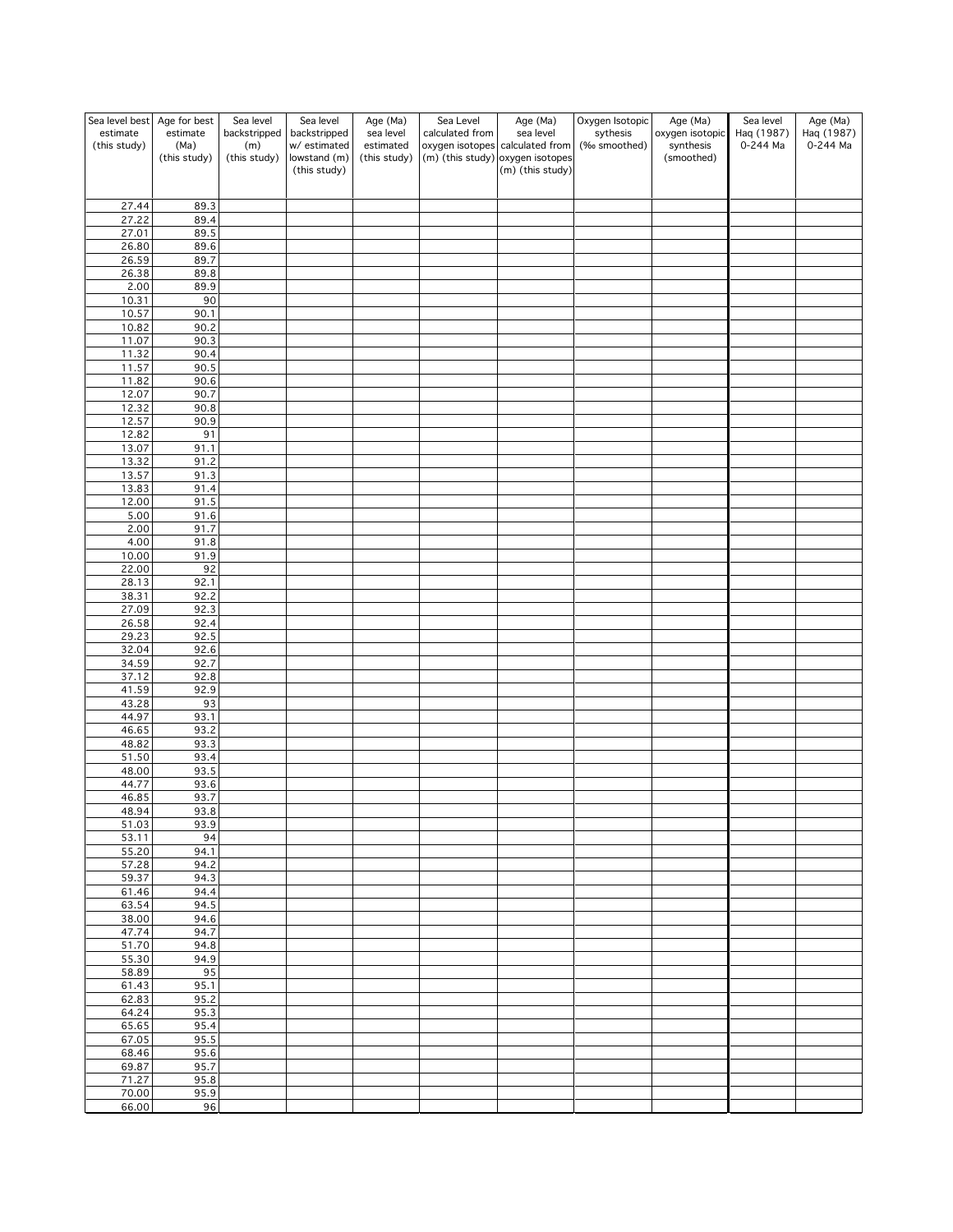| Sea level best estimate (this study) | Age for best estimate (Ma) (this study) | Sea level backstripped (m) (this study) | Sea level backstripped w/ estimated lowstand (m) (this study) | Age (Ma) sea level estimated (this study) | Sea Level calculated from oxygen isotopes (m) (this study) | Age (Ma) sea level calculated from oxygen isotopes (m) (this study) | Oxygen Isotopic sythesis (‰ smoothed) | Age (Ma) oxygen isotopic synthesis (smoothed) | Sea level Haq (1987) 0-244 Ma | Age (Ma) Haq (1987) 0-244 Ma |
|---|---|---|---|---|---|---|---|---|---|---|
| 27.44 | 89.3 | | | | | | | | | |
| 27.22 | 89.4 | | | | | | | | | |
| 27.01 | 89.5 | | | | | | | | | |
| 26.80 | 89.6 | | | | | | | | | |
| 26.59 | 89.7 | | | | | | | | | |
| 26.38 | 89.8 | | | | | | | | | |
| 2.00 | 89.9 | | | | | | | | | |
| 10.31 | 90 | | | | | | | | | |
| 10.57 | 90.1 | | | | | | | | | |
| 10.82 | 90.2 | | | | | | | | | |
| 11.07 | 90.3 | | | | | | | | | |
| 11.32 | 90.4 | | | | | | | | | |
| 11.57 | 90.5 | | | | | | | | | |
| 11.82 | 90.6 | | | | | | | | | |
| 12.07 | 90.7 | | | | | | | | | |
| 12.32 | 90.8 | | | | | | | | | |
| 12.57 | 90.9 | | | | | | | | | |
| 12.82 | 91 | | | | | | | | | |
| 13.07 | 91.1 | | | | | | | | | |
| 13.32 | 91.2 | | | | | | | | | |
| 13.57 | 91.3 | | | | | | | | | |
| 13.83 | 91.4 | | | | | | | | | |
| 12.00 | 91.5 | | | | | | | | | |
| 5.00 | 91.6 | | | | | | | | | |
| 2.00 | 91.7 | | | | | | | | | |
| 4.00 | 91.8 | | | | | | | | | |
| 10.00 | 91.9 | | | | | | | | | |
| 22.00 | 92 | | | | | | | | | |
| 28.13 | 92.1 | | | | | | | | | |
| 38.31 | 92.2 | | | | | | | | | |
| 27.09 | 92.3 | | | | | | | | | |
| 26.58 | 92.4 | | | | | | | | | |
| 29.23 | 92.5 | | | | | | | | | |
| 32.04 | 92.6 | | | | | | | | | |
| 34.59 | 92.7 | | | | | | | | | |
| 37.12 | 92.8 | | | | | | | | | |
| 41.59 | 92.9 | | | | | | | | | |
| 43.28 | 93 | | | | | | | | | |
| 44.97 | 93.1 | | | | | | | | | |
| 46.65 | 93.2 | | | | | | | | | |
| 48.82 | 93.3 | | | | | | | | | |
| 51.50 | 93.4 | | | | | | | | | |
| 48.00 | 93.5 | | | | | | | | | |
| 44.77 | 93.6 | | | | | | | | | |
| 46.85 | 93.7 | | | | | | | | | |
| 48.94 | 93.8 | | | | | | | | | |
| 51.03 | 93.9 | | | | | | | | | |
| 53.11 | 94 | | | | | | | | | |
| 55.20 | 94.1 | | | | | | | | | |
| 57.28 | 94.2 | | | | | | | | | |
| 59.37 | 94.3 | | | | | | | | | |
| 61.46 | 94.4 | | | | | | | | | |
| 63.54 | 94.5 | | | | | | | | | |
| 38.00 | 94.6 | | | | | | | | | |
| 47.74 | 94.7 | | | | | | | | | |
| 51.70 | 94.8 | | | | | | | | | |
| 55.30 | 94.9 | | | | | | | | | |
| 58.89 | 95 | | | | | | | | | |
| 61.43 | 95.1 | | | | | | | | | |
| 62.83 | 95.2 | | | | | | | | | |
| 64.24 | 95.3 | | | | | | | | | |
| 65.65 | 95.4 | | | | | | | | | |
| 67.05 | 95.5 | | | | | | | | | |
| 68.46 | 95.6 | | | | | | | | | |
| 69.87 | 95.7 | | | | | | | | | |
| 71.27 | 95.8 | | | | | | | | | |
| 70.00 | 95.9 | | | | | | | | | |
| 66.00 | 96 | | | | | | | | | |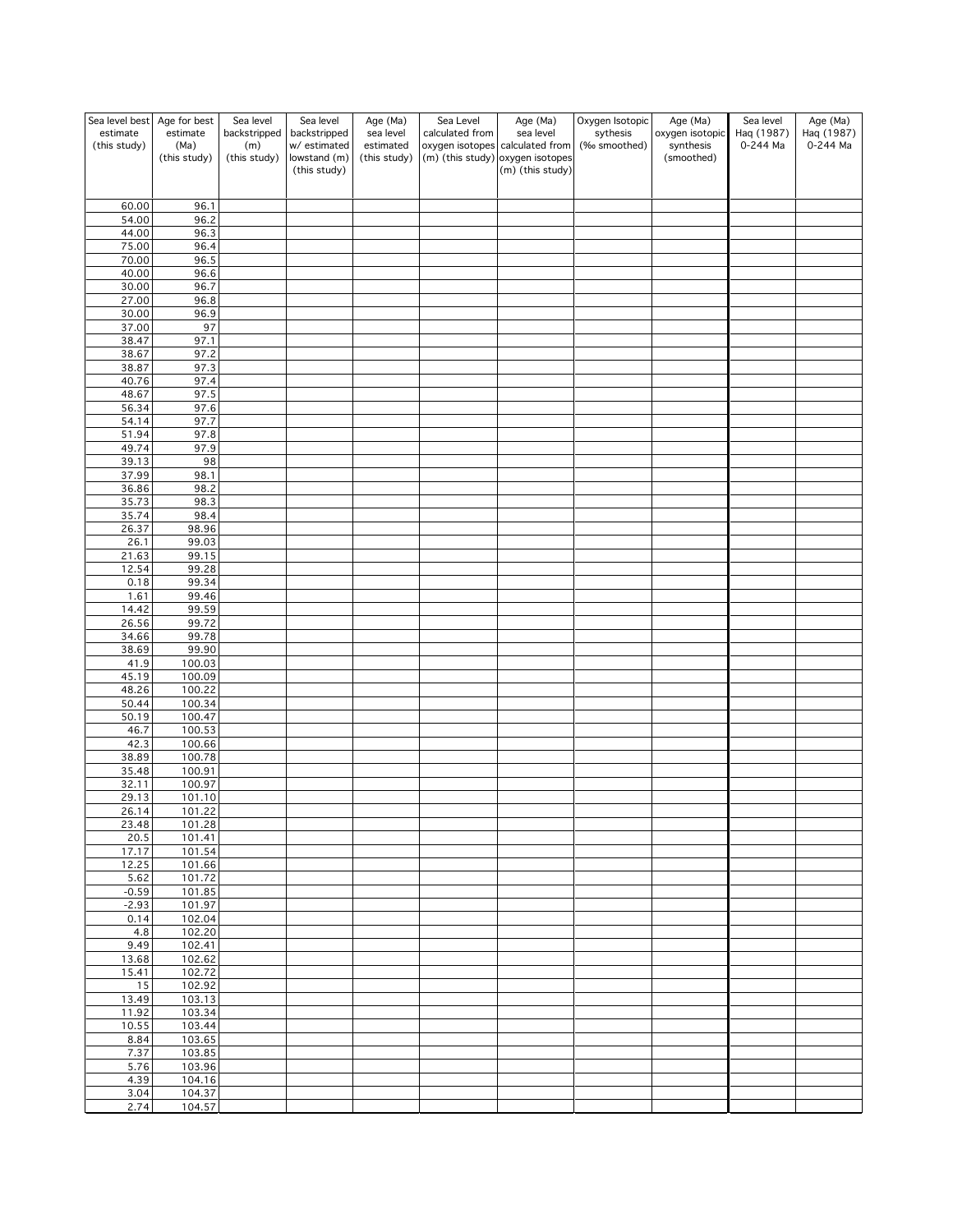| Sea level best estimate (this study) | Age for best estimate (Ma) (this study) | Sea level backstripped (m) (this study) | Sea level backstripped w/ estimated lowstand (m) (this study) | Age (Ma) sea level estimated (this study) | Sea Level calculated from oxygen isotopes (m) (this study) | Age (Ma) sea level calculated from oxygen isotopes (m) (this study) | Oxygen Isotopic sythesis (‰ smoothed) | Age (Ma) oxygen isotopic synthesis (smoothed) | Sea level Haq (1987) 0-244 Ma | Age (Ma) Haq (1987) 0-244 Ma |
|---|---|---|---|---|---|---|---|---|---|---|
| 60.00 | 96.1 | | | | | | | | | |
| 54.00 | 96.2 | | | | | | | | | |
| 44.00 | 96.3 | | | | | | | | | |
| 75.00 | 96.4 | | | | | | | | | |
| 70.00 | 96.5 | | | | | | | | | |
| 40.00 | 96.6 | | | | | | | | | |
| 30.00 | 96.7 | | | | | | | | | |
| 27.00 | 96.8 | | | | | | | | | |
| 30.00 | 96.9 | | | | | | | | | |
| 37.00 | 97 | | | | | | | | | |
| 38.47 | 97.1 | | | | | | | | | |
| 38.67 | 97.2 | | | | | | | | | |
| 38.87 | 97.3 | | | | | | | | | |
| 40.76 | 97.4 | | | | | | | | | |
| 48.67 | 97.5 | | | | | | | | | |
| 56.34 | 97.6 | | | | | | | | | |
| 54.14 | 97.7 | | | | | | | | | |
| 51.94 | 97.8 | | | | | | | | | |
| 49.74 | 97.9 | | | | | | | | | |
| 39.13 | 98 | | | | | | | | | |
| 37.99 | 98.1 | | | | | | | | | |
| 36.86 | 98.2 | | | | | | | | | |
| 35.73 | 98.3 | | | | | | | | | |
| 35.74 | 98.4 | | | | | | | | | |
| 26.37 | 98.96 | | | | | | | | | |
| 26.1 | 99.03 | | | | | | | | | |
| 21.63 | 99.15 | | | | | | | | | |
| 12.54 | 99.28 | | | | | | | | | |
| 0.18 | 99.34 | | | | | | | | | |
| 1.61 | 99.46 | | | | | | | | | |
| 14.42 | 99.59 | | | | | | | | | |
| 26.56 | 99.72 | | | | | | | | | |
| 34.66 | 99.78 | | | | | | | | | |
| 38.69 | 99.90 | | | | | | | | | |
| 41.9 | 100.03 | | | | | | | | | |
| 45.19 | 100.09 | | | | | | | | | |
| 48.26 | 100.22 | | | | | | | | | |
| 50.44 | 100.34 | | | | | | | | | |
| 50.19 | 100.47 | | | | | | | | | |
| 46.7 | 100.53 | | | | | | | | | |
| 42.3 | 100.66 | | | | | | | | | |
| 38.89 | 100.78 | | | | | | | | | |
| 35.48 | 100.91 | | | | | | | | | |
| 32.11 | 100.97 | | | | | | | | | |
| 29.13 | 101.10 | | | | | | | | | |
| 26.14 | 101.22 | | | | | | | | | |
| 23.48 | 101.28 | | | | | | | | | |
| 20.5 | 101.41 | | | | | | | | | |
| 17.17 | 101.54 | | | | | | | | | |
| 12.25 | 101.66 | | | | | | | | | |
| 5.62 | 101.72 | | | | | | | | | |
| -0.59 | 101.85 | | | | | | | | | |
| -2.93 | 101.97 | | | | | | | | | |
| 0.14 | 102.04 | | | | | | | | | |
| 4.8 | 102.20 | | | | | | | | | |
| 9.49 | 102.41 | | | | | | | | | |
| 13.68 | 102.62 | | | | | | | | | |
| 15.41 | 102.72 | | | | | | | | | |
| 15 | 102.92 | | | | | | | | | |
| 13.49 | 103.13 | | | | | | | | | |
| 11.92 | 103.34 | | | | | | | | | |
| 10.55 | 103.44 | | | | | | | | | |
| 8.84 | 103.65 | | | | | | | | | |
| 7.37 | 103.85 | | | | | | | | | |
| 5.76 | 103.96 | | | | | | | | | |
| 4.39 | 104.16 | | | | | | | | | |
| 3.04 | 104.37 | | | | | | | | | |
| 2.74 | 104.57 | | | | | | | | | |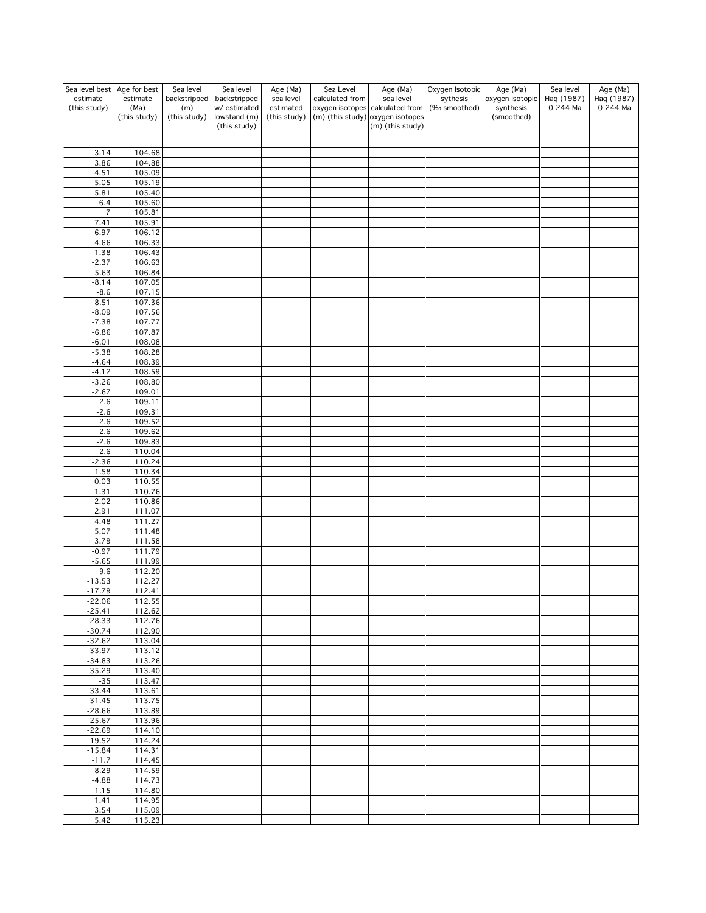| Sea level best estimate (this study) | Age for best estimate (Ma) (this study) | Sea level backstripped (m) (this study) | Sea level backstripped w/ estimated lowstand (m) (this study) | Age (Ma) sea level estimated (this study) | Sea Level calculated from oxygen isotopes (m) (this study) | Age (Ma) sea level calculated from oxygen isotopes (m) (this study) | Oxygen Isotopic sythesis (‰ smoothed) | Age (Ma) oxygen isotopic synthesis (smoothed) | Sea level Haq (1987) 0-244 Ma | Age (Ma) Haq (1987) 0-244 Ma |
|---|---|---|---|---|---|---|---|---|---|---|
| 3.14 | 104.68 | | | | | | | | | |
| 3.86 | 104.88 | | | | | | | | | |
| 4.51 | 105.09 | | | | | | | | | |
| 5.05 | 105.19 | | | | | | | | | |
| 5.81 | 105.40 | | | | | | | | | |
| 6.4 | 105.60 | | | | | | | | | |
| 7 | 105.81 | | | | | | | | | |
| 7.41 | 105.91 | | | | | | | | | |
| 6.97 | 106.12 | | | | | | | | | |
| 4.66 | 106.33 | | | | | | | | | |
| 1.38 | 106.43 | | | | | | | | | |
| -2.37 | 106.63 | | | | | | | | | |
| -5.63 | 106.84 | | | | | | | | | |
| -8.14 | 107.05 | | | | | | | | | |
| -8.6 | 107.15 | | | | | | | | | |
| -8.51 | 107.36 | | | | | | | | | |
| -8.09 | 107.56 | | | | | | | | | |
| -7.38 | 107.77 | | | | | | | | | |
| -6.86 | 107.87 | | | | | | | | | |
| -6.01 | 108.08 | | | | | | | | | |
| -5.38 | 108.28 | | | | | | | | | |
| -4.64 | 108.39 | | | | | | | | | |
| -4.12 | 108.59 | | | | | | | | | |
| -3.26 | 108.80 | | | | | | | | | |
| -2.67 | 109.01 | | | | | | | | | |
| -2.6 | 109.11 | | | | | | | | | |
| -2.6 | 109.31 | | | | | | | | | |
| -2.6 | 109.52 | | | | | | | | | |
| -2.6 | 109.62 | | | | | | | | | |
| -2.6 | 109.83 | | | | | | | | | |
| -2.6 | 110.04 | | | | | | | | | |
| -2.36 | 110.24 | | | | | | | | | |
| -1.58 | 110.34 | | | | | | | | | |
| 0.03 | 110.55 | | | | | | | | | |
| 1.31 | 110.76 | | | | | | | | | |
| 2.02 | 110.86 | | | | | | | | | |
| 2.91 | 111.07 | | | | | | | | | |
| 4.48 | 111.27 | | | | | | | | | |
| 5.07 | 111.48 | | | | | | | | | |
| 3.79 | 111.58 | | | | | | | | | |
| -0.97 | 111.79 | | | | | | | | | |
| -5.65 | 111.99 | | | | | | | | | |
| -9.6 | 112.20 | | | | | | | | | |
| -13.53 | 112.27 | | | | | | | | | |
| -17.79 | 112.41 | | | | | | | | | |
| -22.06 | 112.55 | | | | | | | | | |
| -25.41 | 112.62 | | | | | | | | | |
| -28.33 | 112.76 | | | | | | | | | |
| -30.74 | 112.90 | | | | | | | | | |
| -32.62 | 113.04 | | | | | | | | | |
| -33.97 | 113.12 | | | | | | | | | |
| -34.83 | 113.26 | | | | | | | | | |
| -35.29 | 113.40 | | | | | | | | | |
| -35 | 113.47 | | | | | | | | | |
| -33.44 | 113.61 | | | | | | | | | |
| -31.45 | 113.75 | | | | | | | | | |
| -28.66 | 113.89 | | | | | | | | | |
| -25.67 | 113.96 | | | | | | | | | |
| -22.69 | 114.10 | | | | | | | | | |
| -19.52 | 114.24 | | | | | | | | | |
| -15.84 | 114.31 | | | | | | | | | |
| -11.7 | 114.45 | | | | | | | | | |
| -8.29 | 114.59 | | | | | | | | | |
| -4.88 | 114.73 | | | | | | | | | |
| -1.15 | 114.80 | | | | | | | | | |
| 1.41 | 114.95 | | | | | | | | | |
| 3.54 | 115.09 | | | | | | | | | |
| 5.42 | 115.23 | | | | | | | | | |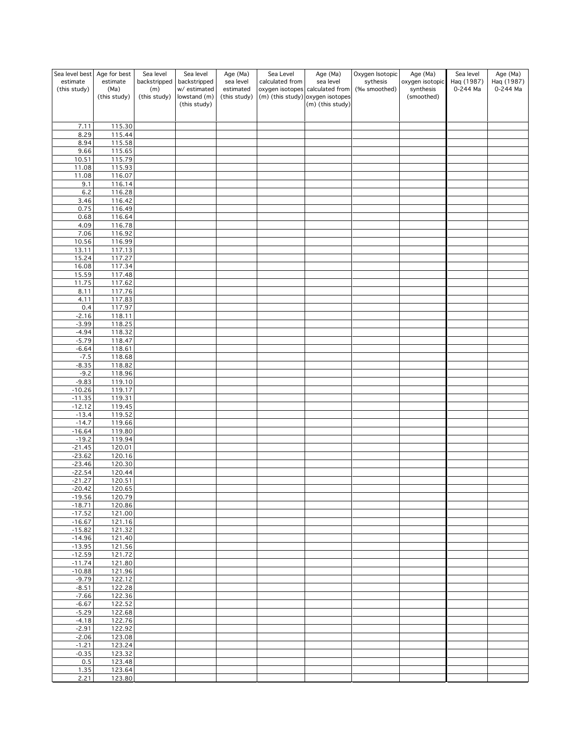| Sea level best estimate (this study) | Age for best estimate (Ma) (this study) | Sea level backstripped (m) (this study) | Sea level backstripped w/ estimated lowstand (m) (this study) | Age (Ma) sea level estimated (this study) | Sea Level calculated from oxygen isotopes (m) (this study) | Age (Ma) sea level calculated from oxygen isotopes (m) (this study) | Oxygen Isotopic sythesis (‰ smoothed) | Age (Ma) oxygen isotopic synthesis (smoothed) | Sea level Haq (1987) 0-244 Ma | Age (Ma) Haq (1987) 0-244 Ma |
|---|---|---|---|---|---|---|---|---|---|---|
| 7.11 | 115.30 | | | | | | | | | |
| 8.29 | 115.44 | | | | | | | | | |
| 8.94 | 115.58 | | | | | | | | | |
| 9.66 | 115.65 | | | | | | | | | |
| 10.51 | 115.79 | | | | | | | | | |
| 11.08 | 115.93 | | | | | | | | | |
| 11.08 | 116.07 | | | | | | | | | |
| 9.1 | 116.14 | | | | | | | | | |
| 6.2 | 116.28 | | | | | | | | | |
| 3.46 | 116.42 | | | | | | | | | |
| 0.75 | 116.49 | | | | | | | | | |
| 0.68 | 116.64 | | | | | | | | | |
| 4.09 | 116.78 | | | | | | | | | |
| 7.06 | 116.92 | | | | | | | | | |
| 10.56 | 116.99 | | | | | | | | | |
| 13.11 | 117.13 | | | | | | | | | |
| 15.24 | 117.27 | | | | | | | | | |
| 16.08 | 117.34 | | | | | | | | | |
| 15.59 | 117.48 | | | | | | | | | |
| 11.75 | 117.62 | | | | | | | | | |
| 8.11 | 117.76 | | | | | | | | | |
| 4.11 | 117.83 | | | | | | | | | |
| 0.4 | 117.97 | | | | | | | | | |
| -2.16 | 118.11 | | | | | | | | | |
| -3.99 | 118.25 | | | | | | | | | |
| -4.94 | 118.32 | | | | | | | | | |
| -5.79 | 118.47 | | | | | | | | | |
| -6.64 | 118.61 | | | | | | | | | |
| -7.5 | 118.68 | | | | | | | | | |
| -8.35 | 118.82 | | | | | | | | | |
| -9.2 | 118.96 | | | | | | | | | |
| -9.83 | 119.10 | | | | | | | | | |
| -10.26 | 119.17 | | | | | | | | | |
| -11.35 | 119.31 | | | | | | | | | |
| -12.12 | 119.45 | | | | | | | | | |
| -13.4 | 119.52 | | | | | | | | | |
| -14.7 | 119.66 | | | | | | | | | |
| -16.64 | 119.80 | | | | | | | | | |
| -19.2 | 119.94 | | | | | | | | | |
| -21.45 | 120.01 | | | | | | | | | |
| -23.62 | 120.16 | | | | | | | | | |
| -23.46 | 120.30 | | | | | | | | | |
| -22.54 | 120.44 | | | | | | | | | |
| -21.27 | 120.51 | | | | | | | | | |
| -20.42 | 120.65 | | | | | | | | | |
| -19.56 | 120.79 | | | | | | | | | |
| -18.71 | 120.86 | | | | | | | | | |
| -17.52 | 121.00 | | | | | | | | | |
| -16.67 | 121.16 | | | | | | | | | |
| -15.82 | 121.32 | | | | | | | | | |
| -14.96 | 121.40 | | | | | | | | | |
| -13.95 | 121.56 | | | | | | | | | |
| -12.59 | 121.72 | | | | | | | | | |
| -11.74 | 121.80 | | | | | | | | | |
| -10.88 | 121.96 | | | | | | | | | |
| -9.79 | 122.12 | | | | | | | | | |
| -8.51 | 122.28 | | | | | | | | | |
| -7.66 | 122.36 | | | | | | | | | |
| -6.67 | 122.52 | | | | | | | | | |
| -5.29 | 122.68 | | | | | | | | | |
| -4.18 | 122.76 | | | | | | | | | |
| -2.91 | 122.92 | | | | | | | | | |
| -2.06 | 123.08 | | | | | | | | | |
| -1.21 | 123.24 | | | | | | | | | |
| -0.35 | 123.32 | | | | | | | | | |
| 0.5 | 123.48 | | | | | | | | | |
| 1.35 | 123.64 | | | | | | | | | |
| 2.21 | 123.80 | | | | | | | | | |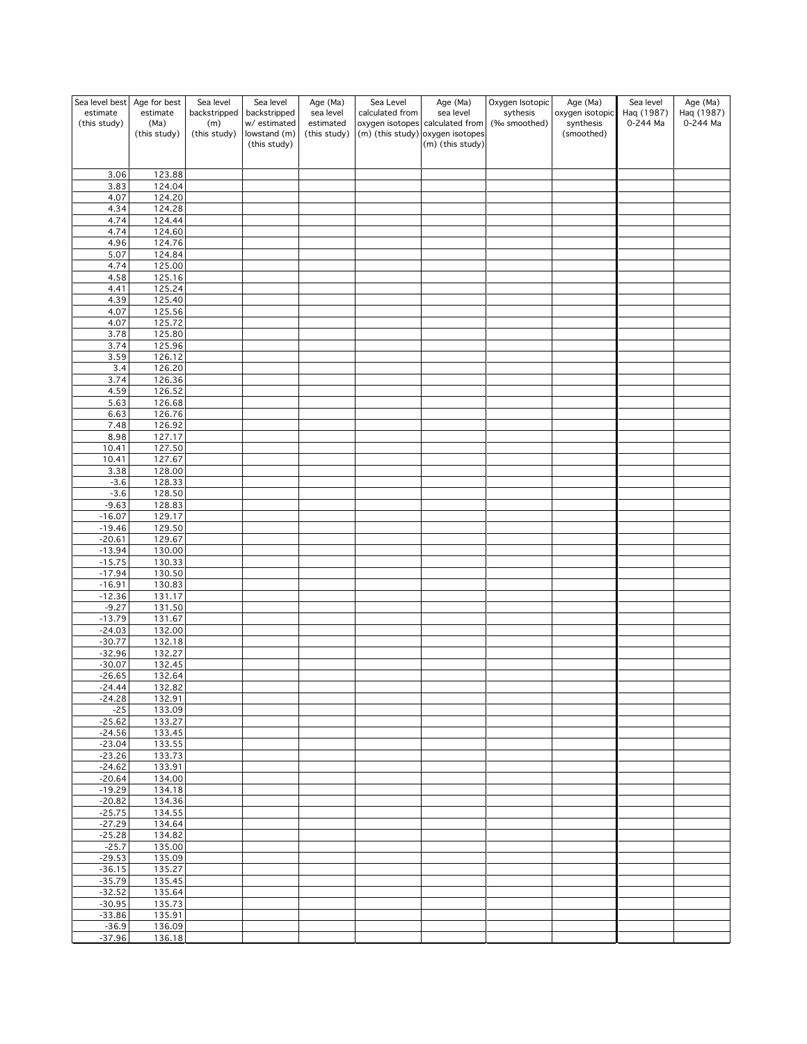| Sea level best estimate (this study) | Age for best estimate (Ma) (this study) | Sea level backstripped (m) (this study) | Sea level backstripped w/ estimated lowstand (m) (this study) | Age (Ma) sea level estimated (this study) | Sea Level calculated from oxygen isotopes (m) (this study) | Age (Ma) sea level calculated from oxygen isotopes (m) (this study) | Oxygen Isotopic sythesis (‰ smoothed) | Age (Ma) oxygen isotopic synthesis (smoothed) | Sea level Haq (1987) 0-244 Ma | Age (Ma) Haq (1987) 0-244 Ma |
|---|---|---|---|---|---|---|---|---|---|---|
| 3.06 | 123.88 | | | | | | | | | |
| 3.83 | 124.04 | | | | | | | | | |
| 4.07 | 124.20 | | | | | | | | | |
| 4.34 | 124.28 | | | | | | | | | |
| 4.74 | 124.44 | | | | | | | | | |
| 4.74 | 124.60 | | | | | | | | | |
| 4.96 | 124.76 | | | | | | | | | |
| 5.07 | 124.84 | | | | | | | | | |
| 4.74 | 125.00 | | | | | | | | | |
| 4.58 | 125.16 | | | | | | | | | |
| 4.41 | 125.24 | | | | | | | | | |
| 4.39 | 125.40 | | | | | | | | | |
| 4.07 | 125.56 | | | | | | | | | |
| 4.07 | 125.72 | | | | | | | | | |
| 3.78 | 125.80 | | | | | | | | | |
| 3.74 | 125.96 | | | | | | | | | |
| 3.59 | 126.12 | | | | | | | | | |
| 3.4 | 126.20 | | | | | | | | | |
| 3.74 | 126.36 | | | | | | | | | |
| 4.59 | 126.52 | | | | | | | | | |
| 5.63 | 126.68 | | | | | | | | | |
| 6.63 | 126.76 | | | | | | | | | |
| 7.48 | 126.92 | | | | | | | | | |
| 8.98 | 127.17 | | | | | | | | | |
| 10.41 | 127.50 | | | | | | | | | |
| 10.41 | 127.67 | | | | | | | | | |
| 3.38 | 128.00 | | | | | | | | | |
| -3.6 | 128.33 | | | | | | | | | |
| -3.6 | 128.50 | | | | | | | | | |
| -9.63 | 128.83 | | | | | | | | | |
| -16.07 | 129.17 | | | | | | | | | |
| -19.46 | 129.50 | | | | | | | | | |
| -20.61 | 129.67 | | | | | | | | | |
| -13.94 | 130.00 | | | | | | | | | |
| -15.75 | 130.33 | | | | | | | | | |
| -17.94 | 130.50 | | | | | | | | | |
| -16.91 | 130.83 | | | | | | | | | |
| -12.36 | 131.17 | | | | | | | | | |
| -9.27 | 131.50 | | | | | | | | | |
| -13.79 | 131.67 | | | | | | | | | |
| -24.03 | 132.00 | | | | | | | | | |
| -30.77 | 132.18 | | | | | | | | | |
| -32.96 | 132.27 | | | | | | | | | |
| -30.07 | 132.45 | | | | | | | | | |
| -26.65 | 132.64 | | | | | | | | | |
| -24.44 | 132.82 | | | | | | | | | |
| -24.28 | 132.91 | | | | | | | | | |
| -25 | 133.09 | | | | | | | | | |
| -25.62 | 133.27 | | | | | | | | | |
| -24.56 | 133.45 | | | | | | | | | |
| -23.04 | 133.55 | | | | | | | | | |
| -23.26 | 133.73 | | | | | | | | | |
| -24.62 | 133.91 | | | | | | | | | |
| -20.64 | 134.00 | | | | | | | | | |
| -19.29 | 134.18 | | | | | | | | | |
| -20.82 | 134.36 | | | | | | | | | |
| -25.75 | 134.55 | | | | | | | | | |
| -27.29 | 134.64 | | | | | | | | | |
| -25.28 | 134.82 | | | | | | | | | |
| -25.7 | 135.00 | | | | | | | | | |
| -29.53 | 135.09 | | | | | | | | | |
| -36.15 | 135.27 | | | | | | | | | |
| -35.79 | 135.45 | | | | | | | | | |
| -32.52 | 135.64 | | | | | | | | | |
| -30.95 | 135.73 | | | | | | | | | |
| -33.86 | 135.91 | | | | | | | | | |
| -36.9 | 136.09 | | | | | | | | | |
| -37.96 | 136.18 | | | | | | | | | |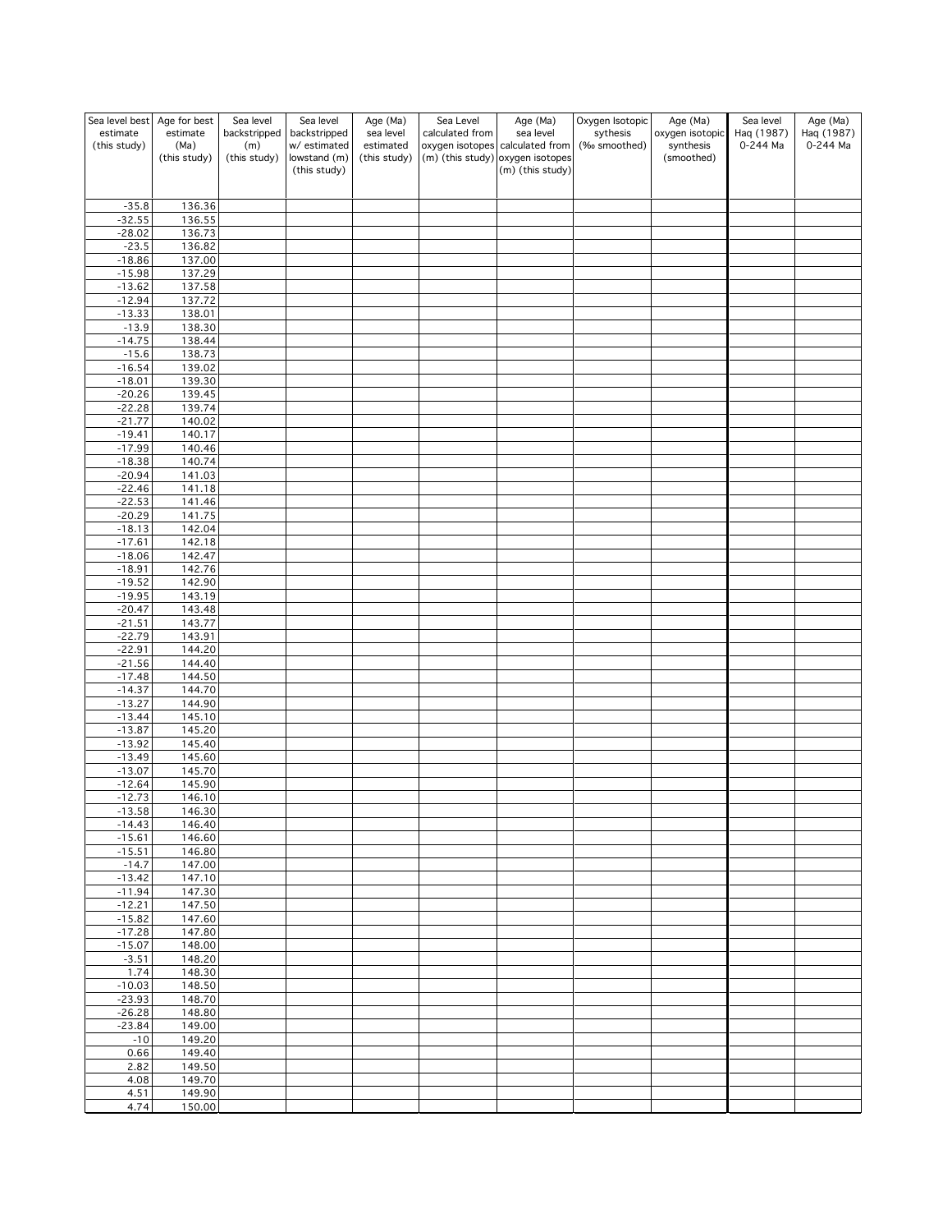| Sea level best estimate (this study) | Age for best estimate (Ma) (this study) | Sea level backstripped (m) (this study) | Sea level backstripped w/ estimated lowstand (m) (this study) | Age (Ma) sea level estimated (this study) | Sea Level calculated from oxygen isotopes (m) (this study) | Age (Ma) sea level calculated from oxygen isotopes (m) (this study) | Oxygen Isotopic sythesis (‰ smoothed) | Age (Ma) oxygen isotopic synthesis (smoothed) | Sea level Haq (1987) 0-244 Ma | Age (Ma) Haq (1987) 0-244 Ma |
|---|---|---|---|---|---|---|---|---|---|---|
| -35.8 | 136.36 | | | | | | | | | |
| -32.55 | 136.55 | | | | | | | | | |
| -28.02 | 136.73 | | | | | | | | | |
| -23.5 | 136.82 | | | | | | | | | |
| -18.86 | 137.00 | | | | | | | | | |
| -15.98 | 137.29 | | | | | | | | | |
| -13.62 | 137.58 | | | | | | | | | |
| -12.94 | 137.72 | | | | | | | | | |
| -13.33 | 138.01 | | | | | | | | | |
| -13.9 | 138.30 | | | | | | | | | |
| -14.75 | 138.44 | | | | | | | | | |
| -15.6 | 138.73 | | | | | | | | | |
| -16.54 | 139.02 | | | | | | | | | |
| -18.01 | 139.30 | | | | | | | | | |
| -20.26 | 139.45 | | | | | | | | | |
| -22.28 | 139.74 | | | | | | | | | |
| -21.77 | 140.02 | | | | | | | | | |
| -19.41 | 140.17 | | | | | | | | | |
| -17.99 | 140.46 | | | | | | | | | |
| -18.38 | 140.74 | | | | | | | | | |
| -20.94 | 141.03 | | | | | | | | | |
| -22.46 | 141.18 | | | | | | | | | |
| -22.53 | 141.46 | | | | | | | | | |
| -20.29 | 141.75 | | | | | | | | | |
| -18.13 | 142.04 | | | | | | | | | |
| -17.61 | 142.18 | | | | | | | | | |
| -18.06 | 142.47 | | | | | | | | | |
| -18.91 | 142.76 | | | | | | | | | |
| -19.52 | 142.90 | | | | | | | | | |
| -19.95 | 143.19 | | | | | | | | | |
| -20.47 | 143.48 | | | | | | | | | |
| -21.51 | 143.77 | | | | | | | | | |
| -22.79 | 143.91 | | | | | | | | | |
| -22.91 | 144.20 | | | | | | | | | |
| -21.56 | 144.40 | | | | | | | | | |
| -17.48 | 144.50 | | | | | | | | | |
| -14.37 | 144.70 | | | | | | | | | |
| -13.27 | 144.90 | | | | | | | | | |
| -13.44 | 145.10 | | | | | | | | | |
| -13.87 | 145.20 | | | | | | | | | |
| -13.92 | 145.40 | | | | | | | | | |
| -13.49 | 145.60 | | | | | | | | | |
| -13.07 | 145.70 | | | | | | | | | |
| -12.64 | 145.90 | | | | | | | | | |
| -12.73 | 146.10 | | | | | | | | | |
| -13.58 | 146.30 | | | | | | | | | |
| -14.43 | 146.40 | | | | | | | | | |
| -15.61 | 146.60 | | | | | | | | | |
| -15.51 | 146.80 | | | | | | | | | |
| -14.7 | 147.00 | | | | | | | | | |
| -13.42 | 147.10 | | | | | | | | | |
| -11.94 | 147.30 | | | | | | | | | |
| -12.21 | 147.50 | | | | | | | | | |
| -15.82 | 147.60 | | | | | | | | | |
| -17.28 | 147.80 | | | | | | | | | |
| -15.07 | 148.00 | | | | | | | | | |
| -3.51 | 148.20 | | | | | | | | | |
| 1.74 | 148.30 | | | | | | | | | |
| -10.03 | 148.50 | | | | | | | | | |
| -23.93 | 148.70 | | | | | | | | | |
| -26.28 | 148.80 | | | | | | | | | |
| -23.84 | 149.00 | | | | | | | | | |
| -10 | 149.20 | | | | | | | | | |
| 0.66 | 149.40 | | | | | | | | | |
| 2.82 | 149.50 | | | | | | | | | |
| 4.08 | 149.70 | | | | | | | | | |
| 4.51 | 149.90 | | | | | | | | | |
| 4.74 | 150.00 | | | | | | | | | |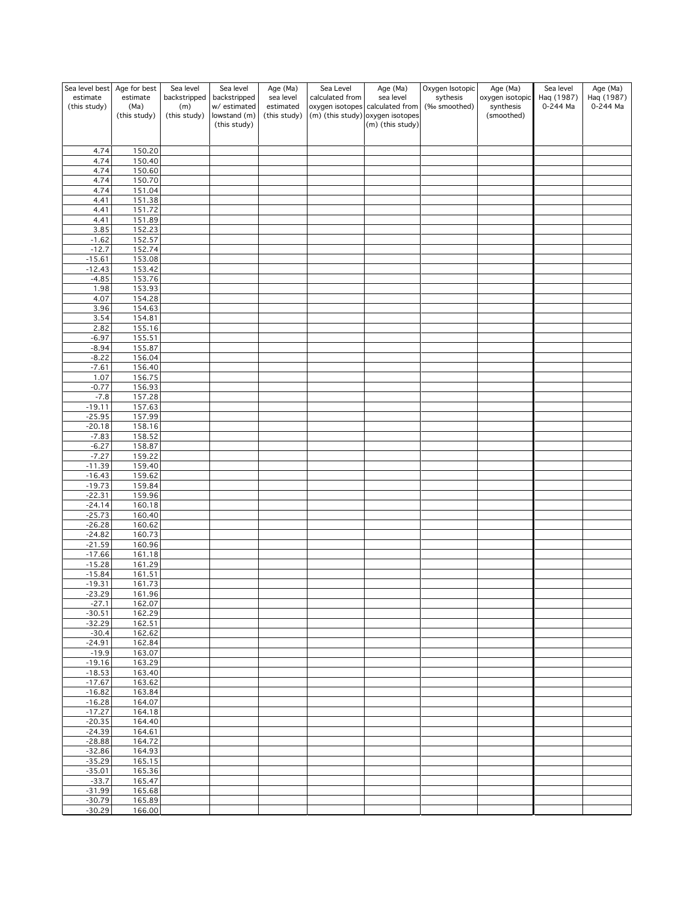| Sea level best estimate (this study) | Age for best estimate (Ma) (this study) | Sea level backstripped (m) (this study) | Sea level backstripped w/ estimated lowstand (m) (this study) | Age (Ma) sea level estimated (this study) | Sea Level calculated from oxygen isotopes (m) (this study) | Age (Ma) sea level calculated from oxygen isotopes (m) (this study) | Oxygen Isotopic sythesis (‰ smoothed) | Age (Ma) oxygen isotopic synthesis (smoothed) | Sea level Haq (1987) 0-244 Ma | Age (Ma) Haq (1987) 0-244 Ma |
|---|---|---|---|---|---|---|---|---|---|---|
| 4.74 | 150.20 | | | | | | | | | |
| 4.74 | 150.40 | | | | | | | | | |
| 4.74 | 150.60 | | | | | | | | | |
| 4.74 | 150.70 | | | | | | | | | |
| 4.74 | 151.04 | | | | | | | | | |
| 4.41 | 151.38 | | | | | | | | | |
| 4.41 | 151.72 | | | | | | | | | |
| 4.41 | 151.89 | | | | | | | | | |
| 3.85 | 152.23 | | | | | | | | | |
| -1.62 | 152.57 | | | | | | | | | |
| -12.7 | 152.74 | | | | | | | | | |
| -15.61 | 153.08 | | | | | | | | | |
| -12.43 | 153.42 | | | | | | | | | |
| -4.85 | 153.76 | | | | | | | | | |
| 1.98 | 153.93 | | | | | | | | | |
| 4.07 | 154.28 | | | | | | | | | |
| 3.96 | 154.63 | | | | | | | | | |
| 3.54 | 154.81 | | | | | | | | | |
| 2.82 | 155.16 | | | | | | | | | |
| -6.97 | 155.51 | | | | | | | | | |
| -8.94 | 155.87 | | | | | | | | | |
| -8.22 | 156.04 | | | | | | | | | |
| -7.61 | 156.40 | | | | | | | | | |
| 1.07 | 156.75 | | | | | | | | | |
| -0.77 | 156.93 | | | | | | | | | |
| -7.8 | 157.28 | | | | | | | | | |
| -19.11 | 157.63 | | | | | | | | | |
| -25.95 | 157.99 | | | | | | | | | |
| -20.18 | 158.16 | | | | | | | | | |
| -7.83 | 158.52 | | | | | | | | | |
| -6.27 | 158.87 | | | | | | | | | |
| -7.27 | 159.22 | | | | | | | | | |
| -11.39 | 159.40 | | | | | | | | | |
| -16.43 | 159.62 | | | | | | | | | |
| -19.73 | 159.84 | | | | | | | | | |
| -22.31 | 159.96 | | | | | | | | | |
| -24.14 | 160.18 | | | | | | | | | |
| -25.73 | 160.40 | | | | | | | | | |
| -26.28 | 160.62 | | | | | | | | | |
| -24.82 | 160.73 | | | | | | | | | |
| -21.59 | 160.96 | | | | | | | | | |
| -17.66 | 161.18 | | | | | | | | | |
| -15.28 | 161.29 | | | | | | | | | |
| -15.84 | 161.51 | | | | | | | | | |
| -19.31 | 161.73 | | | | | | | | | |
| -23.29 | 161.96 | | | | | | | | | |
| -27.1 | 162.07 | | | | | | | | | |
| -30.51 | 162.29 | | | | | | | | | |
| -32.29 | 162.51 | | | | | | | | | |
| -30.4 | 162.62 | | | | | | | | | |
| -24.91 | 162.84 | | | | | | | | | |
| -19.9 | 163.07 | | | | | | | | | |
| -19.16 | 163.29 | | | | | | | | | |
| -18.53 | 163.40 | | | | | | | | | |
| -17.67 | 163.62 | | | | | | | | | |
| -16.82 | 163.84 | | | | | | | | | |
| -16.28 | 164.07 | | | | | | | | | |
| -17.27 | 164.18 | | | | | | | | | |
| -20.35 | 164.40 | | | | | | | | | |
| -24.39 | 164.61 | | | | | | | | | |
| -28.88 | 164.72 | | | | | | | | | |
| -32.86 | 164.93 | | | | | | | | | |
| -35.29 | 165.15 | | | | | | | | | |
| -35.01 | 165.36 | | | | | | | | | |
| -33.7 | 165.47 | | | | | | | | | |
| -31.99 | 165.68 | | | | | | | | | |
| -30.79 | 165.89 | | | | | | | | | |
| -30.29 | 166.00 | | | | | | | | | |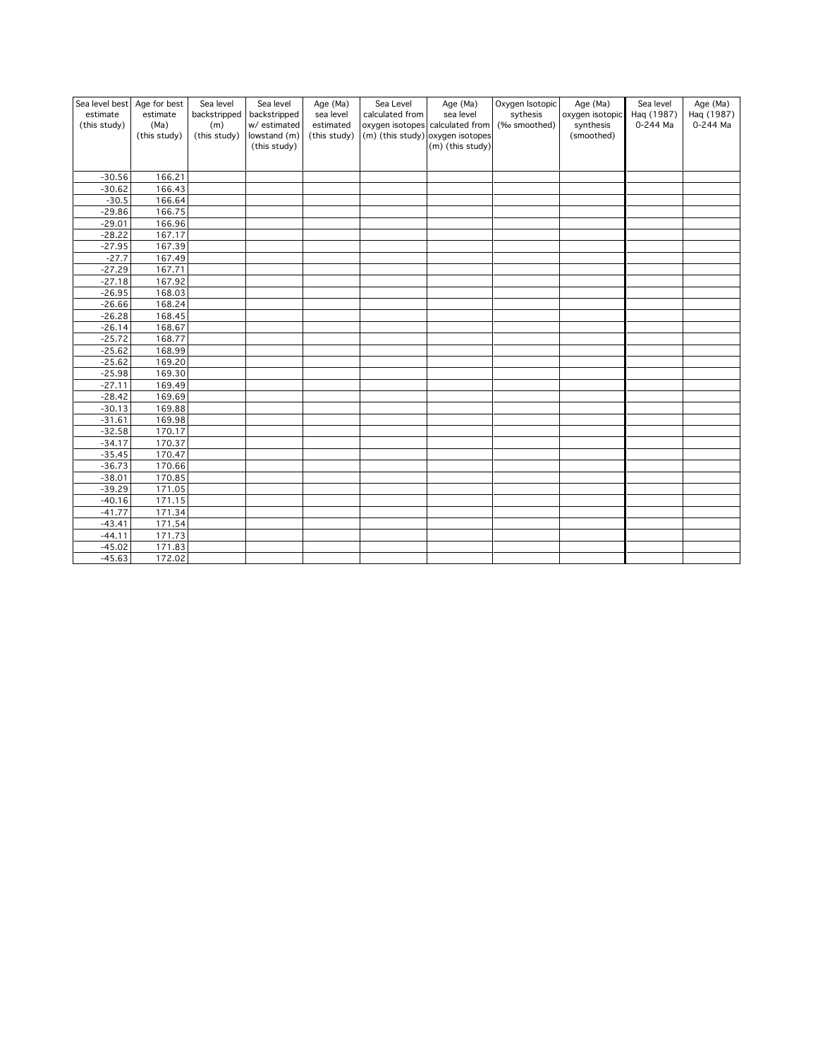| Sea level best estimate (this study) | Age for best estimate (Ma) (this study) | Sea level backstripped (m) (this study) | Sea level backstripped w/ estimated lowstand (m) (this study) | Age (Ma) sea level estimated (this study) | Sea Level calculated from oxygen isotopes (m) (this study) | Age (Ma) sea level calculated from oxygen isotopes (m) (this study) | Oxygen Isotopic sythesis (‰ smoothed) | Age (Ma) oxygen isotopic synthesis (smoothed) | Sea level Haq (1987) 0-244 Ma | Age (Ma) Haq (1987) 0-244 Ma |
|---|---|---|---|---|---|---|---|---|---|---|
| -30.56 | 166.21 | | | | | | | | | |
| -30.62 | 166.43 | | | | | | | | | |
| -30.5 | 166.64 | | | | | | | | | |
| -29.86 | 166.75 | | | | | | | | | |
| -29.01 | 166.96 | | | | | | | | | |
| -28.22 | 167.17 | | | | | | | | | |
| -27.95 | 167.39 | | | | | | | | | |
| -27.7 | 167.49 | | | | | | | | | |
| -27.29 | 167.71 | | | | | | | | | |
| -27.18 | 167.92 | | | | | | | | | |
| -26.95 | 168.03 | | | | | | | | | |
| -26.66 | 168.24 | | | | | | | | | |
| -26.28 | 168.45 | | | | | | | | | |
| -26.14 | 168.67 | | | | | | | | | |
| -25.72 | 168.77 | | | | | | | | | |
| -25.62 | 168.99 | | | | | | | | | |
| -25.62 | 169.20 | | | | | | | | | |
| -25.98 | 169.30 | | | | | | | | | |
| -27.11 | 169.49 | | | | | | | | | |
| -28.42 | 169.69 | | | | | | | | | |
| -30.13 | 169.88 | | | | | | | | | |
| -31.61 | 169.98 | | | | | | | | | |
| -32.58 | 170.17 | | | | | | | | | |
| -34.17 | 170.37 | | | | | | | | | |
| -35.45 | 170.47 | | | | | | | | | |
| -36.73 | 170.66 | | | | | | | | | |
| -38.01 | 170.85 | | | | | | | | | |
| -39.29 | 171.05 | | | | | | | | | |
| -40.16 | 171.15 | | | | | | | | | |
| -41.77 | 171.34 | | | | | | | | | |
| -43.41 | 171.54 | | | | | | | | | |
| -44.11 | 171.73 | | | | | | | | | |
| -45.02 | 171.83 | | | | | | | | | |
| -45.63 | 172.02 | | | | | | | | | |